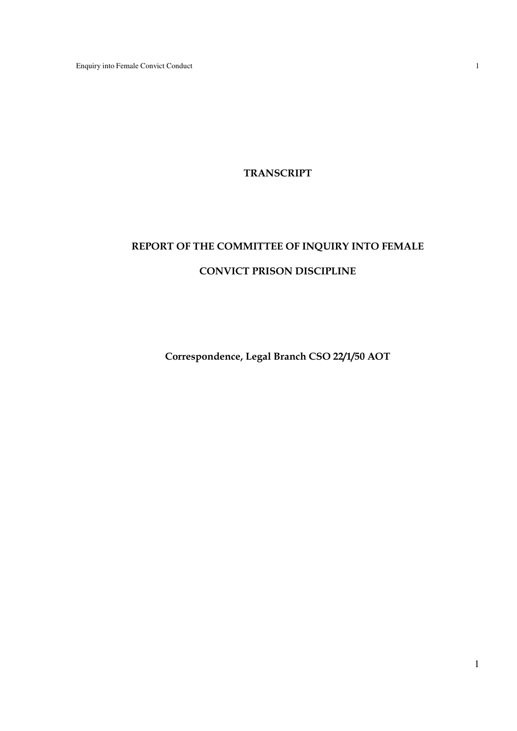# TRANSCRIPT

# REPORT OF THE COMMITTEE OF INQUIRY INTO FEMALE CONVICT PRISON DISCIPLINE

**Correspondence, Legal Branch CSO 22/1/50 AOT**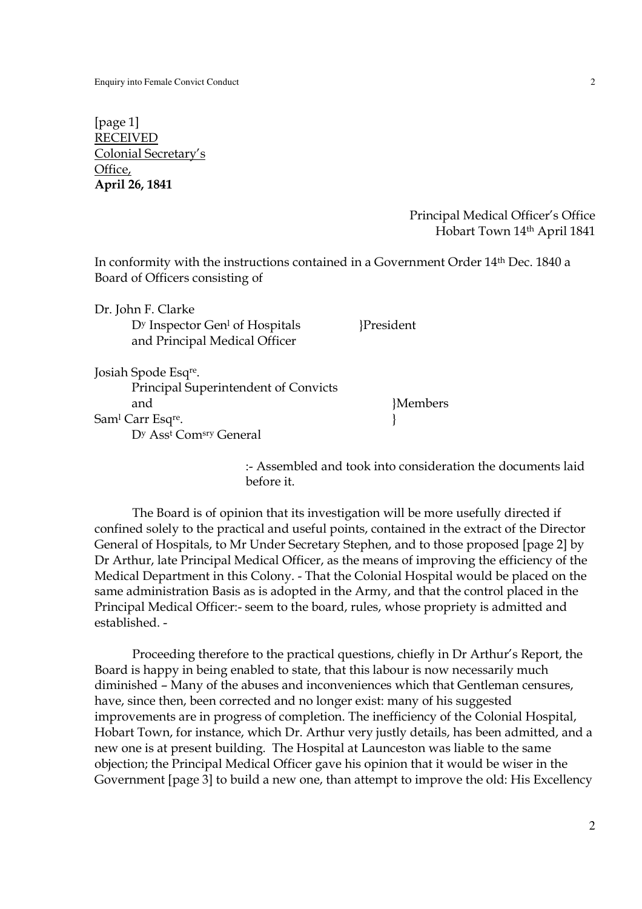[page 1]
<u>RECEIVED</u>
<u>Colonial Secretary's</u>
<u>Office,</u>
**April 26, 1841**

Principal Medical Officer's Office
Hobart Town 14th April 1841

In conformity with the instructions contained in a Government Order 14th Dec. 1840 a Board of Officers consisting of

Dr. John F. Clarke
Dy Inspector Genl of Hospitals }President
and Principal Medical Officer

Josiah Spode Esqre.
Principal Superintendent of Convicts
and }Members
Saml Carr Esqre. }
Dy Asst Comsry General

:- Assembled and took into consideration the documents laid before it.

The Board is of opinion that its investigation will be more usefully directed if confined solely to the practical and useful points, contained in the extract of the Director General of Hospitals, to Mr Under Secretary Stephen, and to those proposed [page 2] by Dr Arthur, late Principal Medical Officer, as the means of improving the efficiency of the Medical Department in this Colony. - That the Colonial Hospital would be placed on the same administration Basis as is adopted in the Army, and that the control placed in the Principal Medical Officer:- seem to the board, rules, whose propriety is admitted and established. -

Proceeding therefore to the practical questions, chiefly in Dr Arthur's Report, the Board is happy in being enabled to state, that this labour is now necessarily much diminished – Many of the abuses and inconveniences which that Gentleman censures, have, since then, been corrected and no longer exist: many of his suggested improvements are in progress of completion. The inefficiency of the Colonial Hospital, Hobart Town, for instance, which Dr. Arthur very justly details, has been admitted, and a new one is at present building. The Hospital at Launceston was liable to the same objection; the Principal Medical Officer gave his opinion that it would be wiser in the Government [page 3] to build a new one, than attempt to improve the old: His Excellency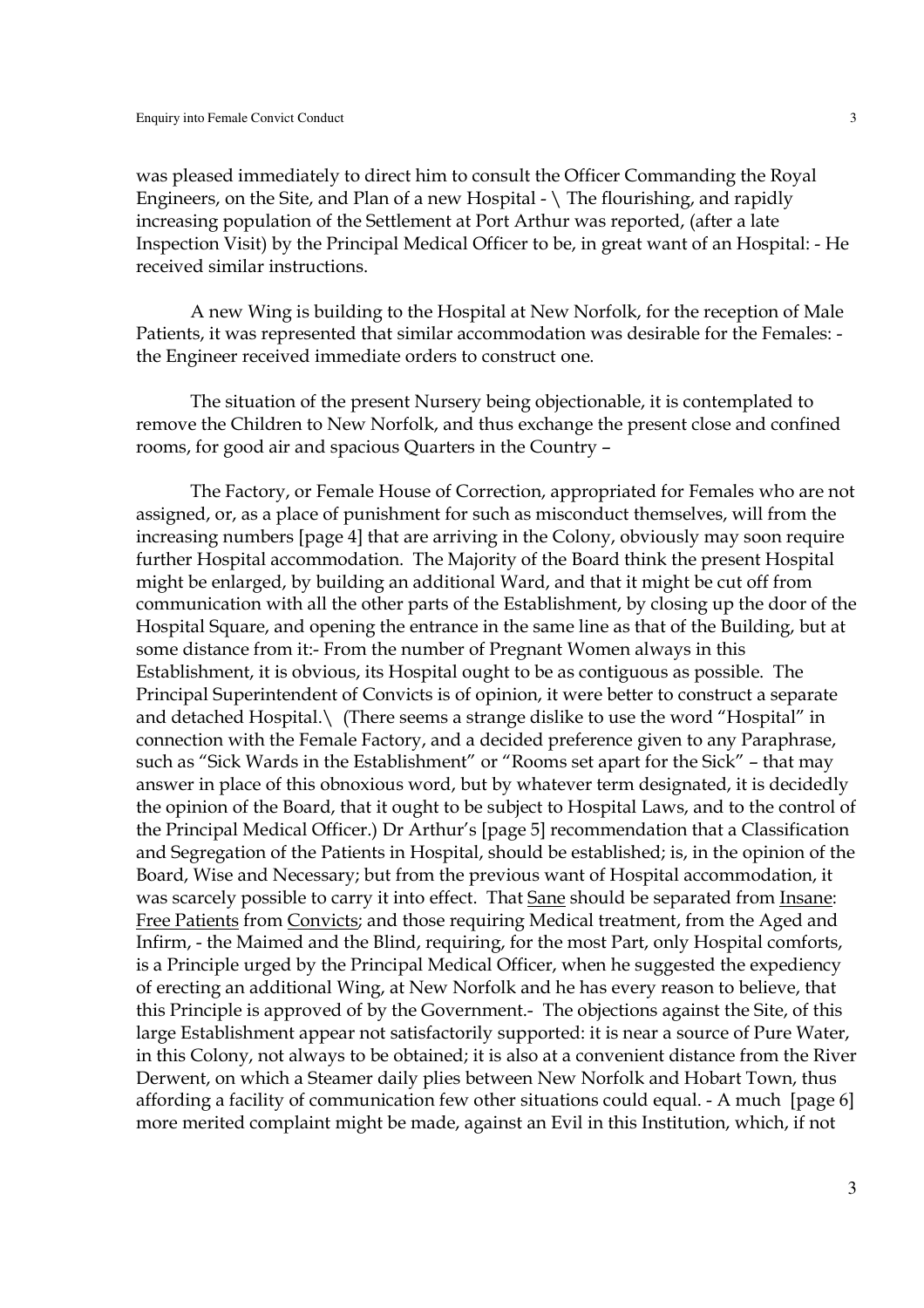was pleased immediately to direct him to consult the Officer Commanding the Royal Engineers, on the Site, and Plan of a new Hospital - \ The flourishing, and rapidly increasing population of the Settlement at Port Arthur was reported, (after a late Inspection Visit) by the Principal Medical Officer to be, in great want of an Hospital: - He received similar instructions.

A new Wing is building to the Hospital at New Norfolk, for the reception of Male Patients, it was represented that similar accommodation was desirable for the Females: - the Engineer received immediate orders to construct one.

The situation of the present Nursery being objectionable, it is contemplated to remove the Children to New Norfolk, and thus exchange the present close and confined rooms, for good air and spacious Quarters in the Country –

The Factory, or Female House of Correction, appropriated for Females who are not assigned, or, as a place of punishment for such as misconduct themselves, will from the increasing numbers [page 4] that are arriving in the Colony, obviously may soon require further Hospital accommodation. The Majority of the Board think the present Hospital might be enlarged, by building an additional Ward, and that it might be cut off from communication with all the other parts of the Establishment, by closing up the door of the Hospital Square, and opening the entrance in the same line as that of the Building, but at some distance from it:- From the number of Pregnant Women always in this Establishment, it is obvious, its Hospital ought to be as contiguous as possible. The Principal Superintendent of Convicts is of opinion, it were better to construct a separate and detached Hospital.\ (There seems a strange dislike to use the word "Hospital" in connection with the Female Factory, and a decided preference given to any Paraphrase, such as "Sick Wards in the Establishment" or "Rooms set apart for the Sick" – that may answer in place of this obnoxious word, but by whatever term designated, it is decidedly the opinion of the Board, that it ought to be subject to Hospital Laws, and to the control of the Principal Medical Officer.) Dr Arthur's [page 5] recommendation that a Classification and Segregation of the Patients in Hospital, should be established; is, in the opinion of the Board, Wise and Necessary; but from the previous want of Hospital accommodation, it was scarcely possible to carry it into effect. That <u>Sane</u> should be separated from <u>Insane</u>: <u>Free Patients</u> from <u>Convicts</u>; and those requiring Medical treatment, from the Aged and Infirm, - the Maimed and the Blind, requiring, for the most Part, only Hospital comforts, is a Principle urged by the Principal Medical Officer, when he suggested the expediency of erecting an additional Wing, at New Norfolk and he has every reason to believe, that this Principle is approved of by the Government.- The objections against the Site, of this large Establishment appear not satisfactorily supported: it is near a source of Pure Water, in this Colony, not always to be obtained; it is also at a convenient distance from the River Derwent, on which a Steamer daily plies between New Norfolk and Hobart Town, thus affording a facility of communication few other situations could equal. - A much [page 6] more merited complaint might be made, against an Evil in this Institution, which, if not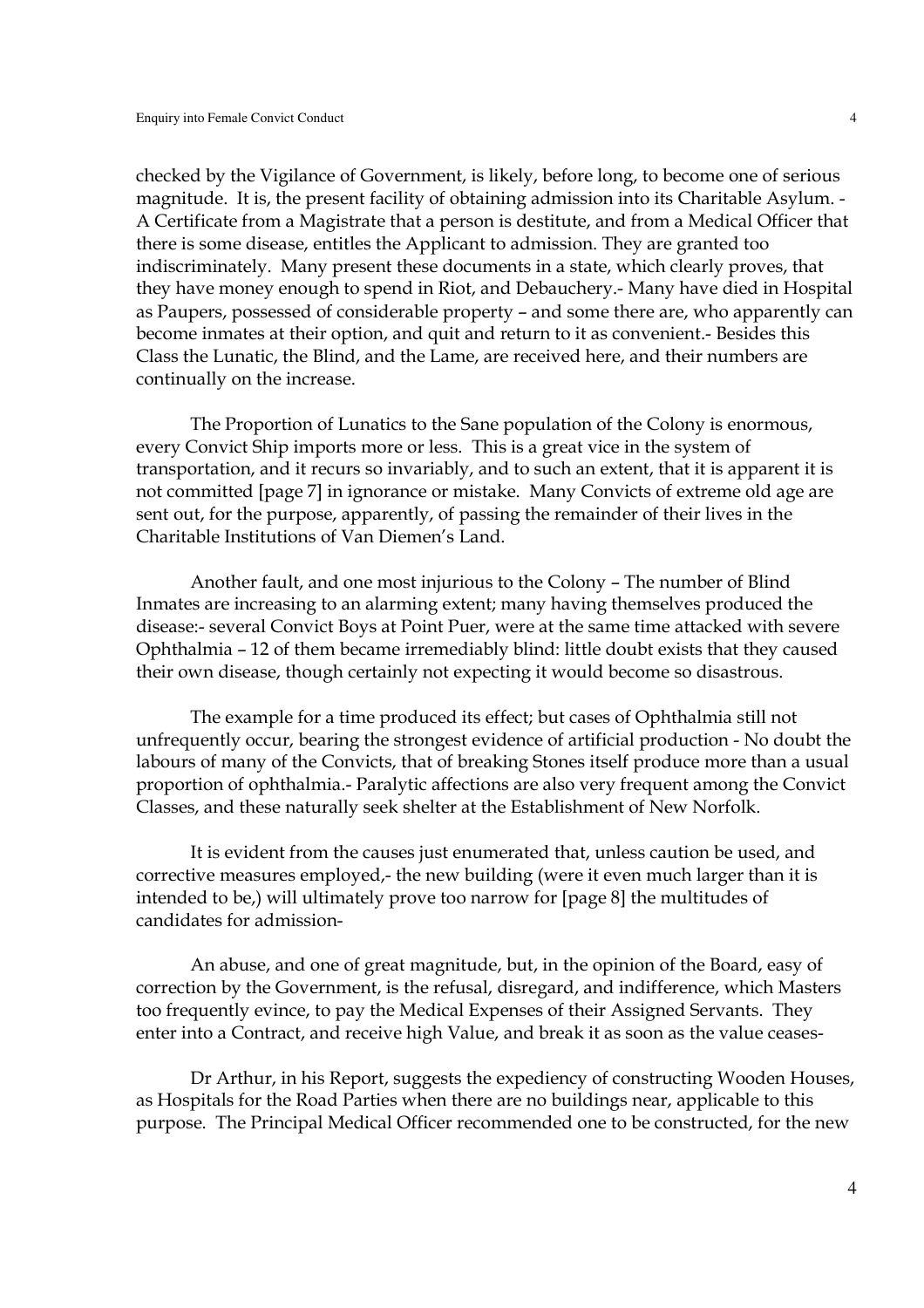checked by the Vigilance of Government, is likely, before long, to become one of serious magnitude. It is, the present facility of obtaining admission into its Charitable Asylum. - A Certificate from a Magistrate that a person is destitute, and from a Medical Officer that there is some disease, entitles the Applicant to admission. They are granted too indiscriminately. Many present these documents in a state, which clearly proves, that they have money enough to spend in Riot, and Debauchery.- Many have died in Hospital as Paupers, possessed of considerable property – and some there are, who apparently can become inmates at their option, and quit and return to it as convenient.- Besides this Class the Lunatic, the Blind, and the Lame, are received here, and their numbers are continually on the increase.

The Proportion of Lunatics to the Sane population of the Colony is enormous, every Convict Ship imports more or less. This is a great vice in the system of transportation, and it recurs so invariably, and to such an extent, that it is apparent it is not committed [page 7] in ignorance or mistake. Many Convicts of extreme old age are sent out, for the purpose, apparently, of passing the remainder of their lives in the Charitable Institutions of Van Diemen's Land.

Another fault, and one most injurious to the Colony – The number of Blind Inmates are increasing to an alarming extent; many having themselves produced the disease:- several Convict Boys at Point Puer, were at the same time attacked with severe Ophthalmia – 12 of them became irremediably blind: little doubt exists that they caused their own disease, though certainly not expecting it would become so disastrous.

The example for a time produced its effect; but cases of Ophthalmia still not unfrequently occur, bearing the strongest evidence of artificial production - No doubt the labours of many of the Convicts, that of breaking Stones itself produce more than a usual proportion of ophthalmia.- Paralytic affections are also very frequent among the Convict Classes, and these naturally seek shelter at the Establishment of New Norfolk.

It is evident from the causes just enumerated that, unless caution be used, and corrective measures employed,- the new building (were it even much larger than it is intended to be,) will ultimately prove too narrow for [page 8] the multitudes of candidates for admission-

An abuse, and one of great magnitude, but, in the opinion of the Board, easy of correction by the Government, is the refusal, disregard, and indifference, which Masters too frequently evince, to pay the Medical Expenses of their Assigned Servants. They enter into a Contract, and receive high Value, and break it as soon as the value ceases-

Dr Arthur, in his Report, suggests the expediency of constructing Wooden Houses, as Hospitals for the Road Parties when there are no buildings near, applicable to this purpose. The Principal Medical Officer recommended one to be constructed, for the new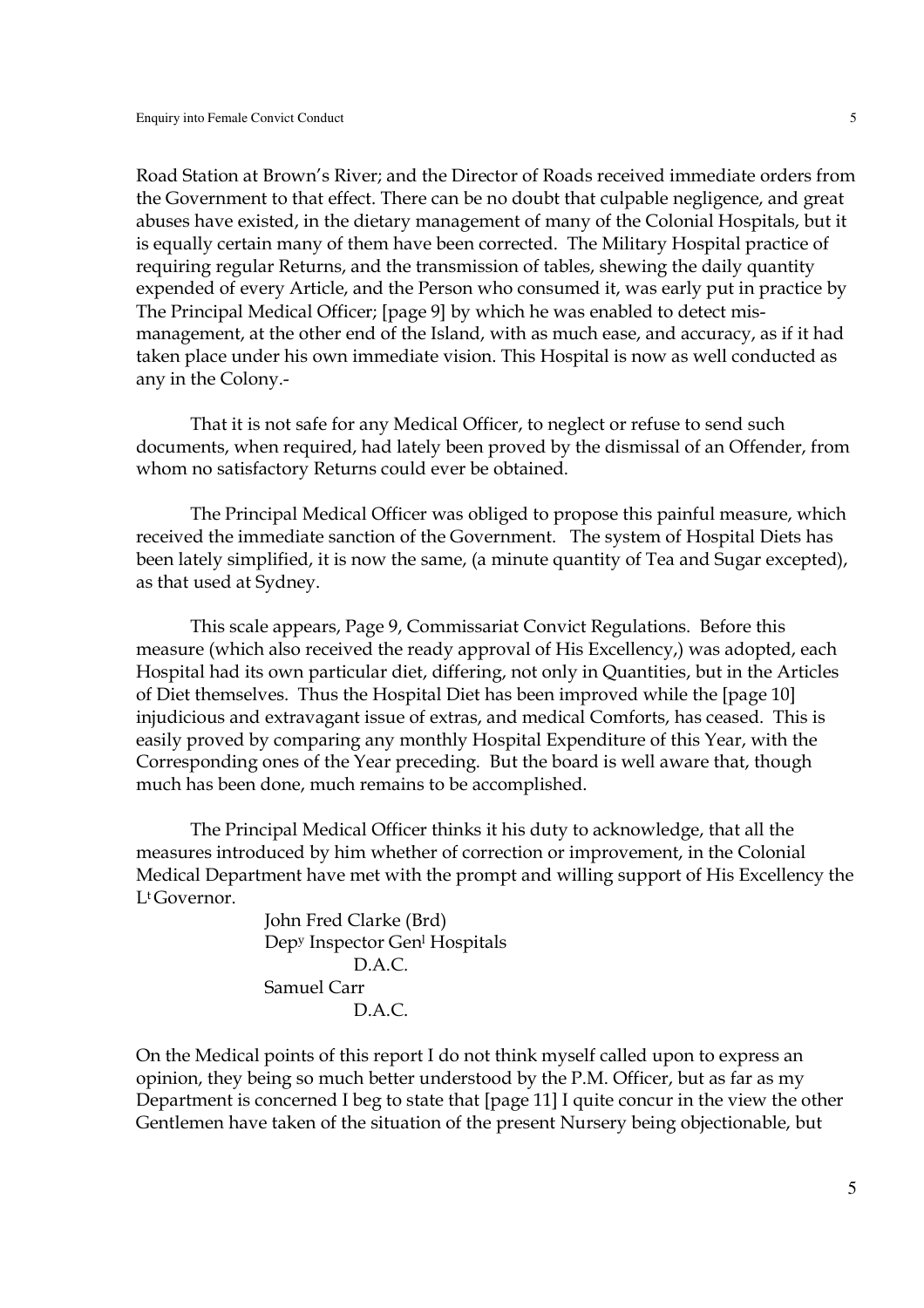Road Station at Brown's River; and the Director of Roads received immediate orders from the Government to that effect. There can be no doubt that culpable negligence, and great abuses have existed, in the dietary management of many of the Colonial Hospitals, but it is equally certain many of them have been corrected. The Military Hospital practice of requiring regular Returns, and the transmission of tables, shewing the daily quantity expended of every Article, and the Person who consumed it, was early put in practice by The Principal Medical Officer; [page 9] by which he was enabled to detect mis-management, at the other end of the Island, with as much ease, and accuracy, as if it had taken place under his own immediate vision. This Hospital is now as well conducted as any in the Colony.-

That it is not safe for any Medical Officer, to neglect or refuse to send such documents, when required, had lately been proved by the dismissal of an Offender, from whom no satisfactory Returns could ever be obtained.

The Principal Medical Officer was obliged to propose this painful measure, which received the immediate sanction of the Government. The system of Hospital Diets has been lately simplified, it is now the same, (a minute quantity of Tea and Sugar excepted), as that used at Sydney.

This scale appears, Page 9, Commissariat Convict Regulations. Before this measure (which also received the ready approval of His Excellency,) was adopted, each Hospital had its own particular diet, differing, not only in Quantities, but in the Articles of Diet themselves. Thus the Hospital Diet has been improved while the [page 10] injudicious and extravagant issue of extras, and medical Comforts, has ceased. This is easily proved by comparing any monthly Hospital Expenditure of this Year, with the Corresponding ones of the Year preceding. But the board is well aware that, though much has been done, much remains to be accomplished.

The Principal Medical Officer thinks it his duty to acknowledge, that all the measures introduced by him whether of correction or improvement, in the Colonial Medical Department have met with the prompt and willing support of His Excellency the L^t Governor.

John Fred Clarke (Brd)
Dep^y Inspector Gen^l Hospitals
D.A.C.
Samuel Carr
D.A.C.

On the Medical points of this report I do not think myself called upon to express an opinion, they being so much better understood by the P.M. Officer, but as far as my Department is concerned I beg to state that [page 11] I quite concur in the view the other Gentlemen have taken of the situation of the present Nursery being objectionable, but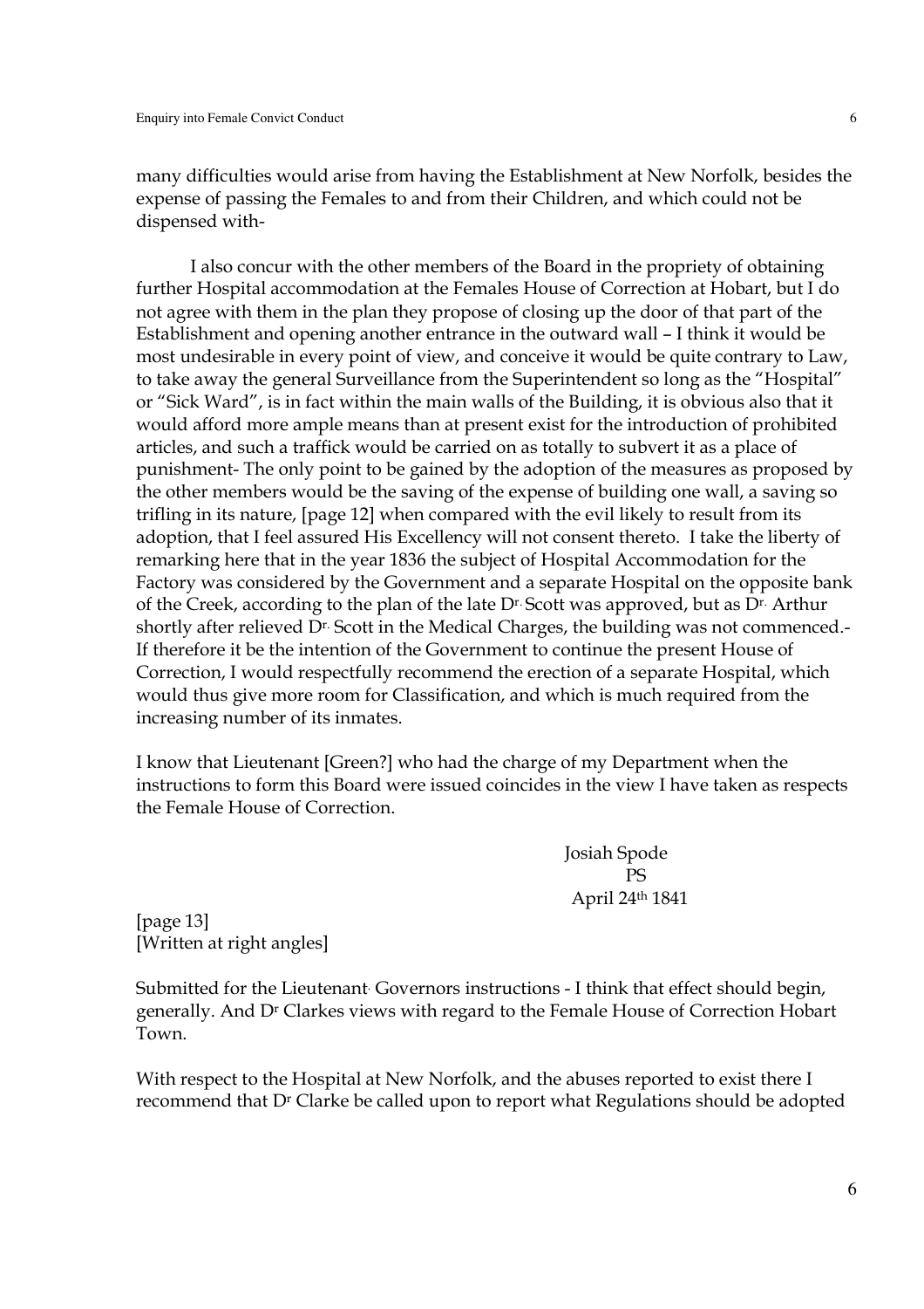many difficulties would arise from having the Establishment at New Norfolk, besides the expense of passing the Females to and from their Children, and which could not be dispensed with-

I also concur with the other members of the Board in the propriety of obtaining further Hospital accommodation at the Females House of Correction at Hobart, but I do not agree with them in the plan they propose of closing up the door of that part of the Establishment and opening another entrance in the outward wall – I think it would be most undesirable in every point of view, and conceive it would be quite contrary to Law, to take away the general Surveillance from the Superintendent so long as the "Hospital" or "Sick Ward", is in fact within the main walls of the Building, it is obvious also that it would afford more ample means than at present exist for the introduction of prohibited articles, and such a traffick would be carried on as totally to subvert it as a place of punishment- The only point to be gained by the adoption of the measures as proposed by the other members would be the saving of the expense of building one wall, a saving so trifling in its nature, [page 12] when compared with the evil likely to result from its adoption, that I feel assured His Excellency will not consent thereto. I take the liberty of remarking here that in the year 1836 the subject of Hospital Accommodation for the Factory was considered by the Government and a separate Hospital on the opposite bank of the Creek, according to the plan of the late Dr. Scott was approved, but as Dr. Arthur shortly after relieved Dr. Scott in the Medical Charges, the building was not commenced.- If therefore it be the intention of the Government to continue the present House of Correction, I would respectfully recommend the erection of a separate Hospital, which would thus give more room for Classification, and which is much required from the increasing number of its inmates.

I know that Lieutenant [Green?] who had the charge of my Department when the instructions to form this Board were issued coincides in the view I have taken as respects the Female House of Correction.

Josiah Spode
PS
April 24th 1841

[page 13]
[Written at right angles]

Submitted for the Lieutenant. Governors instructions - I think that effect should begin, generally. And Dr Clarkes views with regard to the Female House of Correction Hobart Town.

With respect to the Hospital at New Norfolk, and the abuses reported to exist there I recommend that Dr Clarke be called upon to report what Regulations should be adopted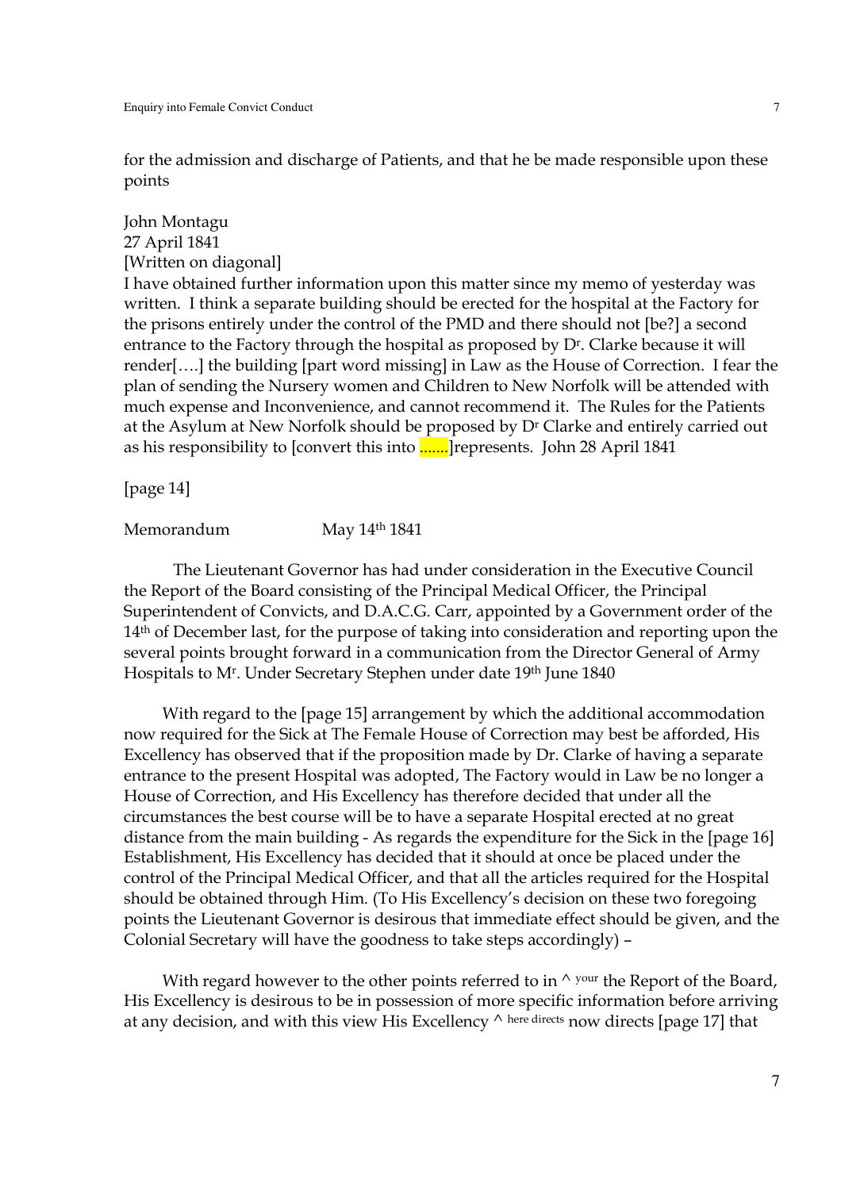for the admission and discharge of Patients, and that he be made responsible upon these points

John Montagu  
27 April 1841  
[Written on diagonal]  
I have obtained further information upon this matter since my memo of yesterday was written. I think a separate building should be erected for the hospital at the Factory for the prisons entirely under the control of the PMD and there should not [be?] a second entrance to the Factory through the hospital as proposed by Dr. Clarke because it will render[….] the building [part word missing] in Law as the House of Correction. I fear the plan of sending the Nursery women and Children to New Norfolk will be attended with much expense and Inconvenience, and cannot recommend it. The Rules for the Patients at the Asylum at New Norfolk should be proposed by Dr Clarke and entirely carried out as his responsibility to [convert this into .......]represents. John 28 April 1841

[page 14]

Memorandum May 14th 1841

The Lieutenant Governor has had under consideration in the Executive Council the Report of the Board consisting of the Principal Medical Officer, the Principal Superintendent of Convicts, and D.A.C.G. Carr, appointed by a Government order of the 14th of December last, for the purpose of taking into consideration and reporting upon the several points brought forward in a communication from the Director General of Army Hospitals to Mr. Under Secretary Stephen under date 19th June 1840

With regard to the [page 15] arrangement by which the additional accommodation now required for the Sick at The Female House of Correction may best be afforded, His Excellency has observed that if the proposition made by Dr. Clarke of having a separate entrance to the present Hospital was adopted, The Factory would in Law be no longer a House of Correction, and His Excellency has therefore decided that under all the circumstances the best course will be to have a separate Hospital erected at no great distance from the main building - As regards the expenditure for the Sick in the [page 16] Establishment, His Excellency has decided that it should at once be placed under the control of the Principal Medical Officer, and that all the articles required for the Hospital should be obtained through Him. (To His Excellency's decision on these two foregoing points the Lieutenant Governor is desirous that immediate effect should be given, and the Colonial Secretary will have the goodness to take steps accordingly) –

With regard however to the other points referred to in ^ your the Report of the Board, His Excellency is desirous to be in possession of more specific information before arriving at any decision, and with this view His Excellency ^ here directs now directs [page 17] that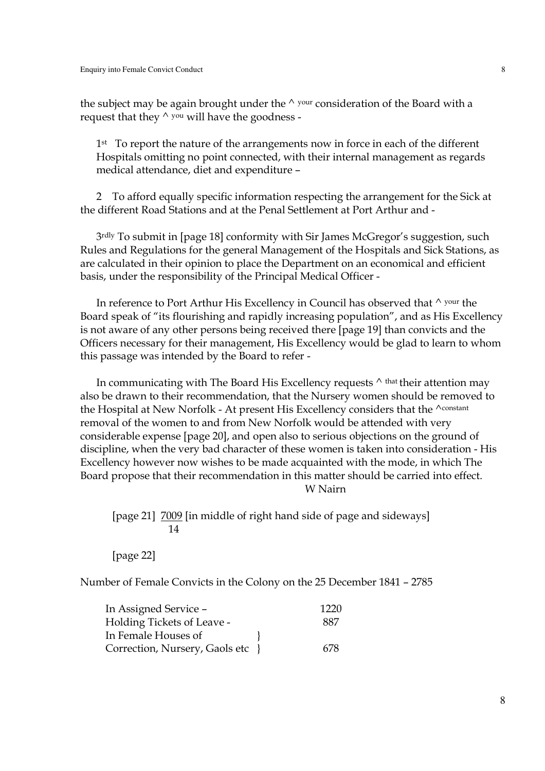the subject may be again brought under the ^ your consideration of the Board with a request that they ^ you will have the goodness -

1st To report the nature of the arrangements now in force in each of the different Hospitals omitting no point connected, with their internal management as regards medical attendance, diet and expenditure –

2 To afford equally specific information respecting the arrangement for the Sick at the different Road Stations and at the Penal Settlement at Port Arthur and -

3rdly To submit in [page 18] conformity with Sir James McGregor's suggestion, such Rules and Regulations for the general Management of the Hospitals and Sick Stations, as are calculated in their opinion to place the Department on an economical and efficient basis, under the responsibility of the Principal Medical Officer -

In reference to Port Arthur His Excellency in Council has observed that ^ your the Board speak of "its flourishing and rapidly increasing population", and as His Excellency is not aware of any other persons being received there [page 19] than convicts and the Officers necessary for their management, His Excellency would be glad to learn to whom this passage was intended by the Board to refer -

In communicating with The Board His Excellency requests ^ that their attention may also be drawn to their recommendation, that the Nursery women should be removed to the Hospital at New Norfolk - At present His Excellency considers that the ^constant removal of the women to and from New Norfolk would be attended with very considerable expense [page 20], and open also to serious objections on the ground of discipline, when the very bad character of these women is taken into consideration - His Excellency however now wishes to be made acquainted with the mode, in which The Board propose that their recommendation in this matter should be carried into effect.

W Nairn

[page 21] 7009 [in middle of right hand side of page and sideways]
14

[page 22]

Number of Female Convicts in the Colony on the 25 December 1841 – 2785

| | |
|---|---|
| In Assigned Service – | 1220 |
| Holding Tickets of Leave - | 887 |
| In Female Houses of Correction, Nursery, Gaols etc | 678 |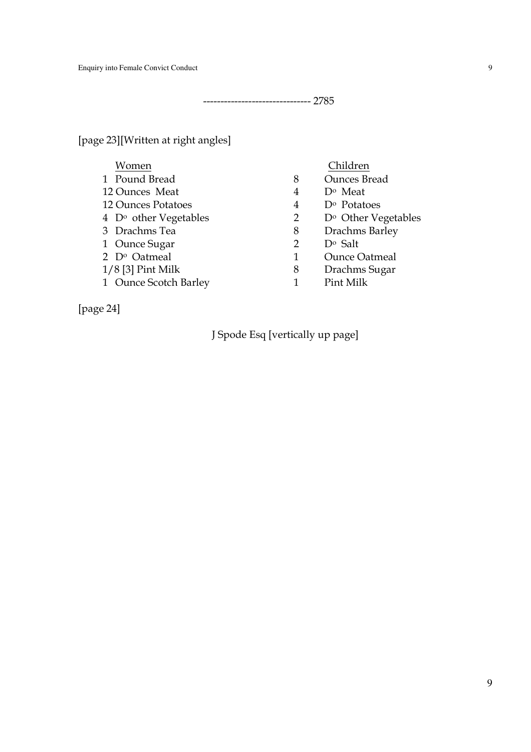------------------------------ 2785

[page 23][Written at right angles]

| Women | | Children |
|---|---|---|
| 1 Pound Bread | 8 | Ounces Bread |
| 12 Ounces Meat | 4 | D$^{o}$ Meat |
| 12 Ounces Potatoes | 4 | D$^{o}$ Potatoes |
| 4 D$^{o}$ other Vegetables | 2 | D$^{o}$ Other Vegetables |
| 3 Drachms Tea | 8 | Drachms Barley |
| 1 Ounce Sugar | 2 | D$^{o}$ Salt |
| 2 D$^{o}$ Oatmeal | 1 | Ounce Oatmeal |
| 1/8 [3] Pint Milk | 8 | Drachms Sugar |
| 1 Ounce Scotch Barley | 1 | Pint Milk |

[page 24]

J Spode Esq [vertically up page]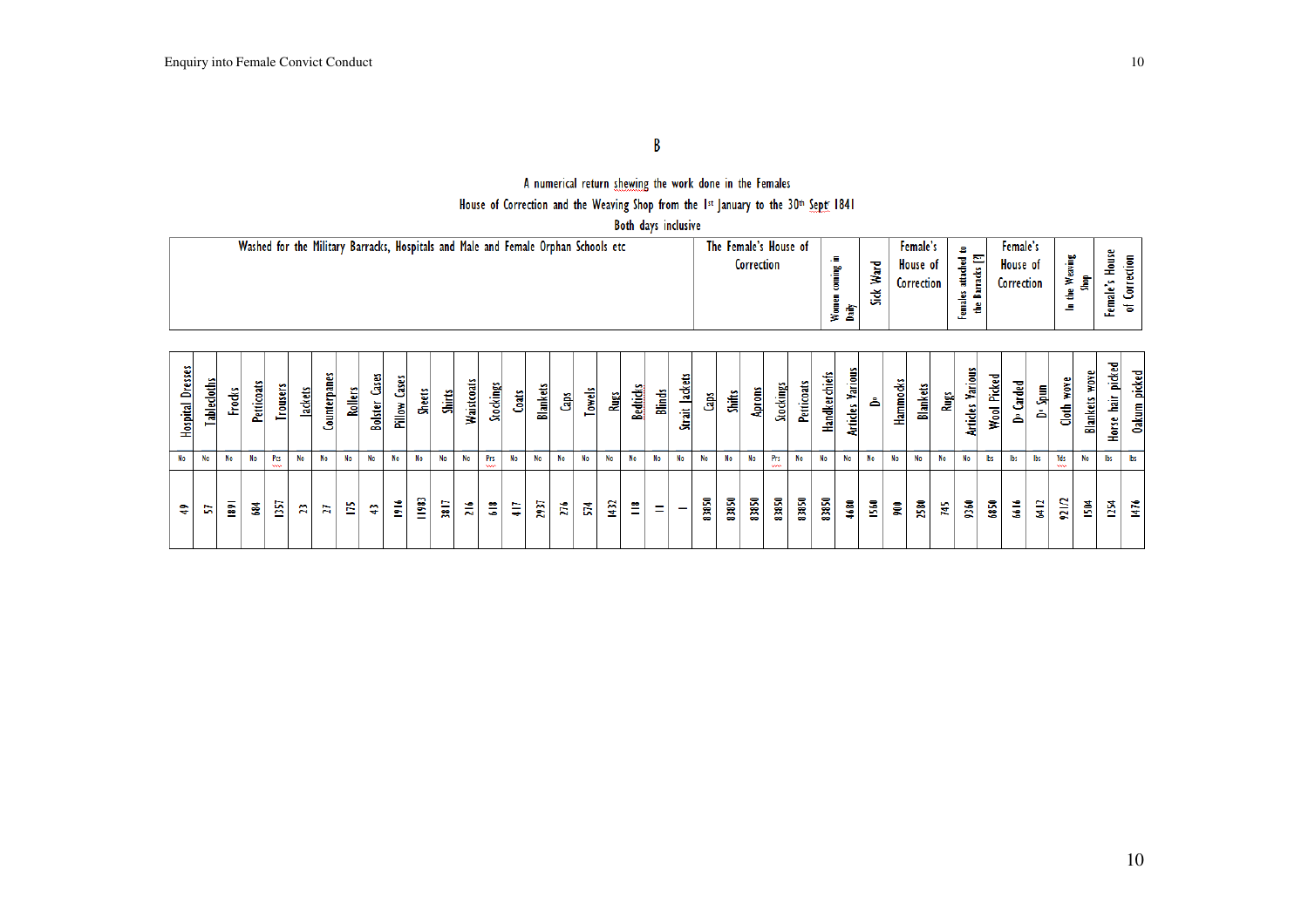B

A numerical return shewing the work done in the Females House of Correction and the Weaving Shop from the 1st January to the 30th Sept 1841

Both days inclusive

| Washed for the Military Barracks, Hospitals and Male and Female Orphan Schools etc | | | | | | | | | | | | | | | | | | | | | | The Female's House of Correction | | | | | | Women coming in Daily | Sick Ward | Female's House of Correction | | | Females attached to the Barracks [?] | Female's House of Correction | | | In the Weaving Shop | | Female's House of Correction | |
|---|---|---|---|---|---|---|---|---|---|---|---|---|---|---|---|---|---|---|---|---|---|---|---|---|---|---|---|---|---|---|---|---|---|---|---|---|---|---|---|---|
| Hospital Dresses | Tablecloths | Frocks | Petticoats | Trousers | Jackets | Counterpanes | Rollers | Bolster Cases | Pillow Cases | Sheets | Shirts | Waistcoats | Stockings | Coats | Blankets | Caps | Towels | Rugs | Bedticks | Blinds | Strait Jackets | Caps | Shifts | Aprons | Stockings | Petticoats | Handkerchiefs | Articles Various | Do | Hammocks | Blankets | Rugs | Articles Various | Wool Picked | Do Carded | Do Spun | Cloth wove | Blankets wove | Horse hair picked | Oakum picked |
| No | No | No | No | Pcs | No | No | No | No | No | No | No | No | Prs | No | No | No | No | No | No | No | No | No | No | No | Prs | No | No | No | No | No | No | No | No | lbs | lbs | lbs | Yds | No | lbs | lbs |
| 49 | 57 | 1891 | 684 | 1357 | 23 | 27 | 175 | 43 | 1916 | 11983 | 3817 | 216 | 618 | 417 | 2937 | 276 | 574 | 1432 | 118 | 11 | 1 | 83850 | 83850 | 83850 | 83850 | 83850 | 83850 | 4680 | 1560 | 900 | 2580 | 745 | 9360 | 6850 | 6616 | 6412 | 921 1/2 | 1504 | 1254 | 1476 |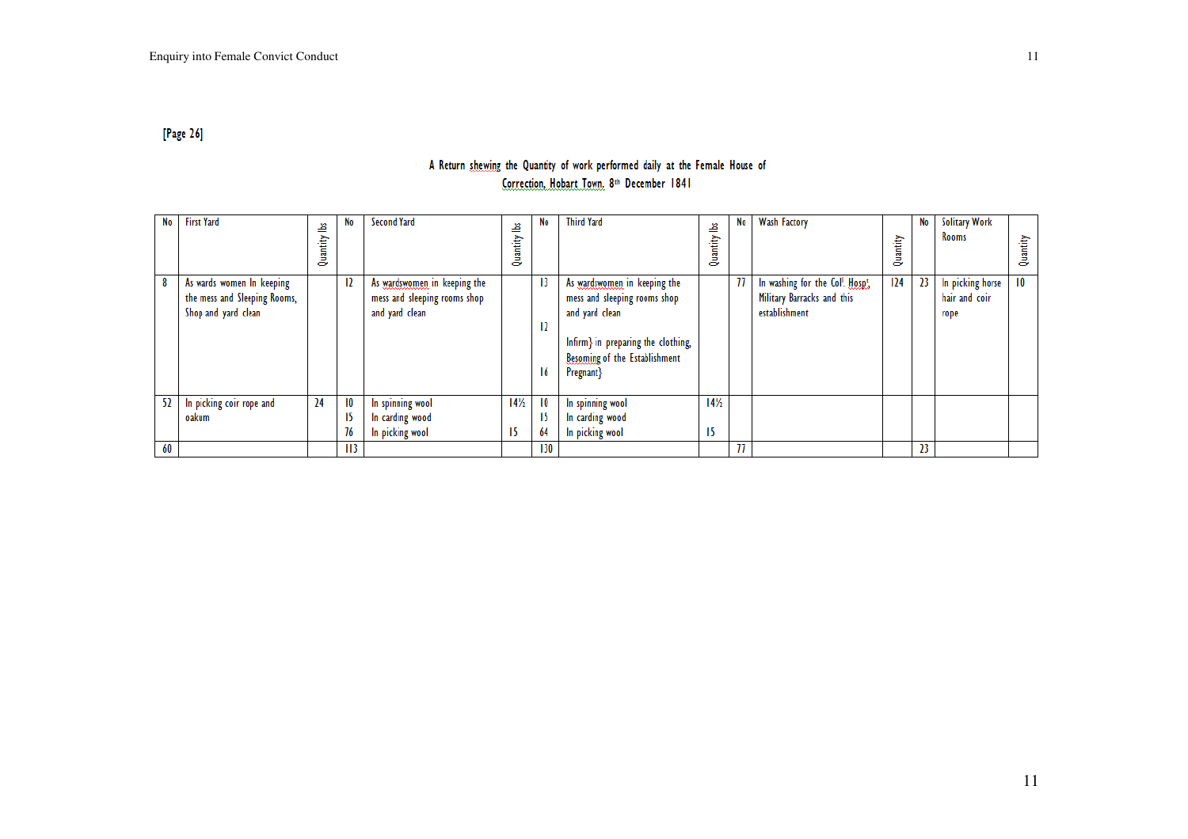[Page 26]

A Return shewing the Quantity of work performed daily at the Female House of Correction, Hobart Town, 8th December 1841

| No | First Yard | Quantity lbs | No | Second Yard | Quantity lbs | No | Third Yard | Quantity lbs | No | Wash Factory | Quantity | No | Solitary Work Rooms | Quantity |
|---|---|---|---|---|---|---|---|---|---|---|---|---|---|---|
| 8 | As wards women In keeping the mess and Sleeping Rooms, Shop and yard clean | | 12 | As wardswomen in keeping the mess and sleeping rooms shop and yard clean | | 13<br>12<br>16 | As wardswomen in keeping the mess and sleeping rooms shop and yard clean<br>Infirm} in preparing the clothing, Besoming of the Establishment<br>Pregnant} | | 77 | In washing for the Col[l]. Hosp[s]. Military Barracks and this establishment | 124 | 23 | In picking horse hair and coir rope | 10 |
| 52 | In picking coir rope and oakum | 24 | 10<br>15<br>76 | In spinning wool<br>In carding wood<br>In picking wool | 14½<br><br>15 | 10<br>15<br>64 | In spinning wool<br>In carding wood<br>In picking wool | 14½<br><br>15 | | | | | | |
| 60 | | | 113 | | | 130 | | | 77 | | | 23 | | |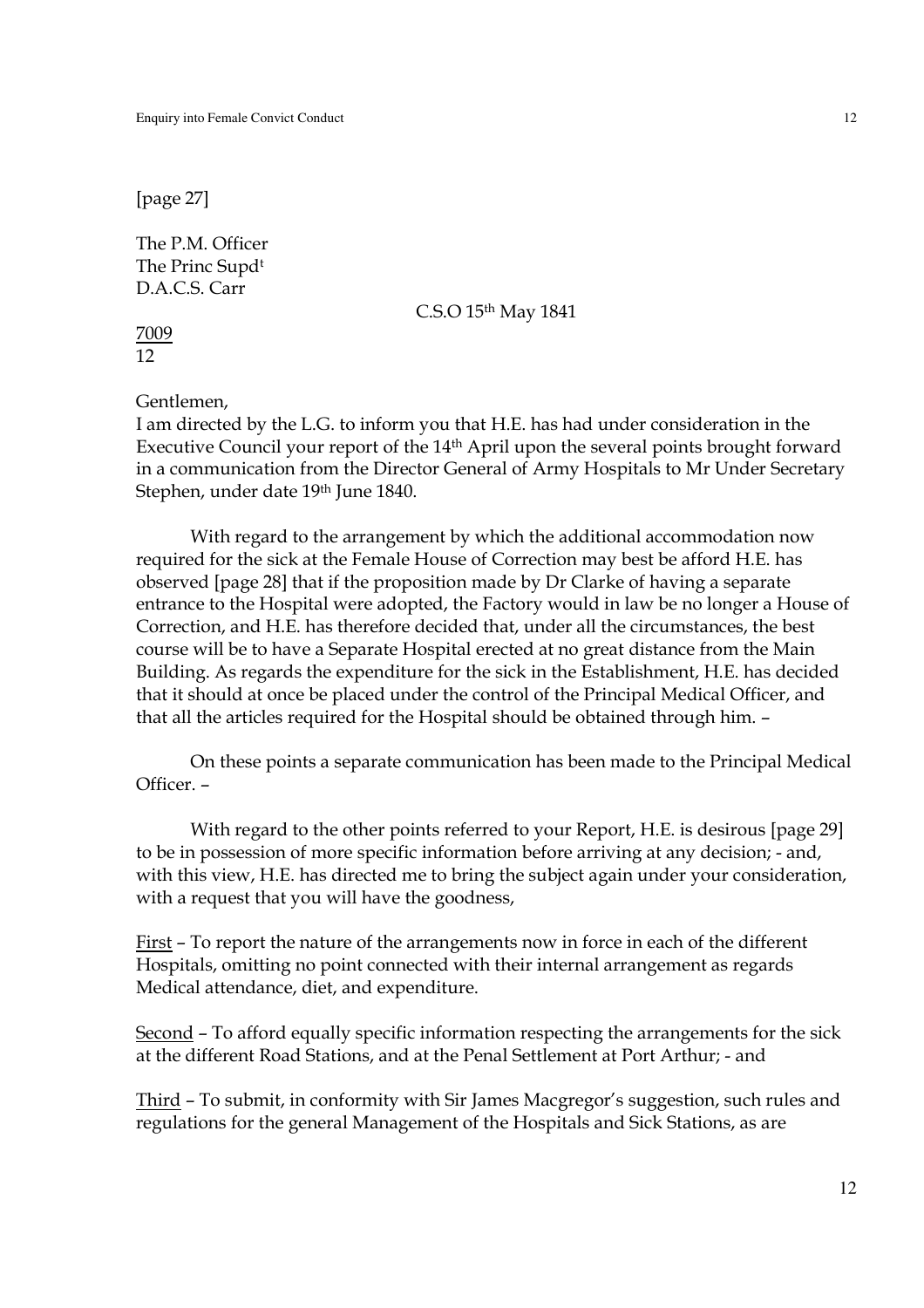[page 27]

The P.M. Officer
The Princ Supd[t]
D.A.C.S. Carr

C.S.O 15[th] May 1841

<u>7009</u>
12

Gentlemen,
I am directed by the L.G. to inform you that H.E. has had under consideration in the Executive Council your report of the 14[th] April upon the several points brought forward in a communication from the Director General of Army Hospitals to Mr Under Secretary Stephen, under date 19[th] June 1840.

With regard to the arrangement by which the additional accommodation now required for the sick at the Female House of Correction may best be afford H.E. has observed [page 28] that if the proposition made by Dr Clarke of having a separate entrance to the Hospital were adopted, the Factory would in law be no longer a House of Correction, and H.E. has therefore decided that, under all the circumstances, the best course will be to have a Separate Hospital erected at no great distance from the Main Building. As regards the expenditure for the sick in the Establishment, H.E. has decided that it should at once be placed under the control of the Principal Medical Officer, and that all the articles required for the Hospital should be obtained through him. –

On these points a separate communication has been made to the Principal Medical Officer. –

With regard to the other points referred to your Report, H.E. is desirous [page 29] to be in possession of more specific information before arriving at any decision; - and, with this view, H.E. has directed me to bring the subject again under your consideration, with a request that you will have the goodness,

<u>First</u> – To report the nature of the arrangements now in force in each of the different Hospitals, omitting no point connected with their internal arrangement as regards Medical attendance, diet, and expenditure.

<u>Second</u> – To afford equally specific information respecting the arrangements for the sick at the different Road Stations, and at the Penal Settlement at Port Arthur; - and

<u>Third</u> – To submit, in conformity with Sir James Macgregor's suggestion, such rules and regulations for the general Management of the Hospitals and Sick Stations, as are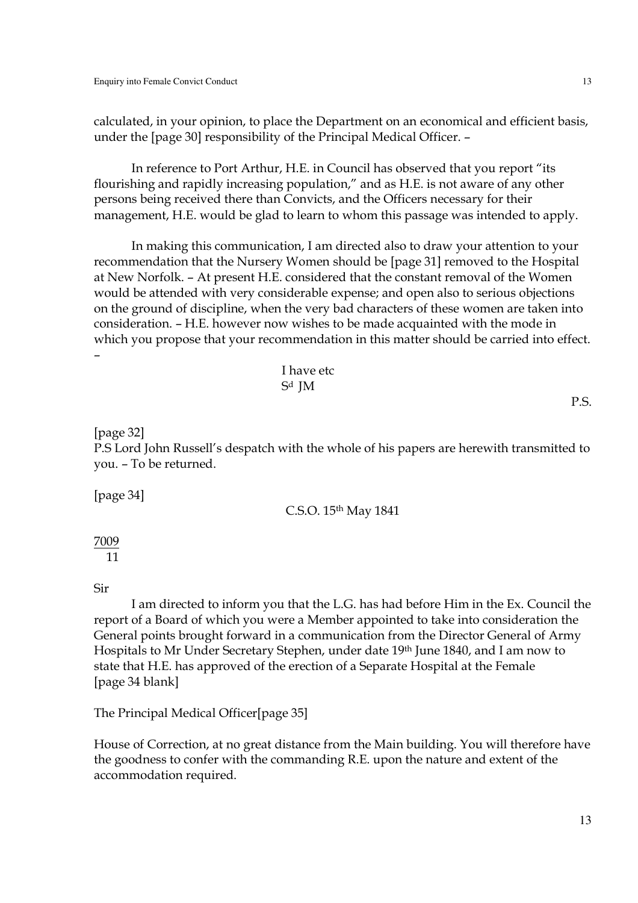calculated, in your opinion, to place the Department on an economical and efficient basis, under the [page 30] responsibility of the Principal Medical Officer. –

In reference to Port Arthur, H.E. in Council has observed that you report "its flourishing and rapidly increasing population," and as H.E. is not aware of any other persons being received there than Convicts, and the Officers necessary for their management, H.E. would be glad to learn to whom this passage was intended to apply.

In making this communication, I am directed also to draw your attention to your recommendation that the Nursery Women should be [page 31] removed to the Hospital at New Norfolk. – At present H.E. considered that the constant removal of the Women would be attended with very considerable expense; and open also to serious objections on the ground of discipline, when the very bad characters of these women are taken into consideration. – H.E. however now wishes to be made acquainted with the mode in which you propose that your recommendation in this matter should be carried into effect. –

I have etc
Sd JM

P.S.

[page 32]
P.S Lord John Russell's despatch with the whole of his papers are herewith transmitted to you. – To be returned.

[page 34]

C.S.O. 15th May 1841

7009
11

Sir

I am directed to inform you that the L.G. has had before Him in the Ex. Council the report of a Board of which you were a Member appointed to take into consideration the General points brought forward in a communication from the Director General of Army Hospitals to Mr Under Secretary Stephen, under date 19th June 1840, and I am now to state that H.E. has approved of the erection of a Separate Hospital at the Female
[page 34 blank]

The Principal Medical Officer[page 35]

House of Correction, at no great distance from the Main building. You will therefore have the goodness to confer with the commanding R.E. upon the nature and extent of the accommodation required.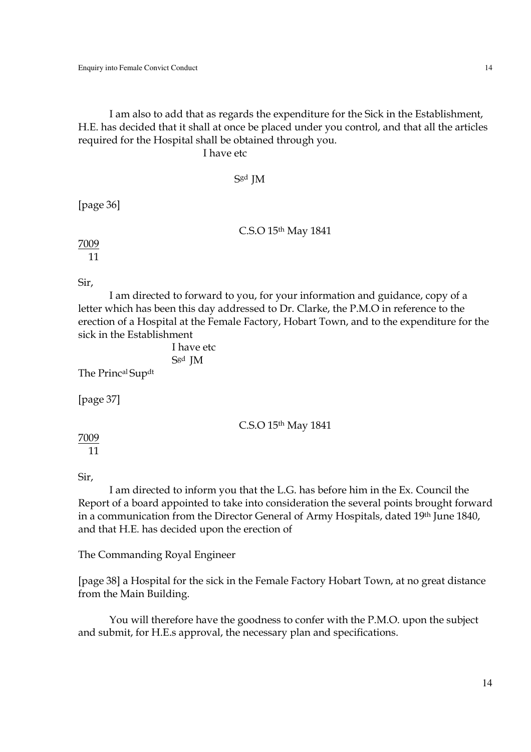I am also to add that as regards the expenditure for the Sick in the Establishment, H.E. has decided that it shall at once be placed under you control, and that all the articles required for the Hospital shall be obtained through you.

I have etc

Sgd JM

[page 36]

C.S.O 15th May 1841

7009
11

Sir,

I am directed to forward to you, for your information and guidance, copy of a letter which has been this day addressed to Dr. Clarke, the P.M.O in reference to the erection of a Hospital at the Female Factory, Hobart Town, and to the expenditure for the sick in the Establishment

I have etc
Sgd JM

The Princal Supdt

[page 37]

C.S.O 15th May 1841

7009
11

Sir,

I am directed to inform you that the L.G. has before him in the Ex. Council the Report of a board appointed to take into consideration the several points brought forward in a communication from the Director General of Army Hospitals, dated 19th June 1840, and that H.E. has decided upon the erection of

The Commanding Royal Engineer

[page 38] a Hospital for the sick in the Female Factory Hobart Town, at no great distance from the Main Building.

You will therefore have the goodness to confer with the P.M.O. upon the subject and submit, for H.E.s approval, the necessary plan and specifications.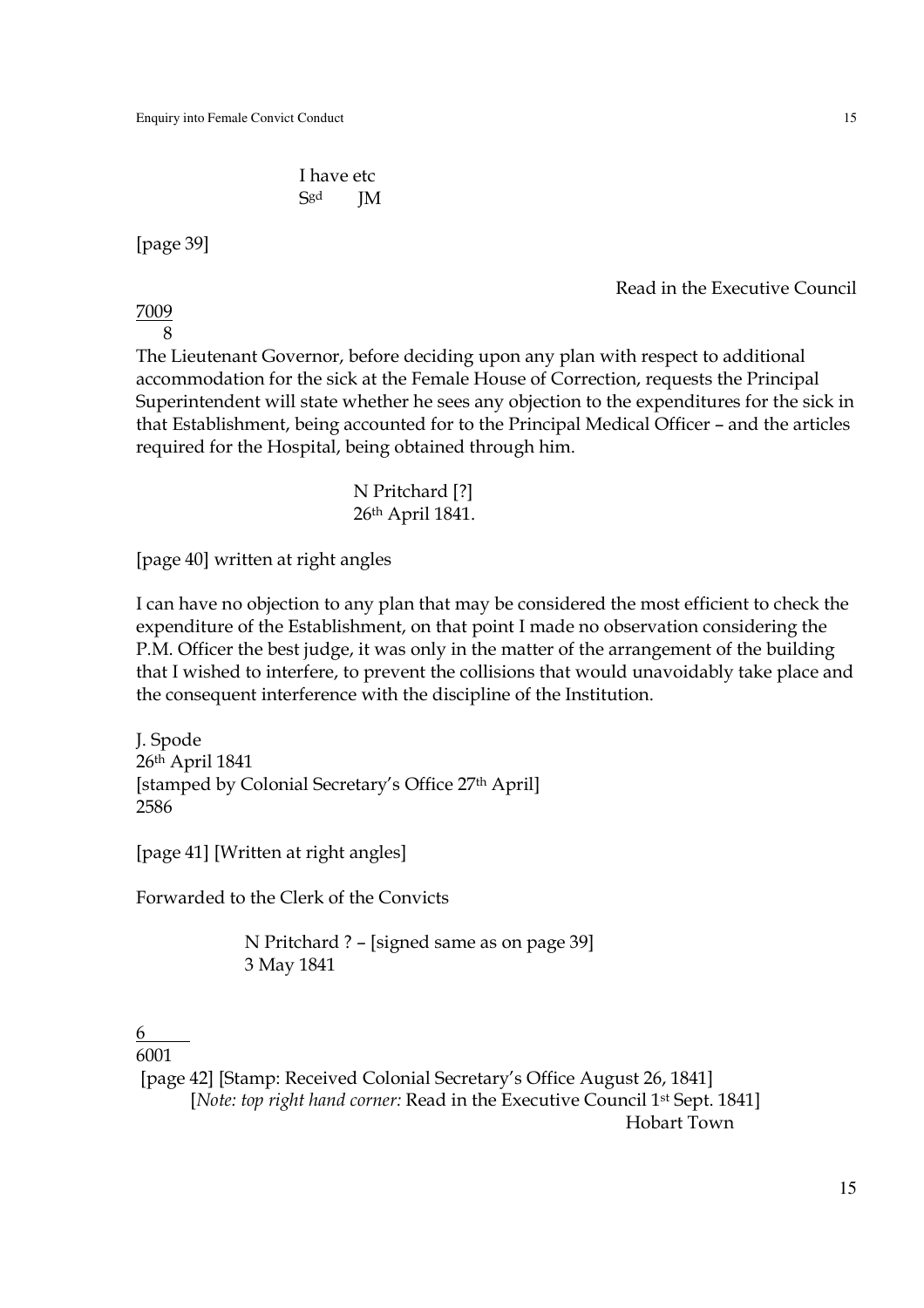I have etc
S[gd] JM

[page 39]

Read in the Executive Council

7009
8

The Lieutenant Governor, before deciding upon any plan with respect to additional accommodation for the sick at the Female House of Correction, requests the Principal Superintendent will state whether he sees any objection to the expenditures for the sick in that Establishment, being accounted for to the Principal Medical Officer – and the articles required for the Hospital, being obtained through him.

N Pritchard [?]
26th April 1841.

[page 40] written at right angles

I can have no objection to any plan that may be considered the most efficient to check the expenditure of the Establishment, on that point I made no observation considering the P.M. Officer the best judge, it was only in the matter of the arrangement of the building that I wished to interfere, to prevent the collisions that would unavoidably take place and the consequent interference with the discipline of the Institution.

J. Spode
26th April 1841
[stamped by Colonial Secretary's Office 27th April]
2586

[page 41] [Written at right angles]

Forwarded to the Clerk of the Convicts

N Pritchard ? – [signed same as on page 39]
3 May 1841

6
6001

[page 42] [Stamp: Received Colonial Secretary's Office August 26, 1841]
[*Note: top right hand corner:* Read in the Executive Council 1st Sept. 1841]
Hobart Town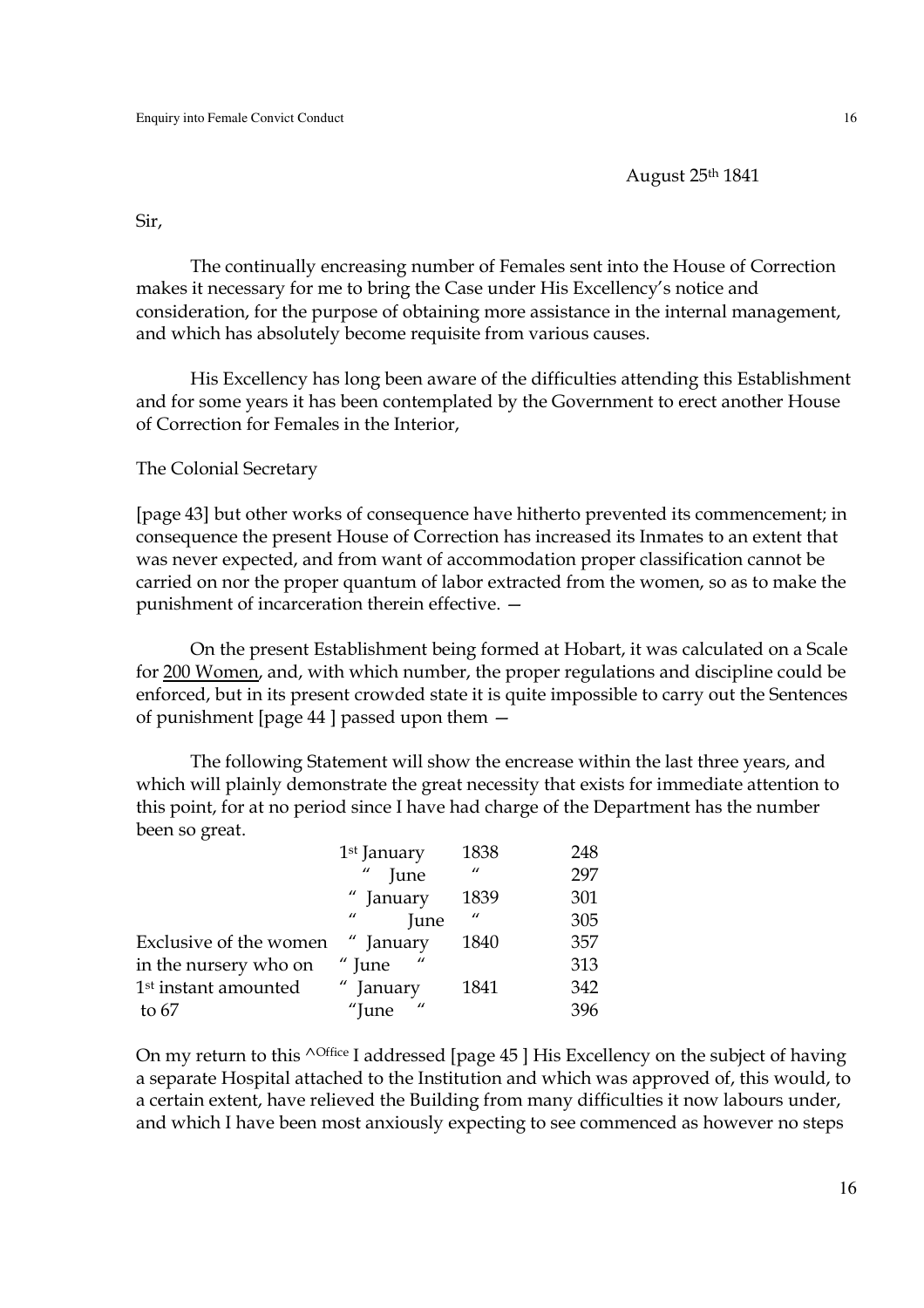August 25th 1841

Sir,

The continually encreasing number of Females sent into the House of Correction makes it necessary for me to bring the Case under His Excellency's notice and consideration, for the purpose of obtaining more assistance in the internal management, and which has absolutely become requisite from various causes.

His Excellency has long been aware of the difficulties attending this Establishment and for some years it has been contemplated by the Government to erect another House of Correction for Females in the Interior,

The Colonial Secretary

[page 43] but other works of consequence have hitherto prevented its commencement; in consequence the present House of Correction has increased its Inmates to an extent that was never expected, and from want of accommodation proper classification cannot be carried on nor the proper quantum of labor extracted from the women, so as to make the punishment of incarceration therein effective. —

On the present Establishment being formed at Hobart, it was calculated on a Scale for <u>200 Women</u>, and, with which number, the proper regulations and discipline could be enforced, but in its present crowded state it is quite impossible to carry out the Sentences of punishment [page 44 ] passed upon them —

The following Statement will show the encrease within the last three years, and which will plainly demonstrate the great necessity that exists for immediate attention to this point, for at no period since I have had charge of the Department has the number been so great.

| | | | |
|---|---|---|---|
| | 1st January | 1838 | 248 |
| | " June | " | 297 |
| | " January | 1839 | 301 |
| | " June | " | 305 |
| Exclusive of the women | " January | 1840 | 357 |
| in the nursery who on | " June " | | 313 |
| 1st instant amounted | " January | 1841 | 342 |
| to 67 | "June " | | 396 |

On my return to this ^Office I addressed [page 45 ] His Excellency on the subject of having a separate Hospital attached to the Institution and which was approved of, this would, to a certain extent, have relieved the Building from many difficulties it now labours under, and which I have been most anxiously expecting to see commenced as however no steps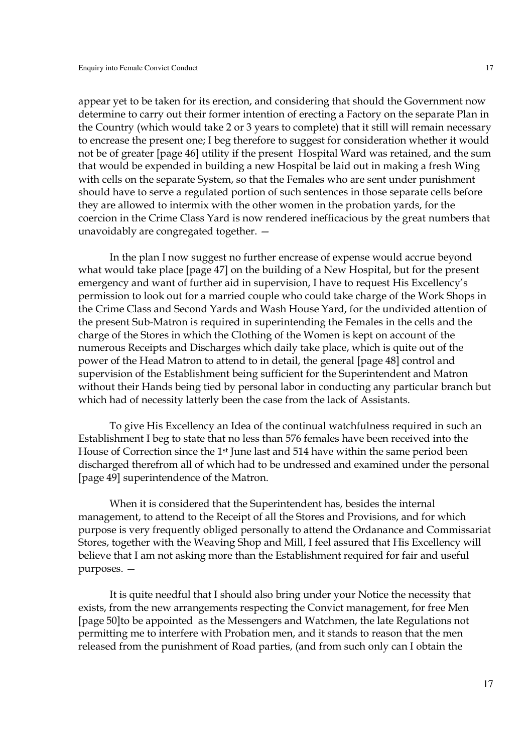appear yet to be taken for its erection, and considering that should the Government now determine to carry out their former intention of erecting a Factory on the separate Plan in the Country (which would take 2 or 3 years to complete) that it still will remain necessary to encrease the present one; I beg therefore to suggest for consideration whether it would not be of greater [page 46] utility if the present Hospital Ward was retained, and the sum that would be expended in building a new Hospital be laid out in making a fresh Wing with cells on the separate System, so that the Females who are sent under punishment should have to serve a regulated portion of such sentences in those separate cells before they are allowed to intermix with the other women in the probation yards, for the coercion in the Crime Class Yard is now rendered inefficacious by the great numbers that unavoidably are congregated together. —

In the plan I now suggest no further encrease of expense would accrue beyond what would take place [page 47] on the building of a New Hospital, but for the present emergency and want of further aid in supervision, I have to request His Excellency's permission to look out for a married couple who could take charge of the Work Shops in the <u>Crime Class</u> and <u>Second Yards</u> and <u>Wash House Yard,</u> for the undivided attention of the present Sub-Matron is required in superintending the Females in the cells and the charge of the Stores in which the Clothing of the Women is kept on account of the numerous Receipts and Discharges which daily take place, which is quite out of the power of the Head Matron to attend to in detail, the general [page 48] control and supervision of the Establishment being sufficient for the Superintendent and Matron without their Hands being tied by personal labor in conducting any particular branch but which had of necessity latterly been the case from the lack of Assistants.

To give His Excellency an Idea of the continual watchfulness required in such an Establishment I beg to state that no less than 576 females have been received into the House of Correction since the 1st June last and 514 have within the same period been discharged therefrom all of which had to be undressed and examined under the personal [page 49] superintendence of the Matron.

When it is considered that the Superintendent has, besides the internal management, to attend to the Receipt of all the Stores and Provisions, and for which purpose is very frequently obliged personally to attend the Ordanance and Commissariat Stores, together with the Weaving Shop and Mill, I feel assured that His Excellency will believe that I am not asking more than the Establishment required for fair and useful purposes. —

It is quite needful that I should also bring under your Notice the necessity that exists, from the new arrangements respecting the Convict management, for free Men [page 50]to be appointed as the Messengers and Watchmen, the late Regulations not permitting me to interfere with Probation men, and it stands to reason that the men released from the punishment of Road parties, (and from such only can I obtain the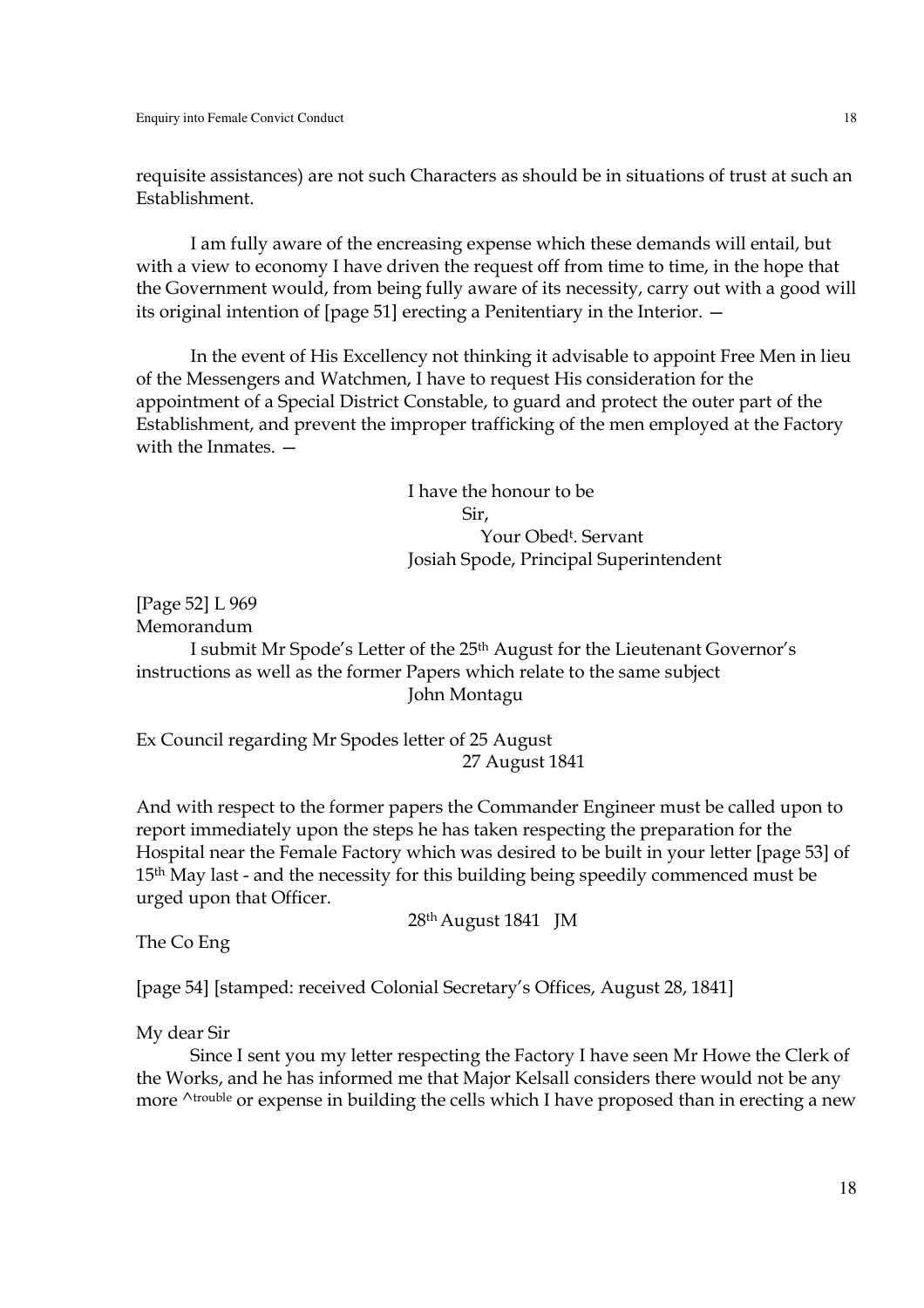requisite assistances) are not such Characters as should be in situations of trust at such an Establishment.

I am fully aware of the encreasing expense which these demands will entail, but with a view to economy I have driven the request off from time to time, in the hope that the Government would, from being fully aware of its necessity, carry out with a good will its original intention of [page 51] erecting a Penitentiary in the Interior. —

In the event of His Excellency not thinking it advisable to appoint Free Men in lieu of the Messengers and Watchmen, I have to request His consideration for the appointment of a Special District Constable, to guard and protect the outer part of the Establishment, and prevent the improper trafficking of the men employed at the Factory with the Inmates. —

I have the honour to be
Sir,
Your Obed[t]. Servant
Josiah Spode, Principal Superintendent

[Page 52] L 969
Memorandum

I submit Mr Spode's Letter of the 25[th] August for the Lieutenant Governor's instructions as well as the former Papers which relate to the same subject
John Montagu

Ex Council regarding Mr Spodes letter of 25 August
27 August 1841

And with respect to the former papers the Commander Engineer must be called upon to report immediately upon the steps he has taken respecting the preparation for the Hospital near the Female Factory which was desired to be built in your letter [page 53] of 15[th] May last - and the necessity for this building being speedily commenced must be urged upon that Officer.

28[th] August 1841 JM

The Co Eng

[page 54] [stamped: received Colonial Secretary's Offices, August 28, 1841]

My dear Sir

Since I sent you my letter respecting the Factory I have seen Mr Howe the Clerk of the Works, and he has informed me that Major Kelsall considers there would not be any more ^trouble or expense in building the cells which I have proposed than in erecting a new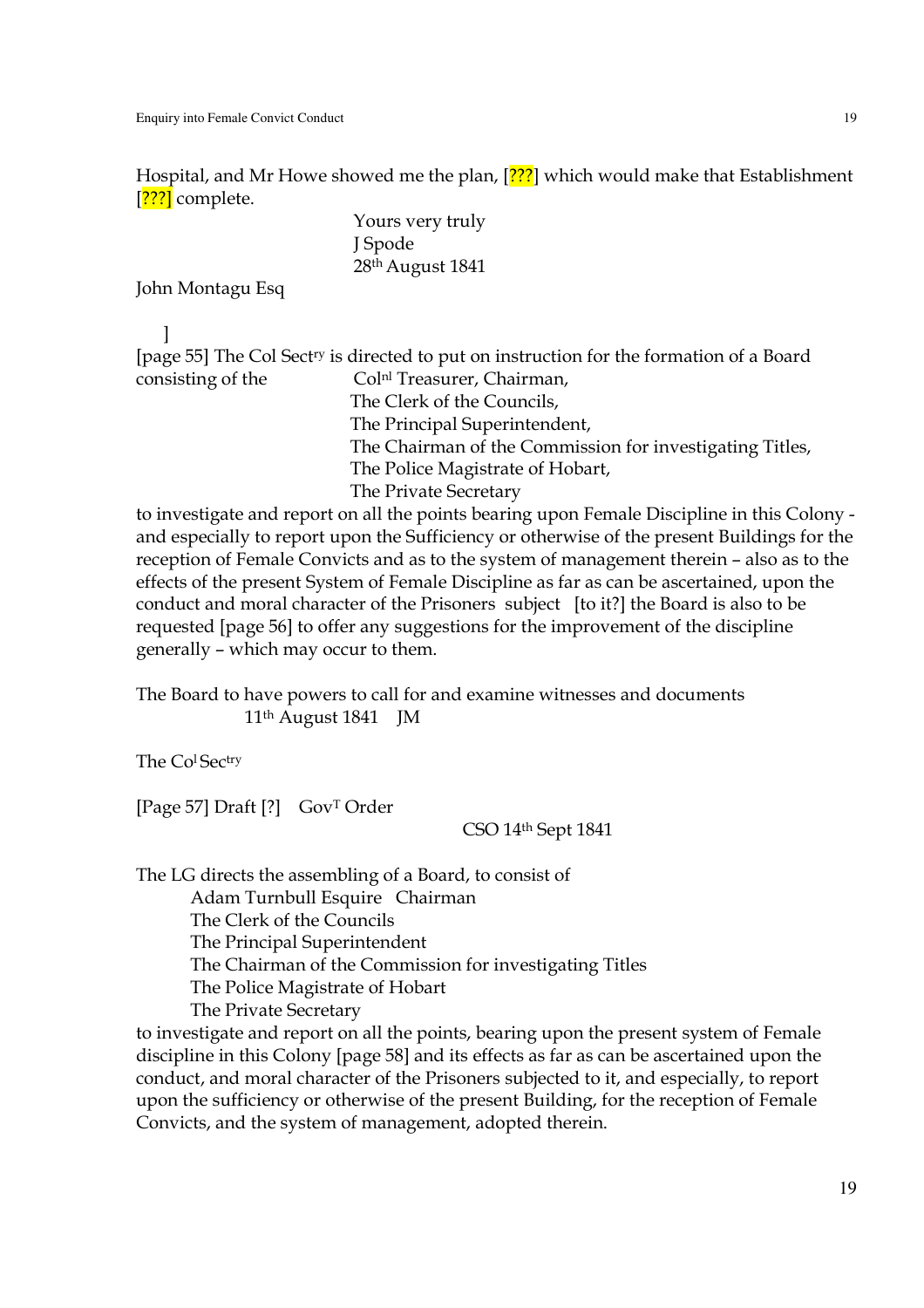Hospital, and Mr Howe showed me the plan, [???] which would make that Establishment [???] complete.

Yours very truly
J Spode
28th August 1841

John Montagu Esq

]

[page 55] The Col Sectry is directed to put on instruction for the formation of a Board consisting of the Colnl Treasurer, Chairman,
The Clerk of the Councils,
The Principal Superintendent,
The Chairman of the Commission for investigating Titles,
The Police Magistrate of Hobart,
The Private Secretary

to investigate and report on all the points bearing upon Female Discipline in this Colony - and especially to report upon the Sufficiency or otherwise of the present Buildings for the reception of Female Convicts and as to the system of management therein – also as to the effects of the present System of Female Discipline as far as can be ascertained, upon the conduct and moral character of the Prisoners subject [to it?] the Board is also to be requested [page 56] to offer any suggestions for the improvement of the discipline generally – which may occur to them.

The Board to have powers to call for and examine witnesses and documents
11th August 1841 JM

The Col Sectry

[Page 57] Draft [?] GovT Order

CSO 14th Sept 1841

The LG directs the assembling of a Board, to consist of
Adam Turnbull Esquire Chairman
The Clerk of the Councils
The Principal Superintendent
The Chairman of the Commission for investigating Titles
The Police Magistrate of Hobart
The Private Secretary

to investigate and report on all the points, bearing upon the present system of Female discipline in this Colony [page 58] and its effects as far as can be ascertained upon the conduct, and moral character of the Prisoners subjected to it, and especially, to report upon the sufficiency or otherwise of the present Building, for the reception of Female Convicts, and the system of management, adopted therein.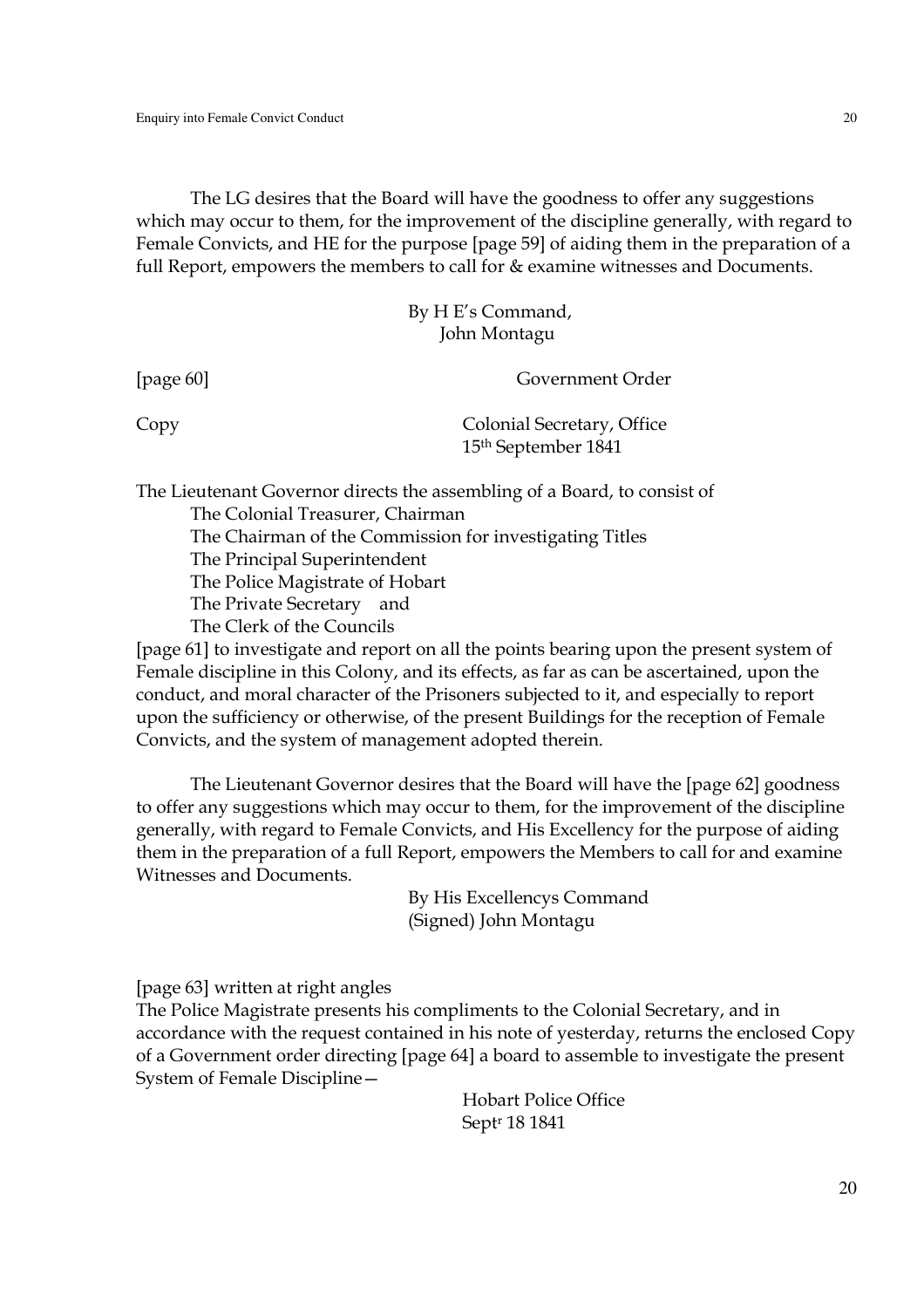The LG desires that the Board will have the goodness to offer any suggestions which may occur to them, for the improvement of the discipline generally, with regard to Female Convicts, and HE for the purpose [page 59] of aiding them in the preparation of a full Report, empowers the members to call for & examine witnesses and Documents.

By H E's Command,
John Montagu

[page 60] Government Order

Copy

Colonial Secretary, Office
15th September 1841

The Lieutenant Governor directs the assembling of a Board, to consist of

The Colonial Treasurer, Chairman
The Chairman of the Commission for investigating Titles
The Principal Superintendent
The Police Magistrate of Hobart
The Private Secretary and
The Clerk of the Councils

[page 61] to investigate and report on all the points bearing upon the present system of Female discipline in this Colony, and its effects, as far as can be ascertained, upon the conduct, and moral character of the Prisoners subjected to it, and especially to report upon the sufficiency or otherwise, of the present Buildings for the reception of Female Convicts, and the system of management adopted therein.

The Lieutenant Governor desires that the Board will have the [page 62] goodness to offer any suggestions which may occur to them, for the improvement of the discipline generally, with regard to Female Convicts, and His Excellency for the purpose of aiding them in the preparation of a full Report, empowers the Members to call for and examine Witnesses and Documents.

By His Excellencys Command
(Signed) John Montagu

[page 63] written at right angles
The Police Magistrate presents his compliments to the Colonial Secretary, and in accordance with the request contained in his note of yesterday, returns the enclosed Copy of a Government order directing [page 64] a board to assemble to investigate the present System of Female Discipline—

Hobart Police Office
Septr 18 1841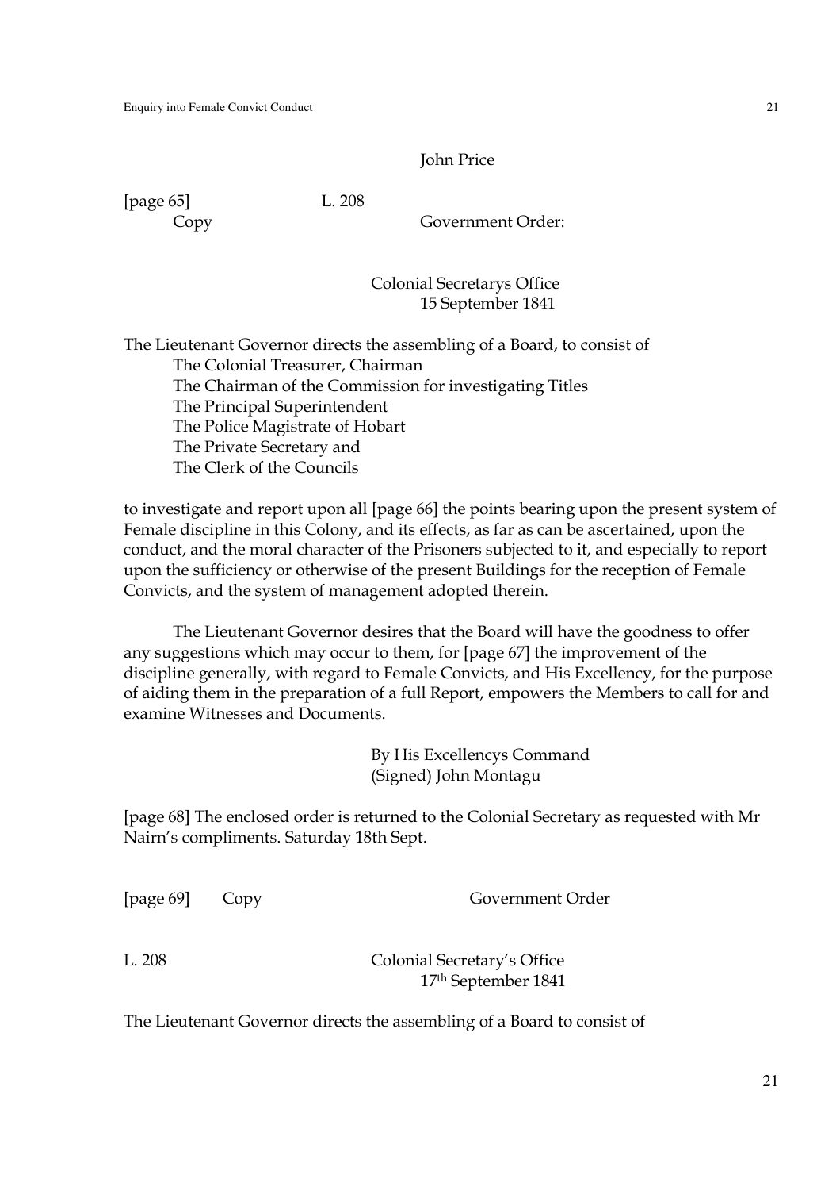John Price

[page 65] L. 208

Copy Government Order:

Colonial Secretarys Office
15 September 1841

The Lieutenant Governor directs the assembling of a Board, to consist of

The Colonial Treasurer, Chairman
The Chairman of the Commission for investigating Titles
The Principal Superintendent
The Police Magistrate of Hobart
The Private Secretary and
The Clerk of the Councils

to investigate and report upon all [page 66] the points bearing upon the present system of Female discipline in this Colony, and its effects, as far as can be ascertained, upon the conduct, and the moral character of the Prisoners subjected to it, and especially to report upon the sufficiency or otherwise of the present Buildings for the reception of Female Convicts, and the system of management adopted therein.

The Lieutenant Governor desires that the Board will have the goodness to offer any suggestions which may occur to them, for [page 67] the improvement of the discipline generally, with regard to Female Convicts, and His Excellency, for the purpose of aiding them in the preparation of a full Report, empowers the Members to call for and examine Witnesses and Documents.

By His Excellencys Command
(Signed) John Montagu

[page 68] The enclosed order is returned to the Colonial Secretary as requested with Mr Nairn's compliments. Saturday 18th Sept.

[page 69] Copy Government Order

L. 208

Colonial Secretary's Office
17th September 1841

The Lieutenant Governor directs the assembling of a Board to consist of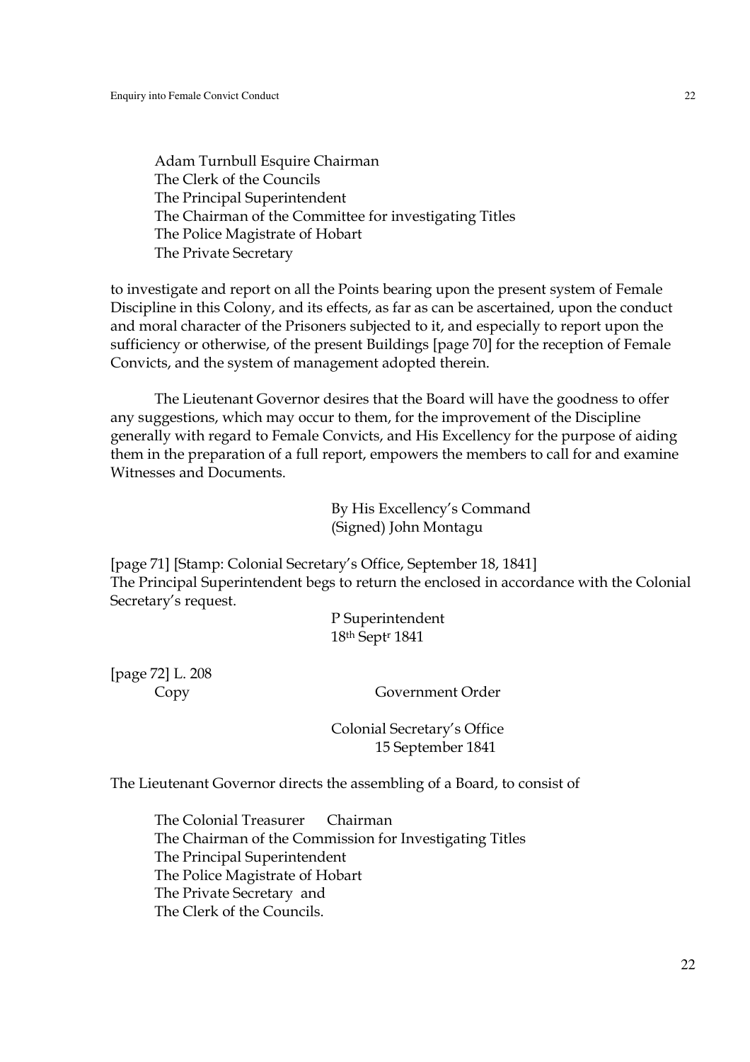Adam Turnbull Esquire Chairman
The Clerk of the Councils
The Principal Superintendent
The Chairman of the Committee for investigating Titles
The Police Magistrate of Hobart
The Private Secretary

to investigate and report on all the Points bearing upon the present system of Female Discipline in this Colony, and its effects, as far as can be ascertained, upon the conduct and moral character of the Prisoners subjected to it, and especially to report upon the sufficiency or otherwise, of the present Buildings [page 70] for the reception of Female Convicts, and the system of management adopted therein.

The Lieutenant Governor desires that the Board will have the goodness to offer any suggestions, which may occur to them, for the improvement of the Discipline generally with regard to Female Convicts, and His Excellency for the purpose of aiding them in the preparation of a full report, empowers the members to call for and examine Witnesses and Documents.

By His Excellency's Command
(Signed) John Montagu

[page 71] [Stamp: Colonial Secretary's Office, September 18, 1841]
The Principal Superintendent begs to return the enclosed in accordance with the Colonial Secretary's request.

P Superintendent
18th Septr 1841

[page 72] L. 208
Copy Government Order

Colonial Secretary's Office
15 September 1841

The Lieutenant Governor directs the assembling of a Board, to consist of

The Colonial Treasurer Chairman
The Chairman of the Commission for Investigating Titles
The Principal Superintendent
The Police Magistrate of Hobart
The Private Secretary and
The Clerk of the Councils.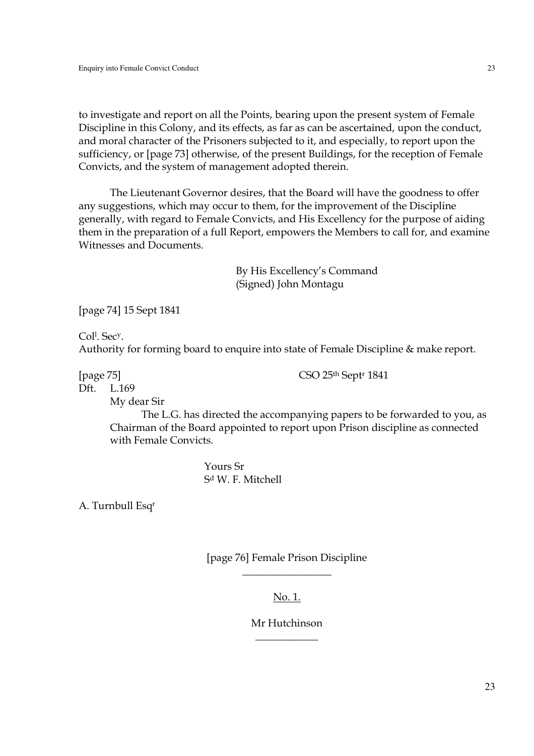to investigate and report on all the Points, bearing upon the present system of Female Discipline in this Colony, and its effects, as far as can be ascertained, upon the conduct, and moral character of the Prisoners subjected to it, and especially, to report upon the sufficiency, or [page 73] otherwise, of the present Buildings, for the reception of Female Convicts, and the system of management adopted therein.

The Lieutenant Governor desires, that the Board will have the goodness to offer any suggestions, which may occur to them, for the improvement of the Discipline generally, with regard to Female Convicts, and His Excellency for the purpose of aiding them in the preparation of a full Report, empowers the Members to call for, and examine Witnesses and Documents.

By His Excellency's Command
(Signed) John Montagu

[page 74] 15 Sept 1841

Col[l]. Sec[y].
Authority for forming board to enquire into state of Female Discipline & make report.

[page 75] CSO 25[th] Sept[r] 1841

Dft. L.169

My dear Sir

The L.G. has directed the accompanying papers to be forwarded to you, as Chairman of the Board appointed to report upon Prison discipline as connected with Female Convicts.

Yours Sr
S[d] W. F. Mitchell

A. Turnbull Esq[r]

[page 76] Female Prison Discipline

No. 1.

Mr Hutchinson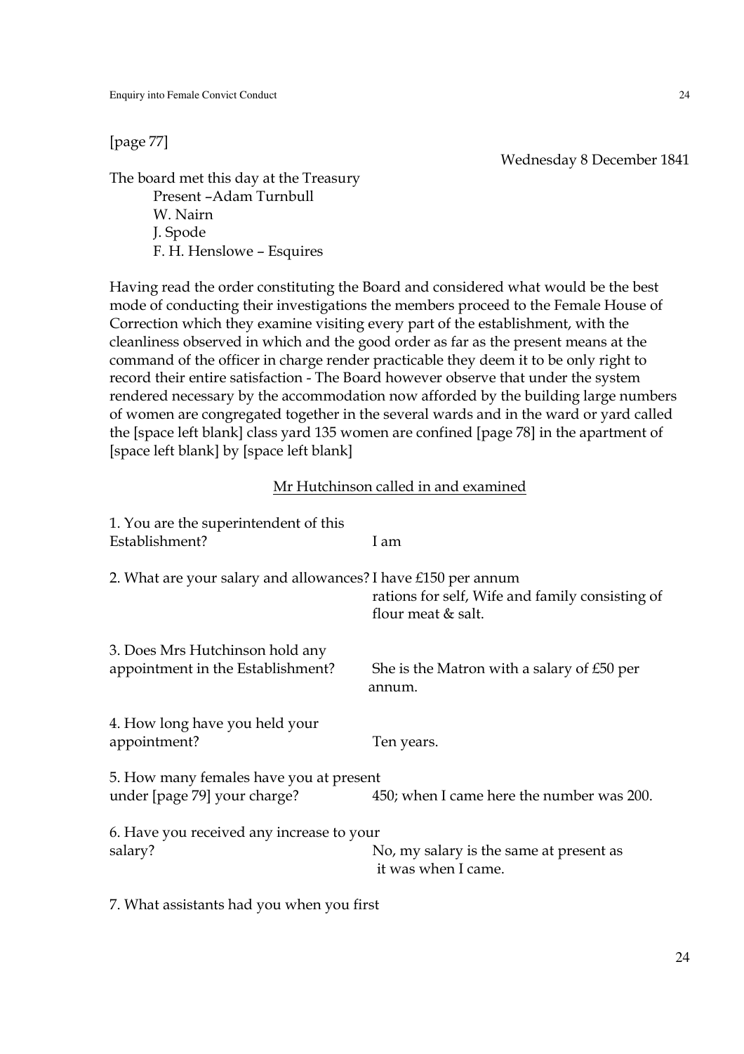[page 77]

Wednesday 8 December 1841

The board met this day at the Treasury

Present –Adam Turnbull
W. Nairn
J. Spode
F. H. Henslowe – Esquires

Having read the order constituting the Board and considered what would be the best mode of conducting their investigations the members proceed to the Female House of Correction which they examine visiting every part of the establishment, with the cleanliness observed in which and the good order as far as the present means at the command of the officer in charge render practicable they deem it to be only right to record their entire satisfaction - The Board however observe that under the system rendered necessary by the accommodation now afforded by the building large numbers of women are congregated together in the several wards and in the ward or yard called the [space left blank] class yard 135 women are confined [page 78] in the apartment of [space left blank] by [space left blank]

<u>Mr Hutchinson called in and examined</u>

1. You are the superintendent of this Establishment? — I am

2. What are your salary and allowances? — I have £150 per annum rations for self, Wife and family consisting of flour meat & salt.

3. Does Mrs Hutchinson hold any appointment in the Establishment? — She is the Matron with a salary of £50 per annum.

4. How long have you held your appointment? — Ten years.

5. How many females have you at present under [page 79] your charge? — 450; when I came here the number was 200.

6. Have you received any increase to your salary? — No, my salary is the same at present as it was when I came.

7. What assistants had you when you first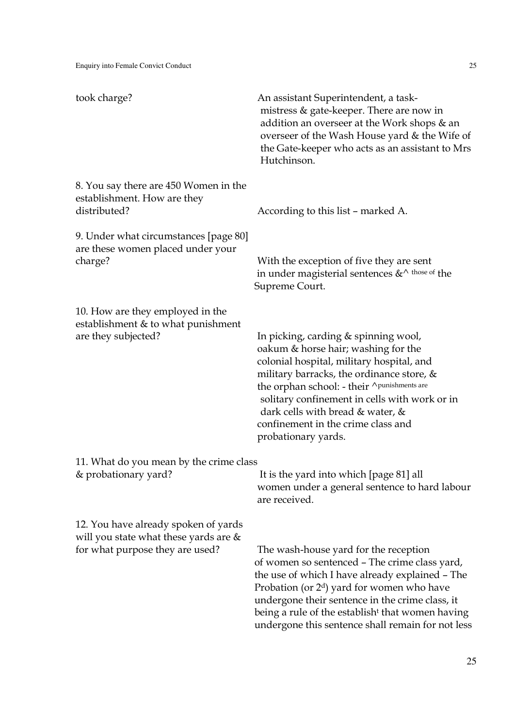| | |
|---|---|
| took charge? | An assistant Superintendent, a task-mistress & gate-keeper. There are now in addition an overseer at the Work shops & an overseer of the Wash House yard & the Wife of the Gate-keeper who acts as an assistant to Mrs Hutchinson. |
| 8. You say there are 450 Women in the establishment. How are they distributed? | According to this list – marked A. |
| 9. Under what circumstances [page 80] are these women placed under your charge? | With the exception of five they are sent in under magisterial sentences &^ those of the Supreme Court. |
| 10. How are they employed in the establishment & to what punishment are they subjected? | In picking, carding & spinning wool, oakum & horse hair; washing for the colonial hospital, military hospital, and military barracks, the ordinance store, & the orphan school: - their ^punishments are solitary confinement in cells with work or in dark cells with bread & water, & confinement in the crime class and probationary yards. |
| 11. What do you mean by the crime class & probationary yard? | It is the yard into which [page 81] all women under a general sentence to hard labour are received. |
| 12. You have already spoken of yards will you state what these yards are & for what purpose they are used? | The wash-house yard for the reception of women so sentenced – The crime class yard, the use of which I have already explained – The Probation (or 2d) yard for women who have undergone their sentence in the crime class, it being a rule of the establisht that women having undergone this sentence shall remain for not less |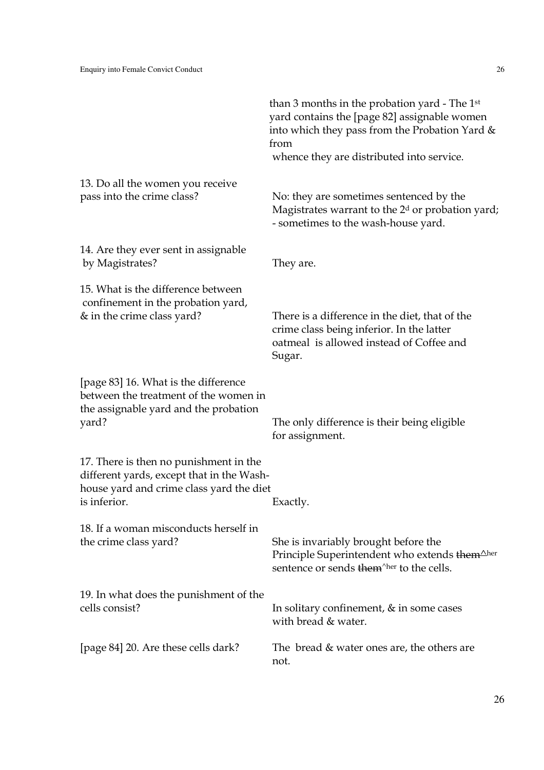|  |  |
|---|---|
|  | than 3 months in the probation yard - The 1st yard contains the [page 82] assignable women into which they pass from the Probation Yard & from whence they are distributed into service. |
| 13. Do all the women you receive pass into the crime class? | No: they are sometimes sentenced by the Magistrates warrant to the 2d or probation yard; - sometimes to the wash-house yard. |
| 14. Are they ever sent in assignable by Magistrates? | They are. |
| 15. What is the difference between confinement in the probation yard, & in the crime class yard? | There is a difference in the diet, that of the crime class being inferior. In the latter oatmeal is allowed instead of Coffee and Sugar. |
| [page 83] 16. What is the difference between the treatment of the women in the assignable yard and the probation yard? | The only difference is their being eligible for assignment. |
| 17. There is then no punishment in the different yards, except that in the Wash-house yard and crime class yard the diet is inferior. | Exactly. |
| 18. If a woman misconducts herself in the crime class yard? | She is invariably brought before the Principle Superintendent who extends ~~them~~^her sentence or sends ~~them~~^her to the cells. |
| 19. In what does the punishment of the cells consist? | In solitary confinement, & in some cases with bread & water. |
| [page 84] 20. Are these cells dark? | The bread & water ones are, the others are not. |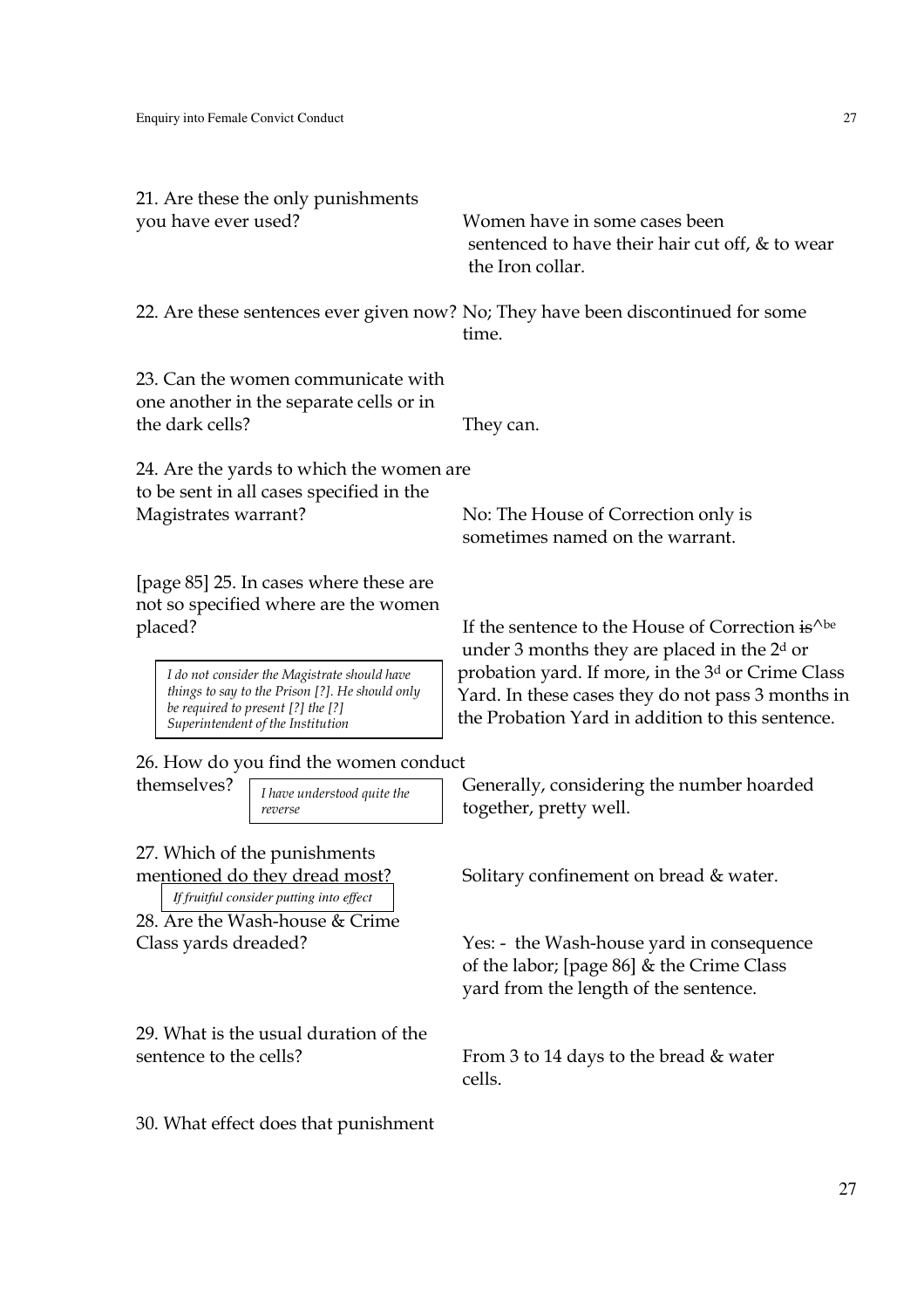21. Are these the only punishments you have ever used?

Women have in some cases been sentenced to have their hair cut off, & to wear the Iron collar.

22. Are these sentences ever given now?

No; They have been discontinued for some time.

23. Can the women communicate with one another in the separate cells or in the dark cells?

They can.

24. Are the yards to which the women are to be sent in all cases specified in the Magistrates warrant?

No: The House of Correction only is sometimes named on the warrant.

[page 85] 25. In cases where these are not so specified where are the women placed?

*I do not consider the Magistrate should have things to say to the Prison [?]. He should only be required to present [?] the [?] Superintendent of the Institution*

If the sentence to the House of Correction ~~is~~^be under 3 months they are placed in the 2d or probation yard. If more, in the 3d or Crime Class Yard. In these cases they do not pass 3 months in the Probation Yard in addition to this sentence.

26. How do you find the women conduct themselves?

*I have understood quite the reverse*

Generally, considering the number hoarded together, pretty well.

27. Which of the punishments mentioned do they dread most?

*If fruitful consider putting into effect*

Solitary confinement on bread & water.

28. Are the Wash-house & Crime Class yards dreaded?

Yes: - the Wash-house yard in consequence of the labor; [page 86] & the Crime Class yard from the length of the sentence.

29. What is the usual duration of the sentence to the cells?

From 3 to 14 days to the bread & water cells.

30. What effect does that punishment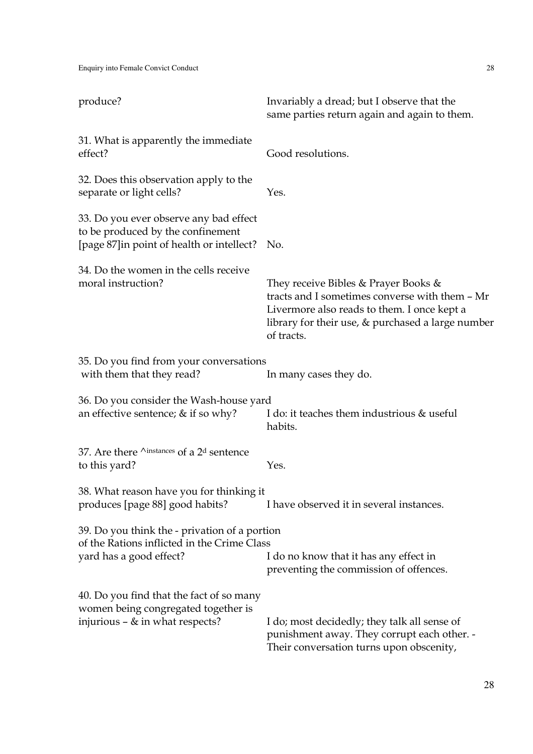| | |
|---|---|
| produce? | Invariably a dread; but I observe that the same parties return again and again to them. |
| 31. What is apparently the immediate effect? | Good resolutions. |
| 32. Does this observation apply to the separate or light cells? | Yes. |
| 33. Do you ever observe any bad effect to be produced by the confinement [page 87]in point of health or intellect? | No. |
| 34. Do the women in the cells receive moral instruction? | They receive Bibles & Prayer Books & tracts and I sometimes converse with them – Mr Livermore also reads to them. I once kept a library for their use, & purchased a large number of tracts. |
| 35. Do you find from your conversations with them that they read? | In many cases they do. |
| 36. Do you consider the Wash-house yard an effective sentence; & if so why? | I do: it teaches them industrious & useful habits. |
| 37. Are there ^instances of a 2d sentence to this yard? | Yes. |
| 38. What reason have you for thinking it produces [page 88] good habits? | I have observed it in several instances. |
| 39. Do you think the - privation of a portion of the Rations inflicted in the Crime Class yard has a good effect? | I do no know that it has any effect in preventing the commission of offences. |
| 40. Do you find that the fact of so many women being congregated together is injurious – & in what respects? | I do; most decidedly; they talk all sense of punishment away. They corrupt each other. - Their conversation turns upon obscenity, |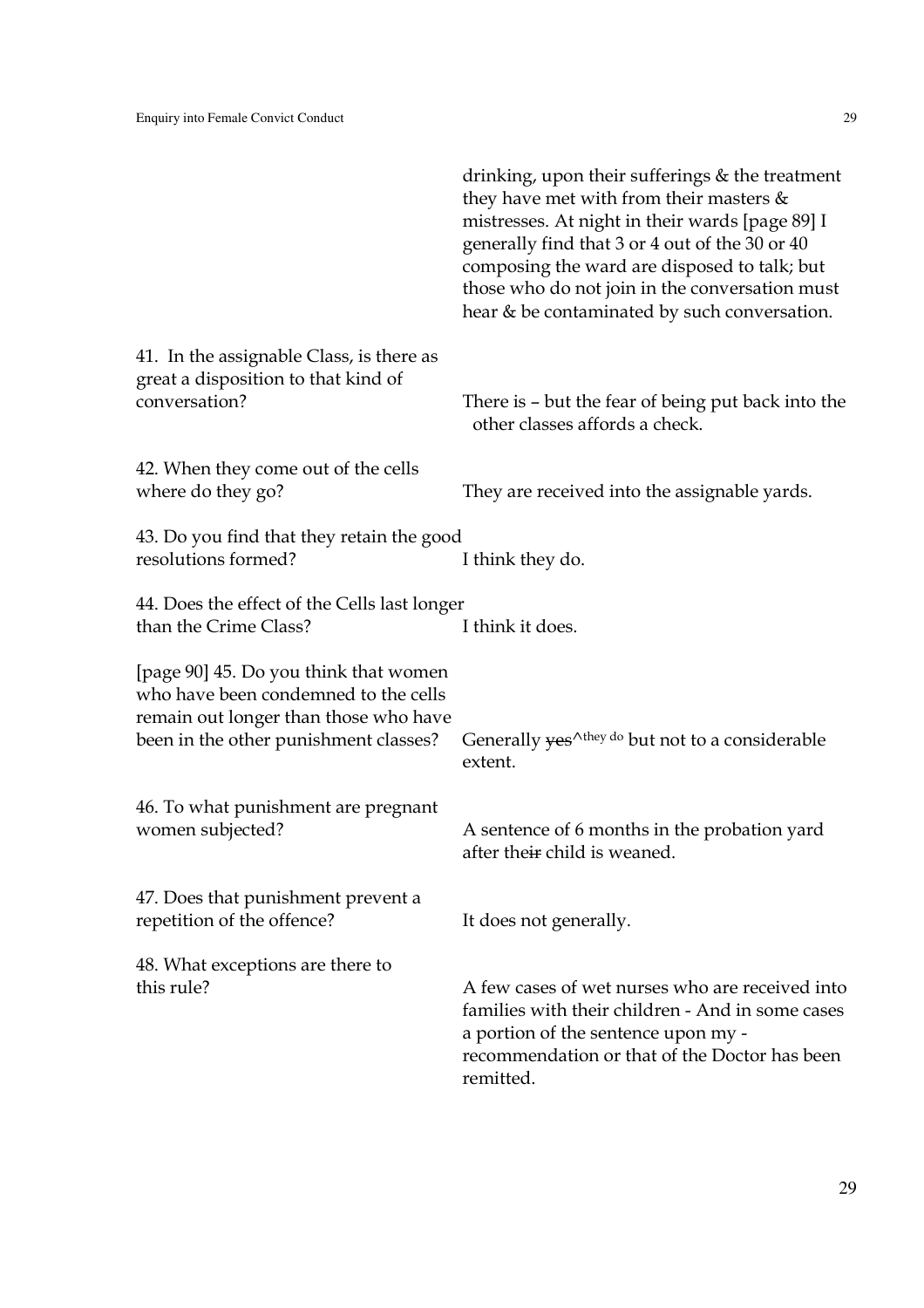drinking, upon their sufferings & the treatment they have met with from their masters & mistresses. At night in their wards [page 89] I generally find that 3 or 4 out of the 30 or 40 composing the ward are disposed to talk; but those who do not join in the conversation must hear & be contaminated by such conversation.

| | |
|---|---|
| 41. In the assignable Class, is there as great a disposition to that kind of conversation? | There is – but the fear of being put back into the other classes affords a check. |
| 42. When they come out of the cells where do they go? | They are received into the assignable yards. |
| 43. Do you find that they retain the good resolutions formed? | I think they do. |
| 44. Does the effect of the Cells last longer than the Crime Class? | I think it does. |
| [page 90] 45. Do you think that women who have been condemned to the cells remain out longer than those who have been in the other punishment classes? | Generally ~~yes~~^they do but not to a considerable extent. |
| 46. To what punishment are pregnant women subjected? | A sentence of 6 months in the probation yard after the~~ir~~ child is weaned. |
| 47. Does that punishment prevent a repetition of the offence? | It does not generally. |
| 48. What exceptions are there to this rule? | A few cases of wet nurses who are received into families with their children - And in some cases a portion of the sentence upon my - recommendation or that of the Doctor has been remitted. |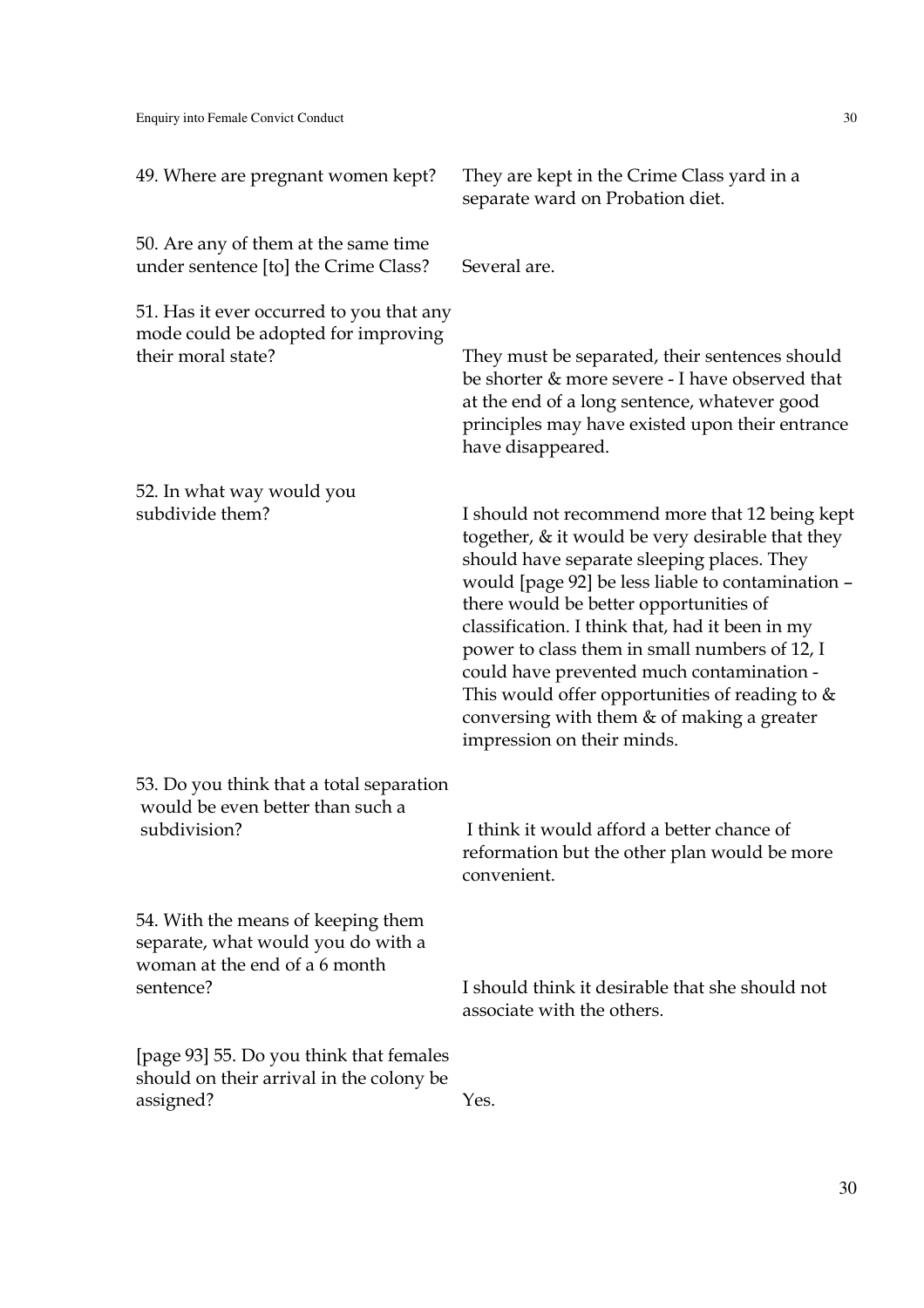| | |
|---|---|
| 49. Where are pregnant women kept? | They are kept in the Crime Class yard in a separate ward on Probation diet. |
| 50. Are any of them at the same time under sentence [to] the Crime Class? | Several are. |
| 51. Has it ever occurred to you that any mode could be adopted for improving their moral state? | They must be separated, their sentences should be shorter & more severe - I have observed that at the end of a long sentence, whatever good principles may have existed upon their entrance have disappeared. |
| 52. In what way would you subdivide them? | I should not recommend more that 12 being kept together, & it would be very desirable that they should have separate sleeping places. They would [page 92] be less liable to contamination – there would be better opportunities of classification. I think that, had it been in my power to class them in small numbers of 12, I could have prevented much contamination - This would offer opportunities of reading to & conversing with them & of making a greater impression on their minds. |
| 53. Do you think that a total separation would be even better than such a subdivision? | I think it would afford a better chance of reformation but the other plan would be more convenient. |
| 54. With the means of keeping them separate, what would you do with a woman at the end of a 6 month sentence? | I should think it desirable that she should not associate with the others. |
| [page 93] 55. Do you think that females should on their arrival in the colony be assigned? | Yes. |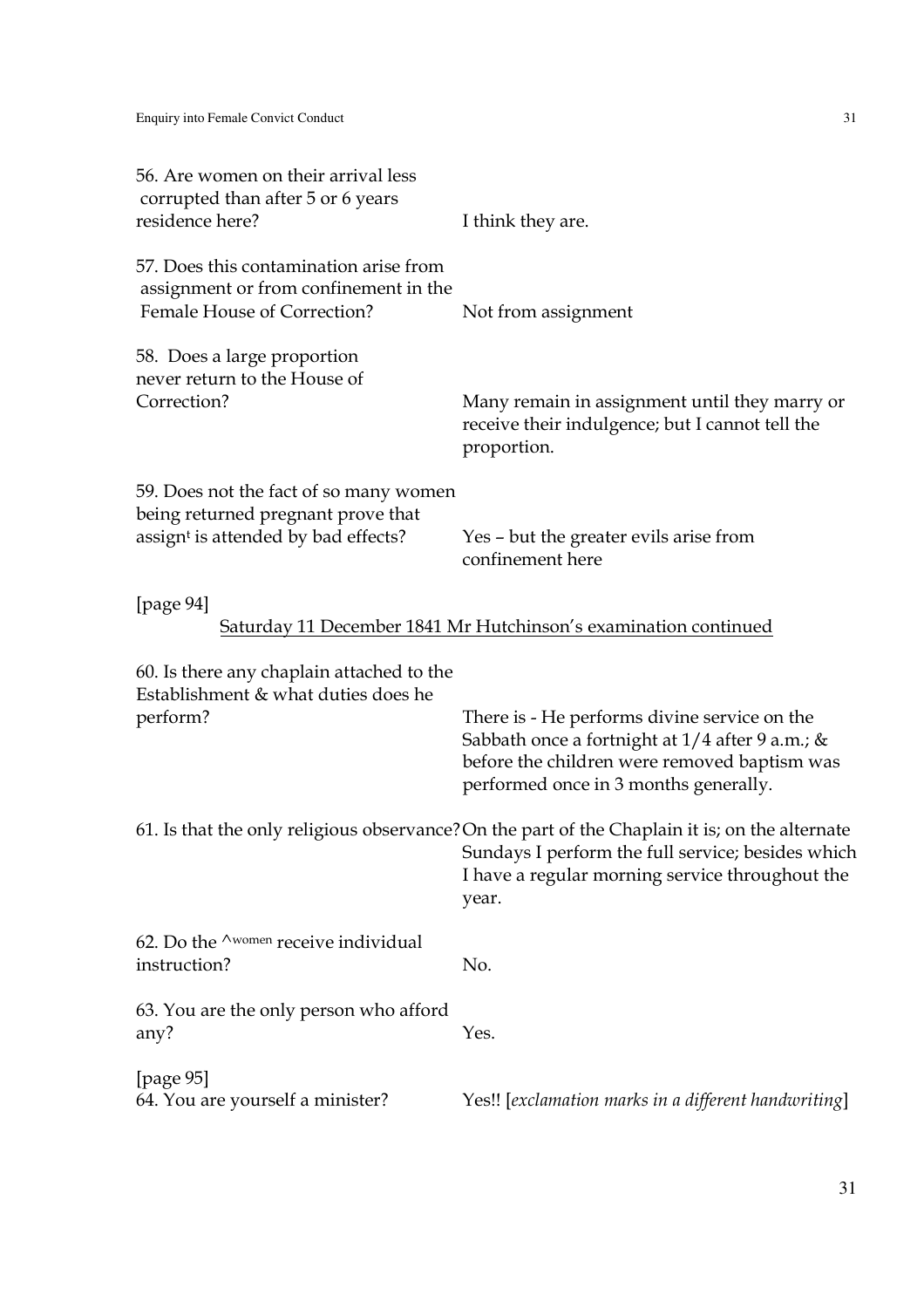56. Are women on their arrival less corrupted than after 5 or 6 years residence here? — I think they are.

57. Does this contamination arise from assignment or from confinement in the Female House of Correction? — Not from assignment

58. Does a large proportion never return to the House of Correction? — Many remain in assignment until they marry or receive their indulgence; but I cannot tell the proportion.

59. Does not the fact of so many women being returned pregnant prove that assign[t] is attended by bad effects? — Yes – but the greater evils arise from confinement here

[page 94]

Saturday 11 December 1841 Mr Hutchinson's examination continued

60. Is there any chaplain attached to the Establishment & what duties does he perform? — There is - He performs divine service on the Sabbath once a fortnight at 1/4 after 9 a.m.; & before the children were removed baptism was performed once in 3 months generally.

61. Is that the only religious observance? — On the part of the Chaplain it is; on the alternate Sundays I perform the full service; besides which I have a regular morning service throughout the year.

62. Do the ^women receive individual instruction? — No.

63. You are the only person who afford any? — Yes.

[page 95]

64. You are yourself a minister? — Yes!! [*exclamation marks in a different handwriting*]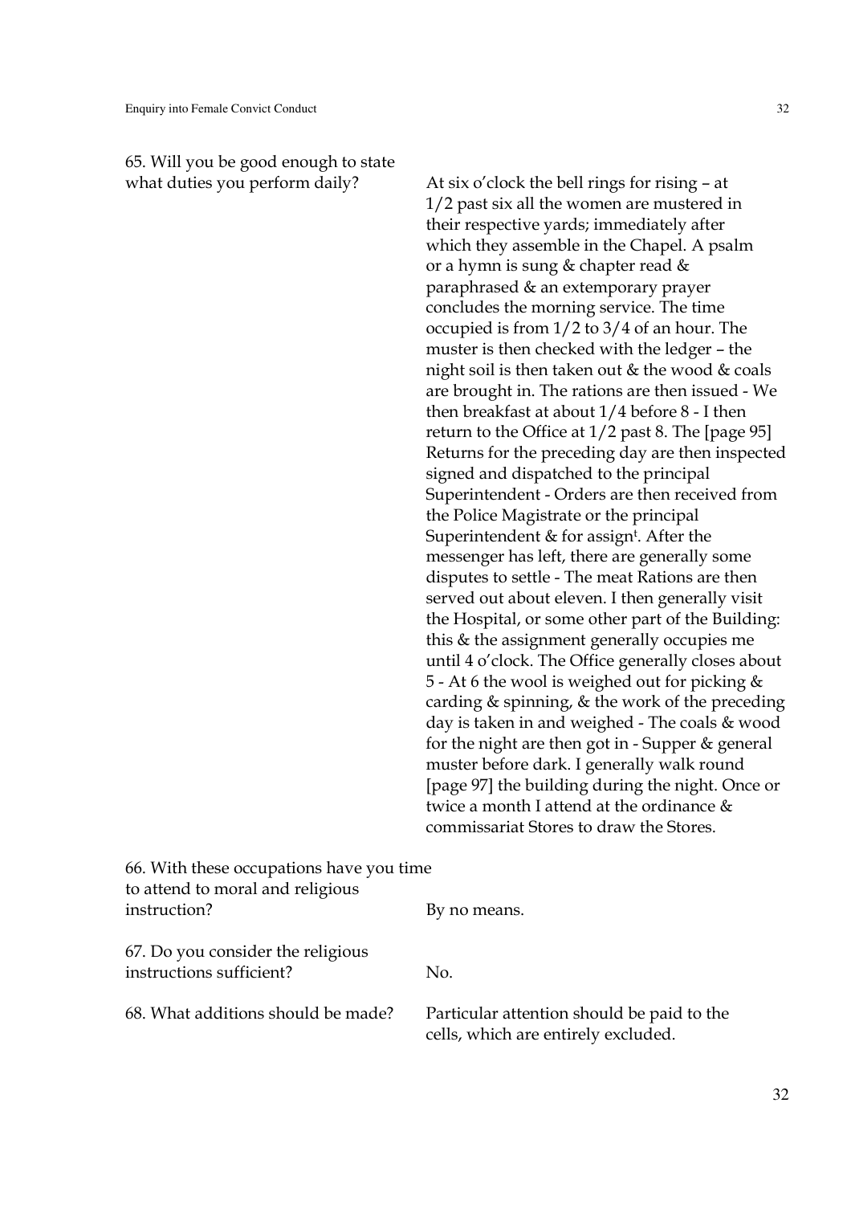65. Will you be good enough to state what duties you perform daily?

At six o'clock the bell rings for rising – at 1/2 past six all the women are mustered in their respective yards; immediately after which they assemble in the Chapel. A psalm or a hymn is sung & chapter read & paraphrased & an extemporary prayer concludes the morning service. The time occupied is from 1/2 to 3/4 of an hour. The muster is then checked with the ledger – the night soil is then taken out & the wood & coals are brought in. The rations are then issued - We then breakfast at about 1/4 before 8 - I then return to the Office at 1/2 past 8. The [page 95] Returns for the preceding day are then inspected signed and dispatched to the principal Superintendent - Orders are then received from the Police Magistrate or the principal Superintendent & for assign[t]. After the messenger has left, there are generally some disputes to settle - The meat Rations are then served out about eleven. I then generally visit the Hospital, or some other part of the Building: this & the assignment generally occupies me until 4 o'clock. The Office generally closes about 5 - At 6 the wool is weighed out for picking & carding & spinning, & the work of the preceding day is taken in and weighed - The coals & wood for the night are then got in - Supper & general muster before dark. I generally walk round [page 97] the building during the night. Once or twice a month I attend at the ordinance & commissariat Stores to draw the Stores.

66. With these occupations have you time to attend to moral and religious instruction?

By no means.

67. Do you consider the religious instructions sufficient?

No.

68. What additions should be made?

Particular attention should be paid to the cells, which are entirely excluded.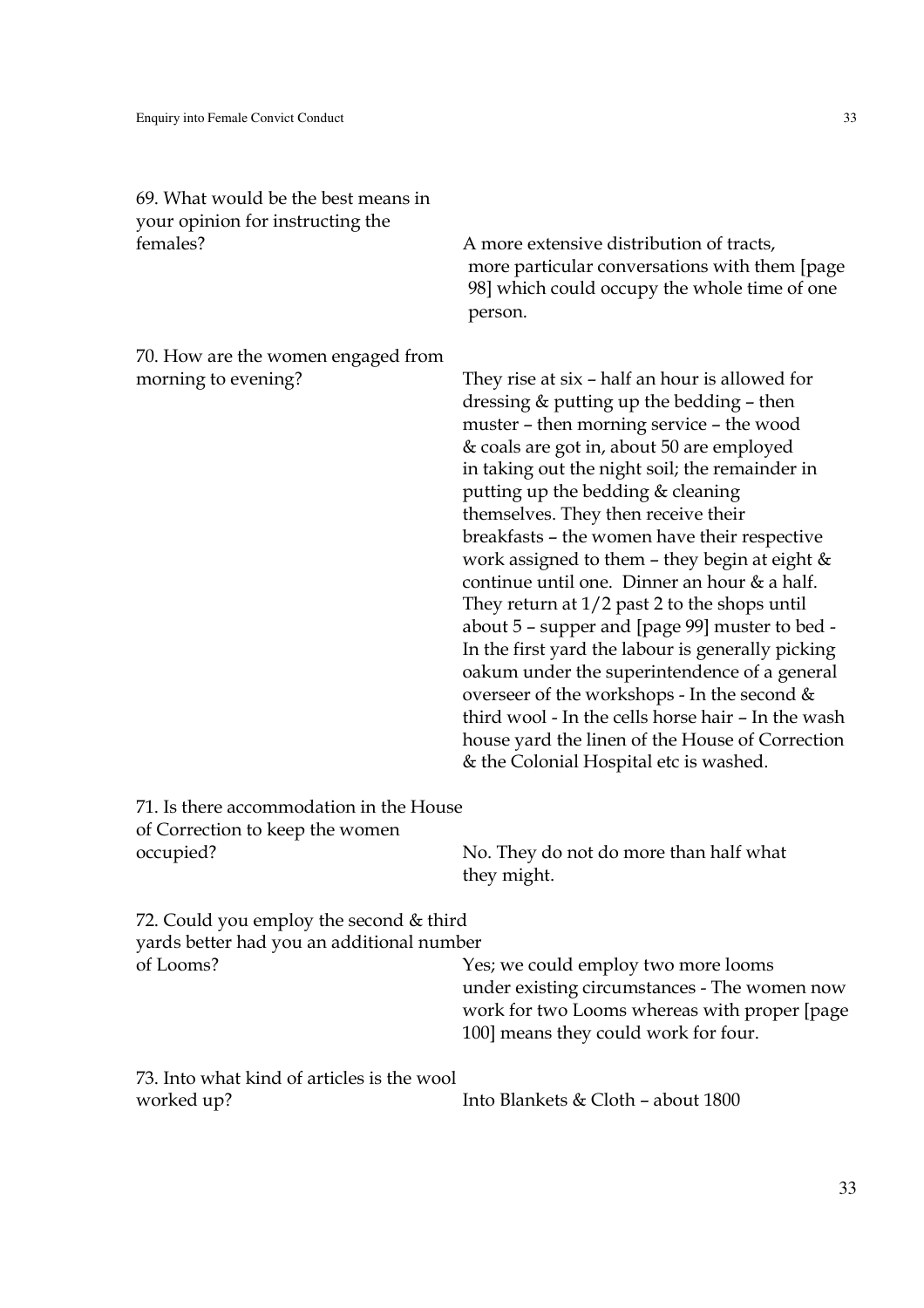69. What would be the best means in your opinion for instructing the females?

A more extensive distribution of tracts, more particular conversations with them [page 98] which could occupy the whole time of one person.

70. How are the women engaged from morning to evening?

They rise at six – half an hour is allowed for dressing & putting up the bedding – then muster – then morning service – the wood & coals are got in, about 50 are employed in taking out the night soil; the remainder in putting up the bedding & cleaning themselves. They then receive their breakfasts – the women have their respective work assigned to them – they begin at eight & continue until one. Dinner an hour & a half. They return at 1/2 past 2 to the shops until about 5 – supper and [page 99] muster to bed - In the first yard the labour is generally picking oakum under the superintendence of a general overseer of the workshops - In the second & third wool - In the cells horse hair – In the wash house yard the linen of the House of Correction & the Colonial Hospital etc is washed.

71. Is there accommodation in the House of Correction to keep the women occupied?

No. They do not do more than half what they might.

72. Could you employ the second & third yards better had you an additional number of Looms?

Yes; we could employ two more looms under existing circumstances - The women now work for two Looms whereas with proper [page 100] means they could work for four.

73. Into what kind of articles is the wool worked up?

Into Blankets & Cloth – about 1800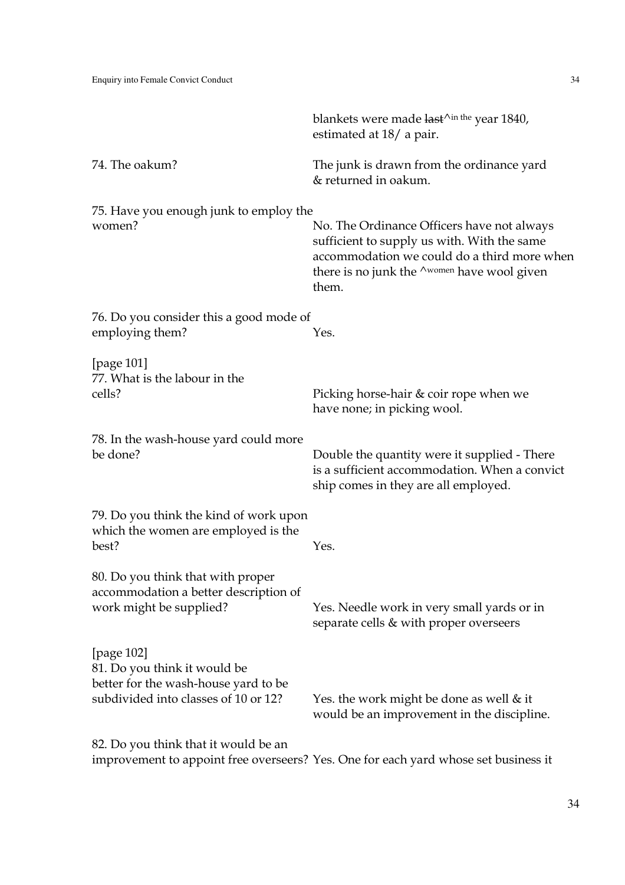| | |
|---|---|
| | blankets were made ~~last~~^in the year 1840, estimated at 18/ a pair. |
| 74. The oakum? | The junk is drawn from the ordinance yard & returned in oakum. |
| 75. Have you enough junk to employ the women? | No. The Ordinance Officers have not always sufficient to supply us with. With the same accommodation we could do a third more when there is no junk the ^women have wool given them. |
| 76. Do you consider this a good mode of employing them? | Yes. |
| [page 101] 77. What is the labour in the cells? | Picking horse-hair & coir rope when we have none; in picking wool. |
| 78. In the wash-house yard could more be done? | Double the quantity were it supplied - There is a sufficient accommodation. When a convict ship comes in they are all employed. |
| 79. Do you think the kind of work upon which the women are employed is the best? | Yes. |
| 80. Do you think that with proper accommodation a better description of work might be supplied? | Yes. Needle work in very small yards or in separate cells & with proper overseers |
| [page 102] 81. Do you think it would be better for the wash-house yard to be subdivided into classes of 10 or 12? | Yes. the work might be done as well & it would be an improvement in the discipline. |
| 82. Do you think that it would be an improvement to appoint free overseers? | Yes. One for each yard whose set business it |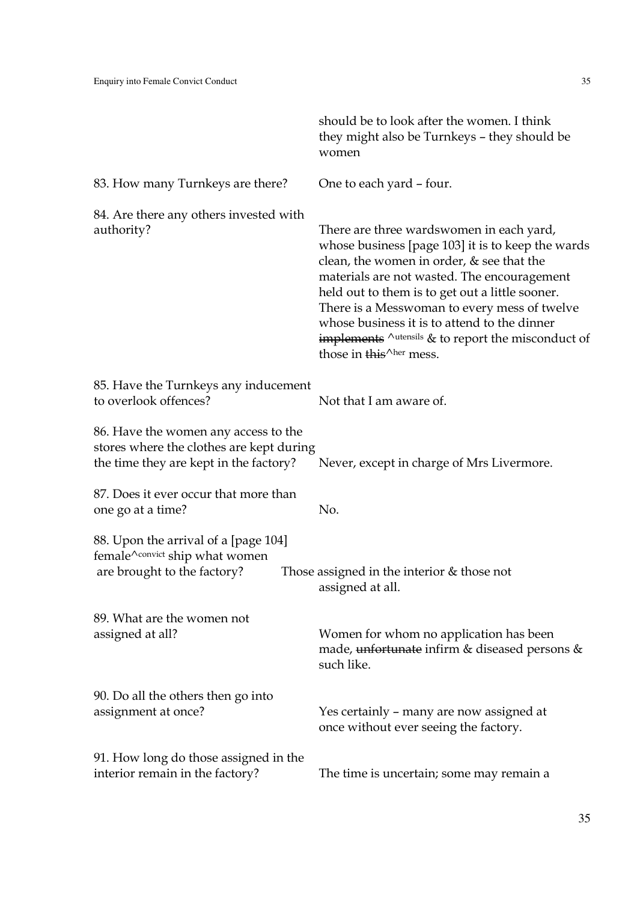|   |   |
|---|---|
|   | should be to look after the women. I think they might also be Turnkeys – they should be women |
| 83. How many Turnkeys are there? | One to each yard – four. |
| 84. Are there any others invested with authority? | There are three wardswomen in each yard, whose business [page 103] it is to keep the wards clean, the women in order, & see that the materials are not wasted. The encouragement held out to them is to get out a little sooner. There is a Messwoman to every mess of twelve whose business it is to attend to the dinner ~~implements~~ ^utensils & to report the misconduct of those in ~~this~~^her mess. |
| 85. Have the Turnkeys any inducement to overlook offences? | Not that I am aware of. |
| 86. Have the women any access to the stores where the clothes are kept during the time they are kept in the factory? | Never, except in charge of Mrs Livermore. |
| 87. Does it ever occur that more than one go at a time? | No. |
| 88. Upon the arrival of a [page 104] female^convict ship what women are brought to the factory? | Those assigned in the interior & those not assigned at all. |
| 89. What are the women not assigned at all? | Women for whom no application has been made, ~~unfortunate~~ infirm & diseased persons & such like. |
| 90. Do all the others then go into assignment at once? | Yes certainly – many are now assigned at once without ever seeing the factory. |
| 91. How long do those assigned in the interior remain in the factory? | The time is uncertain; some may remain a |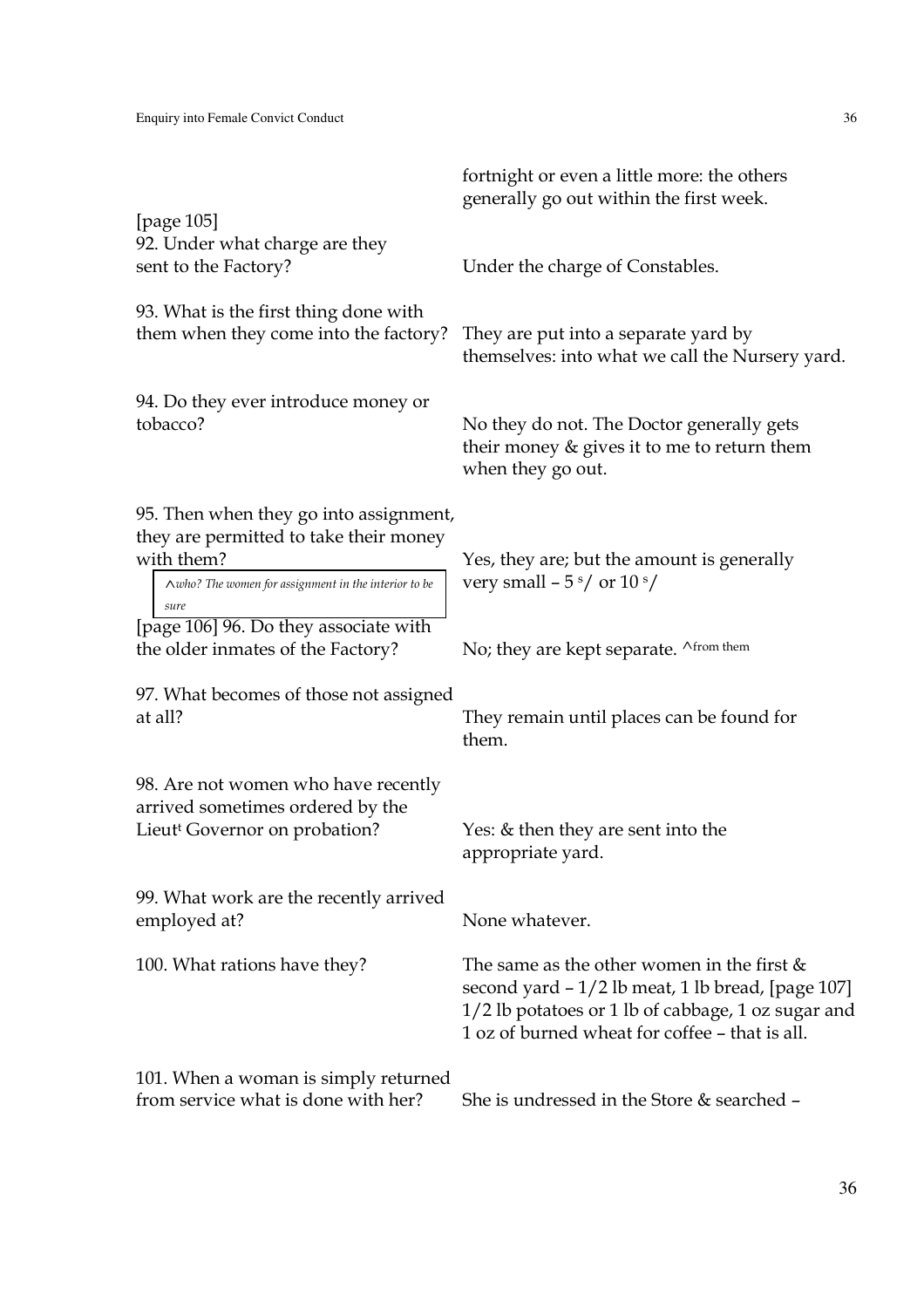fortnight or even a little more: the others generally go out within the first week.

[page 105]

92. Under what charge are they sent to the Factory? — Under the charge of Constables.

93. What is the first thing done with them when they come into the factory? — They are put into a separate yard by themselves: into what we call the Nursery yard.

94. Do they ever introduce money or tobacco? — No they do not. The Doctor generally gets their money & gives it to me to return them when they go out.

95. Then when they go into assignment, they are permitted to take their money with them? — Yes, they are; but the amount is generally very small – 5 s/ or 10 s/

^*who? The women for assignment in the interior to be sure*

[page 106] 96. Do they associate with the older inmates of the Factory? — No; they are kept separate. ^from them

97. What becomes of those not assigned at all? — They remain until places can be found for them.

98. Are not women who have recently arrived sometimes ordered by the Lieut Governor on probation? — Yes: & then they are sent into the appropriate yard.

99. What work are the recently arrived employed at? — None whatever.

100. What rations have they? — The same as the other women in the first & second yard – 1/2 lb meat, 1 lb bread, [page 107] 1/2 lb potatoes or 1 lb of cabbage, 1 oz sugar and 1 oz of burned wheat for coffee – that is all.

101. When a woman is simply returned from service what is done with her? — She is undressed in the Store & searched –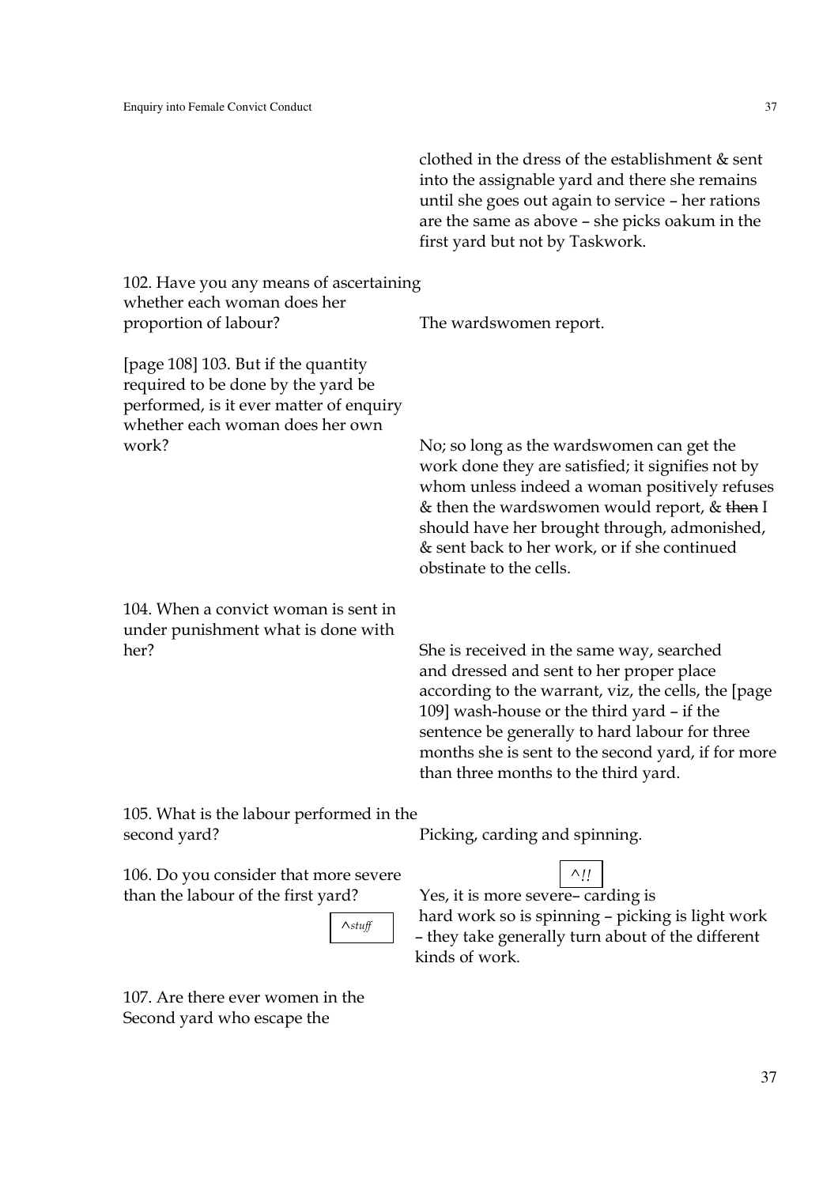clothed in the dress of the establishment & sent into the assignable yard and there she remains until she goes out again to service – her rations are the same as above – she picks oakum in the first yard but not by Taskwork.

| | |
|---|---|
| 102. Have you any means of ascertaining whether each woman does her proportion of labour? | The wardswomen report. |
| [page 108] 103. But if the quantity required to be done by the yard be performed, is it ever matter of enquiry whether each woman does her own work? | No; so long as the wardswomen can get the work done they are satisfied; it signifies not by whom unless indeed a woman positively refuses & then the wardswomen would report, & ~~then~~ I should have her brought through, admonished, & sent back to her work, or if she continued obstinate to the cells. |
| 104. When a convict woman is sent in under punishment what is done with her? | She is received in the same way, searched and dressed and sent to her proper place according to the warrant, viz, the cells, the [page 109] wash-house or the third yard – if the sentence be generally to hard labour for three months she is sent to the second yard, if for more than three months to the third yard. |
| 105. What is the labour performed in the second yard? | Picking, carding and spinning. |
| 106. Do you consider that more severe than the labour of the first yard? ^*stuff* | Yes, it is more severe ^*!!* – carding is hard work so is spinning – picking is light work – they take generally turn about of the different kinds of work. |
| 107. Are there ever women in the Second yard who escape the | |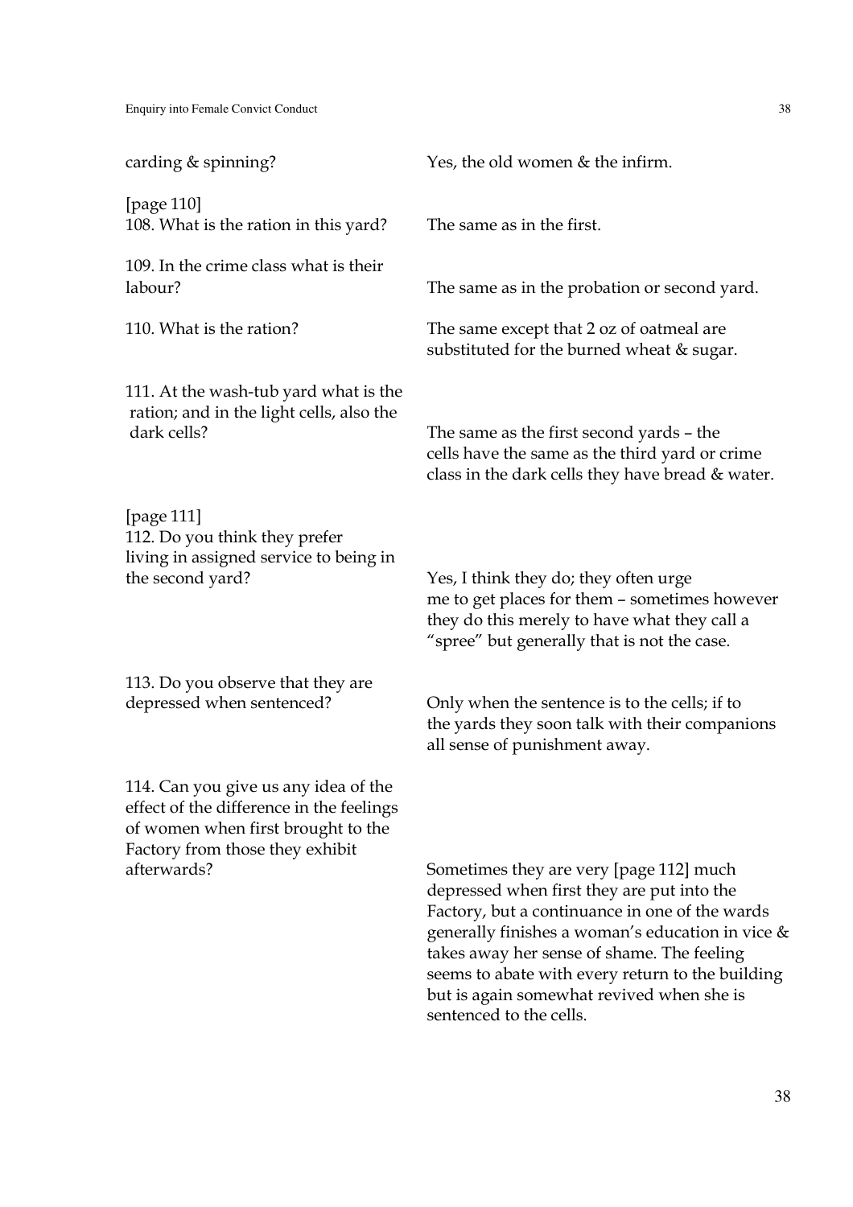| | |
|---|---|
| carding & spinning? | Yes, the old women & the infirm. |
| [page 110] 108. What is the ration in this yard? | The same as in the first. |
| 109. In the crime class what is their labour? | The same as in the probation or second yard. |
| 110. What is the ration? | The same except that 2 oz of oatmeal are substituted for the burned wheat & sugar. |
| 111. At the wash-tub yard what is the ration; and in the light cells, also the dark cells? | The same as the first second yards – the cells have the same as the third yard or crime class in the dark cells they have bread & water. |
| [page 111] 112. Do you think they prefer living in assigned service to being in the second yard? | Yes, I think they do; they often urge me to get places for them – sometimes however they do this merely to have what they call a "spree" but generally that is not the case. |
| 113. Do you observe that they are depressed when sentenced? | Only when the sentence is to the cells; if to the yards they soon talk with their companions all sense of punishment away. |
| 114. Can you give us any idea of the effect of the difference in the feelings of women when first brought to the Factory from those they exhibit afterwards? | Sometimes they are very [page 112] much depressed when first they are put into the Factory, but a continuance in one of the wards generally finishes a woman's education in vice & takes away her sense of shame. The feeling seems to abate with every return to the building but is again somewhat revived when she is sentenced to the cells. |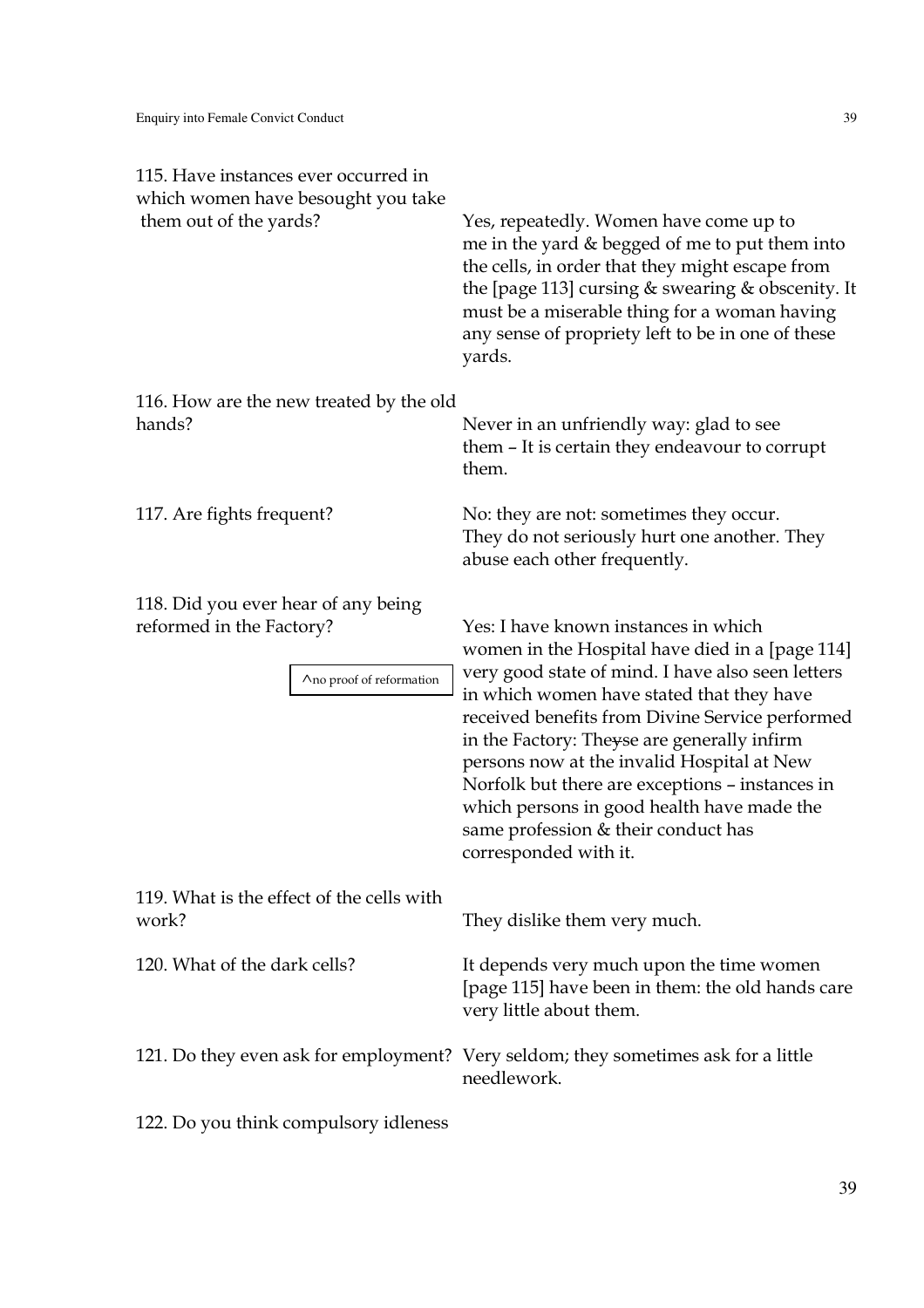| | |
|---|---|
| 115. Have instances ever occurred in which women have besought you take them out of the yards? | Yes, repeatedly. Women have come up to me in the yard & begged of me to put them into the cells, in order that they might escape from the [page 113] cursing & swearing & obscenity. It must be a miserable thing for a woman having any sense of propriety left to be in one of these yards. |
| 116. How are the new treated by the old hands? | Never in an unfriendly way: glad to see them – It is certain they endeavour to corrupt them. |
| 117. Are fights frequent? | No: they are not: sometimes they occur. They do not seriously hurt one another. They abuse each other frequently. |
| 118. Did you ever hear of any being reformed in the Factory? ^no proof of reformation | Yes: I have known instances in which women in the Hospital have died in a [page 114] very good state of mind. I have also seen letters in which women have stated that they have received benefits from Divine Service performed in the Factory: The~~y~~se are generally infirm persons now at the invalid Hospital at New Norfolk but there are exceptions – instances in which persons in good health have made the same profession & their conduct has corresponded with it. |
| 119. What is the effect of the cells with work? | They dislike them very much. |
| 120. What of the dark cells? | It depends very much upon the time women [page 115] have been in them: the old hands care very little about them. |
| 121. Do they even ask for employment? | Very seldom; they sometimes ask for a little needlework. |
| 122. Do you think compulsory idleness | |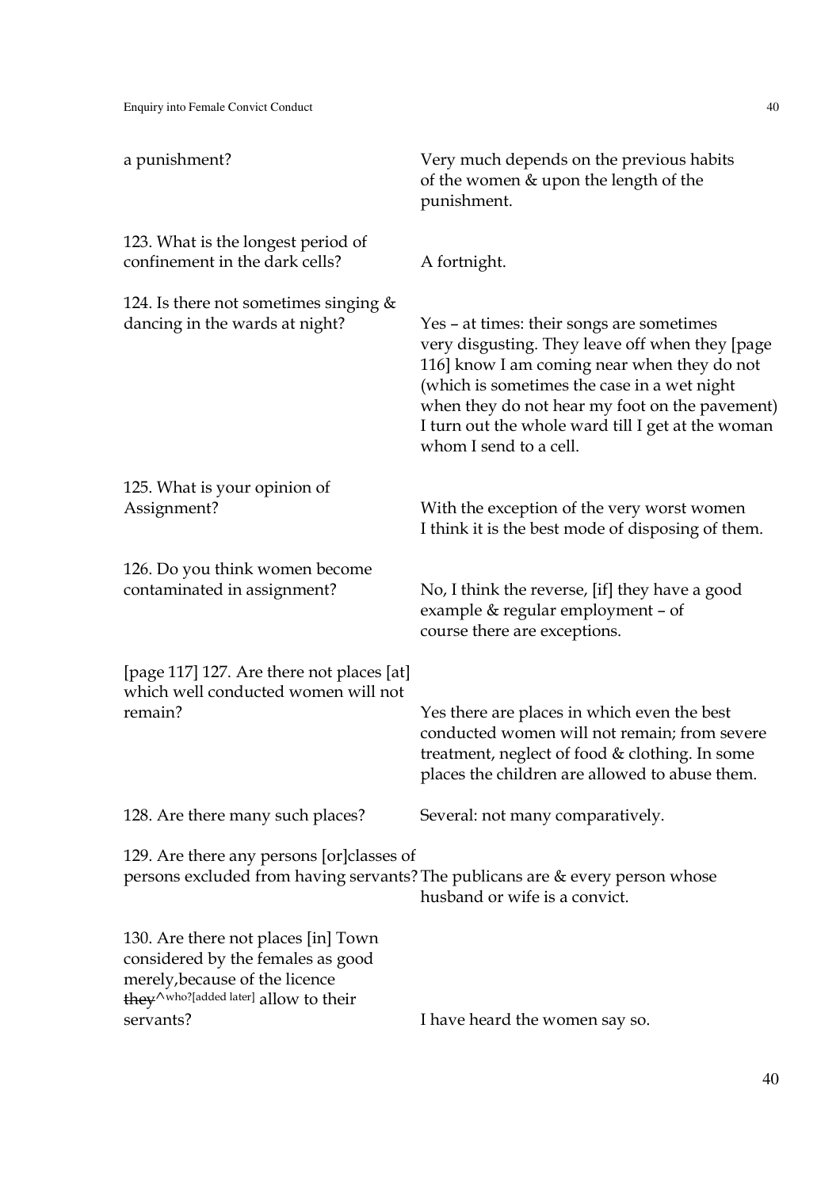| | |
|---|---|
| a punishment? | Very much depends on the previous habits of the women & upon the length of the punishment. |
| 123. What is the longest period of confinement in the dark cells? | A fortnight. |
| 124. Is there not sometimes singing & dancing in the wards at night? | Yes – at times: their songs are sometimes very disgusting. They leave off when they [page 116] know I am coming near when they do not (which is sometimes the case in a wet night when they do not hear my foot on the pavement) I turn out the whole ward till I get at the woman whom I send to a cell. |
| 125. What is your opinion of Assignment? | With the exception of the very worst women I think it is the best mode of disposing of them. |
| 126. Do you think women become contaminated in assignment? | No, I think the reverse, [if] they have a good example & regular employment – of course there are exceptions. |
| [page 117] 127. Are there not places [at] which well conducted women will not remain? | Yes there are places in which even the best conducted women will not remain; from severe treatment, neglect of food & clothing. In some places the children are allowed to abuse them. |
| 128. Are there many such places? | Several: not many comparatively. |
| 129. Are there any persons [or]classes of persons excluded from having servants? | The publicans are & every person whose husband or wife is a convict. |
| 130. Are there not places [in] Town considered by the females as good merely,because of the licence ~~they~~^who?[added later] allow to their servants? | I have heard the women say so. |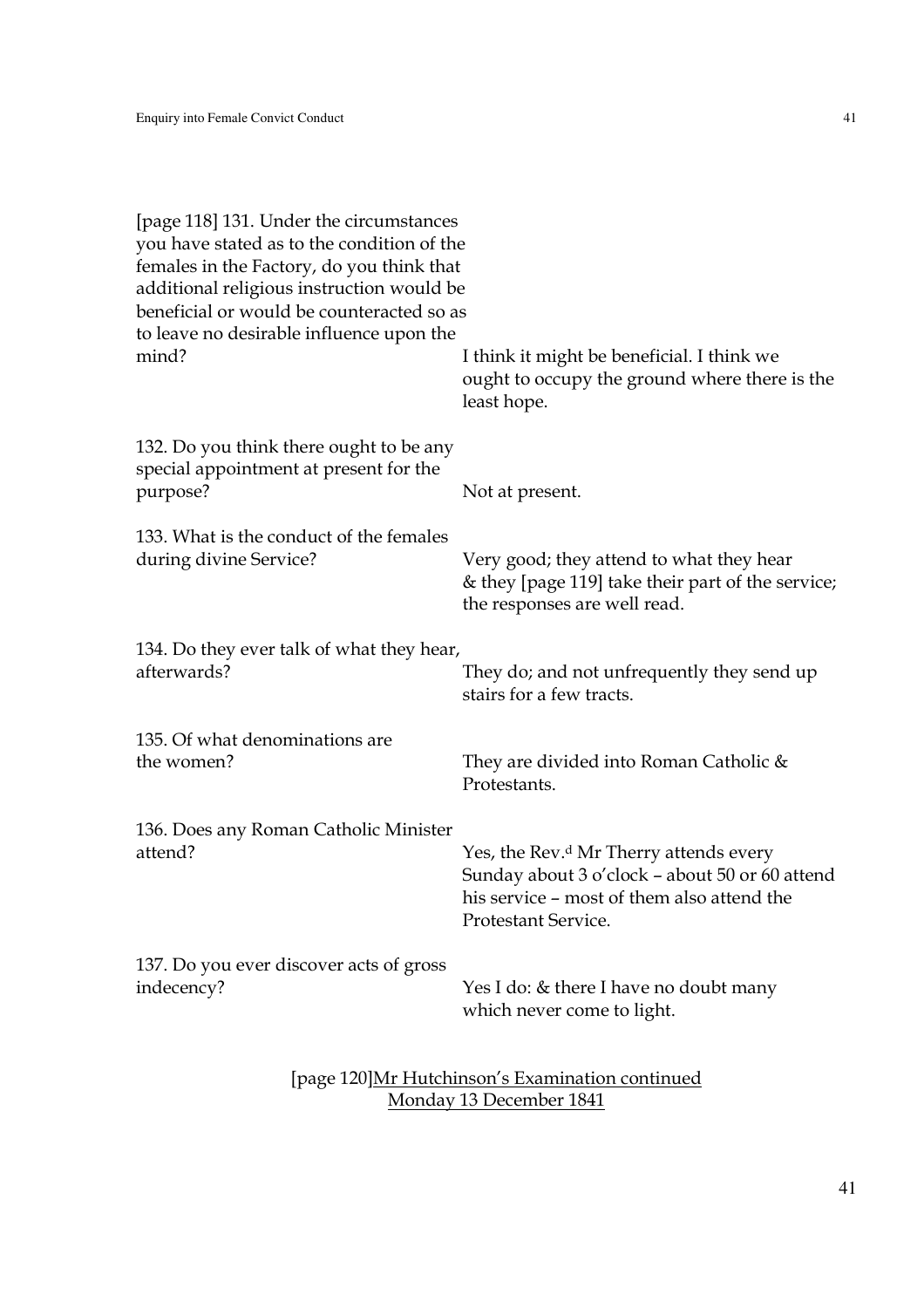| | |
|---|---|
| [page 118] 131. Under the circumstances you have stated as to the condition of the females in the Factory, do you think that additional religious instruction would be beneficial or would be counteracted so as to leave no desirable influence upon the mind? | I think it might be beneficial. I think we ought to occupy the ground where there is the least hope. |
| 132. Do you think there ought to be any special appointment at present for the purpose? | Not at present. |
| 133. What is the conduct of the females during divine Service? | Very good; they attend to what they hear & they [page 119] take their part of the service; the responses are well read. |
| 134. Do they ever talk of what they hear, afterwards? | They do; and not unfrequently they send up stairs for a few tracts. |
| 135. Of what denominations are the women? | They are divided into Roman Catholic & Protestants. |
| 136. Does any Roman Catholic Minister attend? | Yes, the Rev.[d] Mr Therry attends every Sunday about 3 o'clock – about 50 or 60 attend his service – most of them also attend the Protestant Service. |
| 137. Do you ever discover acts of gross indecency? | Yes I do: & there I have no doubt many which never come to light. |

[page 120]<u>Mr Hutchinson's Examination continued</u>
<u>Monday 13 December 1841</u>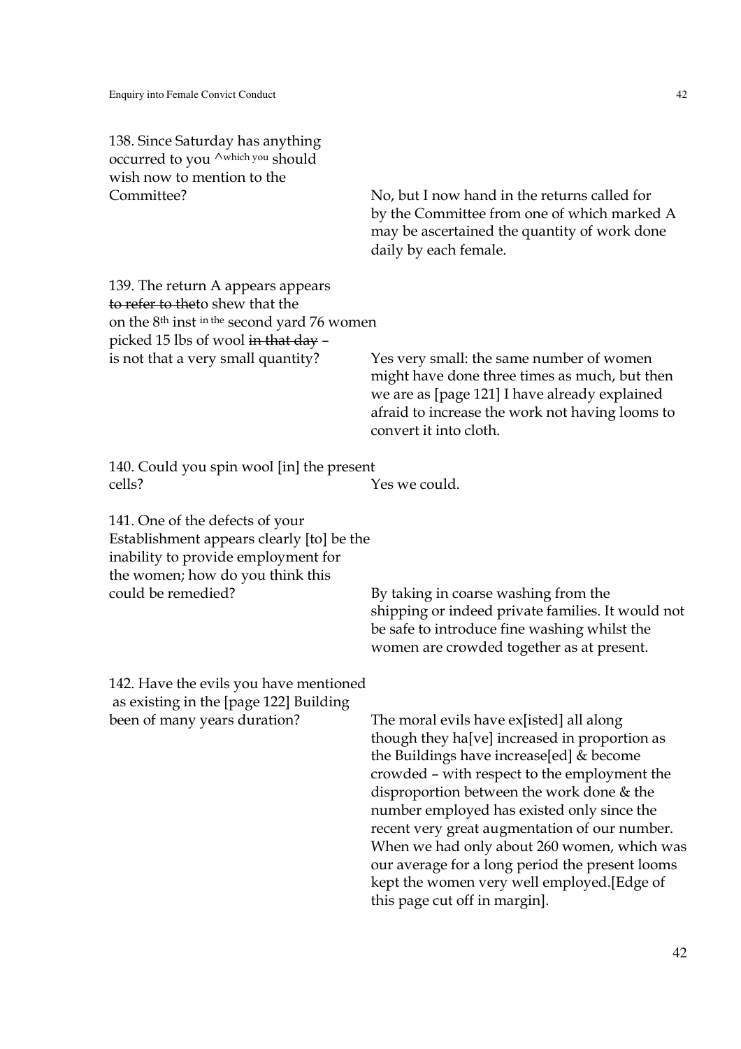138. Since Saturday has anything occurred to you ^which you should wish now to mention to the Committee?

No, but I now hand in the returns called for by the Committee from one of which marked A may be ascertained the quantity of work done daily by each female.

139. The return A appears appears ~~to refer to the~~to shew that the on the 8th inst in the second yard 76 women picked 15 lbs of wool ~~in that day~~ – is not that a very small quantity?

Yes very small: the same number of women might have done three times as much, but then we are as [page 121] I have already explained afraid to increase the work not having looms to convert it into cloth.

140. Could you spin wool [in] the present cells?

Yes we could.

141. One of the defects of your Establishment appears clearly [to] be the inability to provide employment for the women; how do you think this could be remedied?

By taking in coarse washing from the shipping or indeed private families. It would not be safe to introduce fine washing whilst the women are crowded together as at present.

142. Have the evils you have mentioned as existing in the [page 122] Building been of many years duration?

The moral evils have ex[isted] all along though they ha[ve] increased in proportion as the Buildings have increase[ed] & become crowded – with respect to the employment the disproportion between the work done & the number employed has existed only since the recent very great augmentation of our number. When we had only about 260 women, which was our average for a long period the present looms kept the women very well employed.[Edge of this page cut off in margin].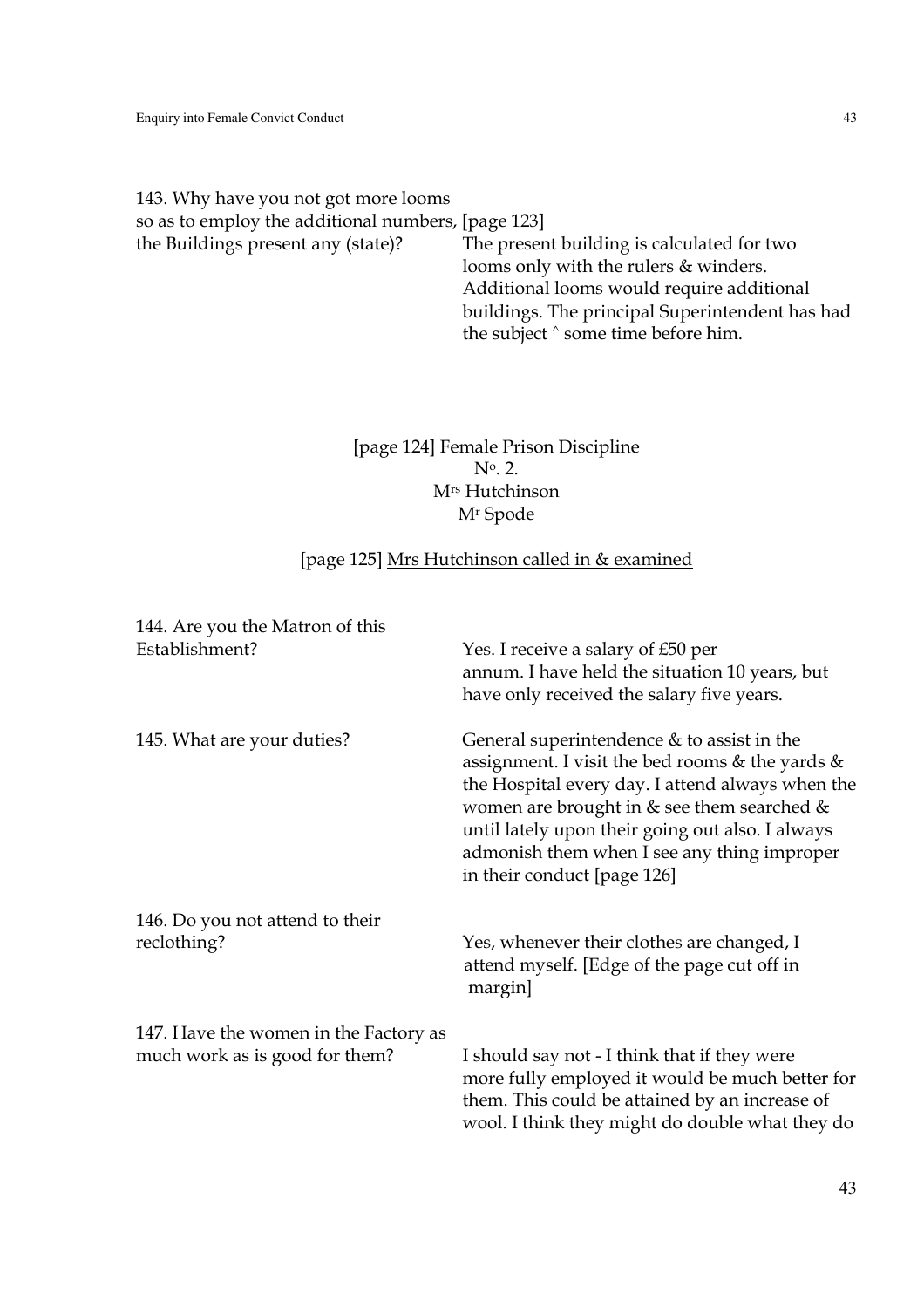143. Why have you not got more looms so as to employ the additional numbers, [page 123] the Buildings present any (state)?

The present building is calculated for two looms only with the rulers & winders. Additional looms would require additional buildings. The principal Superintendent has had the subject ^ some time before him.

[page 124] Female Prison Discipline
No. 2.
Mrs Hutchinson
Mr Spode

[page 125] <u>Mrs Hutchinson called in & examined</u>

144. Are you the Matron of this Establishment?

Yes. I receive a salary of £50 per annum. I have held the situation 10 years, but have only received the salary five years.

145. What are your duties?

General superintendence & to assist in the assignment. I visit the bed rooms & the yards & the Hospital every day. I attend always when the women are brought in & see them searched & until lately upon their going out also. I always admonish them when I see any thing improper in their conduct [page 126]

146. Do you not attend to their reclothing?

Yes, whenever their clothes are changed, I attend myself. [Edge of the page cut off in margin]

147. Have the women in the Factory as much work as is good for them?

I should say not - I think that if they were more fully employed it would be much better for them. This could be attained by an increase of wool. I think they might do double what they do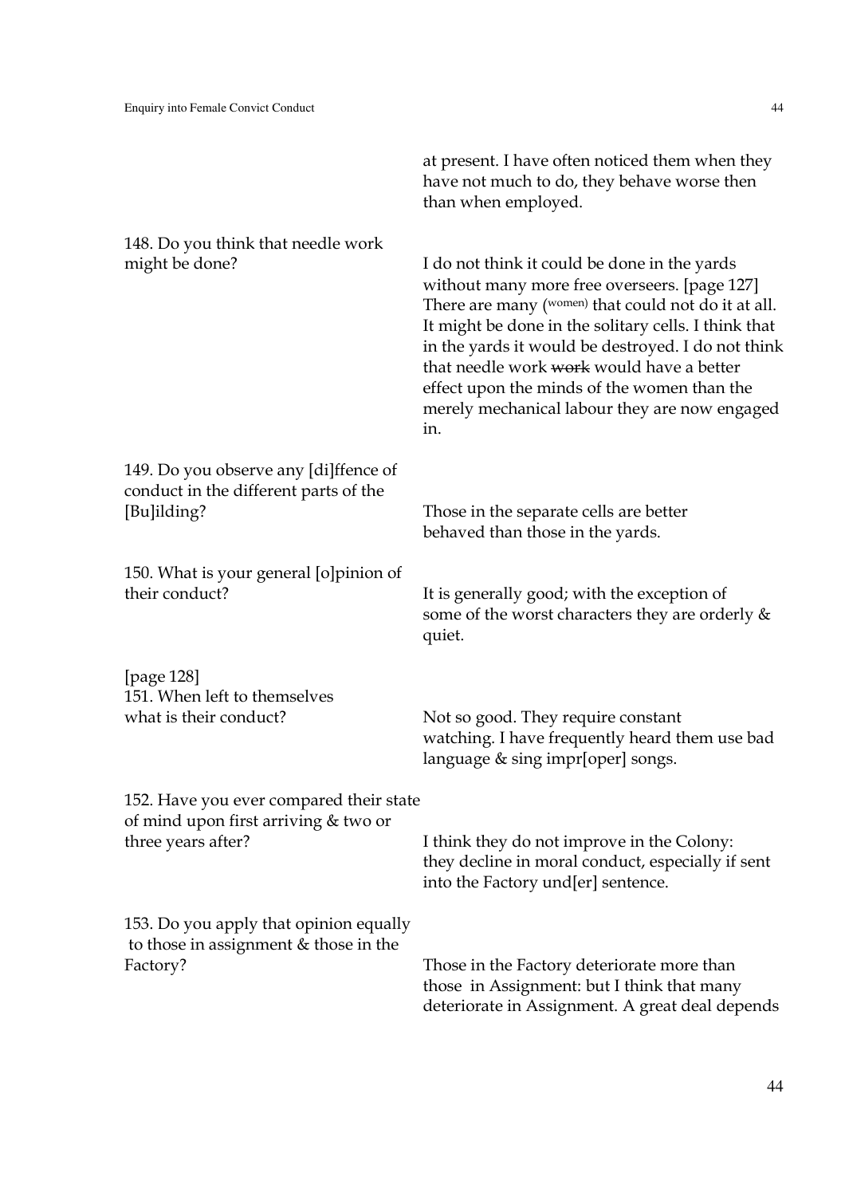| | |
|---|---|
| | at present. I have often noticed them when they have not much to do, they behave worse then than when employed. |
| 148. Do you think that needle work might be done? | I do not think it could be done in the yards without many more free overseers. [page 127] There are many (women) that could not do it at all. It might be done in the solitary cells. I think that in the yards it would be destroyed. I do not think that needle work ~~work~~ would have a better effect upon the minds of the women than the merely mechanical labour they are now engaged in. |
| 149. Do you observe any [di]ffence of conduct in the different parts of the [Bu]ilding? | Those in the separate cells are better behaved than those in the yards. |
| 150. What is your general [o]pinion of their conduct? | It is generally good; with the exception of some of the worst characters they are orderly & quiet. |
| [page 128] 151. When left to themselves what is their conduct? | Not so good. They require constant watching. I have frequently heard them use bad language & sing impr[oper] songs. |
| 152. Have you ever compared their state of mind upon first arriving & two or three years after? | I think they do not improve in the Colony: they decline in moral conduct, especially if sent into the Factory und[er] sentence. |
| 153. Do you apply that opinion equally to those in assignment & those in the Factory? | Those in the Factory deteriorate more than those in Assignment: but I think that many deteriorate in Assignment. A great deal depends |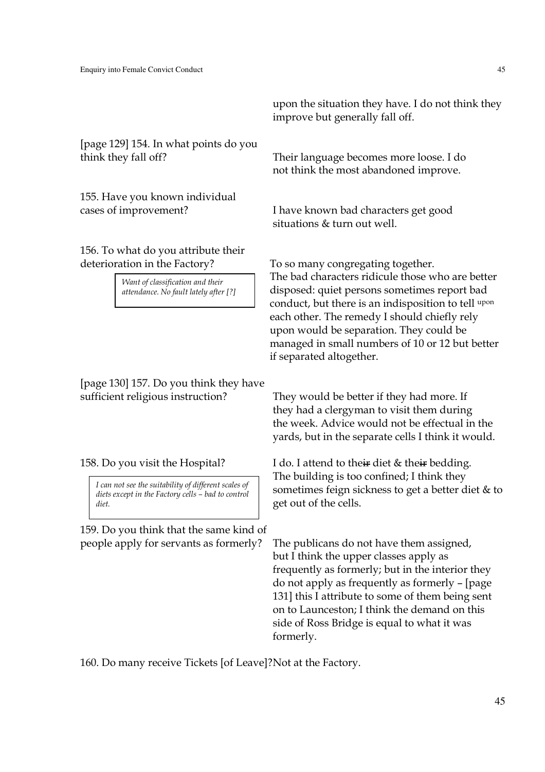upon the situation they have. I do not think they improve but generally fall off.

[page 129] 154. In what points do you think they fall off?

Their language becomes more loose. I do not think the most abandoned improve.

155. Have you known individual cases of improvement?

I have known bad characters get good situations & turn out well.

156. To what do you attribute their deterioration in the Factory?

*Want of classification and their attendance. No fault lately after [?]*

To so many congregating together. The bad characters ridicule those who are better disposed: quiet persons sometimes report bad conduct, but there is an indisposition to tell upon each other. The remedy I should chiefly rely upon would be separation. They could be managed in small numbers of 10 or 12 but better if separated altogether.

[page 130] 157. Do you think they have sufficient religious instruction?

They would be better if they had more. If they had a clergyman to visit them during the week. Advice would not be effectual in the yards, but in the separate cells I think it would.

158. Do you visit the Hospital?

*I can not see the suitability of different scales of diets except in the Factory cells – bad to control diet.*

I do. I attend to the~~ir~~ diet & the~~ir~~ bedding. The building is too confined; I think they sometimes feign sickness to get a better diet & to get out of the cells.

159. Do you think that the same kind of people apply for servants as formerly?

The publicans do not have them assigned, but I think the upper classes apply as frequently as formerly; but in the interior they do not apply as frequently as formerly – [page 131] this I attribute to some of them being sent on to Launceston; I think the demand on this side of Ross Bridge is equal to what it was formerly.

160. Do many receive Tickets [of Leave]? Not at the Factory.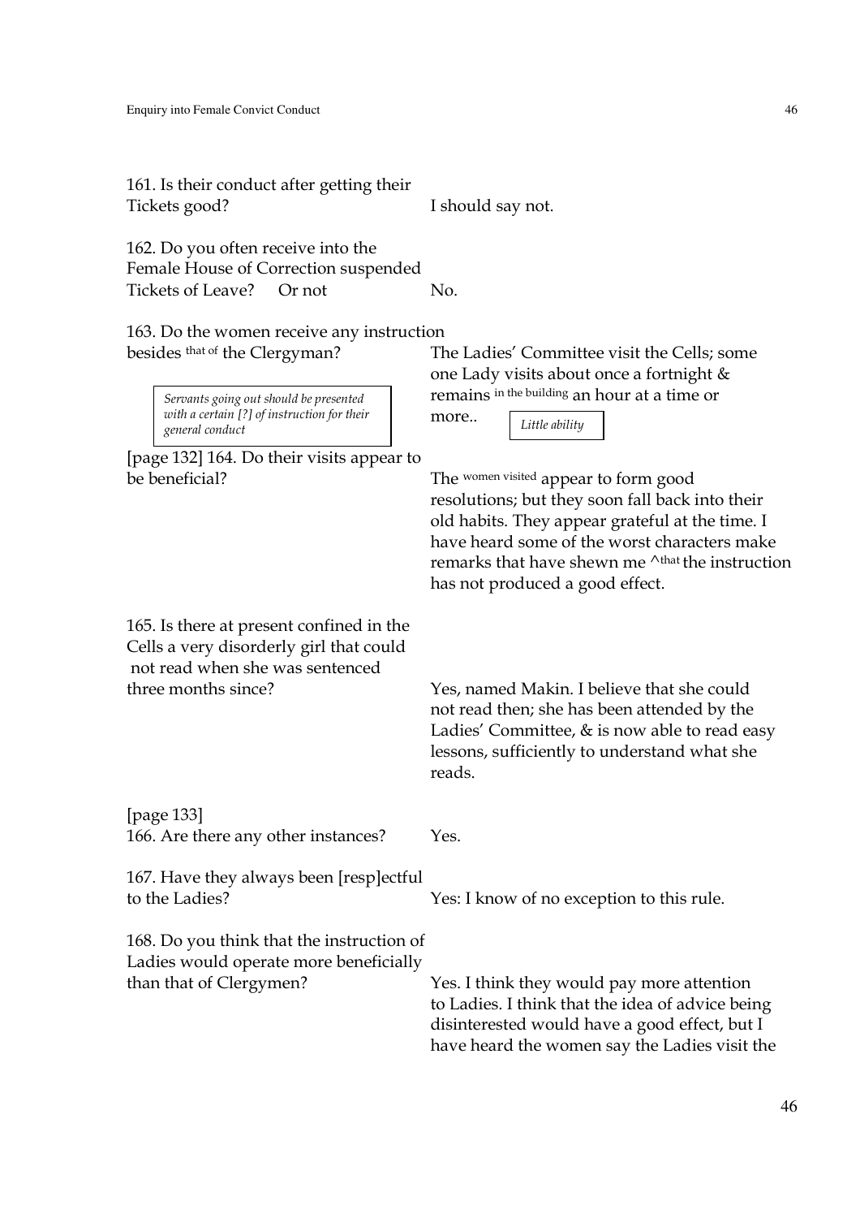161. Is their conduct after getting their Tickets good?

I should say not.

162. Do you often receive into the Female House of Correction suspended Tickets of Leave? Or not

No.

163. Do the women receive any instruction besides that of the Clergyman?

The Ladies' Committee visit the Cells; some one Lady visits about once a fortnight & remains in the building an hour at a time or more..

*Servants going out should be presented with a certain [?] of instruction for their general conduct*

*Little ability*

[page 132] 164. Do their visits appear to be beneficial?

The women visited appear to form good resolutions; but they soon fall back into their old habits. They appear grateful at the time. I have heard some of the worst characters make remarks that have shewn me ^that the instruction has not produced a good effect.

165. Is there at present confined in the Cells a very disorderly girl that could not read when she was sentenced three months since?

Yes, named Makin. I believe that she could not read then; she has been attended by the Ladies' Committee, & is now able to read easy lessons, sufficiently to understand what she reads.

[page 133]

166. Are there any other instances?

Yes.

167. Have they always been [resp]ectful to the Ladies?

Yes: I know of no exception to this rule.

168. Do you think that the instruction of Ladies would operate more beneficially than that of Clergymen?

Yes. I think they would pay more attention to Ladies. I think that the idea of advice being disinterested would have a good effect, but I have heard the women say the Ladies visit the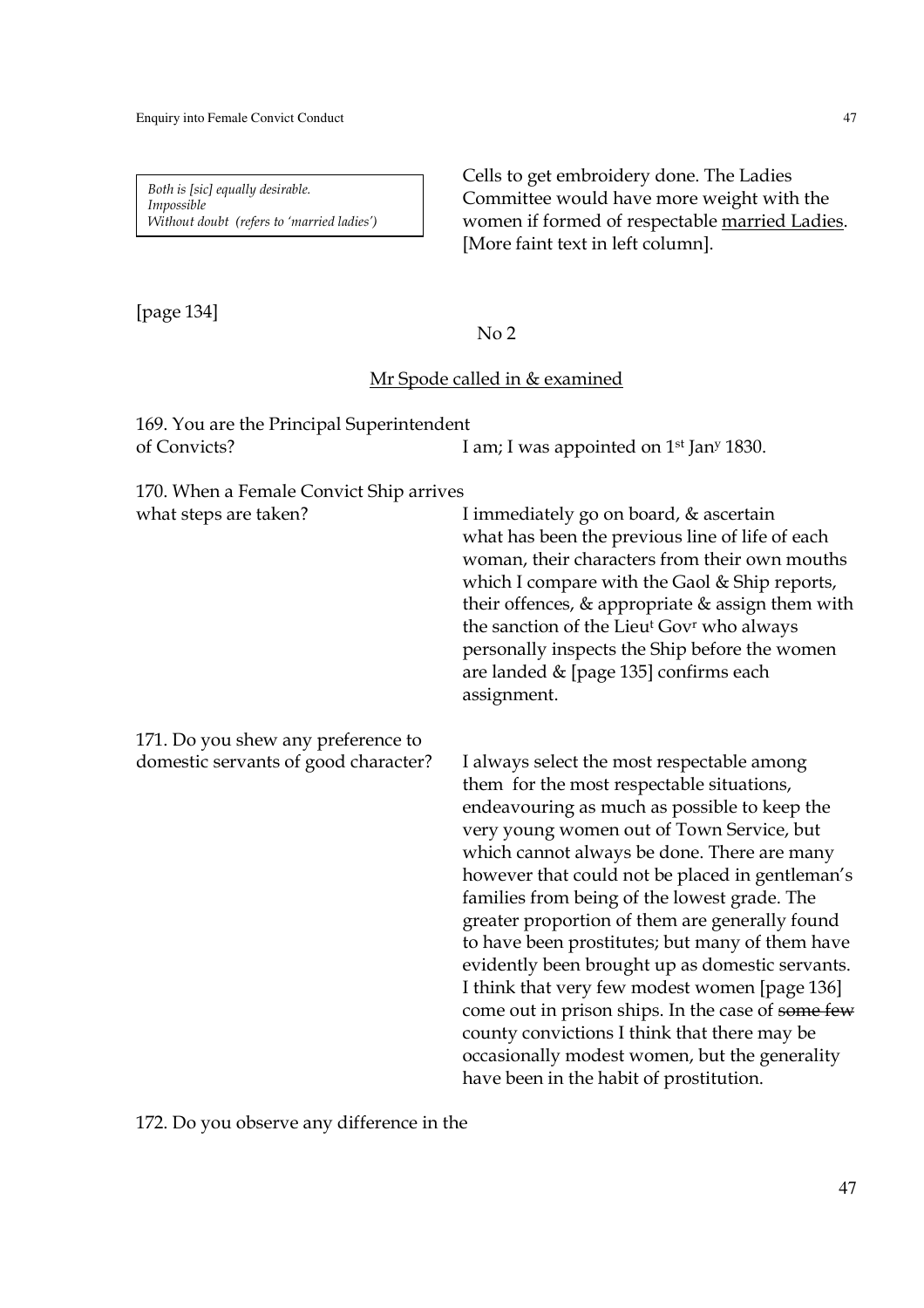*Both is [sic] equally desirable.*
*Impossible*
*Without doubt (refers to 'married ladies')*

Cells to get embroidery done. The Ladies Committee would have more weight with the women if formed of respectable <u>married Ladies</u>. [More faint text in left column].

[page 134]

No 2

<u>Mr Spode called in & examined</u>

| | |
|---|---|
| 169. You are the Principal Superintendent of Convicts? | I am; I was appointed on 1st Jany 1830. |
| 170. When a Female Convict Ship arrives what steps are taken? | I immediately go on board, & ascertain what has been the previous line of life of each woman, their characters from their own mouths which I compare with the Gaol & Ship reports, their offences, & appropriate & assign them with the sanction of the Lieut Govr who always personally inspects the Ship before the women are landed & [page 135] confirms each assignment. |
| 171. Do you shew any preference to domestic servants of good character? | I always select the most respectable among them for the most respectable situations, endeavouring as much as possible to keep the very young women out of Town Service, but which cannot always be done. There are many however that could not be placed in gentleman's families from being of the lowest grade. The greater proportion of them are generally found to have been prostitutes; but many of them have evidently been brought up as domestic servants. I think that very few modest women [page 136] come out in prison ships. In the case of ~~some few~~ county convictions I think that there may be occasionally modest women, but the generality have been in the habit of prostitution. |

172. Do you observe any difference in the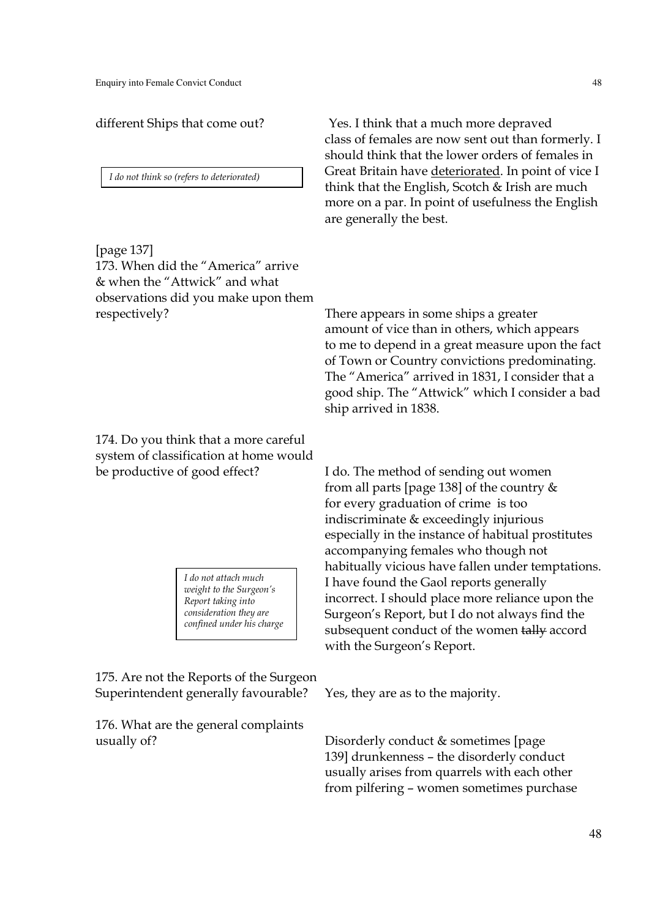different Ships that come out?

Yes. I think that a much more depraved class of females are now sent out than formerly. I should think that the lower orders of females in Great Britain have <u>deteriorated</u>. In point of vice I think that the English, Scotch & Irish are much more on a par. In point of usefulness the English are generally the best.

> *I do not think so (refers to deteriorated)*

[page 137]

173. When did the "America" arrive & when the "Attwick" and what observations did you make upon them respectively?

There appears in some ships a greater amount of vice than in others, which appears to me to depend in a great measure upon the fact of Town or Country convictions predominating. The "America" arrived in 1831, I consider that a good ship. The "Attwick" which I consider a bad ship arrived in 1838.

174. Do you think that a more careful system of classification at home would be productive of good effect?

I do. The method of sending out women from all parts [page 138] of the country & for every graduation of crime is too indiscriminate & exceedingly injurious especially in the instance of habitual prostitutes accompanying females who though not habitually vicious have fallen under temptations. I have found the Gaol reports generally incorrect. I should place more reliance upon the Surgeon's Report, but I do not always find the subsequent conduct of the women ~~tally~~ accord with the Surgeon's Report.

> *I do not attach much weight to the Surgeon's Report taking into consideration they are confined under his charge*

175. Are not the Reports of the Surgeon Superintendent generally favourable?

Yes, they are as to the majority.

176. What are the general complaints usually of?

Disorderly conduct & sometimes [page 139] drunkenness – the disorderly conduct usually arises from quarrels with each other from pilfering – women sometimes purchase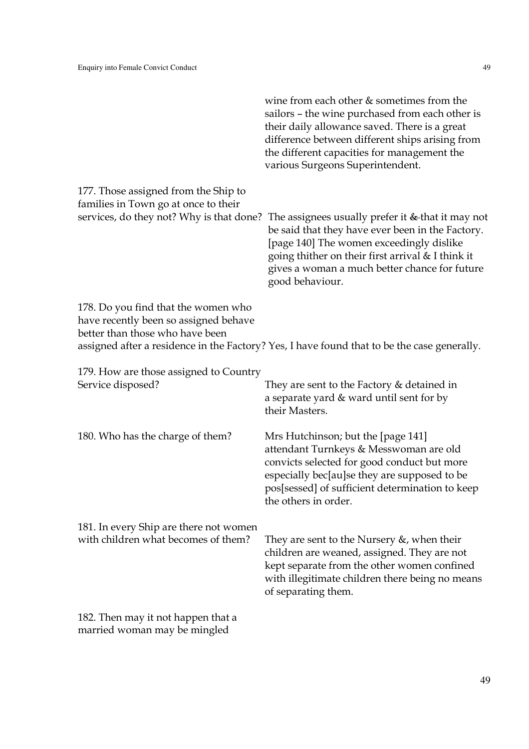wine from each other & sometimes from the sailors – the wine purchased from each other is their daily allowance saved. There is a great difference between different ships arising from the different capacities for management the various Surgeons Superintendent.

177. Those assigned from the Ship to families in Town go at once to their services, do they not? Why is that done? The assignees usually prefer it ~~&~~ that it may not be said that they have ever been in the Factory. [page 140] The women exceedingly dislike going thither on their first arrival & I think it gives a woman a much better chance for future good behaviour.

178. Do you find that the women who have recently been so assigned behave better than those who have been assigned after a residence in the Factory? Yes, I have found that to be the case generally.

179. How are those assigned to Country Service disposed? They are sent to the Factory & detained in a separate yard & ward until sent for by their Masters.

180. Who has the charge of them? Mrs Hutchinson; but the [page 141] attendant Turnkeys & Messwoman are old convicts selected for good conduct but more especially bec[au]se they are supposed to be pos[sessed] of sufficient determination to keep the others in order.

181. In every Ship are there not women with children what becomes of them? They are sent to the Nursery &, when their children are weaned, assigned. They are not kept separate from the other women confined with illegitimate children there being no means of separating them.

182. Then may it not happen that a married woman may be mingled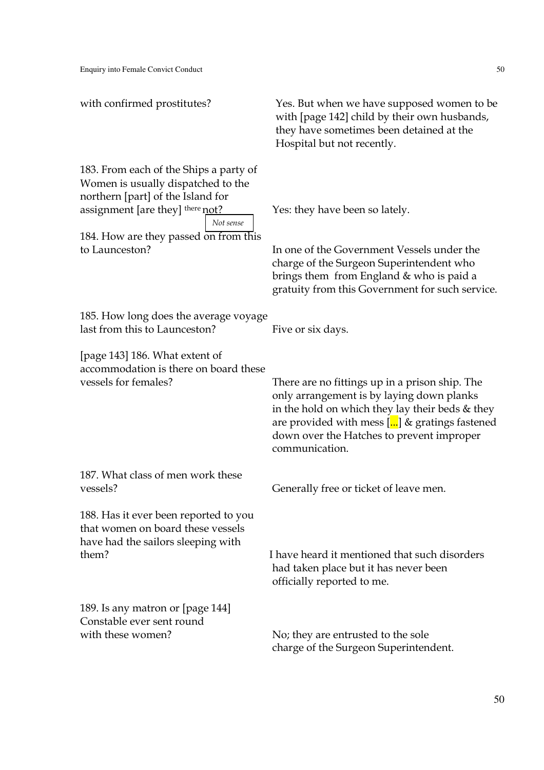| | |
|---|---|
| with confirmed prostitutes? | Yes. But when we have supposed women to be with [page 142] child by their own husbands, they have sometimes been detained at the Hospital but not recently. |
| 183. From each of the Ships a party of Women is usually dispatched to the northern [part] of the Island for assignment [are they] there not? *Not sense* | Yes: they have been so lately. |
| 184. How are they passed on from this to Launceston? | In one of the Government Vessels under the charge of the Surgeon Superintendent who brings them from England & who is paid a gratuity from this Government for such service. |
| 185. How long does the average voyage last from this to Launceston? | Five or six days. |
| [page 143] 186. What extent of accommodation is there on board these vessels for females? | There are no fittings up in a prison ship. The only arrangement is by laying down planks in the hold on which they lay their beds & they are provided with mess [...] & gratings fastened down over the Hatches to prevent improper communication. |
| 187. What class of men work these vessels? | Generally free or ticket of leave men. |
| 188. Has it ever been reported to you that women on board these vessels have had the sailors sleeping with them? | I have heard it mentioned that such disorders had taken place but it has never been officially reported to me. |
| 189. Is any matron or [page 144] Constable ever sent round with these women? | No; they are entrusted to the sole charge of the Surgeon Superintendent. |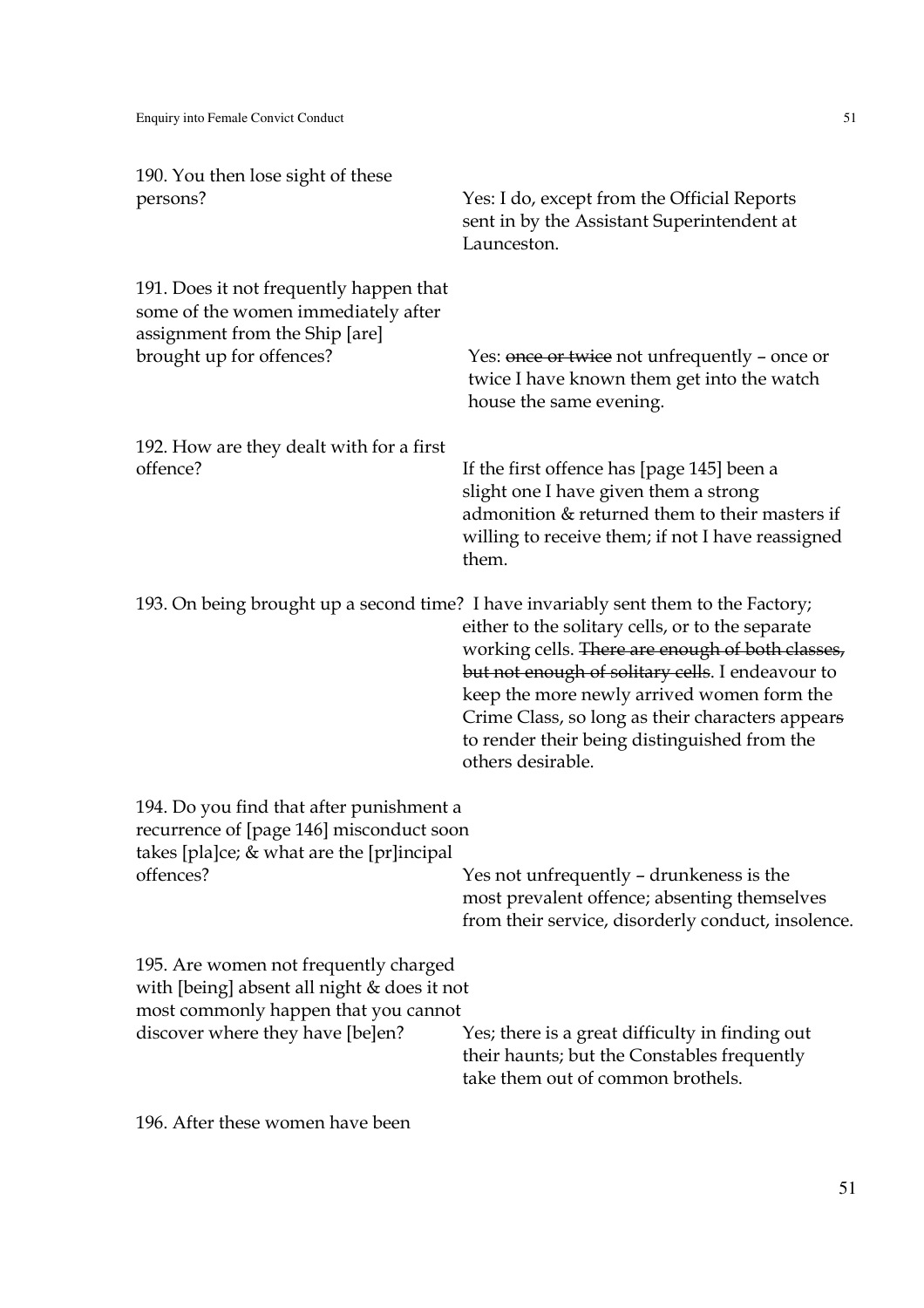190. You then lose sight of these persons?

Yes: I do, except from the Official Reports sent in by the Assistant Superintendent at Launceston.

191. Does it not frequently happen that some of the women immediately after assignment from the Ship [are] brought up for offences?

Yes: ~~once or twice~~ not unfrequently – once or twice I have known them get into the watch house the same evening.

192. How are they dealt with for a first offence?

If the first offence has [page 145] been a slight one I have given them a strong admonition & returned them to their masters if willing to receive them; if not I have reassigned them.

193. On being brought up a second time?

I have invariably sent them to the Factory; either to the solitary cells, or to the separate working cells. ~~There are enough of both classes, but not enough of solitary cells~~. I endeavour to keep the more newly arrived women form the Crime Class, so long as their characters appear~~s~~ to render their being distinguished from the others desirable.

194. Do you find that after punishment a recurrence of [page 146] misconduct soon takes [pla]ce; & what are the [pr]incipal offences?

Yes not unfrequently – drunkeness is the most prevalent offence; absenting themselves from their service, disorderly conduct, insolence.

195. Are women not frequently charged with [being] absent all night & does it not most commonly happen that you cannot discover where they have [be]en?

Yes; there is a great difficulty in finding out their haunts; but the Constables frequently take them out of common brothels.

196. After these women have been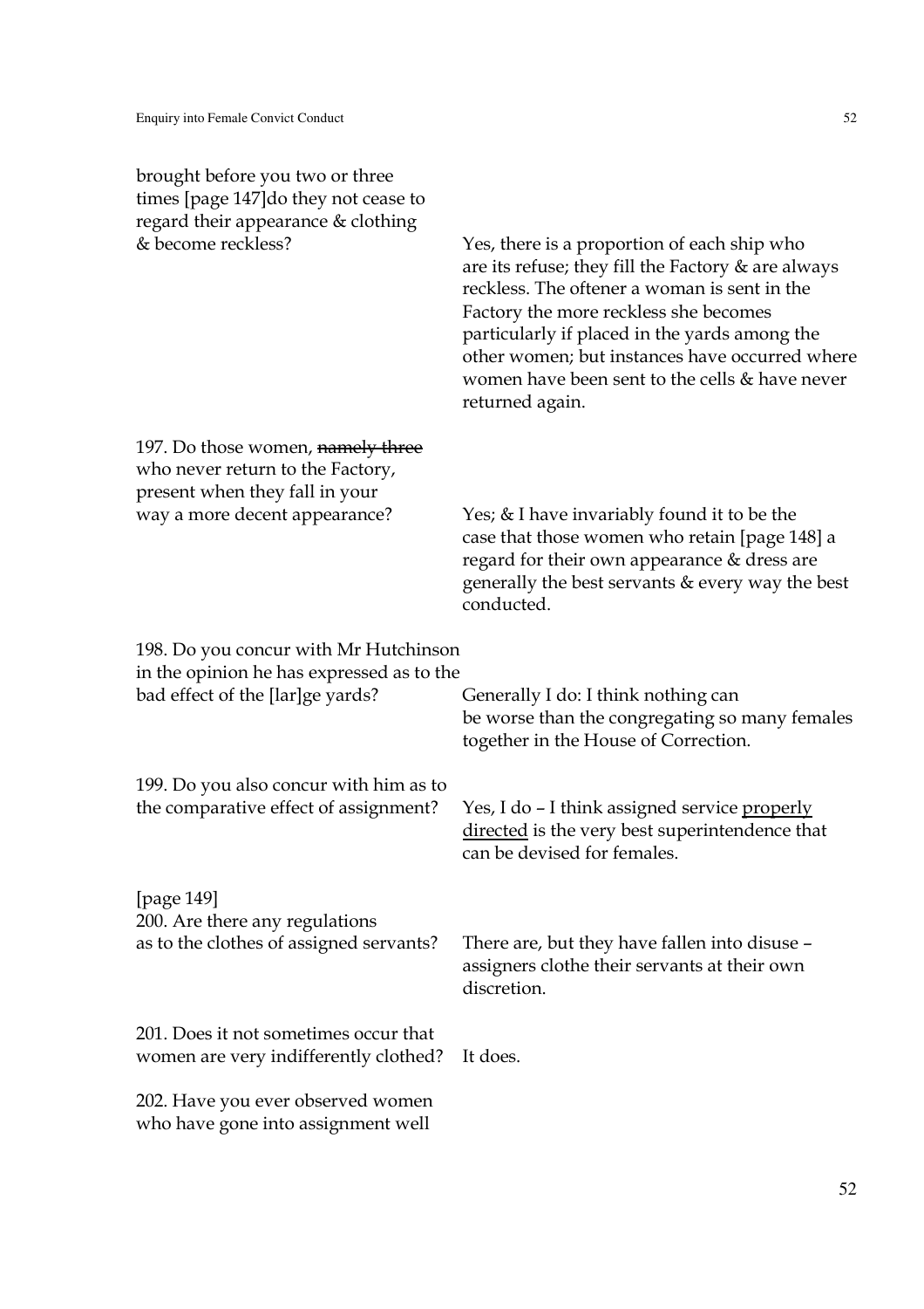brought before you two or three times [page 147]do they not cease to regard their appearance & clothing & become reckless?

Yes, there is a proportion of each ship who are its refuse; they fill the Factory & are always reckless. The oftener a woman is sent in the Factory the more reckless she becomes particularly if placed in the yards among the other women; but instances have occurred where women have been sent to the cells & have never returned again.

197. Do those women, ~~namely three~~ who never return to the Factory, present when they fall in your way a more decent appearance?

Yes; & I have invariably found it to be the case that those women who retain [page 148] a regard for their own appearance & dress are generally the best servants & every way the best conducted.

198. Do you concur with Mr Hutchinson in the opinion he has expressed as to the bad effect of the [lar]ge yards?

Generally I do: I think nothing can be worse than the congregating so many females together in the House of Correction.

199. Do you also concur with him as to the comparative effect of assignment?

Yes, I do – I think assigned service <u>properly directed</u> is the very best superintendence that can be devised for females.

[page 149]
200. Are there any regulations as to the clothes of assigned servants?

There are, but they have fallen into disuse – assigners clothe their servants at their own discretion.

201. Does it not sometimes occur that women are very indifferently clothed?

It does.

202. Have you ever observed women who have gone into assignment well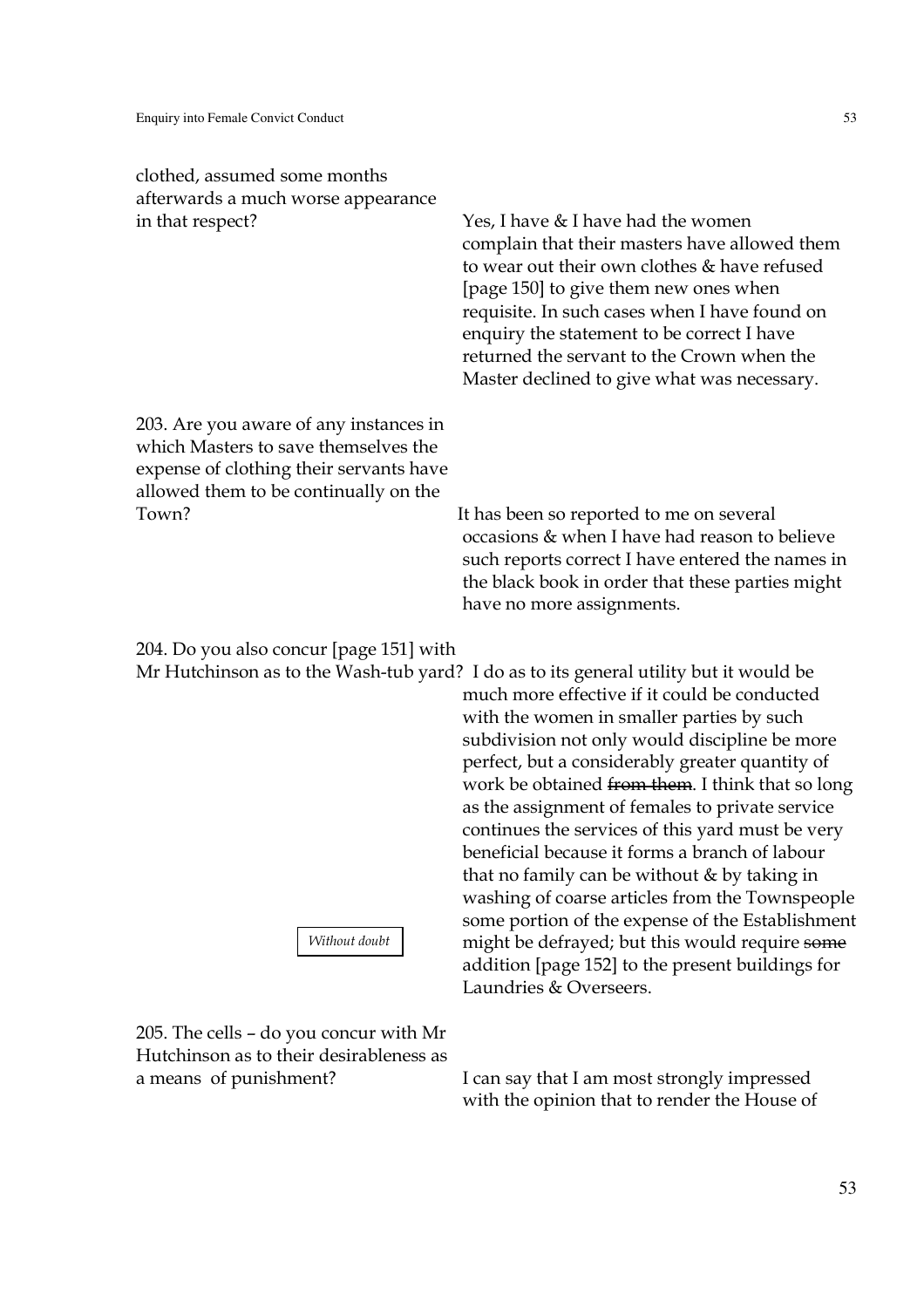clothed, assumed some months afterwards a much worse appearance in that respect? Yes, I have & I have had the women complain that their masters have allowed them to wear out their own clothes & have refused [page 150] to give them new ones when requisite. In such cases when I have found on enquiry the statement to be correct I have returned the servant to the Crown when the Master declined to give what was necessary.

203. Are you aware of any instances in which Masters to save themselves the expense of clothing their servants have allowed them to be continually on the Town? It has been so reported to me on several occasions & when I have had reason to believe such reports correct I have entered the names in the black book in order that these parties might have no more assignments.

204. Do you also concur [page 151] with Mr Hutchinson as to the Wash-tub yard? I do as to its general utility but it would be much more effective if it could be conducted with the women in smaller parties by such subdivision not only would discipline be more perfect, but a considerably greater quantity of work be obtained ~~from them~~. I think that so long as the assignment of females to private service continues the services of this yard must be very beneficial because it forms a branch of labour that no family can be without & by taking in washing of coarse articles from the Townspeople some portion of the expense of the Establishment might be defrayed; but this would require ~~some~~ addition [page 152] to the present buildings for Laundries & Overseers.

*Without doubt*

205. The cells – do you concur with Mr Hutchinson as to their desirableness as a means of punishment? I can say that I am most strongly impressed with the opinion that to render the House of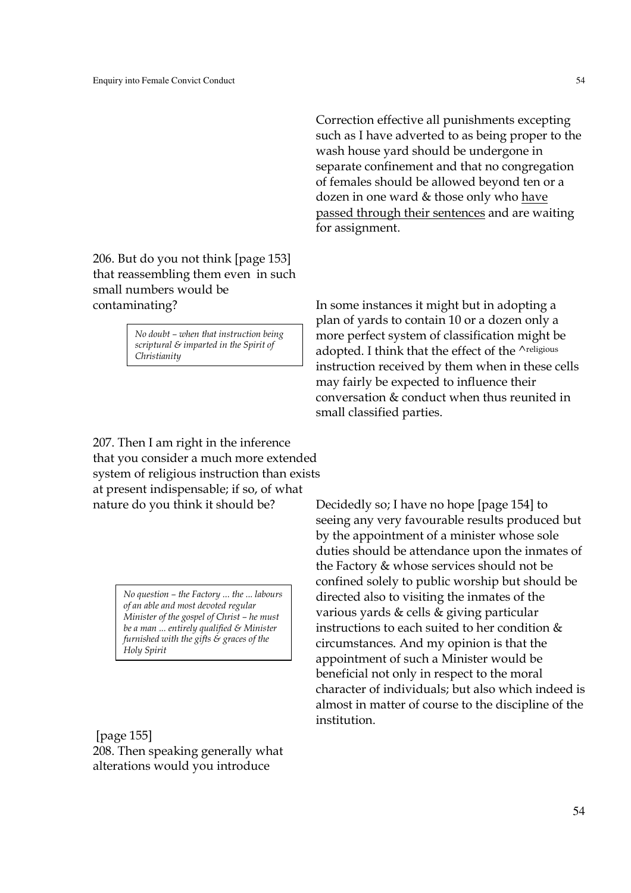Correction effective all punishments excepting such as I have adverted to as being proper to the wash house yard should be undergone in separate confinement and that no congregation of females should be allowed beyond ten or a dozen in one ward & those only who <u>have passed through their sentences</u> and are waiting for assignment.

206. But do you not think [page 153] that reassembling them even in such small numbers would be contaminating?

> *No doubt – when that instruction being scriptural & imparted in the Spirit of Christianity*

In some instances it might but in adopting a plan of yards to contain 10 or a dozen only a more perfect system of classification might be adopted. I think that the effect of the ^religious instruction received by them when in these cells may fairly be expected to influence their conversation & conduct when thus reunited in small classified parties.

207. Then I am right in the inference that you consider a much more extended system of religious instruction than exists at present indispensable; if so, of what nature do you think it should be?

> *No question – the Factory ... the ... labours of an able and most devoted regular Minister of the gospel of Christ – he must be a man ... entirely qualified & Minister furnished with the gifts & graces of the Holy Spirit*

Decidedly so; I have no hope [page 154] to seeing any very favourable results produced but by the appointment of a minister whose sole duties should be attendance upon the inmates of the Factory & whose services should not be confined solely to public worship but should be directed also to visiting the inmates of the various yards & cells & giving particular instructions to each suited to her condition & circumstances. And my opinion is that the appointment of such a Minister would be beneficial not only in respect to the moral character of individuals; but also which indeed is almost in matter of course to the discipline of the institution.

[page 155]
208. Then speaking generally what alterations would you introduce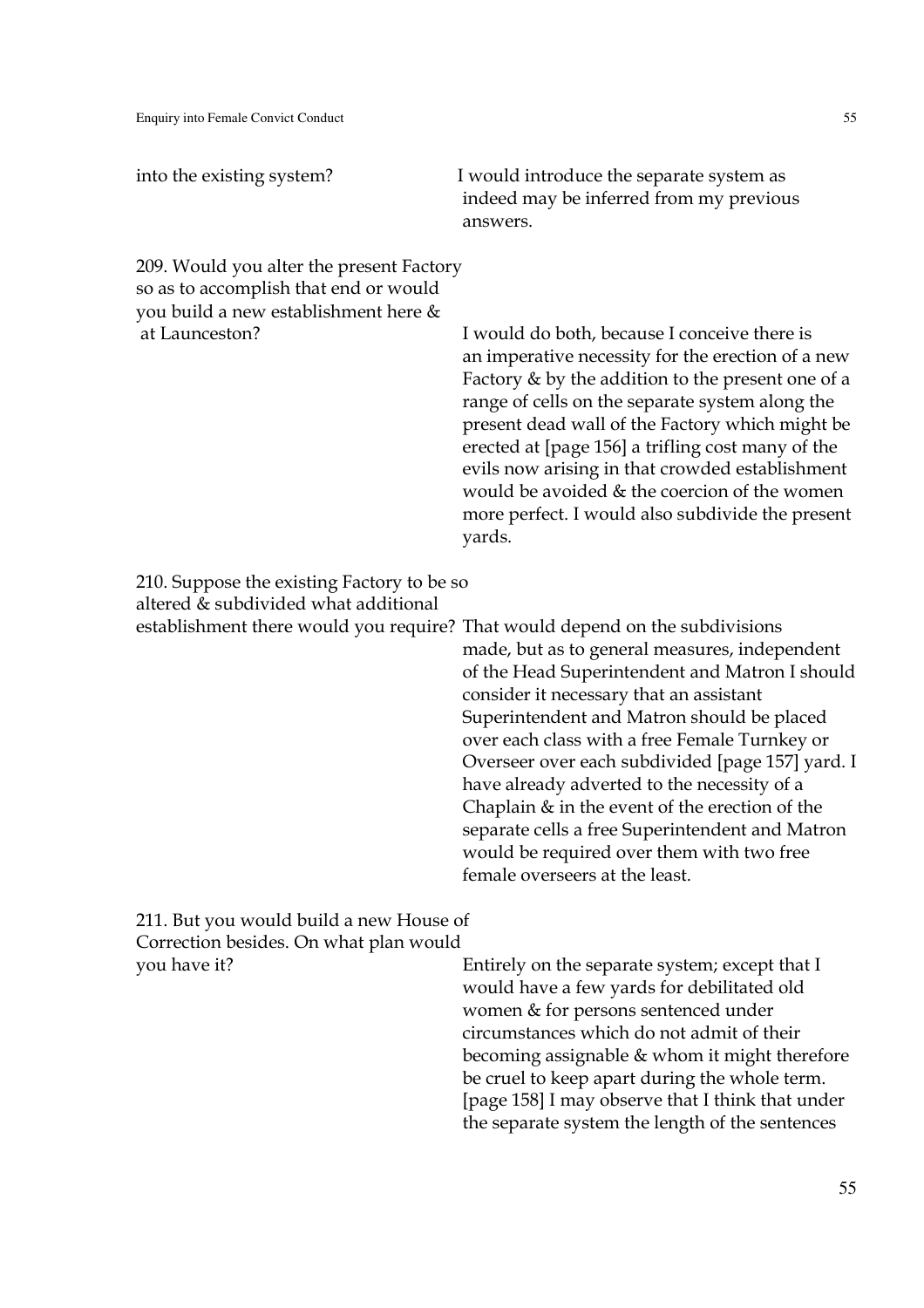into the existing system? I would introduce the separate system as indeed may be inferred from my previous answers.

209. Would you alter the present Factory so as to accomplish that end or would you build a new establishment here & at Launceston? I would do both, because I conceive there is an imperative necessity for the erection of a new Factory & by the addition to the present one of a range of cells on the separate system along the present dead wall of the Factory which might be erected at [page 156] a trifling cost many of the evils now arising in that crowded establishment would be avoided & the coercion of the women more perfect. I would also subdivide the present yards.

210. Suppose the existing Factory to be so altered & subdivided what additional establishment there would you require? That would depend on the subdivisions made, but as to general measures, independent of the Head Superintendent and Matron I should consider it necessary that an assistant Superintendent and Matron should be placed over each class with a free Female Turnkey or Overseer over each subdivided [page 157] yard. I have already adverted to the necessity of a Chaplain & in the event of the erection of the separate cells a free Superintendent and Matron would be required over them with two free female overseers at the least.

211. But you would build a new House of Correction besides. On what plan would you have it? Entirely on the separate system; except that I would have a few yards for debilitated old women & for persons sentenced under circumstances which do not admit of their becoming assignable & whom it might therefore be cruel to keep apart during the whole term. [page 158] I may observe that I think that under the separate system the length of the sentences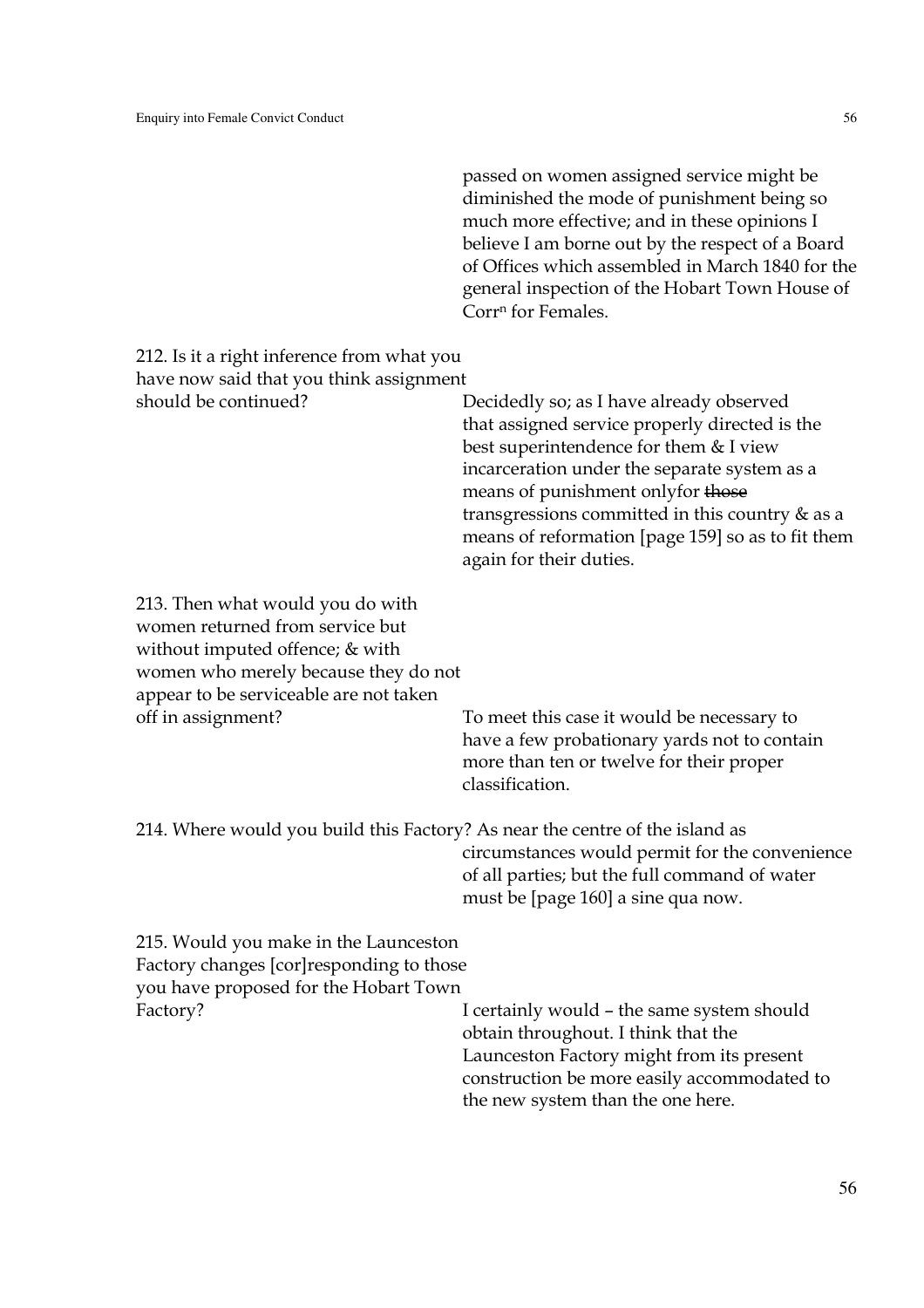passed on women assigned service might be diminished the mode of punishment being so much more effective; and in these opinions I believe I am borne out by the respect of a Board of Offices which assembled in March 1840 for the general inspection of the Hobart Town House of Corr[n] for Females.

212. Is it a right inference from what you have now said that you think assignment should be continued?

Decidedly so; as I have already observed that assigned service properly directed is the best superintendence for them & I view incarceration under the separate system as a means of punishment onlyfor ~~those~~ transgressions committed in this country & as a means of reformation [page 159] so as to fit them again for their duties.

213. Then what would you do with women returned from service but without imputed offence; & with women who merely because they do not appear to be serviceable are not taken off in assignment?

To meet this case it would be necessary to have a few probationary yards not to contain more than ten or twelve for their proper classification.

214. Where would you build this Factory?

As near the centre of the island as circumstances would permit for the convenience of all parties; but the full command of water must be [page 160] a sine qua now.

215. Would you make in the Launceston Factory changes [cor]responding to those you have proposed for the Hobart Town Factory?

I certainly would – the same system should obtain throughout. I think that the Launceston Factory might from its present construction be more easily accommodated to the new system than the one here.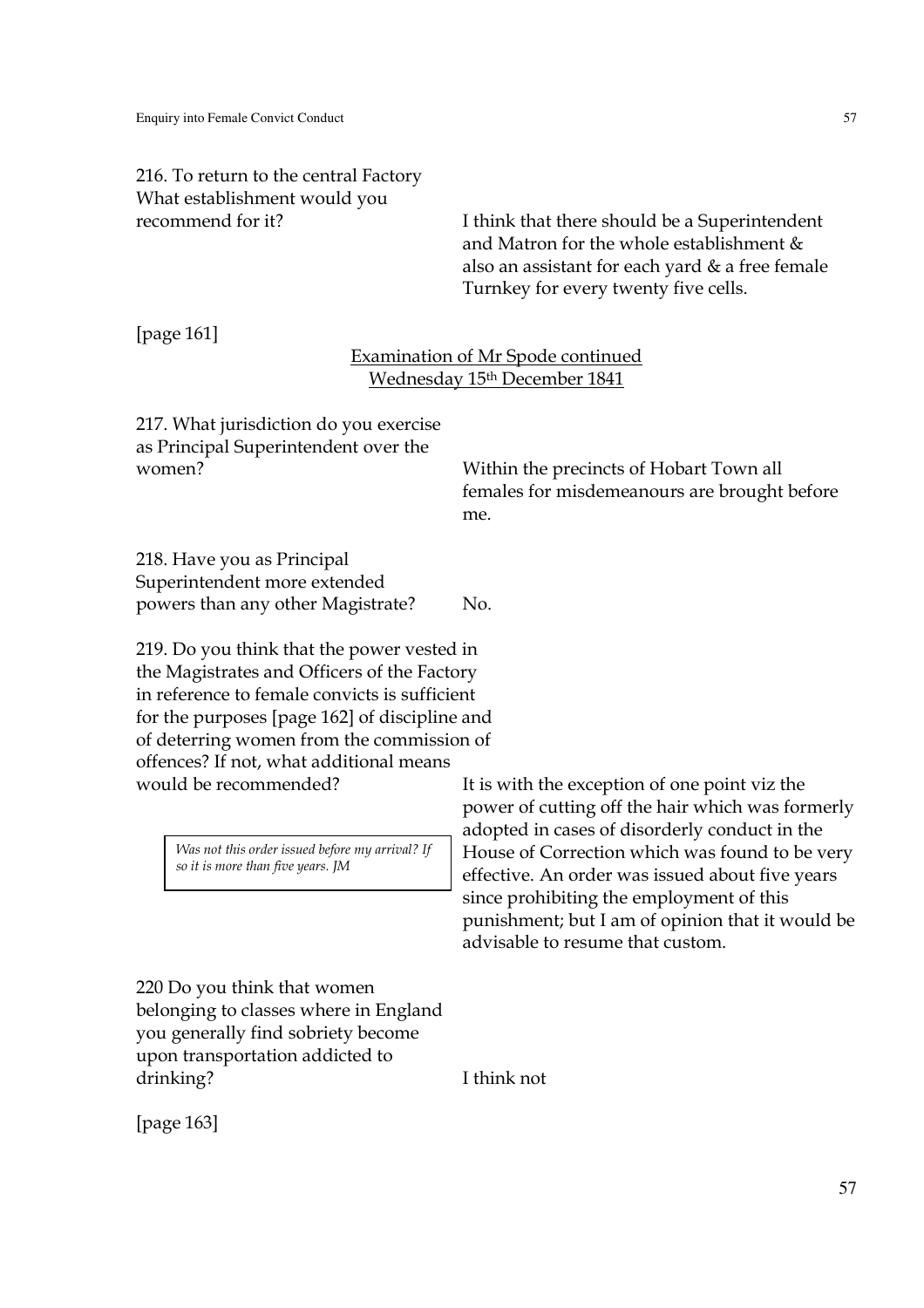216. To return to the central Factory What establishment would you recommend for it?

I think that there should be a Superintendent and Matron for the whole establishment & also an assistant for each yard & a free female Turnkey for every twenty five cells.

[page 161]

<u>Examination of Mr Spode continued</u>
<u>Wednesday 15th December 1841</u>

217. What jurisdiction do you exercise as Principal Superintendent over the women?

Within the precincts of Hobart Town all females for misdemeanours are brought before me.

218. Have you as Principal Superintendent more extended powers than any other Magistrate?

No.

219. Do you think that the power vested in the Magistrates and Officers of the Factory in reference to female convicts is sufficient for the purposes [page 162] of discipline and of deterring women from the commission of offences? If not, what additional means would be recommended?

It is with the exception of one point viz the power of cutting off the hair which was formerly adopted in cases of disorderly conduct in the House of Correction which was found to be very effective. An order was issued about five years since prohibiting the employment of this punishment; but I am of opinion that it would be advisable to resume that custom.

> *Was not this order issued before my arrival? If so it is more than five years. JM*

220 Do you think that women belonging to classes where in England you generally find sobriety become upon transportation addicted to drinking?

I think not

[page 163]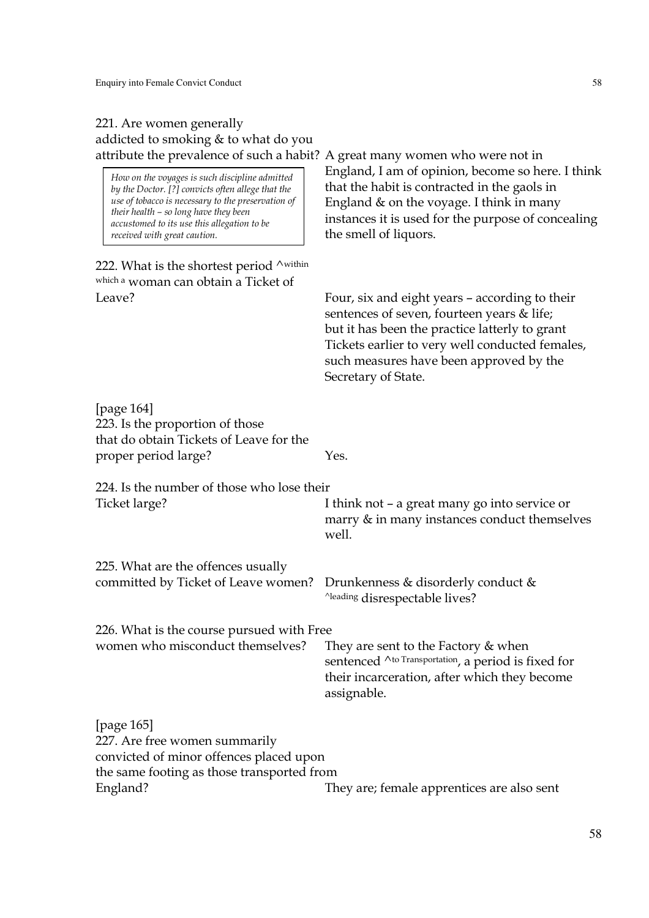221. Are women generally addicted to smoking & to what do you attribute the prevalence of such a habit? A great many women who were not in England, I am of opinion, become so here. I think that the habit is contracted in the gaols in England & on the voyage. I think in many instances it is used for the purpose of concealing the smell of liquors.

> *How on the voyages is such discipline admitted by the Doctor. [?] convicts often allege that the use of tobacco is necessary to the preservation of their health – so long have they been accustomed to its use this allegation to be received with great caution.*

222. What is the shortest period ^within which a woman can obtain a Ticket of Leave? Four, six and eight years – according to their sentences of seven, fourteen years & life; but it has been the practice latterly to grant Tickets earlier to very well conducted females, such measures have been approved by the Secretary of State.

[page 164]

223. Is the proportion of those that do obtain Tickets of Leave for the proper period large? Yes.

224. Is the number of those who lose their Ticket large? I think not – a great many go into service or marry & in many instances conduct themselves well.

225. What are the offences usually committed by Ticket of Leave women? Drunkenness & disorderly conduct & ^leading disrespectable lives?

226. What is the course pursued with Free women who misconduct themselves? They are sent to the Factory & when sentenced ^to Transportation, a period is fixed for their incarceration, after which they become assignable.

[page 165]

227. Are free women summarily convicted of minor offences placed upon the same footing as those transported from England? They are; female apprentices are also sent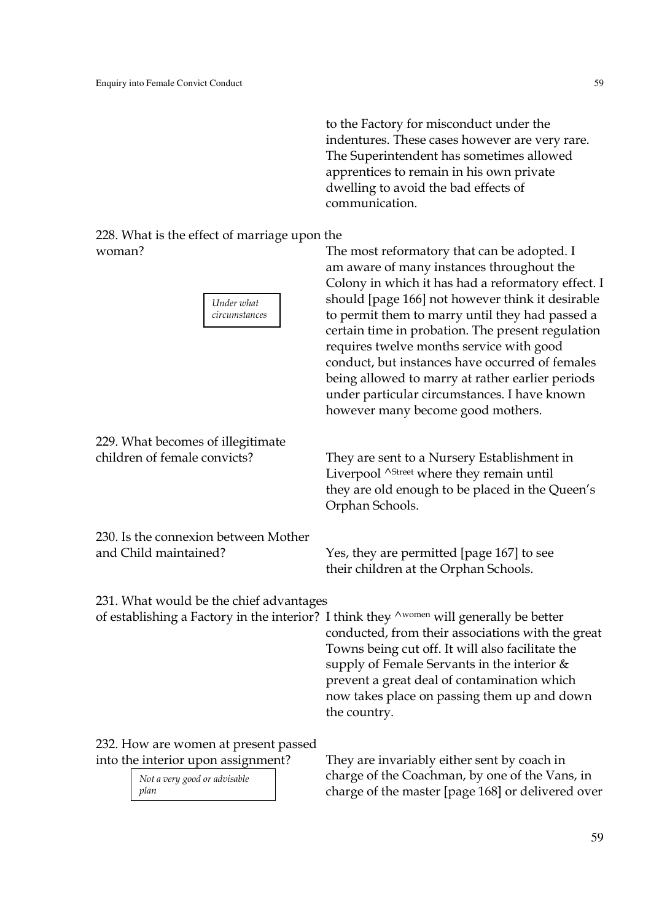to the Factory for misconduct under the indentures. These cases however are very rare. The Superintendent has sometimes allowed apprentices to remain in his own private dwelling to avoid the bad effects of communication.

228. What is the effect of marriage upon the woman?

*Under what circumstances*

The most reformatory that can be adopted. I am aware of many instances throughout the Colony in which it has had a reformatory effect. I should [page 166] not however think it desirable to permit them to marry until they had passed a certain time in probation. The present regulation requires twelve months service with good conduct, but instances have occurred of females being allowed to marry at rather earlier periods under particular circumstances. I have known however many become good mothers.

229. What becomes of illegitimate children of female convicts?

They are sent to a Nursery Establishment in Liverpool ^Street where they remain until they are old enough to be placed in the Queen's Orphan Schools.

230. Is the connexion between Mother and Child maintained?

Yes, they are permitted [page 167] to see their children at the Orphan Schools.

231. What would be the chief advantages of establishing a Factory in the interior?

I think ~~they~~ ^women will generally be better conducted, from their associations with the great Towns being cut off. It will also facilitate the supply of Female Servants in the interior & prevent a great deal of contamination which now takes place on passing them up and down the country.

232. How are women at present passed into the interior upon assignment?

*Not a very good or advisable plan*

They are invariably either sent by coach in charge of the Coachman, by one of the Vans, in charge of the master [page 168] or delivered over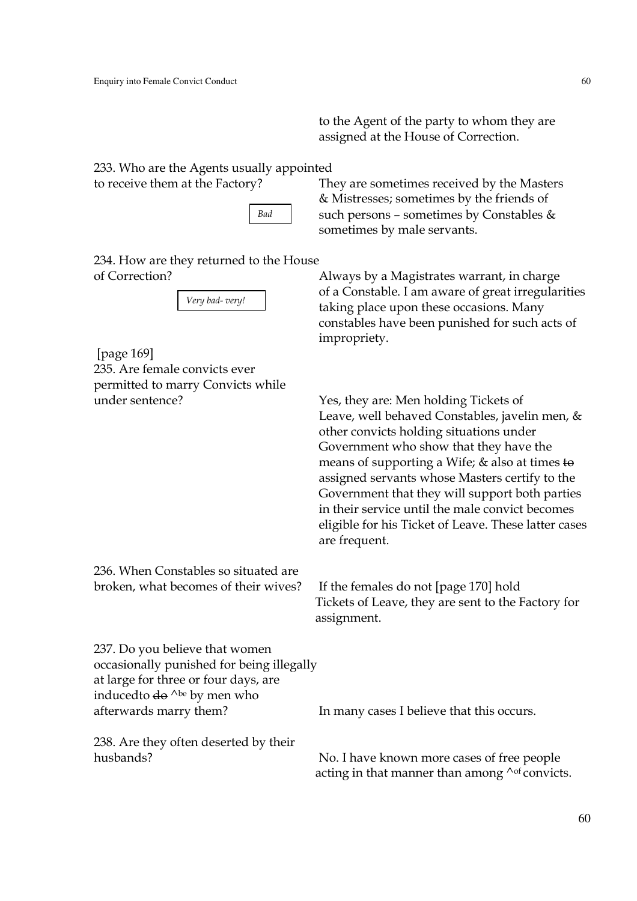to the Agent of the party to whom they are assigned at the House of Correction.

233. Who are the Agents usually appointed to receive them at the Factory?

*Bad*

They are sometimes received by the Masters & Mistresses; sometimes by the friends of such persons – sometimes by Constables & sometimes by male servants.

234. How are they returned to the House of Correction?

*Very bad- very!*

Always by a Magistrates warrant, in charge of a Constable. I am aware of great irregularities taking place upon these occasions. Many constables have been punished for such acts of impropriety.

[page 169]

235. Are female convicts ever permitted to marry Convicts while under sentence?

Yes, they are: Men holding Tickets of Leave, well behaved Constables, javelin men, & other convicts holding situations under Government who show that they have the means of supporting a Wife; & also at times ~~to~~ assigned servants whose Masters certify to the Government that they will support both parties in their service until the male convict becomes eligible for his Ticket of Leave. These latter cases are frequent.

236. When Constables so situated are broken, what becomes of their wives?

If the females do not [page 170] hold Tickets of Leave, they are sent to the Factory for assignment.

237. Do you believe that women occasionally punished for being illegally at large for three or four days, are inducedto ~~do~~ ^be by men who afterwards marry them?

In many cases I believe that this occurs.

238. Are they often deserted by their husbands?

No. I have known more cases of free people acting in that manner than among ^of convicts.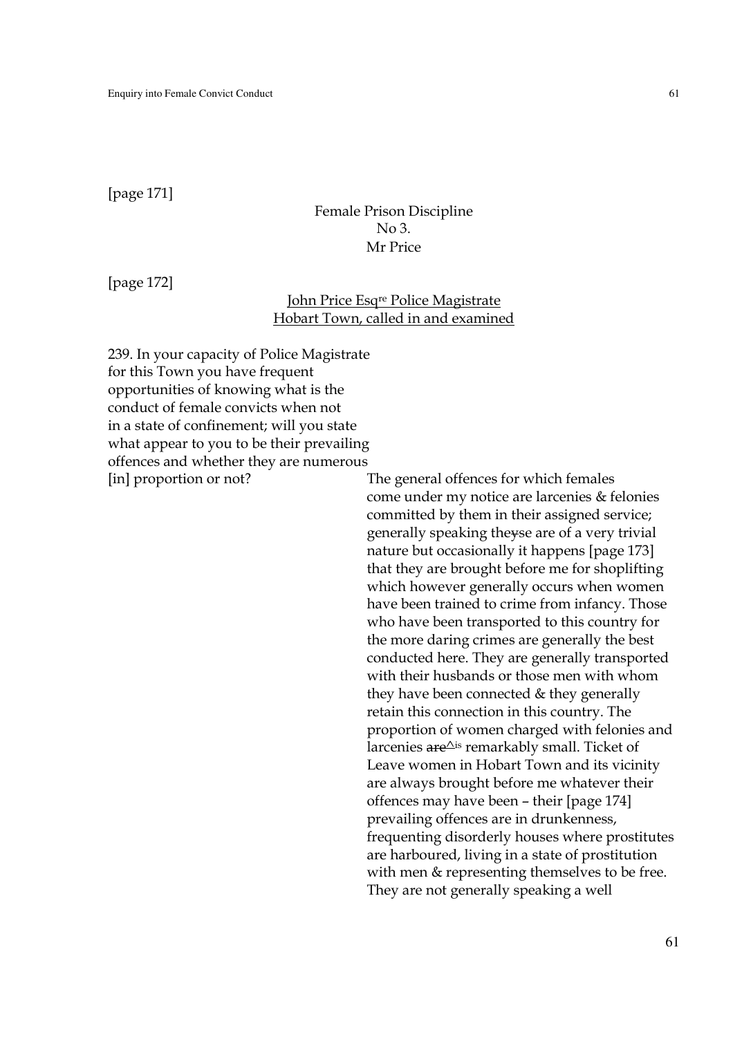[page 171]

Female Prison Discipline
No 3.
Mr Price

[page 172]

John Price Esq[re] Police Magistrate
Hobart Town, called in and examined

239. In your capacity of Police Magistrate for this Town you have frequent opportunities of knowing what is the conduct of female convicts when not in a state of confinement; will you state what appear to you to be their prevailing offences and whether they are numerous [in] proportion or not?

The general offences for which females come under my notice are larcenies & felonies committed by them in their assigned service; generally speaking ~~they~~se are of a very trivial nature but occasionally it happens [page 173] that they are brought before me for shoplifting which however generally occurs when women have been trained to crime from infancy. Those who have been transported to this country for the more daring crimes are generally the best conducted here. They are generally transported with their husbands or those men with whom they have been connected & they generally retain this connection in this country. The proportion of women charged with felonies and larcenies ~~are~~^is remarkably small. Ticket of Leave women in Hobart Town and its vicinity are always brought before me whatever their offences may have been – their [page 174] prevailing offences are in drunkenness, frequenting disorderly houses where prostitutes are harboured, living in a state of prostitution with men & representing themselves to be free. They are not generally speaking a well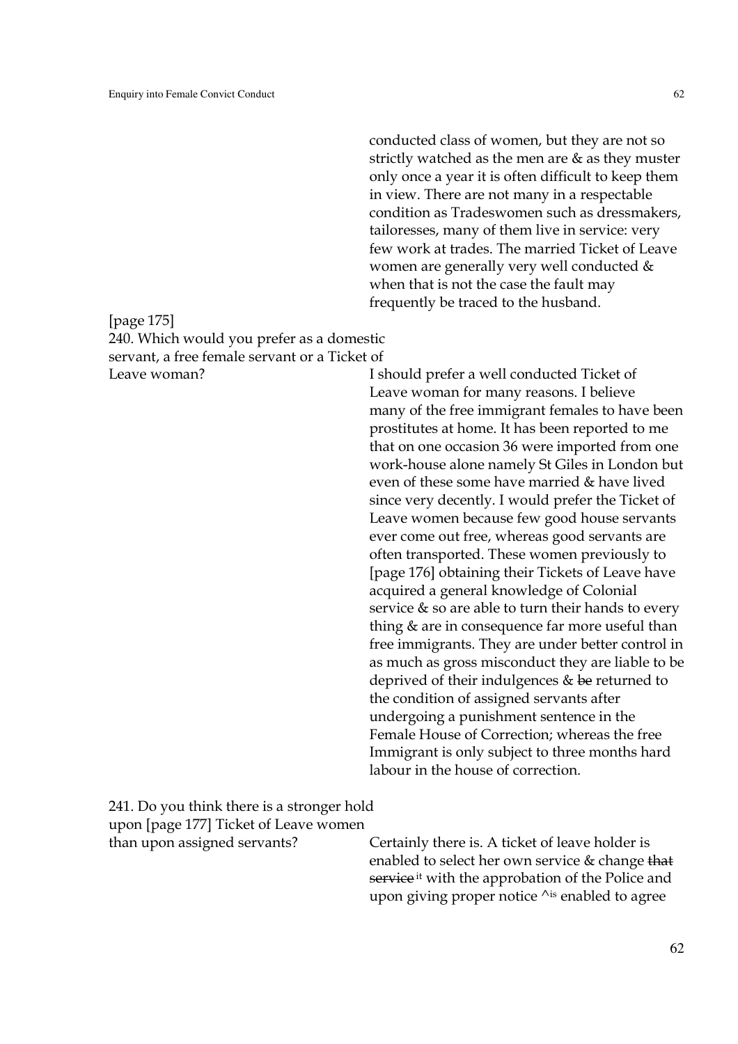conducted class of women, but they are not so strictly watched as the men are & as they muster only once a year it is often difficult to keep them in view. There are not many in a respectable condition as Tradeswomen such as dressmakers, tailoresses, many of them live in service: very few work at trades. The married Ticket of Leave women are generally very well conducted & when that is not the case the fault may frequently be traced to the husband.

[page 175]

240. Which would you prefer as a domestic servant, a free female servant or a Ticket of Leave woman?

I should prefer a well conducted Ticket of Leave woman for many reasons. I believe many of the free immigrant females to have been prostitutes at home. It has been reported to me that on one occasion 36 were imported from one work-house alone namely St Giles in London but even of these some have married & have lived since very decently. I would prefer the Ticket of Leave women because few good house servants ever come out free, whereas good servants are often transported. These women previously to [page 176] obtaining their Tickets of Leave have acquired a general knowledge of Colonial service & so are able to turn their hands to every thing & are in consequence far more useful than free immigrants. They are under better control in as much as gross misconduct they are liable to be deprived of their indulgences & ~~be~~ returned to the condition of assigned servants after undergoing a punishment sentence in the Female House of Correction; whereas the free Immigrant is only subject to three months hard labour in the house of correction.

241. Do you think there is a stronger hold upon [page 177] Ticket of Leave women than upon assigned servants?

Certainly there is. A ticket of leave holder is enabled to select her own service & change ~~that service~~ it with the approbation of the Police and upon giving proper notice ^is enabled to agree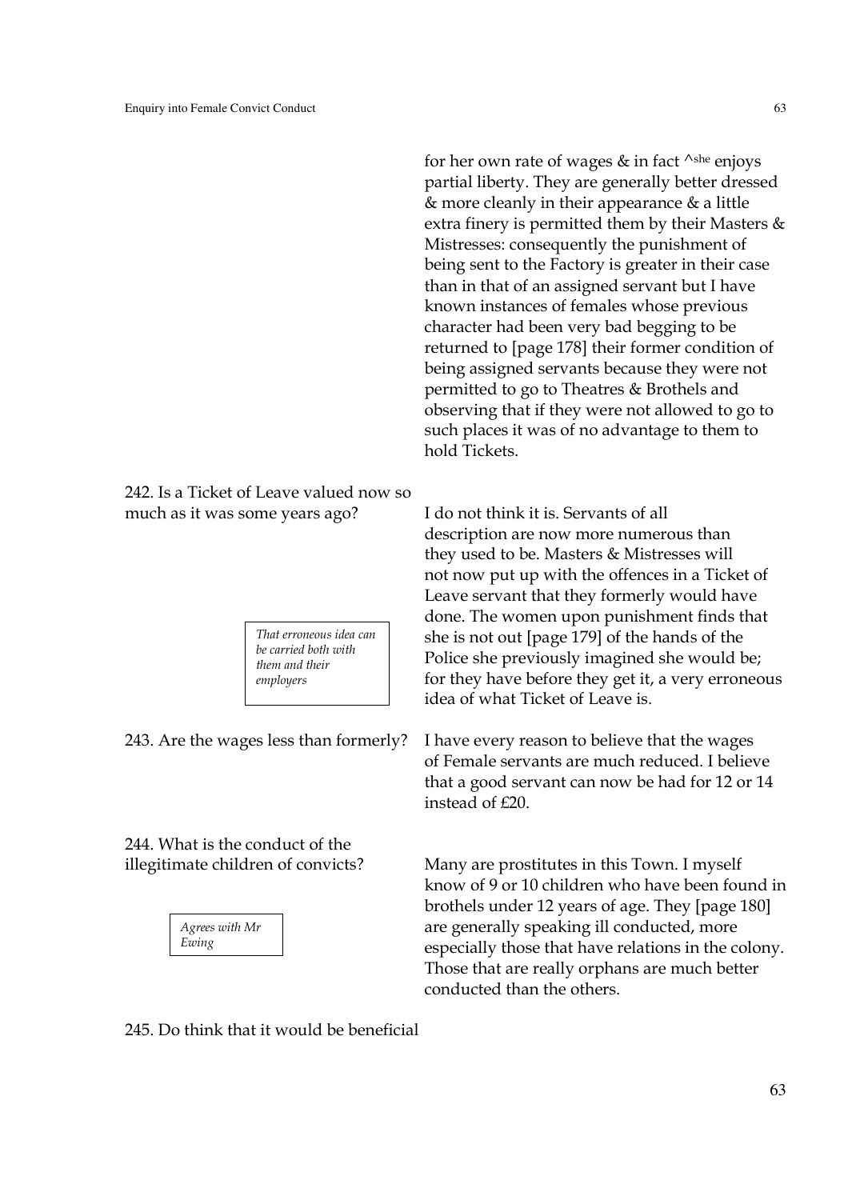for her own rate of wages & in fact ^she enjoys partial liberty. They are generally better dressed & more cleanly in their appearance & a little extra finery is permitted them by their Masters & Mistresses: consequently the punishment of being sent to the Factory is greater in their case than in that of an assigned servant but I have known instances of females whose previous character had been very bad begging to be returned to [page 178] their former condition of being assigned servants because they were not permitted to go to Theatres & Brothels and observing that if they were not allowed to go to such places it was of no advantage to them to hold Tickets.

242. Is a Ticket of Leave valued now so much as it was some years ago?

I do not think it is. Servants of all description are now more numerous than they used to be. Masters & Mistresses will not now put up with the offences in a Ticket of Leave servant that they formerly would have done. The women upon punishment finds that she is not out [page 179] of the hands of the Police she previously imagined she would be; for they have before they get it, a very erroneous idea of what Ticket of Leave is.

*That erroneous idea can be carried both with them and their employers*

243. Are the wages less than formerly?

I have every reason to believe that the wages of Female servants are much reduced. I believe that a good servant can now be had for 12 or 14 instead of £20.

244. What is the conduct of the illegitimate children of convicts?

Many are prostitutes in this Town. I myself know of 9 or 10 children who have been found in brothels under 12 years of age. They [page 180] are generally speaking ill conducted, more especially those that have relations in the colony. Those that are really orphans are much better conducted than the others.

*Agrees with Mr Ewing*

245. Do think that it would be beneficial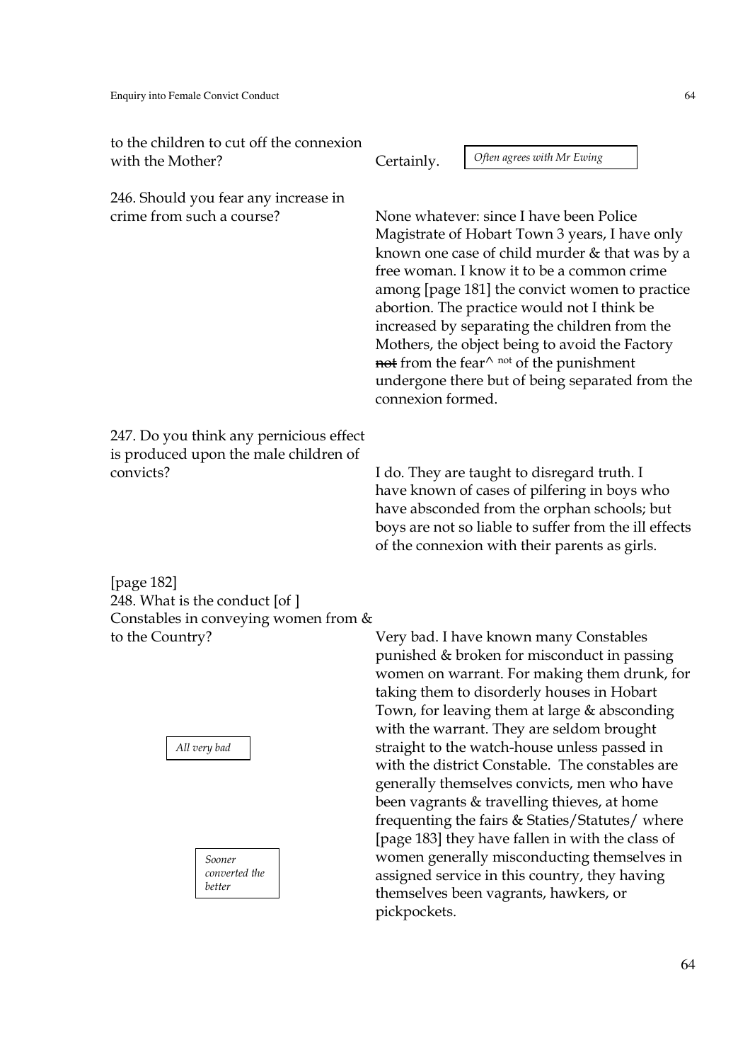to the children to cut off the connexion with the Mother? | Certainly.

*Often agrees with Mr Ewing*

246. Should you fear any increase in crime from such a course?

None whatever: since I have been Police Magistrate of Hobart Town 3 years, I have only known one case of child murder & that was by a free woman. I know it to be a common crime among [page 181] the convict women to practice abortion. The practice would not I think be increased by separating the children from the Mothers, the object being to avoid the Factory ~~not~~ from the fear^ not of the punishment undergone there but of being separated from the connexion formed.

247. Do you think any pernicious effect is produced upon the male children of convicts?

I do. They are taught to disregard truth. I have known of cases of pilfering in boys who have absconded from the orphan schools; but boys are not so liable to suffer from the ill effects of the connexion with their parents as girls.

[page 182]
248. What is the conduct [of ] Constables in conveying women from & to the Country?

Very bad. I have known many Constables punished & broken for misconduct in passing women on warrant. For making them drunk, for taking them to disorderly houses in Hobart Town, for leaving them at large & absconding with the warrant. They are seldom brought straight to the watch-house unless passed in with the district Constable. The constables are generally themselves convicts, men who have been vagrants & travelling thieves, at home frequenting the fairs & Staties/Statutes/ where [page 183] they have fallen in with the class of women generally misconducting themselves in assigned service in this country, they having themselves been vagrants, hawkers, or pickpockets.

*All very bad*

*Sooner converted the better*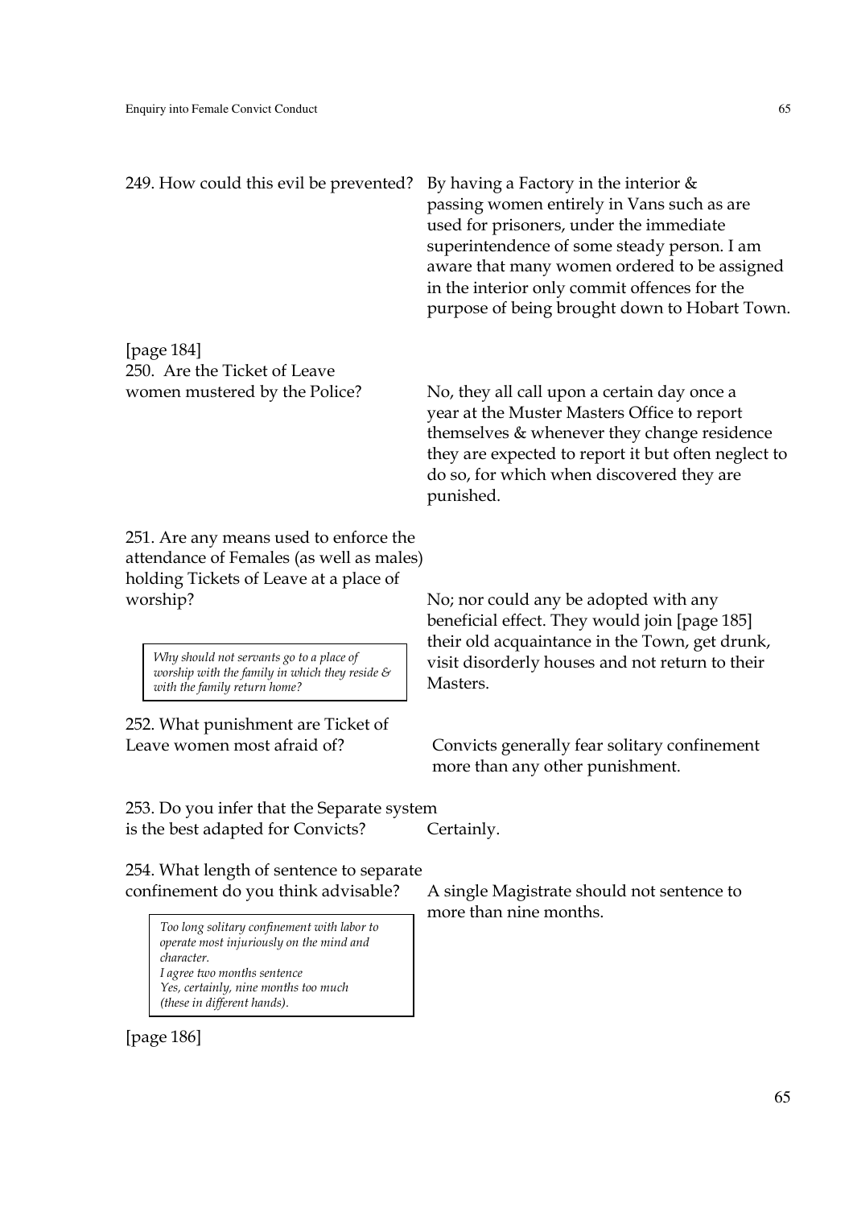249. How could this evil be prevented? By having a Factory in the interior & passing women entirely in Vans such as are used for prisoners, under the immediate superintendence of some steady person. I am aware that many women ordered to be assigned in the interior only commit offences for the purpose of being brought down to Hobart Town.

[page 184]

250. Are the Ticket of Leave women mustered by the Police? No, they all call upon a certain day once a year at the Muster Masters Office to report themselves & whenever they change residence they are expected to report it but often neglect to do so, for which when discovered they are punished.

251. Are any means used to enforce the attendance of Females (as well as males) holding Tickets of Leave at a place of worship? No; nor could any be adopted with any beneficial effect. They would join [page 185] their old acquaintance in the Town, get drunk, visit disorderly houses and not return to their Masters.

> *Why should not servants go to a place of worship with the family in which they reside & with the family return home?*

252. What punishment are Ticket of Leave women most afraid of? Convicts generally fear solitary confinement more than any other punishment.

253. Do you infer that the Separate system is the best adapted for Convicts? Certainly.

254. What length of sentence to separate confinement do you think advisable? A single Magistrate should not sentence to more than nine months.

> *Too long solitary confinement with labor to operate most injuriously on the mind and character.*
> *I agree two months sentence*
> *Yes, certainly, nine months too much*
> *(these in different hands).*

[page 186]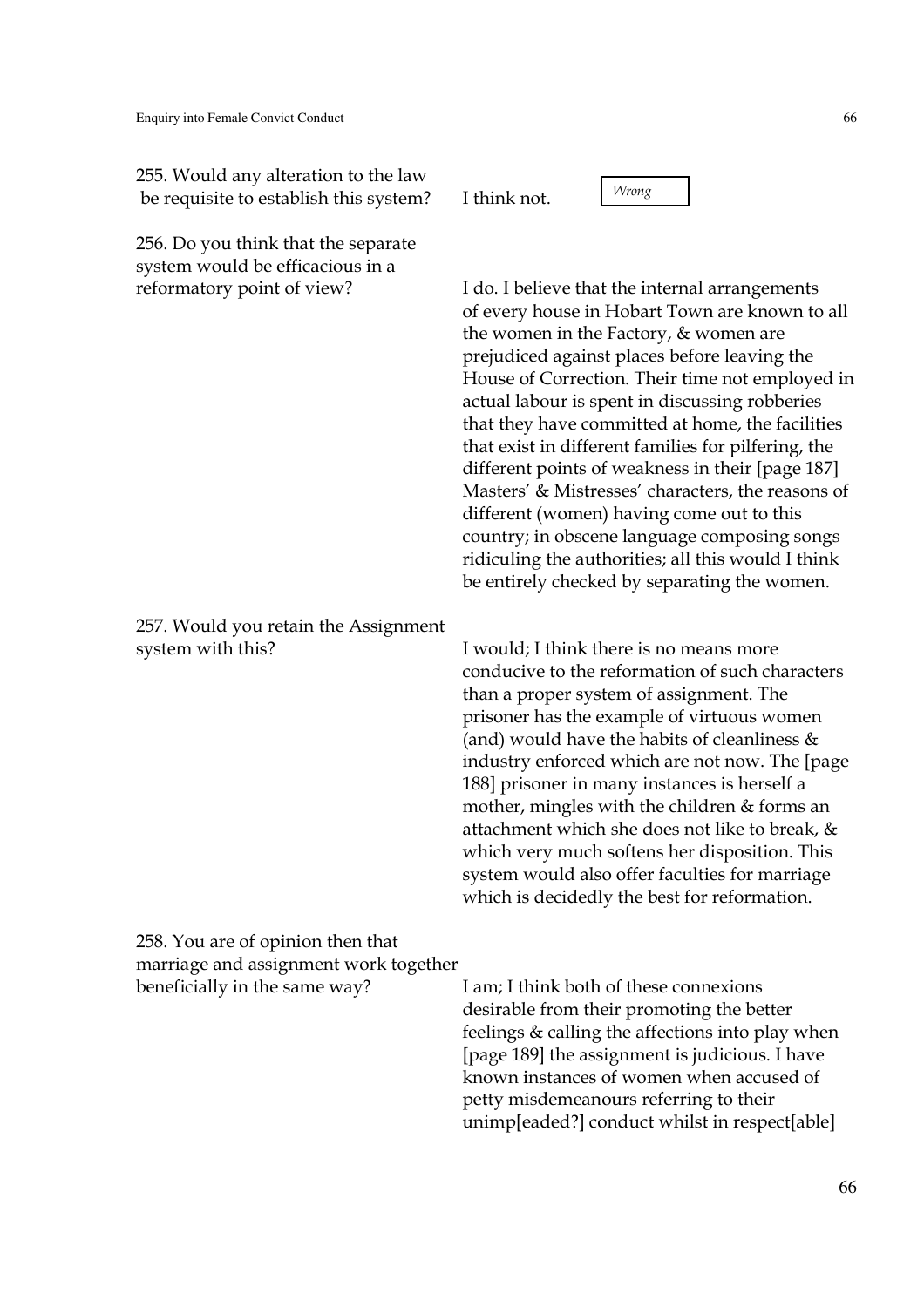255. Would any alteration to the law be requisite to establish this system? I think not. *Wrong*

256. Do you think that the separate system would be efficacious in a reformatory point of view?

I do. I believe that the internal arrangements of every house in Hobart Town are known to all the women in the Factory, & women are prejudiced against places before leaving the House of Correction. Their time not employed in actual labour is spent in discussing robberies that they have committed at home, the facilities that exist in different families for pilfering, the different points of weakness in their [page 187] Masters' & Mistresses' characters, the reasons of different (women) having come out to this country; in obscene language composing songs ridiculing the authorities; all this would I think be entirely checked by separating the women.

257. Would you retain the Assignment system with this?

I would; I think there is no means more conducive to the reformation of such characters than a proper system of assignment. The prisoner has the example of virtuous women (and) would have the habits of cleanliness & industry enforced which are not now. The [page 188] prisoner in many instances is herself a mother, mingles with the children & forms an attachment which she does not like to break, & which very much softens her disposition. This system would also offer faculties for marriage which is decidedly the best for reformation.

258. You are of opinion then that marriage and assignment work together beneficially in the same way?

I am; I think both of these connexions desirable from their promoting the better feelings & calling the affections into play when [page 189] the assignment is judicious. I have known instances of women when accused of petty misdemeanours referring to their unimp[eaded?] conduct whilst in respect[able]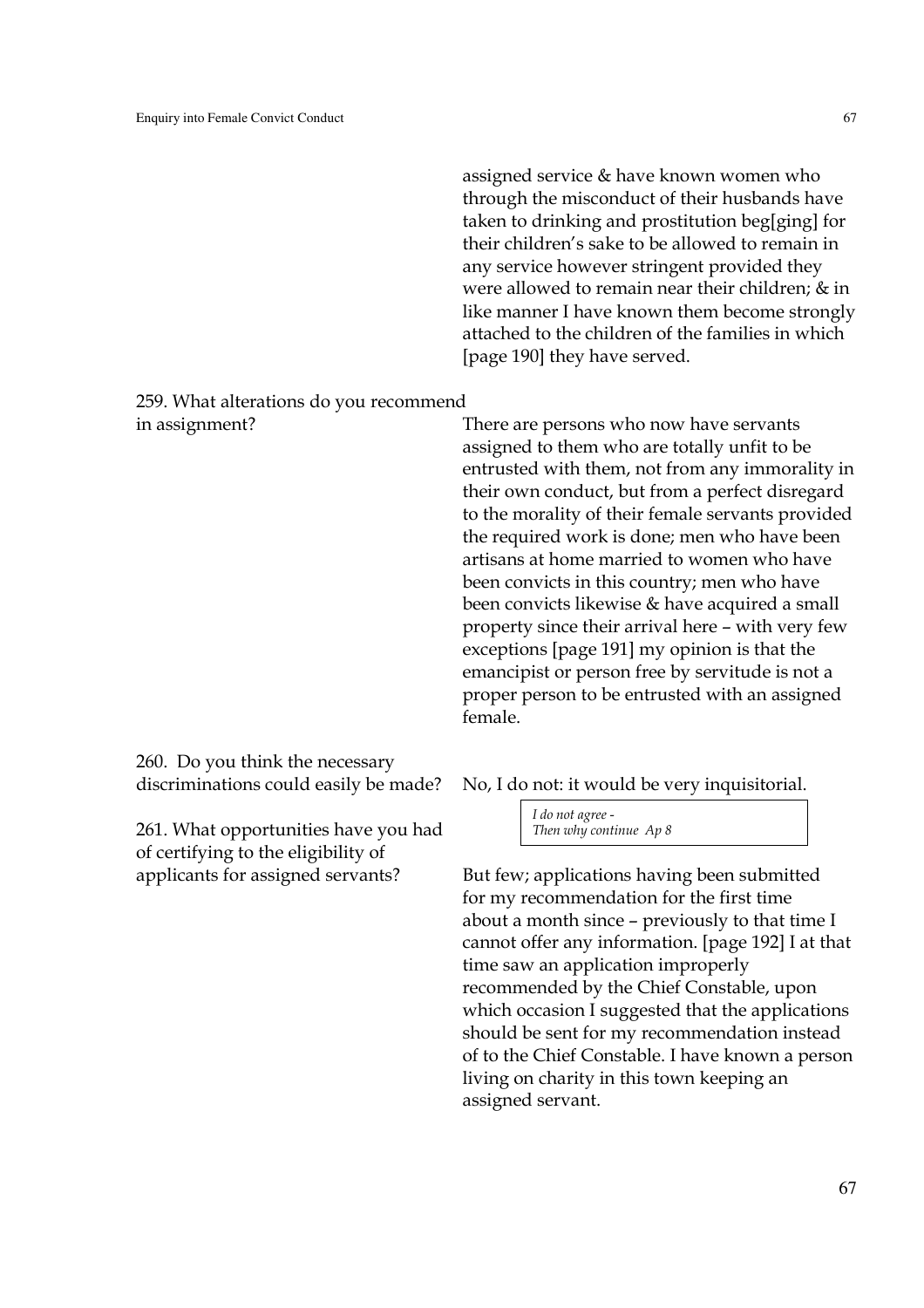assigned service & have known women who through the misconduct of their husbands have taken to drinking and prostitution beg[ging] for their children's sake to be allowed to remain in any service however stringent provided they were allowed to remain near their children; & in like manner I have known them become strongly attached to the children of the families in which [page 190] they have served.

259. What alterations do you recommend in assignment?

There are persons who now have servants assigned to them who are totally unfit to be entrusted with them, not from any immorality in their own conduct, but from a perfect disregard to the morality of their female servants provided the required work is done; men who have been artisans at home married to women who have been convicts in this country; men who have been convicts likewise & have acquired a small property since their arrival here – with very few exceptions [page 191] my opinion is that the emancipist or person free by servitude is not a proper person to be entrusted with an assigned female.

260. Do you think the necessary discriminations could easily be made?

No, I do not: it would be very inquisitorial.

> *I do not agree -*
> *Then why continue Ap 8*

261. What opportunities have you had of certifying to the eligibility of applicants for assigned servants?

But few; applications having been submitted for my recommendation for the first time about a month since – previously to that time I cannot offer any information. [page 192] I at that time saw an application improperly recommended by the Chief Constable, upon which occasion I suggested that the applications should be sent for my recommendation instead of to the Chief Constable. I have known a person living on charity in this town keeping an assigned servant.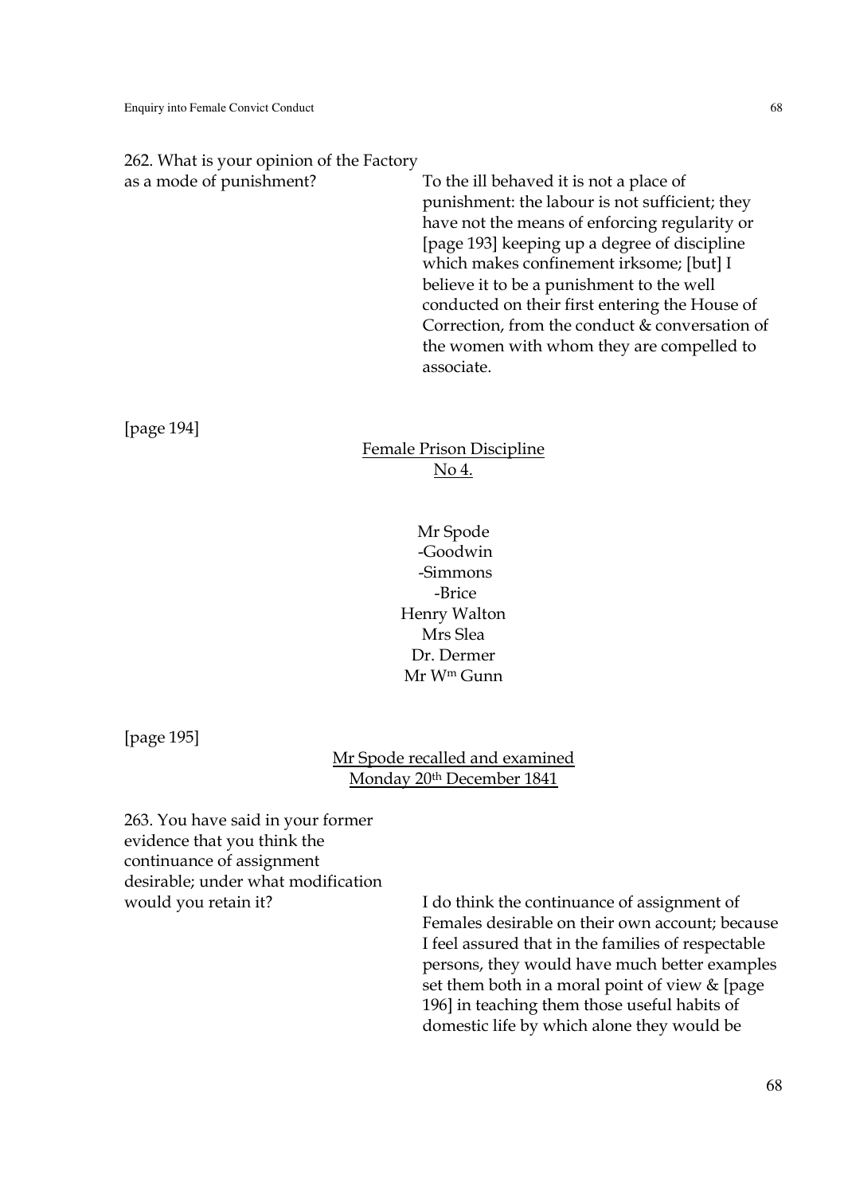262. What is your opinion of the Factory as a mode of punishment?

To the ill behaved it is not a place of punishment: the labour is not sufficient; they have not the means of enforcing regularity or [page 193] keeping up a degree of discipline which makes confinement irksome; [but] I believe it to be a punishment to the well conducted on their first entering the House of Correction, from the conduct & conversation of the women with whom they are compelled to associate.

[page 194]

<u>Female Prison Discipline</u>
<u>No 4.</u>

Mr Spode
-Goodwin
-Simmons
-Brice
Henry Walton
Mrs Slea
Dr. Dermer
Mr Wm Gunn

[page 195]

<u>Mr Spode recalled and examined</u>
<u>Monday 20th December 1841</u>

263. You have said in your former evidence that you think the continuance of assignment desirable; under what modification would you retain it?

I do think the continuance of assignment of Females desirable on their own account; because I feel assured that in the families of respectable persons, they would have much better examples set them both in a moral point of view & [page 196] in teaching them those useful habits of domestic life by which alone they would be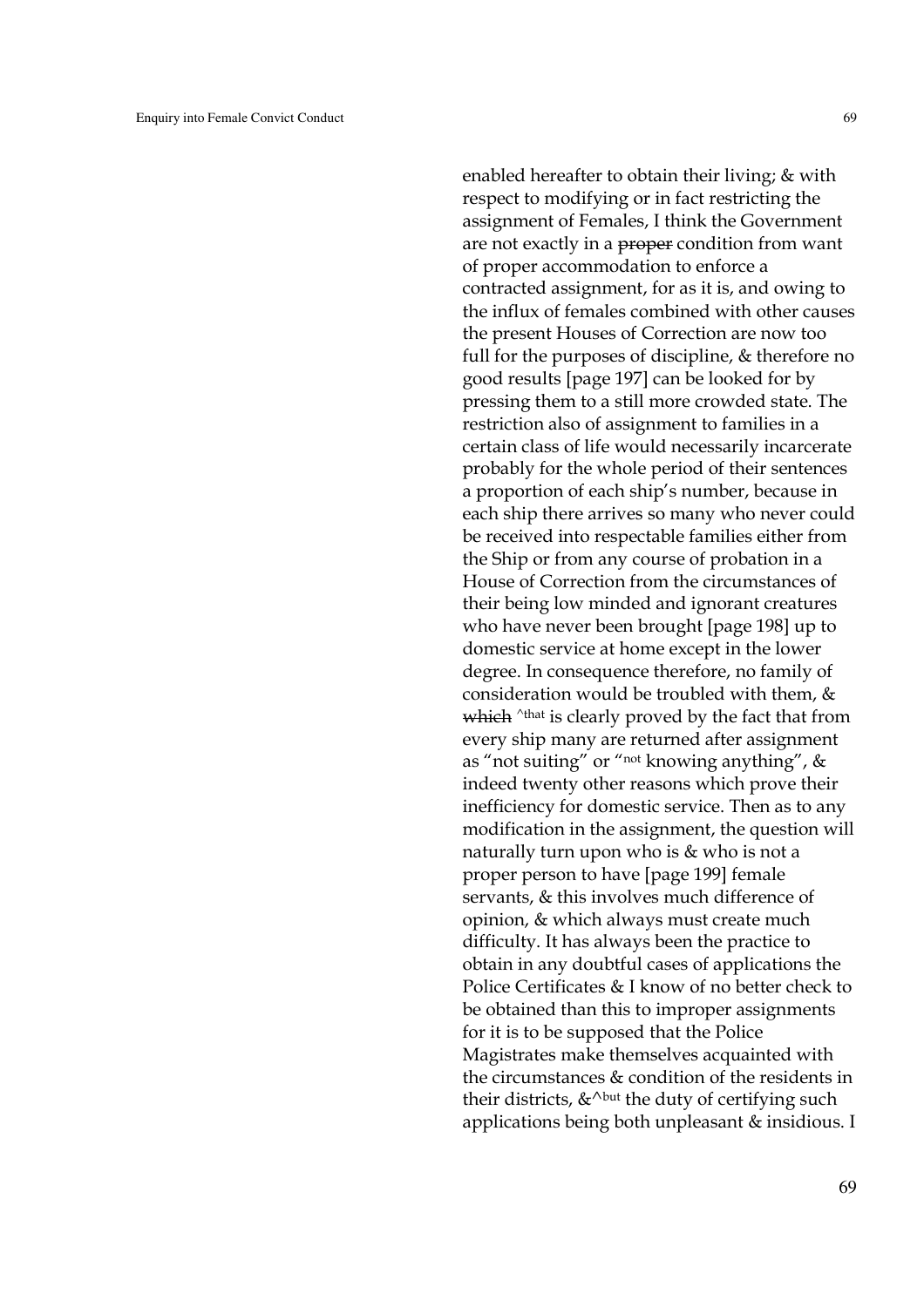enabled hereafter to obtain their living; & with respect to modifying or in fact restricting the assignment of Females, I think the Government are not exactly in a ~~proper~~ condition from want of proper accommodation to enforce a contracted assignment, for as it is, and owing to the influx of females combined with other causes the present Houses of Correction are now too full for the purposes of discipline, & therefore no good results [page 197] can be looked for by pressing them to a still more crowded state. The restriction also of assignment to families in a certain class of life would necessarily incarcerate probably for the whole period of their sentences a proportion of each ship's number, because in each ship there arrives so many who never could be received into respectable families either from the Ship or from any course of probation in a House of Correction from the circumstances of their being low minded and ignorant creatures who have never been brought [page 198] up to domestic service at home except in the lower degree. In consequence therefore, no family of consideration would be troubled with them, & ~~which~~ ^that is clearly proved by the fact that from every ship many are returned after assignment as "not suiting" or "not knowing anything", & indeed twenty other reasons which prove their inefficiency for domestic service. Then as to any modification in the assignment, the question will naturally turn upon who is & who is not a proper person to have [page 199] female servants, & this involves much difference of opinion, & which always must create much difficulty. It has always been the practice to obtain in any doubtful cases of applications the Police Certificates & I know of no better check to be obtained than this to improper assignments for it is to be supposed that the Police Magistrates make themselves acquainted with the circumstances & condition of the residents in their districts, &^but the duty of certifying such applications being both unpleasant & insidious. I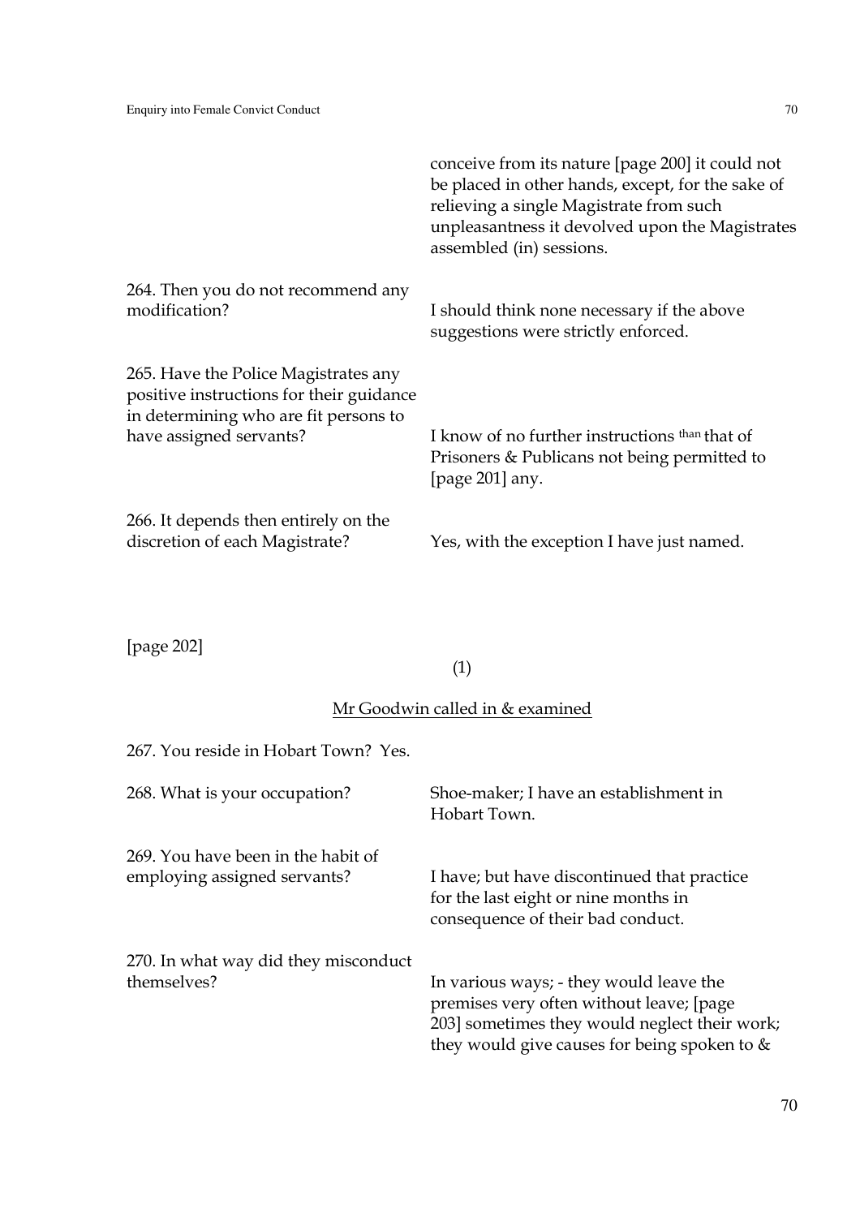| | |
|---|---|
| | conceive from its nature [page 200] it could not be placed in other hands, except, for the sake of relieving a single Magistrate from such unpleasantness it devolved upon the Magistrates assembled (in) sessions. |
| 264. Then you do not recommend any modification? | I should think none necessary if the above suggestions were strictly enforced. |
| 265. Have the Police Magistrates any positive instructions for their guidance in determining who are fit persons to have assigned servants? | I know of no further instructions than that of Prisoners & Publicans not being permitted to [page 201] any. |
| 266. It depends then entirely on the discretion of each Magistrate? | Yes, with the exception I have just named. |

[page 202]

(1)

<u>Mr Goodwin called in & examined</u>

267. You reside in Hobart Town? Yes.

| | |
|---|---|
| 268. What is your occupation? | Shoe-maker; I have an establishment in Hobart Town. |
| 269. You have been in the habit of employing assigned servants? | I have; but have discontinued that practice for the last eight or nine months in consequence of their bad conduct. |
| 270. In what way did they misconduct themselves? | In various ways; - they would leave the premises very often without leave; [page 203] sometimes they would neglect their work; they would give causes for being spoken to & |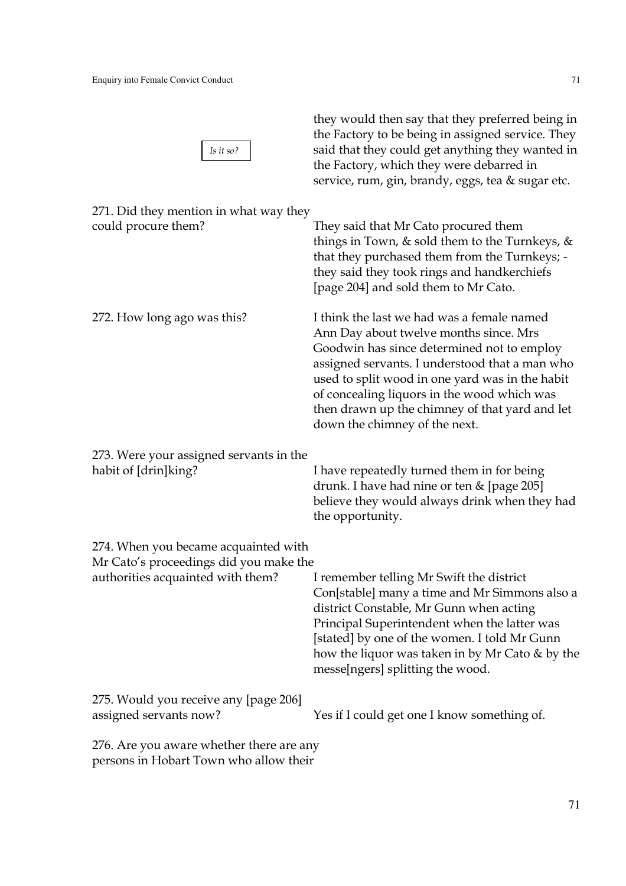*Is it so?*

they would then say that they preferred being in the Factory to be being in assigned service. They said that they could get anything they wanted in the Factory, which they were debarred in service, rum, gin, brandy, eggs, tea & sugar etc.

271. Did they mention in what way they could procure them?

They said that Mr Cato procured them things in Town, & sold them to the Turnkeys, & that they purchased them from the Turnkeys; - they said they took rings and handkerchiefs [page 204] and sold them to Mr Cato.

272. How long ago was this?

I think the last we had was a female named Ann Day about twelve months since. Mrs Goodwin has since determined not to employ assigned servants. I understood that a man who used to split wood in one yard was in the habit of concealing liquors in the wood which was then drawn up the chimney of that yard and let down the chimney of the next.

273. Were your assigned servants in the habit of [drin]king?

I have repeatedly turned them in for being drunk. I have had nine or ten & [page 205] believe they would always drink when they had the opportunity.

274. When you became acquainted with Mr Cato's proceedings did you make the authorities acquainted with them?

I remember telling Mr Swift the district Con[stable] many a time and Mr Simmons also a district Constable, Mr Gunn when acting Principal Superintendent when the latter was [stated] by one of the women. I told Mr Gunn how the liquor was taken in by Mr Cato & by the messe[ngers] splitting the wood.

275. Would you receive any [page 206] assigned servants now?

Yes if I could get one I know something of.

276. Are you aware whether there are any persons in Hobart Town who allow their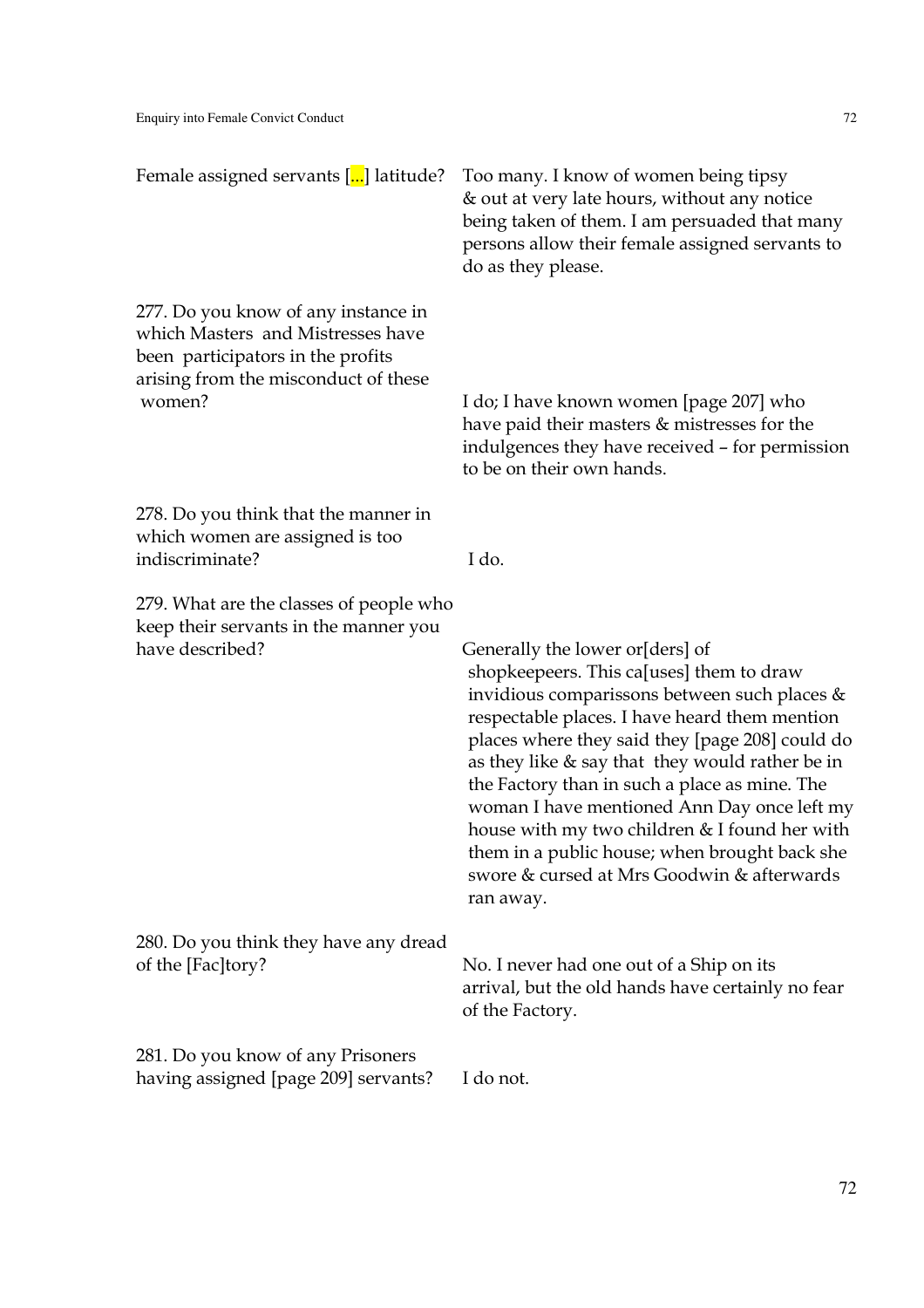| | |
|---|---|
| Female assigned servants [...] latitude? | Too many. I know of women being tipsy & out at very late hours, without any notice being taken of them. I am persuaded that many persons allow their female assigned servants to do as they please. |
| 277. Do you know of any instance in which Masters and Mistresses have been participators in the profits arising from the misconduct of these women? | I do; I have known women [page 207] who have paid their masters & mistresses for the indulgences they have received – for permission to be on their own hands. |
| 278. Do you think that the manner in which women are assigned is too indiscriminate? | I do. |
| 279. What are the classes of people who keep their servants in the manner you have described? | Generally the lower or[ders] of shopkeepeers. This ca[uses] them to draw invidious comparissons between such places & respectable places. I have heard them mention places where they said they [page 208] could do as they like & say that they would rather be in the Factory than in such a place as mine. The woman I have mentioned Ann Day once left my house with my two children & I found her with them in a public house; when brought back she swore & cursed at Mrs Goodwin & afterwards ran away. |
| 280. Do you think they have any dread of the [Fac]tory? | No. I never had one out of a Ship on its arrival, but the old hands have certainly no fear of the Factory. |
| 281. Do you know of any Prisoners having assigned [page 209] servants? | I do not. |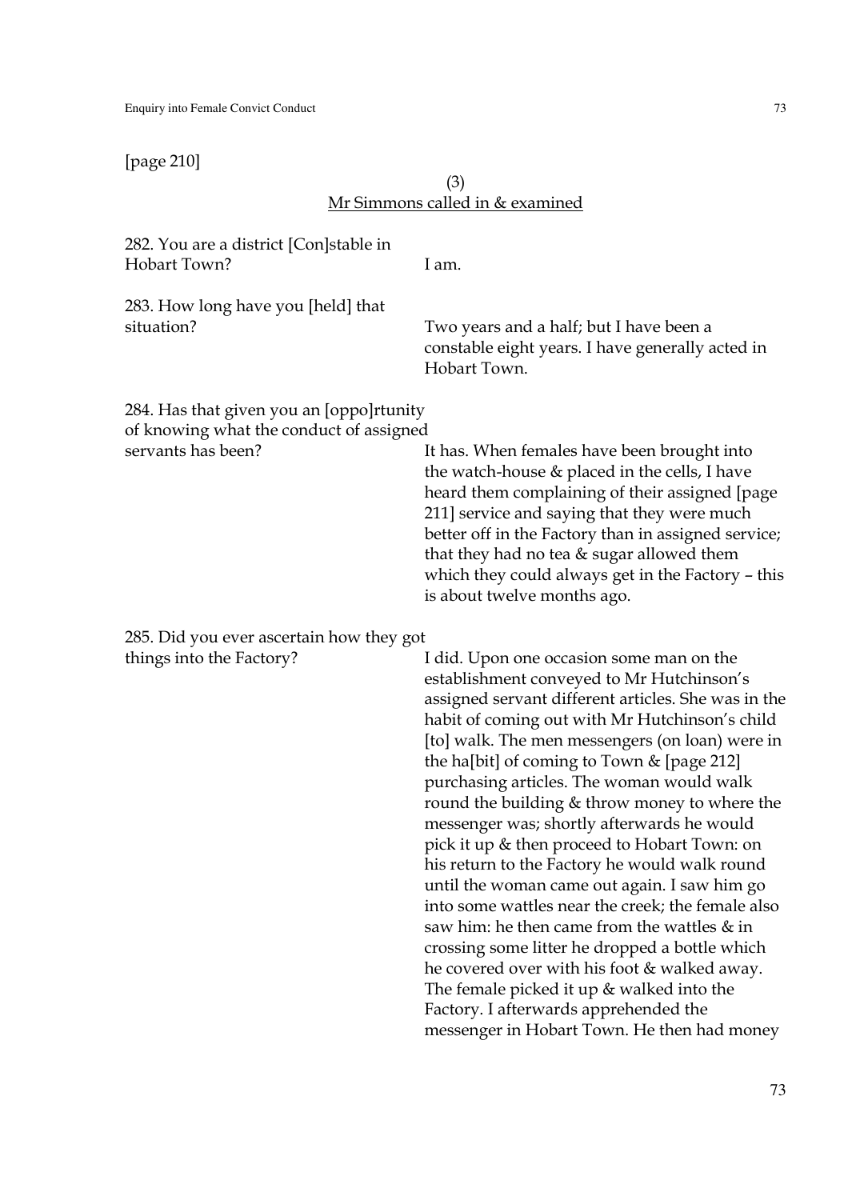[page 210]

(3)

Mr Simmons called in & examined

| | |
|---|---|
| 282. You are a district [Con]stable in Hobart Town? | I am. |
| 283. How long have you [held] that situation? | Two years and a half; but I have been a constable eight years. I have generally acted in Hobart Town. |
| 284. Has that given you an [oppo]rtunity of knowing what the conduct of assigned servants has been? | It has. When females have been brought into the watch-house & placed in the cells, I have heard them complaining of their assigned [page 211] service and saying that they were much better off in the Factory than in assigned service; that they had no tea & sugar allowed them which they could always get in the Factory – this is about twelve months ago. |
| 285. Did you ever ascertain how they got things into the Factory? | I did. Upon one occasion some man on the establishment conveyed to Mr Hutchinson's assigned servant different articles. She was in the habit of coming out with Mr Hutchinson's child [to] walk. The men messengers (on loan) were in the ha[bit] of coming to Town & [page 212] purchasing articles. The woman would walk round the building & throw money to where the messenger was; shortly afterwards he would pick it up & then proceed to Hobart Town: on his return to the Factory he would walk round until the woman came out again. I saw him go into some wattles near the creek; the female also saw him: he then came from the wattles & in crossing some litter he dropped a bottle which he covered over with his foot & walked away. The female picked it up & walked into the Factory. I afterwards apprehended the messenger in Hobart Town. He then had money |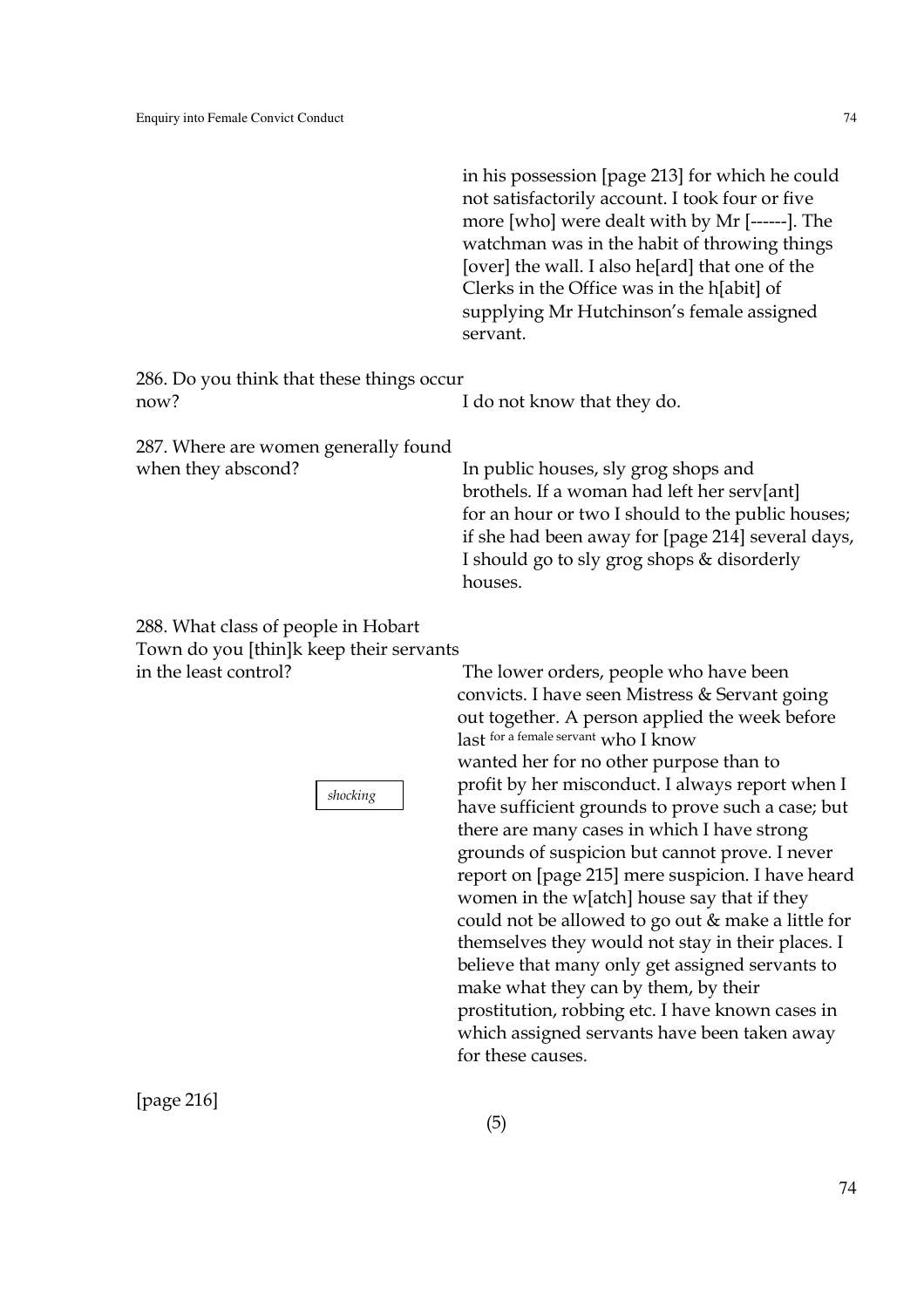in his possession [page 213] for which he could not satisfactorily account. I took four or five more [who] were dealt with by Mr [------]. The watchman was in the habit of throwing things [over] the wall. I also he[ard] that one of the Clerks in the Office was in the h[abit] of supplying Mr Hutchinson's female assigned servant.

286. Do you think that these things occur now?

I do not know that they do.

287. Where are women generally found when they abscond?

In public houses, sly grog shops and brothels. If a woman had left her serv[ant] for an hour or two I should to the public houses; if she had been away for [page 214] several days, I should go to sly grog shops & disorderly houses.

288. What class of people in Hobart Town do you [thin]k keep their servants in the least control?

*shocking*

The lower orders, people who have been convicts. I have seen Mistress & Servant going out together. A person applied the week before last for a female servant who I know wanted her for no other purpose than to profit by her misconduct. I always report when I have sufficient grounds to prove such a case; but there are many cases in which I have strong grounds of suspicion but cannot prove. I never report on [page 215] mere suspicion. I have heard women in the w[atch] house say that if they could not be allowed to go out & make a little for themselves they would not stay in their places. I believe that many only get assigned servants to make what they can by them, by their prostitution, robbing etc. I have known cases in which assigned servants have been taken away for these causes.

[page 216]

(5)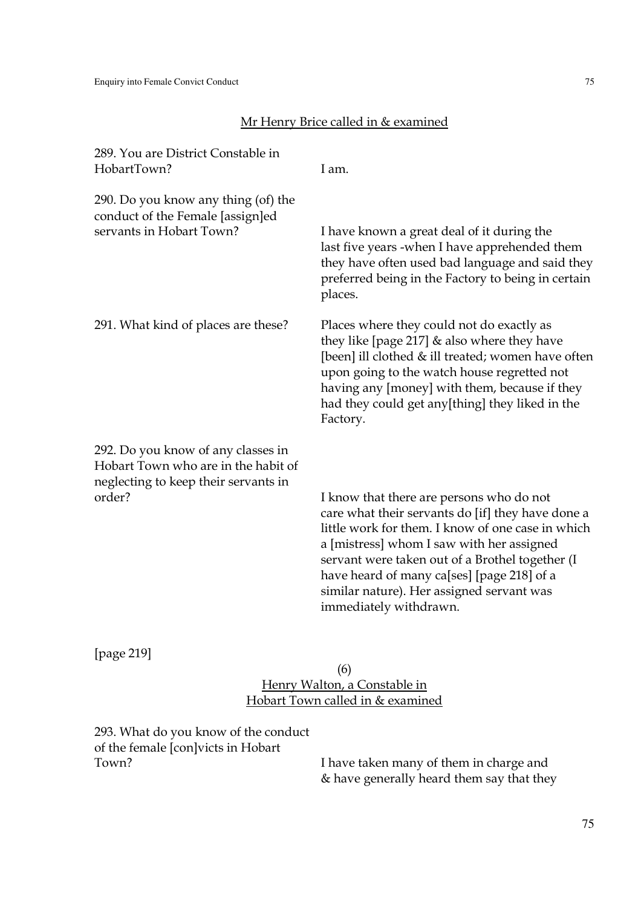<u>Mr Henry Brice called in & examined</u>

| | |
|---|---|
| 289. You are District Constable in HobartTown? | I am. |
| 290. Do you know any thing (of) the conduct of the Female [assign]ed servants in Hobart Town? | I have known a great deal of it during the last five years -when I have apprehended them they have often used bad language and said they preferred being in the Factory to being in certain places. |
| 291. What kind of places are these? | Places where they could not do exactly as they like [page 217] & also where they have [been] ill clothed & ill treated; women have often upon going to the watch house regretted not having any [money] with them, because if they had they could get any[thing] they liked in the Factory. |
| 292. Do you know of any classes in Hobart Town who are in the habit of neglecting to keep their servants in order? | I know that there are persons who do not care what their servants do [if] they have done a little work for them. I know of one case in which a [mistress] whom I saw with her assigned servant were taken out of a Brothel together (I have heard of many ca[ses] [page 218] of a similar nature). Her assigned servant was immediately withdrawn. |

[page 219]

(6)

<u>Henry Walton, a Constable in Hobart Town called in & examined</u>

| | |
|---|---|
| 293. What do you know of the conduct of the female [con]victs in Hobart Town? | I have taken many of them in charge and & have generally heard them say that they |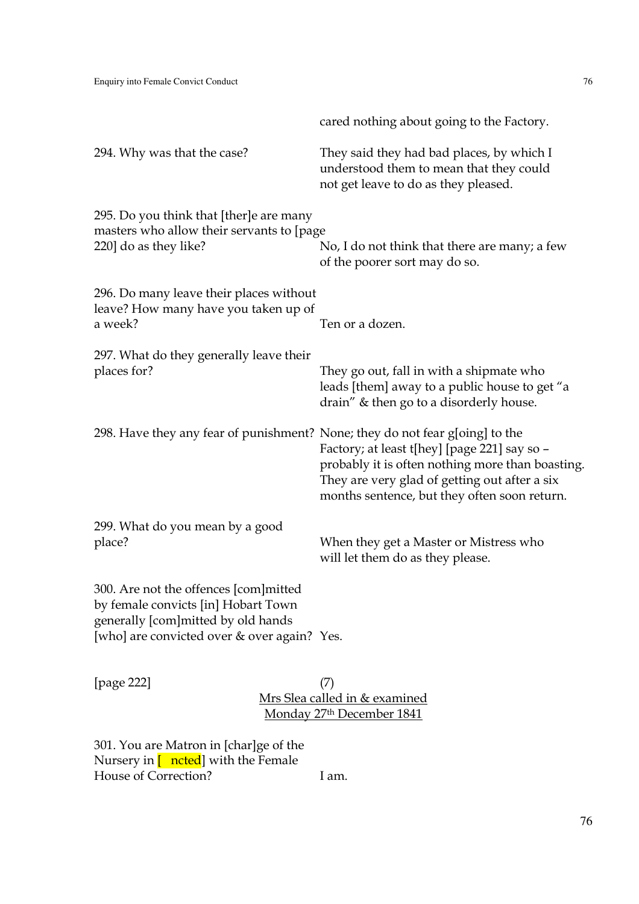| | |
|---|---|
| | cared nothing about going to the Factory. |
| 294. Why was that the case? | They said they had bad places, by which I understood them to mean that they could not get leave to do as they pleased. |
| 295. Do you think that [ther]e are many masters who allow their servants to [page 220] do as they like? | No, I do not think that there are many; a few of the poorer sort may do so. |
| 296. Do many leave their places without leave? How many have you taken up of a week? | Ten or a dozen. |
| 297. What do they generally leave their places for? | They go out, fall in with a shipmate who leads [them] away to a public house to get "a drain" & then go to a disorderly house. |
| 298. Have they any fear of punishment? | None; they do not fear g[oing] to the Factory; at least t[hey] [page 221] say so – probably it is often nothing more than boasting. They are very glad of getting out after a six months sentence, but they often soon return. |
| 299. What do you mean by a good place? | When they get a Master or Mistress who will let them do as they please. |
| 300. Are not the offences [com]mitted by female convicts [in] Hobart Town generally [com]mitted by old hands [who] are convicted over & over again? | Yes. |

[page 222]

(7)

Mrs Slea called in & examined

Monday 27th December 1841

| | |
|---|---|
| 301. You are Matron in [char]ge of the Nursery in [ ncted] with the Female House of Correction? | I am. |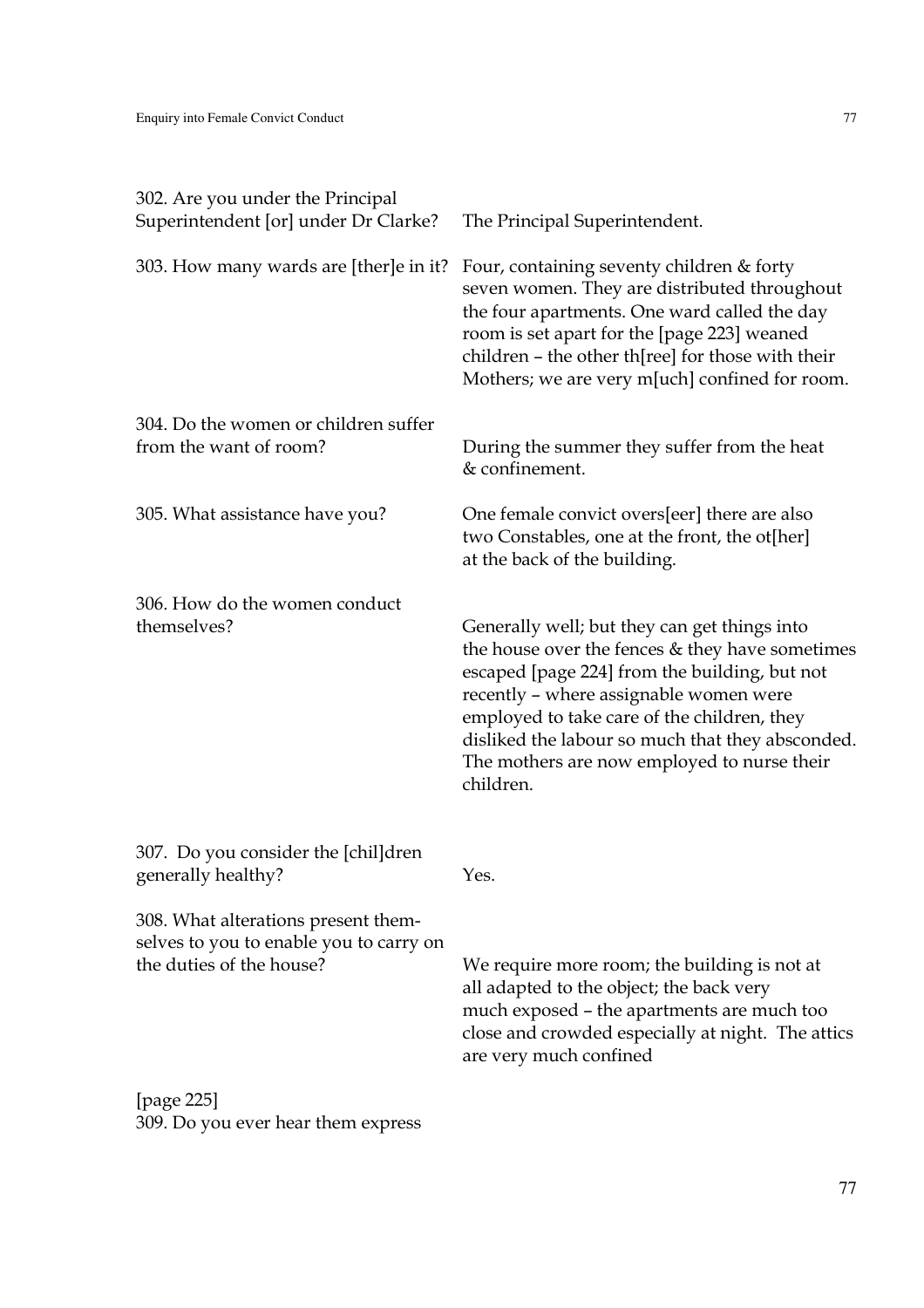| | |
|---|---|
| 302. Are you under the Principal Superintendent [or] under Dr Clarke? | The Principal Superintendent. |
| 303. How many wards are [ther]e in it? | Four, containing seventy children & forty seven women. They are distributed throughout the four apartments. One ward called the day room is set apart for the [page 223] weaned children – the other th[ree] for those with their Mothers; we are very m[uch] confined for room. |
| 304. Do the women or children suffer from the want of room? | During the summer they suffer from the heat & confinement. |
| 305. What assistance have you? | One female convict overs[eer] there are also two Constables, one at the front, the ot[her] at the back of the building. |
| 306. How do the women conduct themselves? | Generally well; but they can get things into the house over the fences & they have sometimes escaped [page 224] from the building, but not recently – where assignable women were employed to take care of the children, they disliked the labour so much that they absconded. The mothers are now employed to nurse their children. |
| 307. Do you consider the [chil]dren generally healthy? | Yes. |
| 308. What alterations present themselves to you to enable you to carry on the duties of the house? | We require more room; the building is not at all adapted to the object; the back very much exposed – the apartments are much too close and crowded especially at night. The attics are very much confined |

[page 225]
309. Do you ever hear them express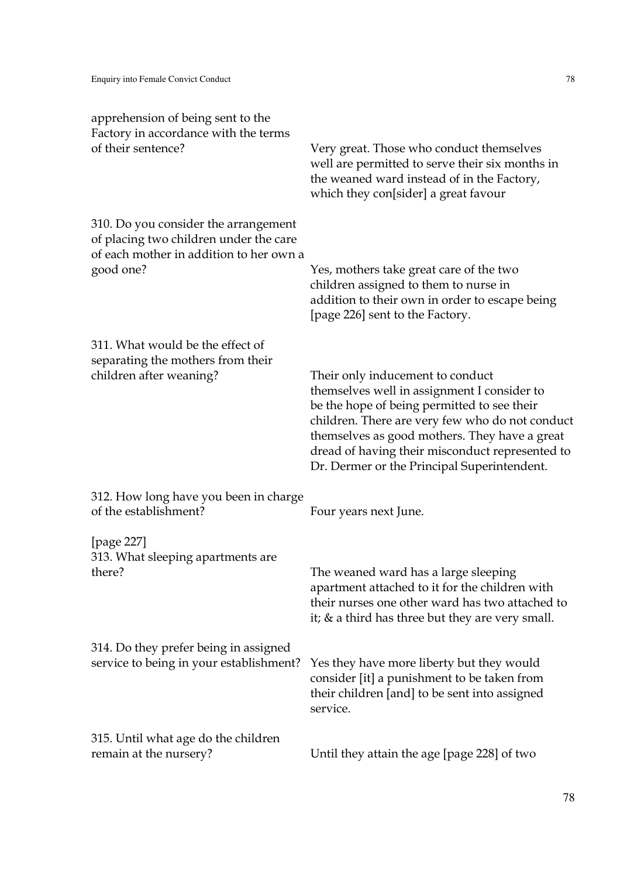| | |
|---|---|
| apprehension of being sent to the Factory in accordance with the terms of their sentence? | Very great. Those who conduct themselves well are permitted to serve their six months in the weaned ward instead of in the Factory, which they con[sider] a great favour |
| 310. Do you consider the arrangement of placing two children under the care of each mother in addition to her own a good one? | Yes, mothers take great care of the two children assigned to them to nurse in addition to their own in order to escape being [page 226] sent to the Factory. |
| 311. What would be the effect of separating the mothers from their children after weaning? | Their only inducement to conduct themselves well in assignment I consider to be the hope of being permitted to see their children. There are very few who do not conduct themselves as good mothers. They have a great dread of having their misconduct represented to Dr. Dermer or the Principal Superintendent. |
| 312. How long have you been in charge of the establishment? | Four years next June. |
| [page 227] 313. What sleeping apartments are there? | The weaned ward has a large sleeping apartment attached to it for the children with their nurses one other ward has two attached to it; & a third has three but they are very small. |
| 314. Do they prefer being in assigned service to being in your establishment? | Yes they have more liberty but they would consider [it] a punishment to be taken from their children [and] to be sent into assigned service. |
| 315. Until what age do the children remain at the nursery? | Until they attain the age [page 228] of two |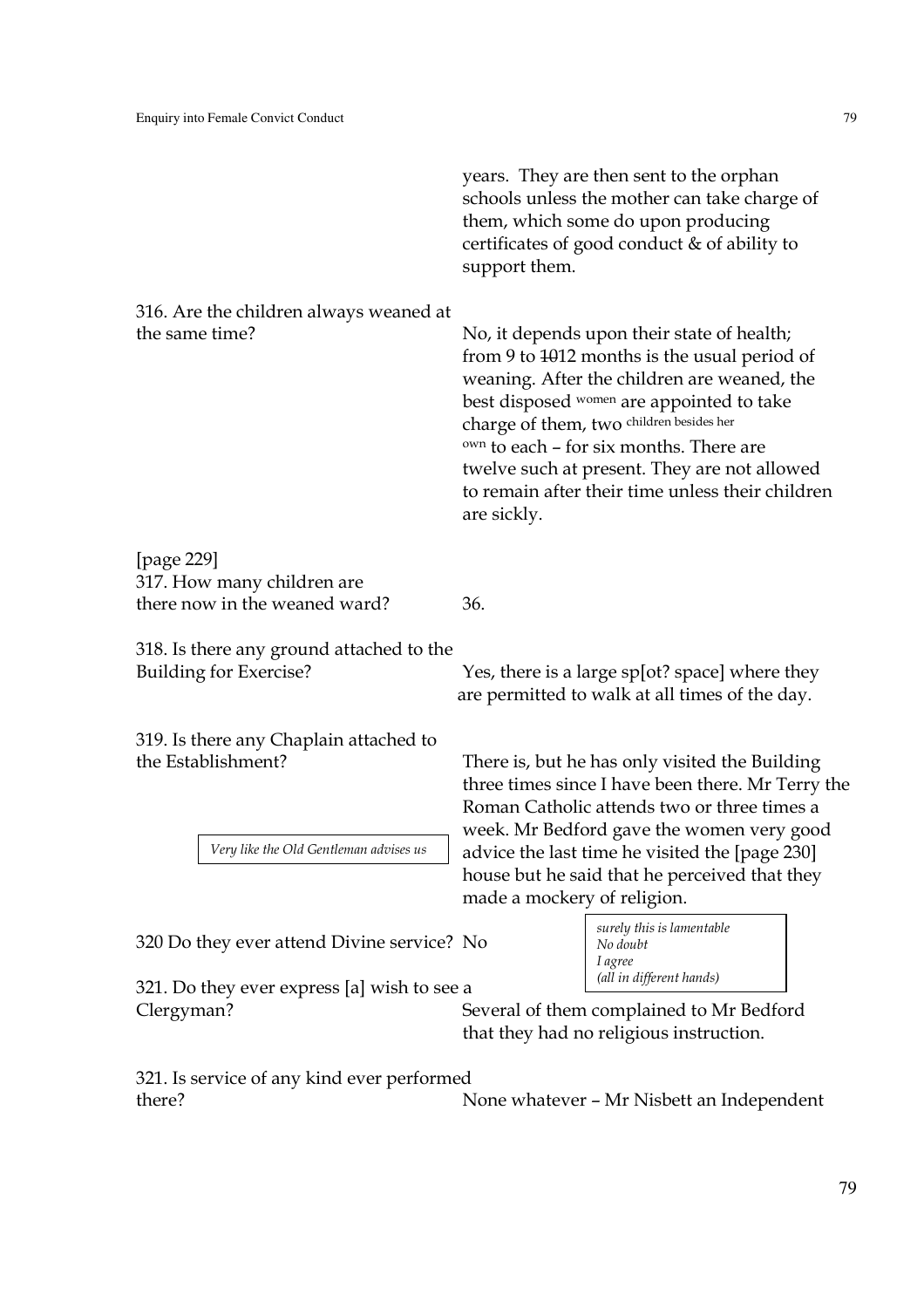years. They are then sent to the orphan schools unless the mother can take charge of them, which some do upon producing certificates of good conduct & of ability to support them.

316. Are the children always weaned at the same time?

No, it depends upon their state of health; from 9 to ~~10~~12 months is the usual period of weaning. After the children are weaned, the best disposed women are appointed to take charge of them, two children besides her own to each – for six months. There are twelve such at present. They are not allowed to remain after their time unless their children are sickly.

[page 229]
317. How many children are there now in the weaned ward?

36.

318. Is there any ground attached to the Building for Exercise?

Yes, there is a large sp[ot? space] where they are permitted to walk at all times of the day.

319. Is there any Chaplain attached to the Establishment?

There is, but he has only visited the Building three times since I have been there. Mr Terry the Roman Catholic attends two or three times a week. Mr Bedford gave the women very good advice the last time he visited the [page 230] house but he said that he perceived that they made a mockery of religion.

*Very like the Old Gentleman advises us*

320 Do they ever attend Divine service? No

*surely this is lamentable*
*No doubt*
*I agree*
*(all in different hands)*

321. Do they ever express [a] wish to see a Clergyman?

Several of them complained to Mr Bedford that they had no religious instruction.

321. Is service of any kind ever performed there?

None whatever – Mr Nisbett an Independent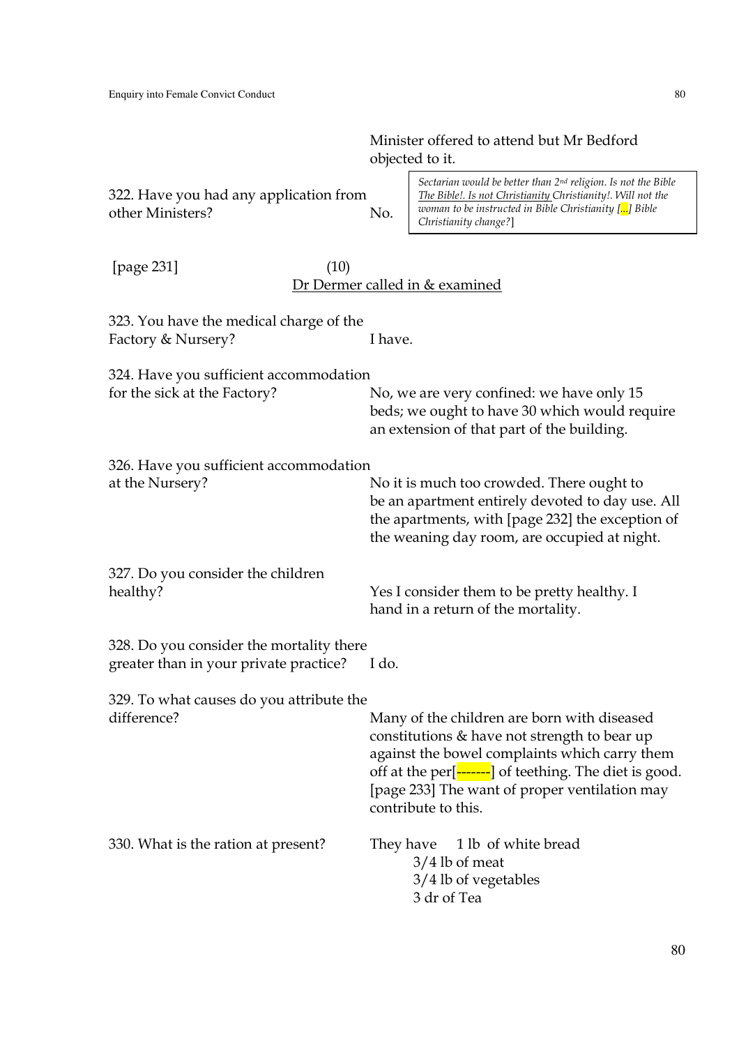Minister offered to attend but Mr Bedford objected to it.

| | |
|---|---|
| 322. Have you had any application from other Ministers? | No. |

> *Sectarian would be better than 2nd religion. Is not the Bible The Bible!. Is not Christianity Christianity!. Will not the woman to be instructed in Bible Christianity [...] Bible Christianity change?]*

[page 231] (10)

Dr Dermer called in & examined

| | |
|---|---|
| 323. You have the medical charge of the Factory & Nursery? | I have. |
| 324. Have you sufficient accommodation for the sick at the Factory? | No, we are very confined: we have only 15 beds; we ought to have 30 which would require an extension of that part of the building. |
| 326. Have you sufficient accommodation at the Nursery? | No it is much too crowded. There ought to be an apartment entirely devoted to day use. All the apartments, with [page 232] the exception of the weaning day room, are occupied at night. |
| 327. Do you consider the children healthy? | Yes I consider them to be pretty healthy. I hand in a return of the mortality. |
| 328. Do you consider the mortality there greater than in your private practice? | I do. |
| 329. To what causes do you attribute the difference? | Many of the children are born with diseased constitutions & have not strength to bear up against the bowel complaints which carry them off at the per[-------] of teething. The diet is good. [page 233] The want of proper ventilation may contribute to this. |
| 330. What is the ration at present? | They have 1 lb of white bread<br>3/4 lb of meat<br>3/4 lb of vegetables<br>3 dr of Tea |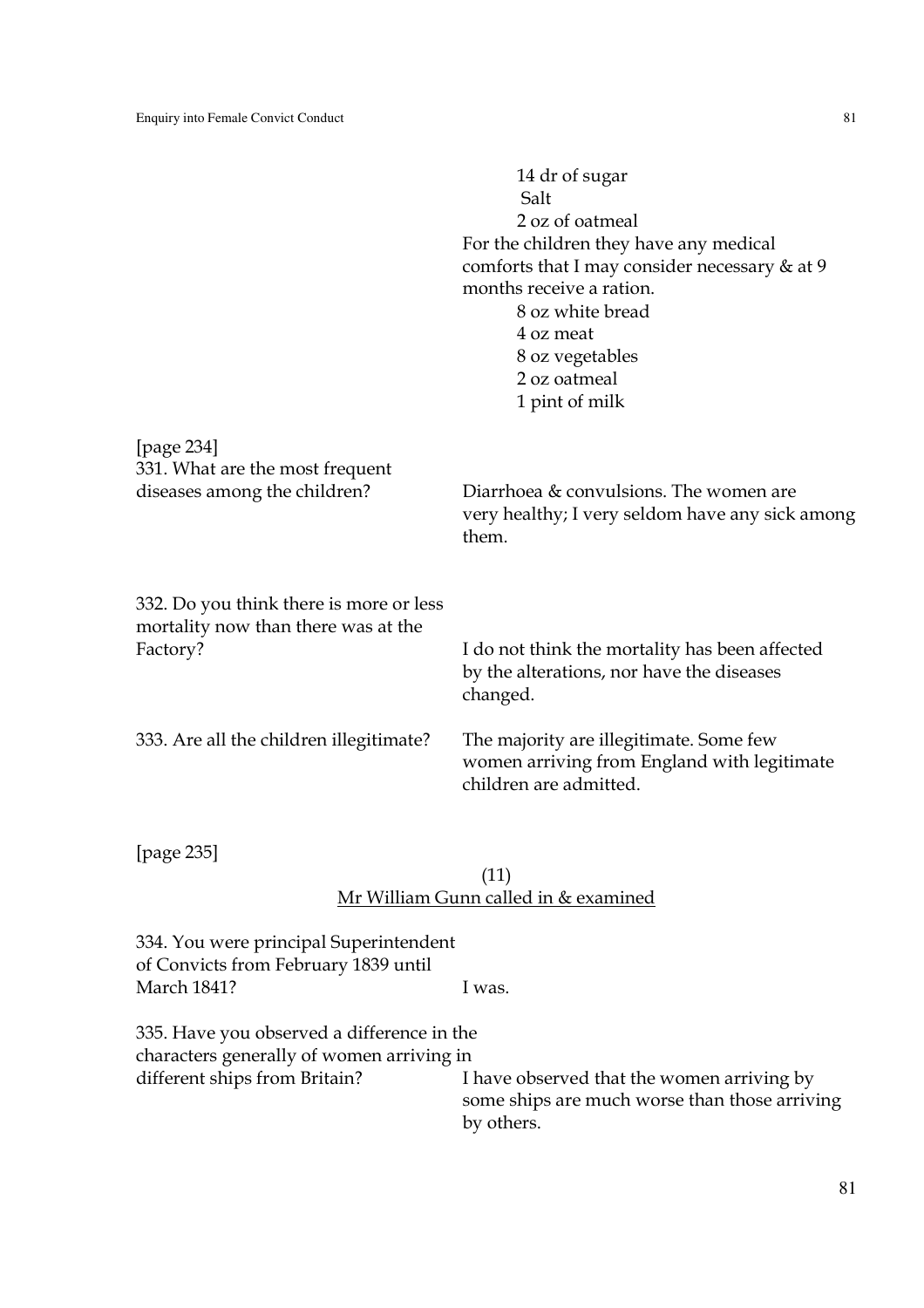14 dr of sugar
Salt
2 oz of oatmeal

For the children they have any medical comforts that I may consider necessary & at 9 months receive a ration.

8 oz white bread
4 oz meat
8 oz vegetables
2 oz oatmeal
1 pint of milk

[page 234]

331. What are the most frequent diseases among the children?

Diarrhoea & convulsions. The women are very healthy; I very seldom have any sick among them.

332. Do you think there is more or less mortality now than there was at the Factory?

I do not think the mortality has been affected by the alterations, nor have the diseases changed.

333. Are all the children illegitimate?

The majority are illegitimate. Some few women arriving from England with legitimate children are admitted.

[page 235]

(11)

<u>Mr William Gunn called in & examined</u>

334. You were principal Superintendent of Convicts from February 1839 until March 1841?

I was.

335. Have you observed a difference in the characters generally of women arriving in different ships from Britain?

I have observed that the women arriving by some ships are much worse than those arriving by others.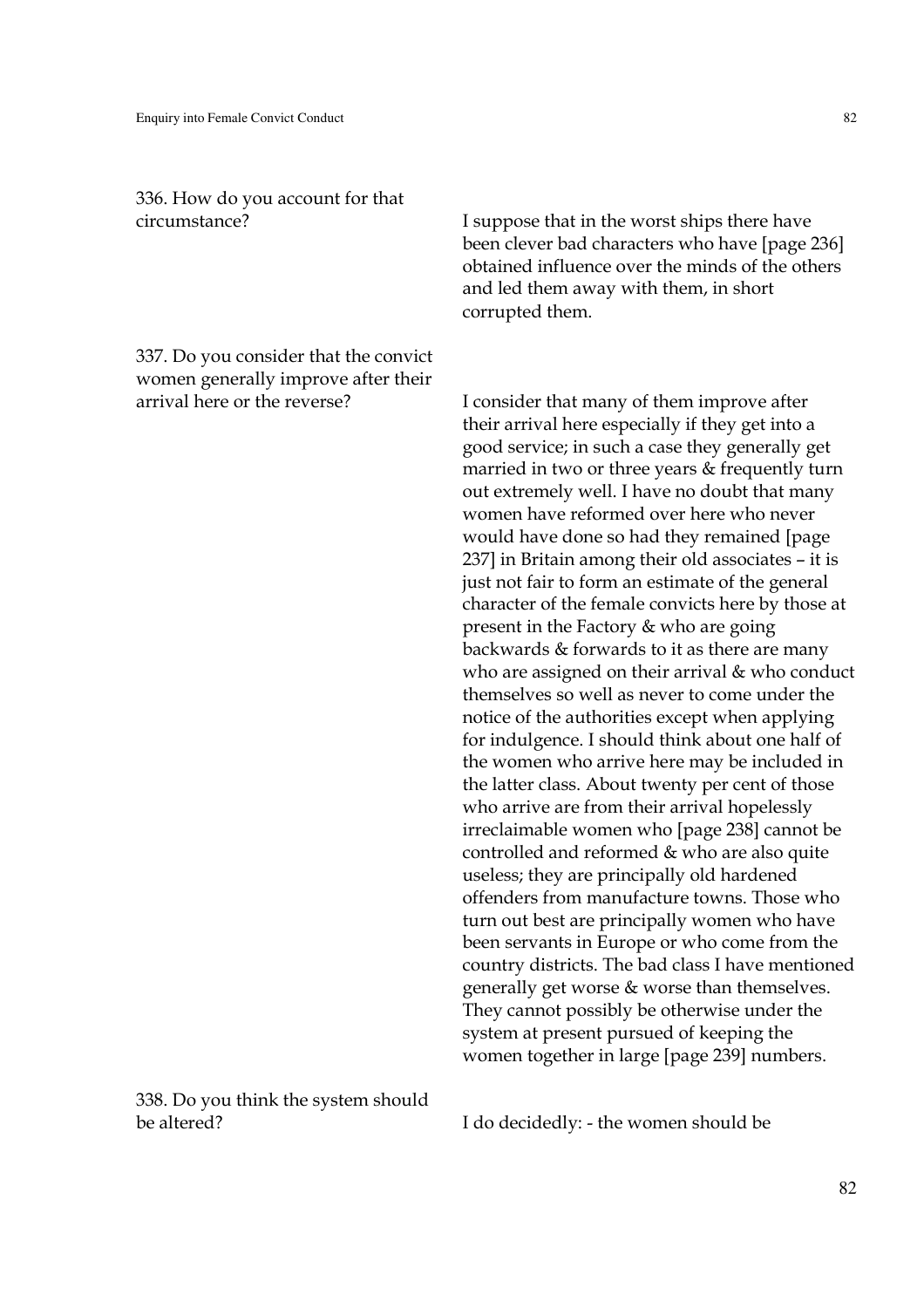336. How do you account for that circumstance?

I suppose that in the worst ships there have been clever bad characters who have [page 236] obtained influence over the minds of the others and led them away with them, in short corrupted them.

337. Do you consider that the convict women generally improve after their arrival here or the reverse?

I consider that many of them improve after their arrival here especially if they get into a good service; in such a case they generally get married in two or three years & frequently turn out extremely well. I have no doubt that many women have reformed over here who never would have done so had they remained [page 237] in Britain among their old associates – it is just not fair to form an estimate of the general character of the female convicts here by those at present in the Factory & who are going backwards & forwards to it as there are many who are assigned on their arrival & who conduct themselves so well as never to come under the notice of the authorities except when applying for indulgence. I should think about one half of the women who arrive here may be included in the latter class. About twenty per cent of those who arrive are from their arrival hopelessly irreclaimable women who [page 238] cannot be controlled and reformed & who are also quite useless; they are principally old hardened offenders from manufacture towns. Those who turn out best are principally women who have been servants in Europe or who come from the country districts. The bad class I have mentioned generally get worse & worse than themselves. They cannot possibly be otherwise under the system at present pursued of keeping the women together in large [page 239] numbers.

338. Do you think the system should be altered?

I do decidedly: - the women should be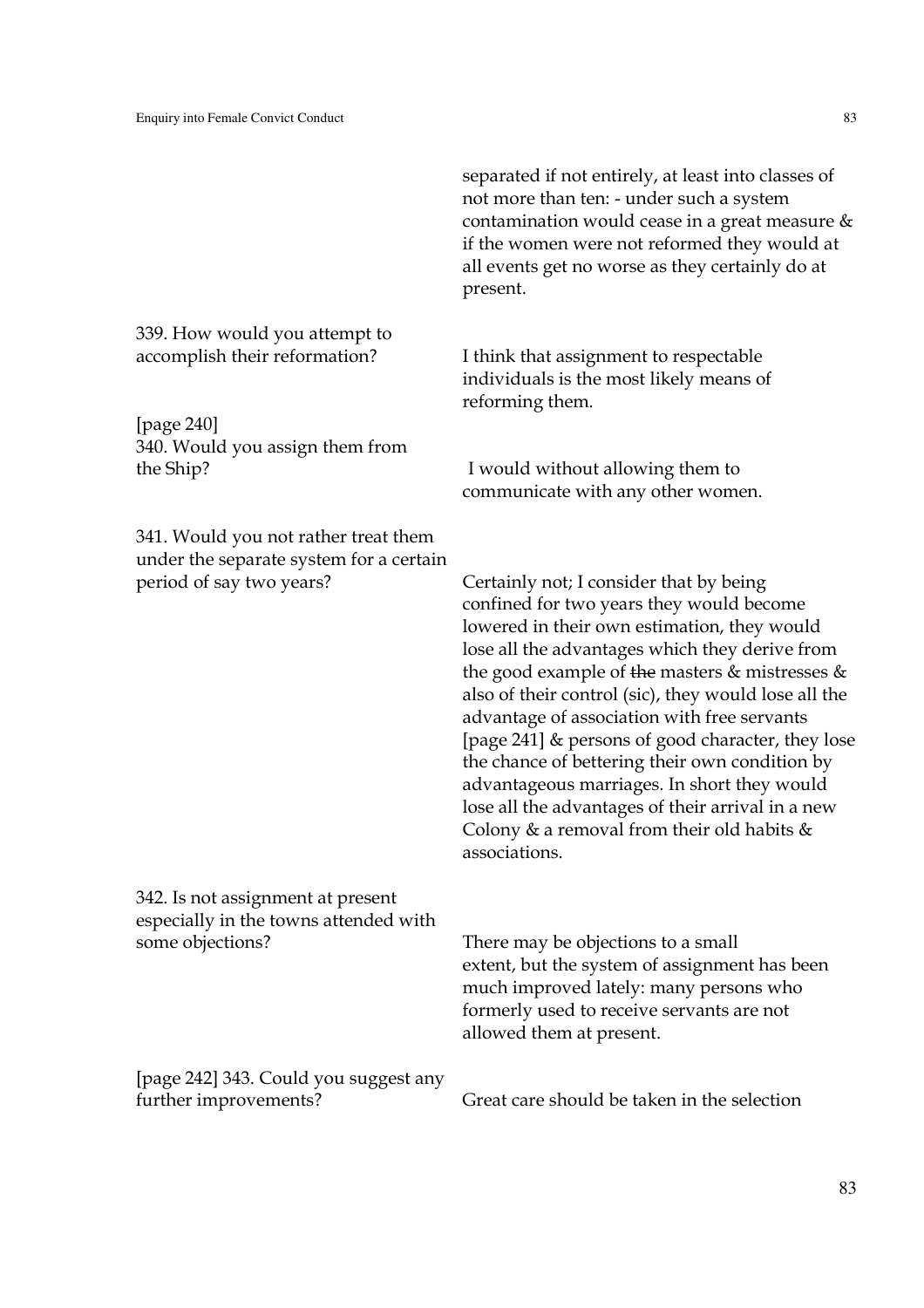separated if not entirely, at least into classes of not more than ten: - under such a system contamination would cease in a great measure & if the women were not reformed they would at all events get no worse as they certainly do at present.

339. How would you attempt to accomplish their reformation?

I think that assignment to respectable individuals is the most likely means of reforming them.

[page 240]
340. Would you assign them from the Ship?

I would without allowing them to communicate with any other women.

341. Would you not rather treat them under the separate system for a certain period of say two years?

Certainly not; I consider that by being confined for two years they would become lowered in their own estimation, they would lose all the advantages which they derive from the good example of ~~the~~ masters & mistresses & also of their control (sic), they would lose all the advantage of association with free servants [page 241] & persons of good character, they lose the chance of bettering their own condition by advantageous marriages. In short they would lose all the advantages of their arrival in a new Colony & a removal from their old habits & associations.

342. Is not assignment at present especially in the towns attended with some objections?

There may be objections to a small extent, but the system of assignment has been much improved lately: many persons who formerly used to receive servants are not allowed them at present.

[page 242] 343. Could you suggest any further improvements?

Great care should be taken in the selection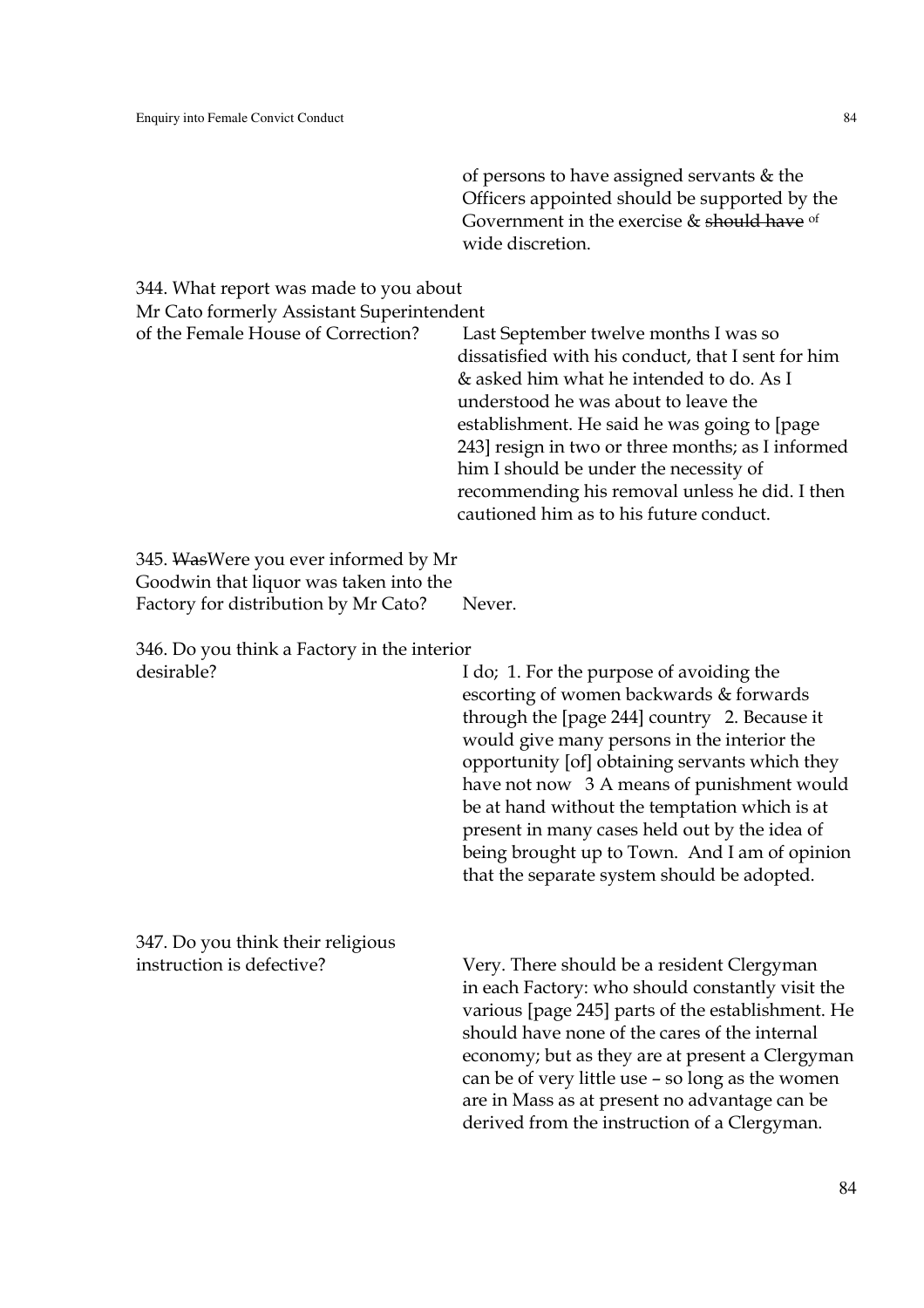of persons to have assigned servants & the Officers appointed should be supported by the Government in the exercise & ~~should have~~ of wide discretion.

344. What report was made to you about Mr Cato formerly Assistant Superintendent of the Female House of Correction?

Last September twelve months I was so dissatisfied with his conduct, that I sent for him & asked him what he intended to do. As I understood he was about to leave the establishment. He said he was going to [page 243] resign in two or three months; as I informed him I should be under the necessity of recommending his removal unless he did. I then cautioned him as to his future conduct.

345. ~~Was~~Were you ever informed by Mr Goodwin that liquor was taken into the Factory for distribution by Mr Cato?

Never.

346. Do you think a Factory in the interior desirable?

I do; 1. For the purpose of avoiding the escorting of women backwards & forwards through the [page 244] country 2. Because it would give many persons in the interior the opportunity [of] obtaining servants which they have not now 3 A means of punishment would be at hand without the temptation which is at present in many cases held out by the idea of being brought up to Town. And I am of opinion that the separate system should be adopted.

347. Do you think their religious instruction is defective?

Very. There should be a resident Clergyman in each Factory: who should constantly visit the various [page 245] parts of the establishment. He should have none of the cares of the internal economy; but as they are at present a Clergyman can be of very little use – so long as the women are in Mass as at present no advantage can be derived from the instruction of a Clergyman.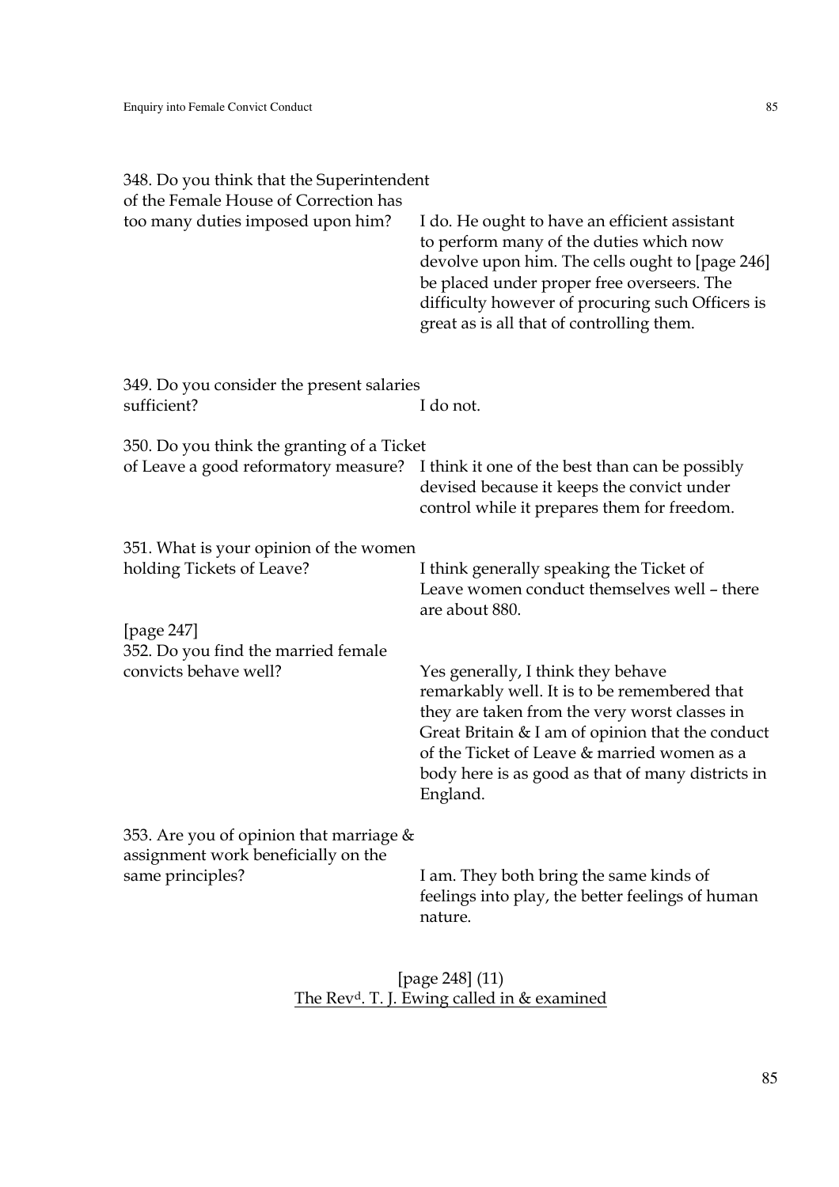| | |
|---|---|
| 348. Do you think that the Superintendent of the Female House of Correction has too many duties imposed upon him? | I do. He ought to have an efficient assistant to perform many of the duties which now devolve upon him. The cells ought to [page 246] be placed under proper free overseers. The difficulty however of procuring such Officers is great as is all that of controlling them. |
| 349. Do you consider the present salaries sufficient? | I do not. |
| 350. Do you think the granting of a Ticket of Leave a good reformatory measure? | I think it one of the best than can be possibly devised because it keeps the convict under control while it prepares them for freedom. |
| 351. What is your opinion of the women holding Tickets of Leave? | I think generally speaking the Ticket of Leave women conduct themselves well – there are about 880. |
| [page 247] 352. Do you find the married female convicts behave well? | Yes generally, I think they behave remarkably well. It is to be remembered that they are taken from the very worst classes in Great Britain & I am of opinion that the conduct of the Ticket of Leave & married women as a body here is as good as that of many districts in England. |
| 353. Are you of opinion that marriage & assignment work beneficially on the same principles? | I am. They both bring the same kinds of feelings into play, the better feelings of human nature. |

[page 248] (11)

The Revd. T. J. Ewing called in & examined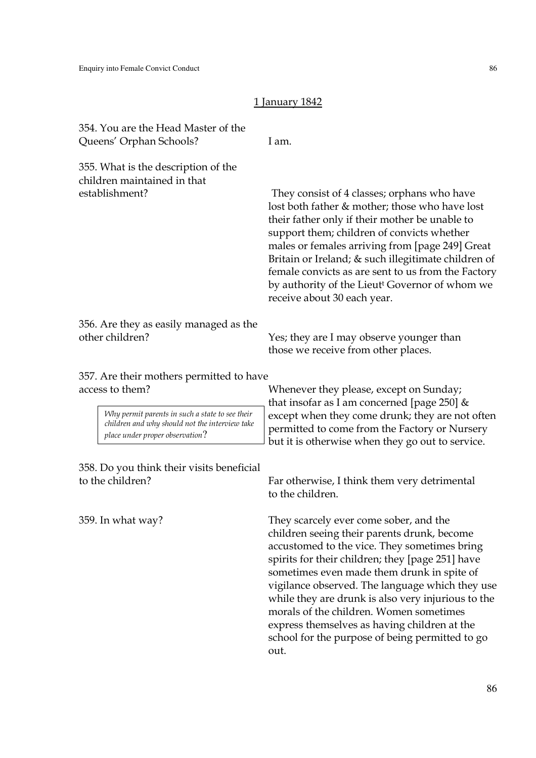<u>1 January 1842</u>

| | |
|---|---|
| 354. You are the Head Master of the Queens' Orphan Schools? | I am. |
| 355. What is the description of the children maintained in that establishment? | They consist of 4 classes; orphans who have lost both father & mother; those who have lost their father only if their mother be unable to support them; children of convicts whether males or females arriving from [page 249] Great Britain or Ireland; & such illegitimate children of female convicts as are sent to us from the Factory by authority of the Lieut[t] Governor of whom we receive about 30 each year. |
| 356. Are they as easily managed as the other children? | Yes; they are I may observe younger than those we receive from other places. |
| 357. Are their mothers permitted to have access to them? | Whenever they please, except on Sunday; that insofar as I am concerned [page 250] & except when they come drunk; they are not often permitted to come from the Factory or Nursery but it is otherwise when they go out to service. |
| 358. Do you think their visits beneficial to the children? | Far otherwise, I think them very detrimental to the children. |
| 359. In what way? | They scarcely ever come sober, and the children seeing their parents drunk, become accustomed to the vice. They sometimes bring spirits for their children; they [page 251] have sometimes even made them drunk in spite of vigilance observed. The language which they use while they are drunk is also very injurious to the morals of the children. Women sometimes express themselves as having children at the school for the purpose of being permitted to go out. |

> *Why permit parents in such a state to see their children and why should not the interview take place under proper observation?*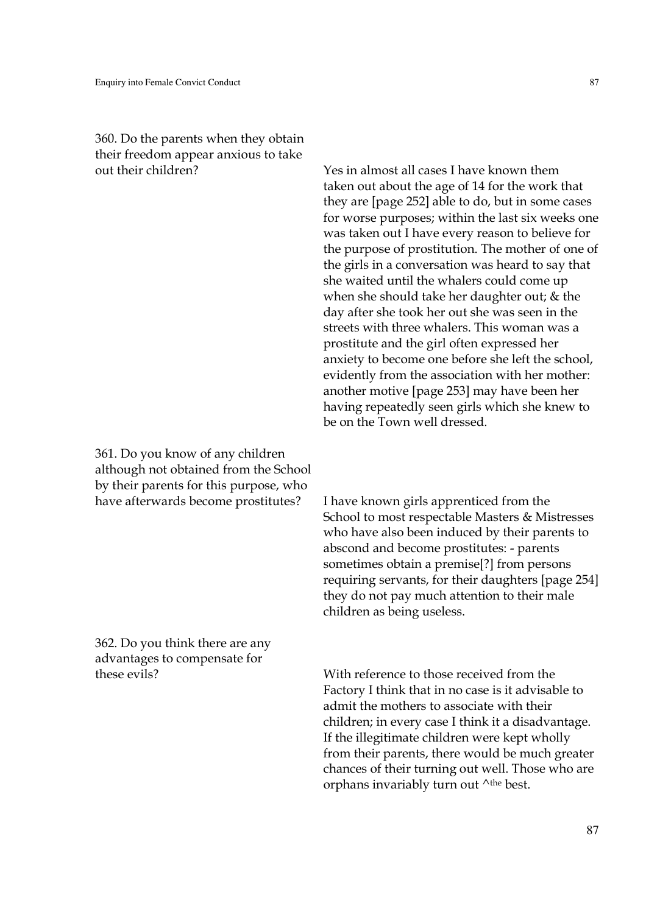360. Do the parents when they obtain their freedom appear anxious to take out their children?

Yes in almost all cases I have known them taken out about the age of 14 for the work that they are [page 252] able to do, but in some cases for worse purposes; within the last six weeks one was taken out I have every reason to believe for the purpose of prostitution. The mother of one of the girls in a conversation was heard to say that she waited until the whalers could come up when she should take her daughter out; & the day after she took her out she was seen in the streets with three whalers. This woman was a prostitute and the girl often expressed her anxiety to become one before she left the school, evidently from the association with her mother: another motive [page 253] may have been her having repeatedly seen girls which she knew to be on the Town well dressed.

361. Do you know of any children although not obtained from the School by their parents for this purpose, who have afterwards become prostitutes?

I have known girls apprenticed from the School to most respectable Masters & Mistresses who have also been induced by their parents to abscond and become prostitutes: - parents sometimes obtain a premise[?] from persons requiring servants, for their daughters [page 254] they do not pay much attention to their male children as being useless.

362. Do you think there are any advantages to compensate for these evils?

With reference to those received from the Factory I think that in no case is it advisable to admit the mothers to associate with their children; in every case I think it a disadvantage. If the illegitimate children were kept wholly from their parents, there would be much greater chances of their turning out well. Those who are orphans invariably turn out ^the best.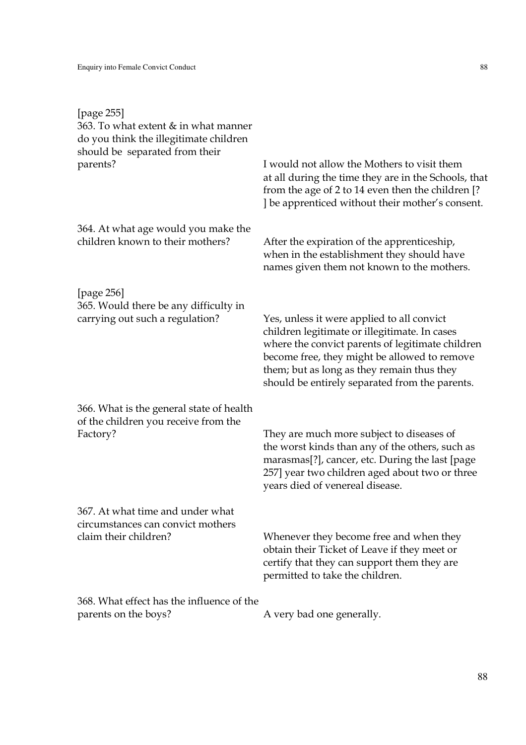[page 255]

363. To what extent & in what manner do you think the illegitimate children should be separated from their parents?

I would not allow the Mothers to visit them at all during the time they are in the Schools, that from the age of 2 to 14 even then the children [? ] be apprenticed without their mother's consent.

364. At what age would you make the children known to their mothers?

After the expiration of the apprenticeship, when in the establishment they should have names given them not known to the mothers.

[page 256]

365. Would there be any difficulty in carrying out such a regulation?

Yes, unless it were applied to all convict children legitimate or illegitimate. In cases where the convict parents of legitimate children become free, they might be allowed to remove them; but as long as they remain thus they should be entirely separated from the parents.

366. What is the general state of health of the children you receive from the Factory?

They are much more subject to diseases of the worst kinds than any of the others, such as marasmas[?], cancer, etc. During the last [page 257] year two children aged about two or three years died of venereal disease.

367. At what time and under what circumstances can convict mothers claim their children?

Whenever they become free and when they obtain their Ticket of Leave if they meet or certify that they can support them they are permitted to take the children.

368. What effect has the influence of the parents on the boys?

A very bad one generally.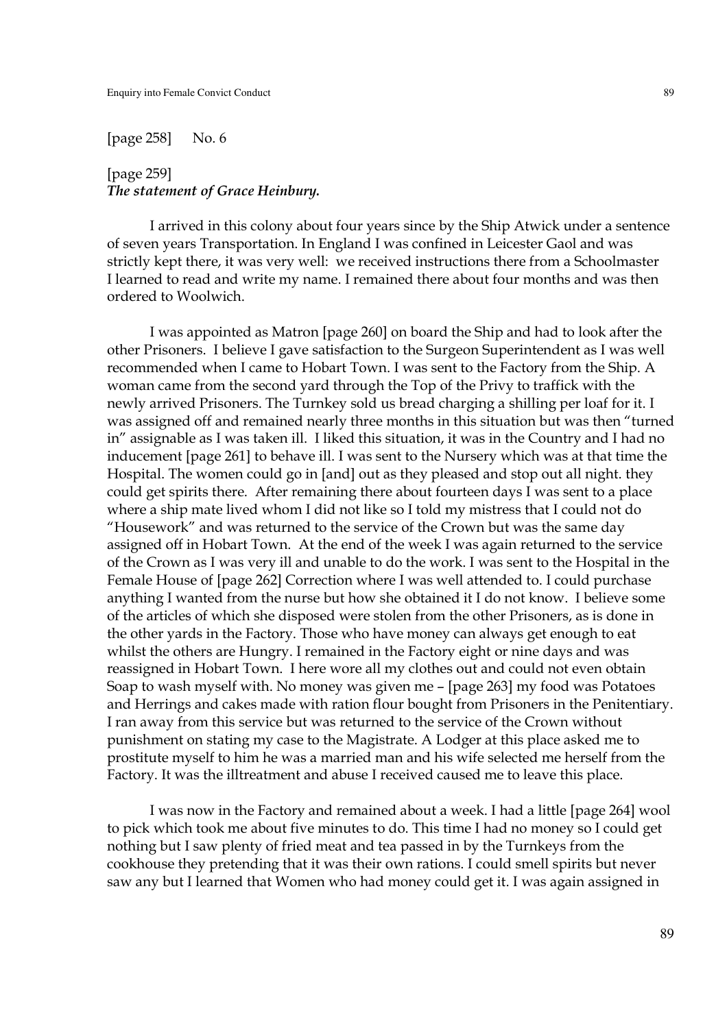[page 258]  No. 6

[page 259]
***The statement of Grace Heinbury.***

I arrived in this colony about four years since by the Ship Atwick under a sentence of seven years Transportation. In England I was confined in Leicester Gaol and was strictly kept there, it was very well: we received instructions there from a Schoolmaster I learned to read and write my name. I remained there about four months and was then ordered to Woolwich.

I was appointed as Matron [page 260] on board the Ship and had to look after the other Prisoners. I believe I gave satisfaction to the Surgeon Superintendent as I was well recommended when I came to Hobart Town. I was sent to the Factory from the Ship. A woman came from the second yard through the Top of the Privy to traffick with the newly arrived Prisoners. The Turnkey sold us bread charging a shilling per loaf for it. I was assigned off and remained nearly three months in this situation but was then "turned in" assignable as I was taken ill. I liked this situation, it was in the Country and I had no inducement [page 261] to behave ill. I was sent to the Nursery which was at that time the Hospital. The women could go in [and] out as they pleased and stop out all night. they could get spirits there. After remaining there about fourteen days I was sent to a place where a ship mate lived whom I did not like so I told my mistress that I could not do "Housework" and was returned to the service of the Crown but was the same day assigned off in Hobart Town. At the end of the week I was again returned to the service of the Crown as I was very ill and unable to do the work. I was sent to the Hospital in the Female House of [page 262] Correction where I was well attended to. I could purchase anything I wanted from the nurse but how she obtained it I do not know. I believe some of the articles of which she disposed were stolen from the other Prisoners, as is done in the other yards in the Factory. Those who have money can always get enough to eat whilst the others are Hungry. I remained in the Factory eight or nine days and was reassigned in Hobart Town. I here wore all my clothes out and could not even obtain Soap to wash myself with. No money was given me – [page 263] my food was Potatoes and Herrings and cakes made with ration flour bought from Prisoners in the Penitentiary. I ran away from this service but was returned to the service of the Crown without punishment on stating my case to the Magistrate. A Lodger at this place asked me to prostitute myself to him he was a married man and his wife selected me herself from the Factory. It was the illtreatment and abuse I received caused me to leave this place.

I was now in the Factory and remained about a week. I had a little [page 264] wool to pick which took me about five minutes to do. This time I had no money so I could get nothing but I saw plenty of fried meat and tea passed in by the Turnkeys from the cookhouse they pretending that it was their own rations. I could smell spirits but never saw any but I learned that Women who had money could get it. I was again assigned in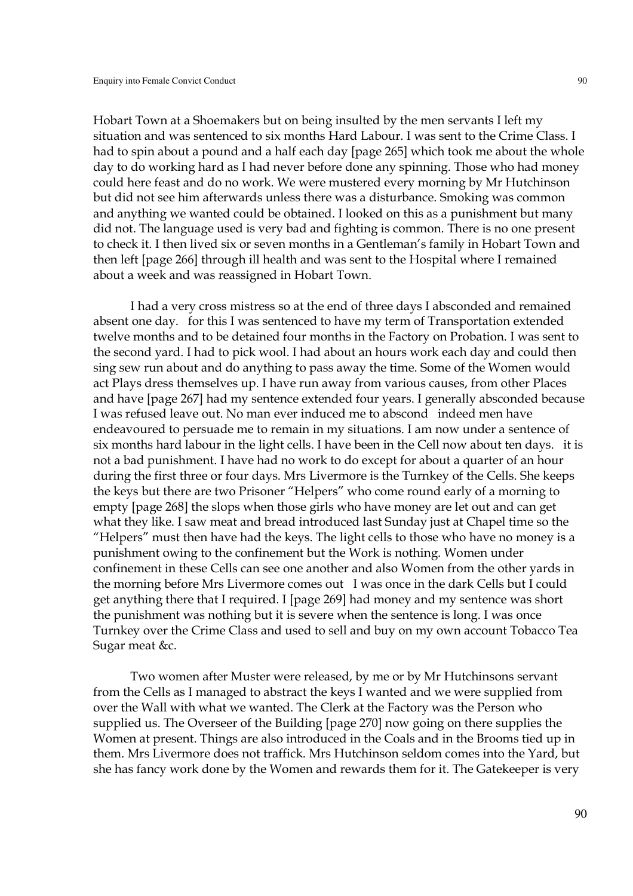Hobart Town at a Shoemakers but on being insulted by the men servants I left my situation and was sentenced to six months Hard Labour. I was sent to the Crime Class. I had to spin about a pound and a half each day [page 265] which took me about the whole day to do working hard as I had never before done any spinning. Those who had money could here feast and do no work. We were mustered every morning by Mr Hutchinson but did not see him afterwards unless there was a disturbance. Smoking was common and anything we wanted could be obtained. I looked on this as a punishment but many did not. The language used is very bad and fighting is common. There is no one present to check it. I then lived six or seven months in a Gentleman's family in Hobart Town and then left [page 266] through ill health and was sent to the Hospital where I remained about a week and was reassigned in Hobart Town.

I had a very cross mistress so at the end of three days I absconded and remained absent one day. for this I was sentenced to have my term of Transportation extended twelve months and to be detained four months in the Factory on Probation. I was sent to the second yard. I had to pick wool. I had about an hours work each day and could then sing sew run about and do anything to pass away the time. Some of the Women would act Plays dress themselves up. I have run away from various causes, from other Places and have [page 267] had my sentence extended four years. I generally absconded because I was refused leave out. No man ever induced me to abscond indeed men have endeavoured to persuade me to remain in my situations. I am now under a sentence of six months hard labour in the light cells. I have been in the Cell now about ten days. it is not a bad punishment. I have had no work to do except for about a quarter of an hour during the first three or four days. Mrs Livermore is the Turnkey of the Cells. She keeps the keys but there are two Prisoner "Helpers" who come round early of a morning to empty [page 268] the slops when those girls who have money are let out and can get what they like. I saw meat and bread introduced last Sunday just at Chapel time so the "Helpers" must then have had the keys. The light cells to those who have no money is a punishment owing to the confinement but the Work is nothing. Women under confinement in these Cells can see one another and also Women from the other yards in the morning before Mrs Livermore comes out I was once in the dark Cells but I could get anything there that I required. I [page 269] had money and my sentence was short the punishment was nothing but it is severe when the sentence is long. I was once Turnkey over the Crime Class and used to sell and buy on my own account Tobacco Tea Sugar meat &c.

Two women after Muster were released, by me or by Mr Hutchinsons servant from the Cells as I managed to abstract the keys I wanted and we were supplied from over the Wall with what we wanted. The Clerk at the Factory was the Person who supplied us. The Overseer of the Building [page 270] now going on there supplies the Women at present. Things are also introduced in the Coals and in the Brooms tied up in them. Mrs Livermore does not traffick. Mrs Hutchinson seldom comes into the Yard, but she has fancy work done by the Women and rewards them for it. The Gatekeeper is very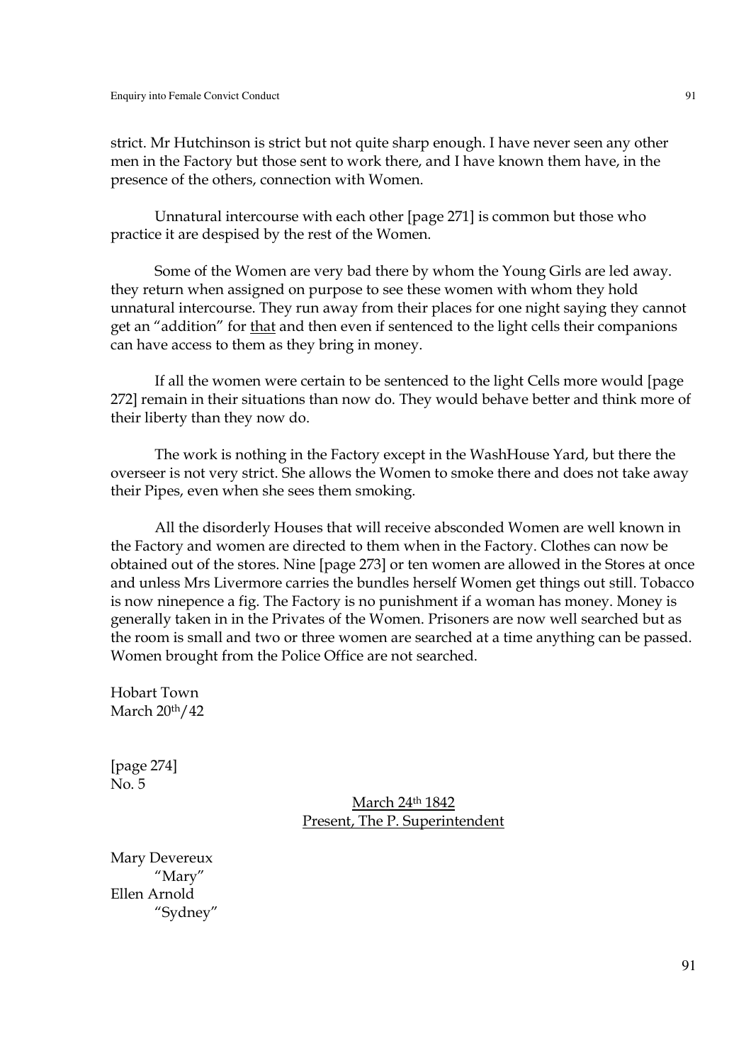strict. Mr Hutchinson is strict but not quite sharp enough. I have never seen any other men in the Factory but those sent to work there, and I have known them have, in the presence of the others, connection with Women.

Unnatural intercourse with each other [page 271] is common but those who practice it are despised by the rest of the Women.

Some of the Women are very bad there by whom the Young Girls are led away. they return when assigned on purpose to see these women with whom they hold unnatural intercourse. They run away from their places for one night saying they cannot get an "addition" for <u>that</u> and then even if sentenced to the light cells their companions can have access to them as they bring in money.

If all the women were certain to be sentenced to the light Cells more would [page 272] remain in their situations than now do. They would behave better and think more of their liberty than they now do.

The work is nothing in the Factory except in the WashHouse Yard, but there the overseer is not very strict. She allows the Women to smoke there and does not take away their Pipes, even when she sees them smoking.

All the disorderly Houses that will receive absconded Women are well known in the Factory and women are directed to them when in the Factory. Clothes can now be obtained out of the stores. Nine [page 273] or ten women are allowed in the Stores at once and unless Mrs Livermore carries the bundles herself Women get things out still. Tobacco is now ninepence a fig. The Factory is no punishment if a woman has money. Money is generally taken in in the Privates of the Women. Prisoners are now well searched but as the room is small and two or three women are searched at a time anything can be passed. Women brought from the Police Office are not searched.

Hobart Town
March 20th/42

[page 274]
No. 5

<u>March 24th 1842</u>
<u>Present, The P. Superintendent</u>

Mary Devereux
"Mary"
Ellen Arnold
"Sydney"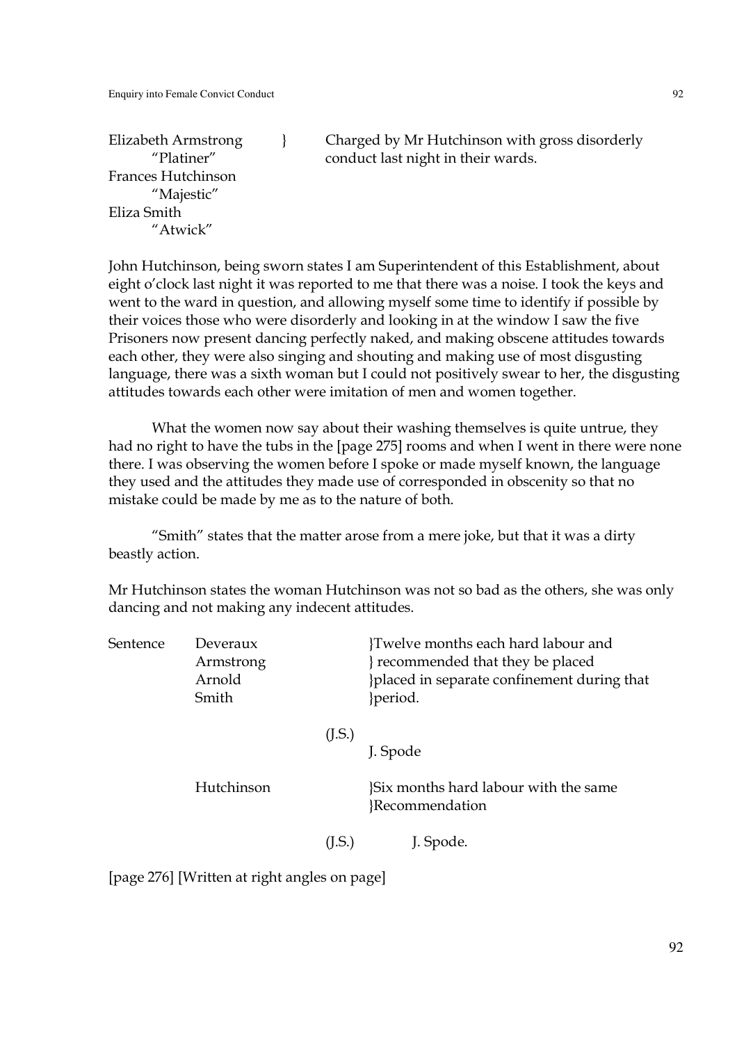| | | |
|---|---|---|
| Elizabeth Armstrong<br>"Platiner"<br>Frances Hutchinson<br>"Majestic"<br>Eliza Smith<br>"Atwick" | } | Charged by Mr Hutchinson with gross disorderly conduct last night in their wards. |

John Hutchinson, being sworn states I am Superintendent of this Establishment, about eight o'clock last night it was reported to me that there was a noise. I took the keys and went to the ward in question, and allowing myself some time to identify if possible by their voices those who were disorderly and looking in at the window I saw the five Prisoners now present dancing perfectly naked, and making obscene attitudes towards each other, they were also singing and shouting and making use of most disgusting language, there was a sixth woman but I could not positively swear to her, the disgusting attitudes towards each other were imitation of men and women together.

What the women now say about their washing themselves is quite untrue, they had no right to have the tubs in the [page 275] rooms and when I went in there were none there. I was observing the women before I spoke or made myself known, the language they used and the attitudes they made use of corresponded in obscenity so that no mistake could be made by me as to the nature of both.

"Smith" states that the matter arose from a mere joke, but that it was a dirty beastly action.

Mr Hutchinson states the woman Hutchinson was not so bad as the others, she was only dancing and not making any indecent attitudes.

| | | | |
|---|---|---|---|
| Sentence | Deveraux<br>Armstrong<br>Arnold<br>Smith | | }Twelve months each hard labour and<br>} recommended that they be placed<br>}placed in separate confinement during that<br>}period. |
| | | (J.S.) | J. Spode |
| | Hutchinson | | }Six months hard labour with the same<br>}Recommendation |
| | | (J.S.) | J. Spode. |

[page 276] [Written at right angles on page]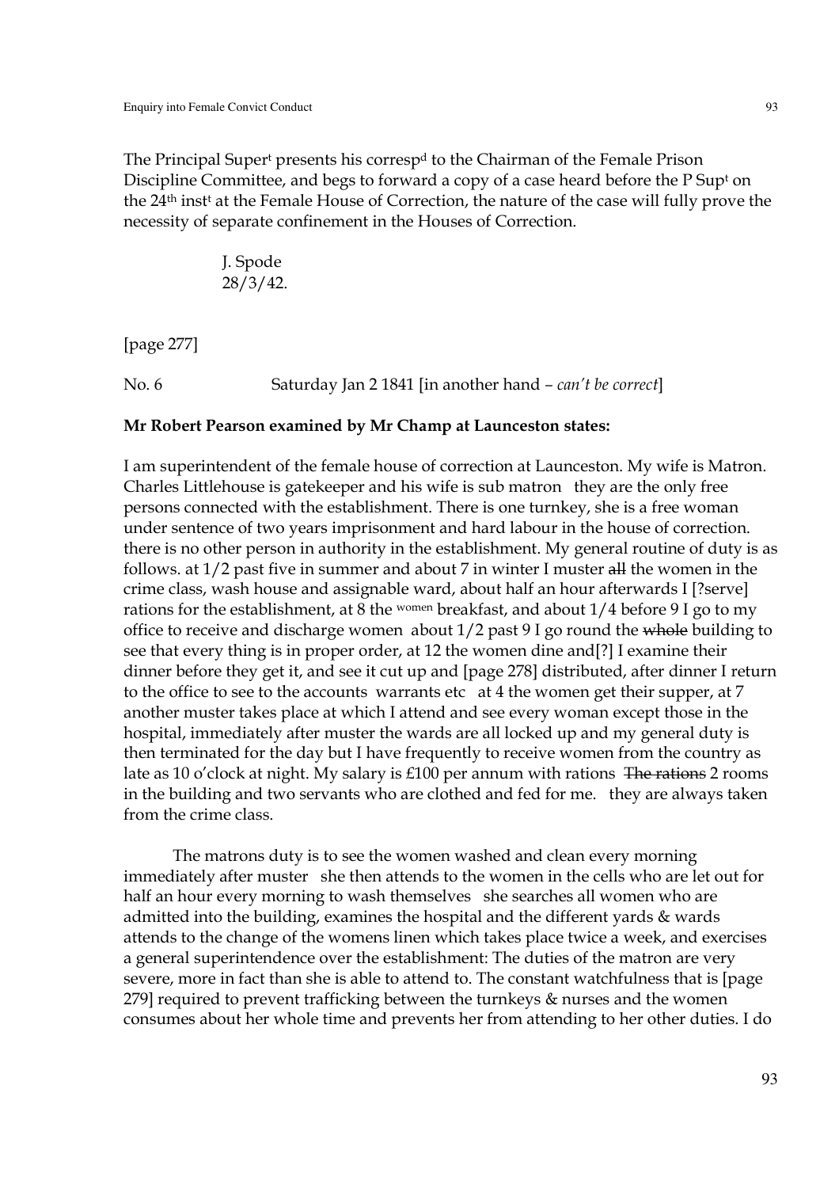The Principal Super[t] presents his corresp[d] to the Chairman of the Female Prison Discipline Committee, and begs to forward a copy of a case heard before the P Sup[t] on the 24[th] inst[t] at the Female House of Correction, the nature of the case will fully prove the necessity of separate confinement in the Houses of Correction.

J. Spode
28/3/42.

[page 277]

No. 6 Saturday Jan 2 1841 [in another hand – *can't be correct*]

**Mr Robert Pearson examined by Mr Champ at Launceston states:**

I am superintendent of the female house of correction at Launceston. My wife is Matron. Charles Littlehouse is gatekeeper and his wife is sub matron they are the only free persons connected with the establishment. There is one turnkey, she is a free woman under sentence of two years imprisonment and hard labour in the house of correction. there is no other person in authority in the establishment. My general routine of duty is as follows. at 1/2 past five in summer and about 7 in winter I muster ~~all~~ the women in the crime class, wash house and assignable ward, about half an hour afterwards I [?serve] rations for the establishment, at 8 the women breakfast, and about 1/4 before 9 I go to my office to receive and discharge women about 1/2 past 9 I go round the ~~whole~~ building to see that every thing is in proper order, at 12 the women dine and[?] I examine their dinner before they get it, and see it cut up and [page 278] distributed, after dinner I return to the office to see to the accounts warrants etc at 4 the women get their supper, at 7 another muster takes place at which I attend and see every woman except those in the hospital, immediately after muster the wards are all locked up and my general duty is then terminated for the day but I have frequently to receive women from the country as late as 10 o'clock at night. My salary is £100 per annum with rations ~~The rations~~ 2 rooms in the building and two servants who are clothed and fed for me. they are always taken from the crime class.

The matrons duty is to see the women washed and clean every morning immediately after muster she then attends to the women in the cells who are let out for half an hour every morning to wash themselves she searches all women who are admitted into the building, examines the hospital and the different yards & wards attends to the change of the womens linen which takes place twice a week, and exercises a general superintendence over the establishment: The duties of the matron are very severe, more in fact than she is able to attend to. The constant watchfulness that is [page 279] required to prevent trafficking between the turnkeys & nurses and the women consumes about her whole time and prevents her from attending to her other duties. I do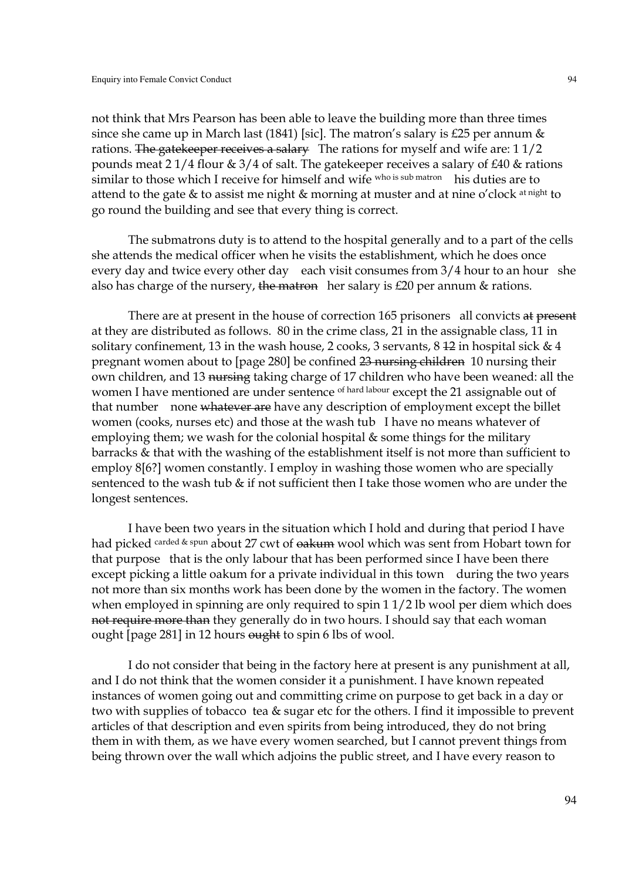not think that Mrs Pearson has been able to leave the building more than three times since she came up in March last (1841) [sic]. The matron's salary is £25 per annum & rations. ~~The gatekeeper receives a salary~~ The rations for myself and wife are: 1 1/2 pounds meat 2 1/4 flour & 3/4 of salt. The gatekeeper receives a salary of £40 & rations similar to those which I receive for himself and wife who is sub matron his duties are to attend to the gate & to assist me night & morning at muster and at nine o'clock at night to go round the building and see that every thing is correct.

The submatrons duty is to attend to the hospital generally and to a part of the cells she attends the medical officer when he visits the establishment, which he does once every day and twice every other day each visit consumes from 3/4 hour to an hour she also has charge of the nursery, ~~the matron~~ her salary is £20 per annum & rations.

There are at present in the house of correction 165 prisoners all convicts ~~at present~~ at they are distributed as follows. 80 in the crime class, 21 in the assignable class, 11 in solitary confinement, 13 in the wash house, 2 cooks, 3 servants, 8 ~~12~~ in hospital sick & 4 pregnant women about to [page 280] be confined ~~23 nursing children~~ 10 nursing their own children, and 13 ~~nursing~~ taking charge of 17 children who have been weaned: all the women I have mentioned are under sentence of hard labour except the 21 assignable out of that number none ~~whatever are~~ have any description of employment except the billet women (cooks, nurses etc) and those at the wash tub I have no means whatever of employing them; we wash for the colonial hospital & some things for the military barracks & that with the washing of the establishment itself is not more than sufficient to employ 8[6?] women constantly. I employ in washing those women who are specially sentenced to the wash tub & if not sufficient then I take those women who are under the longest sentences.

I have been two years in the situation which I hold and during that period I have had picked carded & spun about 27 cwt of ~~oakum~~ wool which was sent from Hobart town for that purpose that is the only labour that has been performed since I have been there except picking a little oakum for a private individual in this town during the two years not more than six months work has been done by the women in the factory. The women when employed in spinning are only required to spin 1 1/2 lb wool per diem which does ~~not require more than~~ they generally do in two hours. I should say that each woman ought [page 281] in 12 hours ~~ought~~ to spin 6 lbs of wool.

I do not consider that being in the factory here at present is any punishment at all, and I do not think that the women consider it a punishment. I have known repeated instances of women going out and committing crime on purpose to get back in a day or two with supplies of tobacco tea & sugar etc for the others. I find it impossible to prevent articles of that description and even spirits from being introduced, they do not bring them in with them, as we have every women searched, but I cannot prevent things from being thrown over the wall which adjoins the public street, and I have every reason to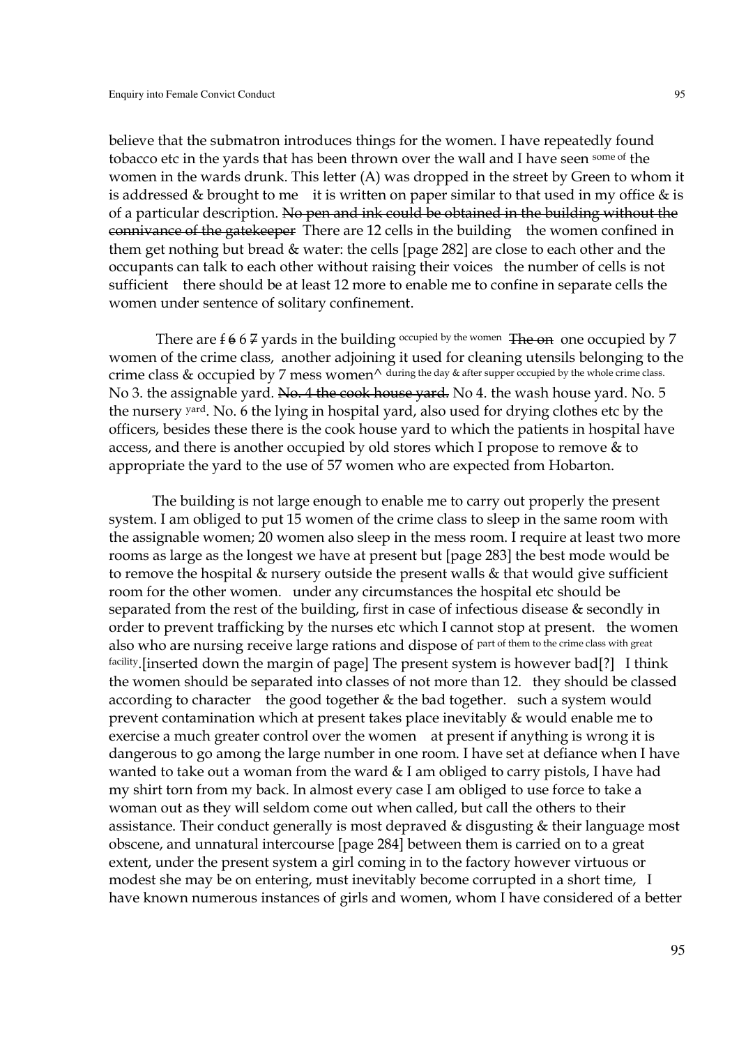believe that the submatron introduces things for the women. I have repeatedly found tobacco etc in the yards that has been thrown over the wall and I have seen some of the women in the wards drunk. This letter (A) was dropped in the street by Green to whom it is addressed & brought to me it is written on paper similar to that used in my office & is of a particular description. ~~No pen and ink could be obtained in the building without the connivance of the gatekeeper~~ There are 12 cells in the building the women confined in them get nothing but bread & water: the cells [page 282] are close to each other and the occupants can talk to each other without raising their voices the number of cells is not sufficient there should be at least 12 more to enable me to confine in separate cells the women under sentence of solitary confinement.

There are ~~f~~ ~~6~~ 6 ~~7~~ yards in the building occupied by the women ~~The on~~ one occupied by 7 women of the crime class, another adjoining it used for cleaning utensils belonging to the crime class & occupied by 7 mess women^ during the day & after supper occupied by the whole crime class. No 3. the assignable yard. ~~No. 4 the cook house yard.~~ No 4. the wash house yard. No. 5 the nursery yard. No. 6 the lying in hospital yard, also used for drying clothes etc by the officers, besides these there is the cook house yard to which the patients in hospital have access, and there is another occupied by old stores which I propose to remove & to appropriate the yard to the use of 57 women who are expected from Hobarton.

The building is not large enough to enable me to carry out properly the present system. I am obliged to put 15 women of the crime class to sleep in the same room with the assignable women; 20 women also sleep in the mess room. I require at least two more rooms as large as the longest we have at present but [page 283] the best mode would be to remove the hospital & nursery outside the present walls & that would give sufficient room for the other women. under any circumstances the hospital etc should be separated from the rest of the building, first in case of infectious disease & secondly in order to prevent trafficking by the nurses etc which I cannot stop at present. the women also who are nursing receive large rations and dispose of part of them to the crime class with great facility.[inserted down the margin of page] The present system is however bad[?] I think the women should be separated into classes of not more than 12. they should be classed according to character the good together & the bad together. such a system would prevent contamination which at present takes place inevitably & would enable me to exercise a much greater control over the women at present if anything is wrong it is dangerous to go among the large number in one room. I have set at defiance when I have wanted to take out a woman from the ward & I am obliged to carry pistols, I have had my shirt torn from my back. In almost every case I am obliged to use force to take a woman out as they will seldom come out when called, but call the others to their assistance. Their conduct generally is most depraved & disgusting & their language most obscene, and unnatural intercourse [page 284] between them is carried on to a great extent, under the present system a girl coming in to the factory however virtuous or modest she may be on entering, must inevitably become corrupted in a short time, I have known numerous instances of girls and women, whom I have considered of a better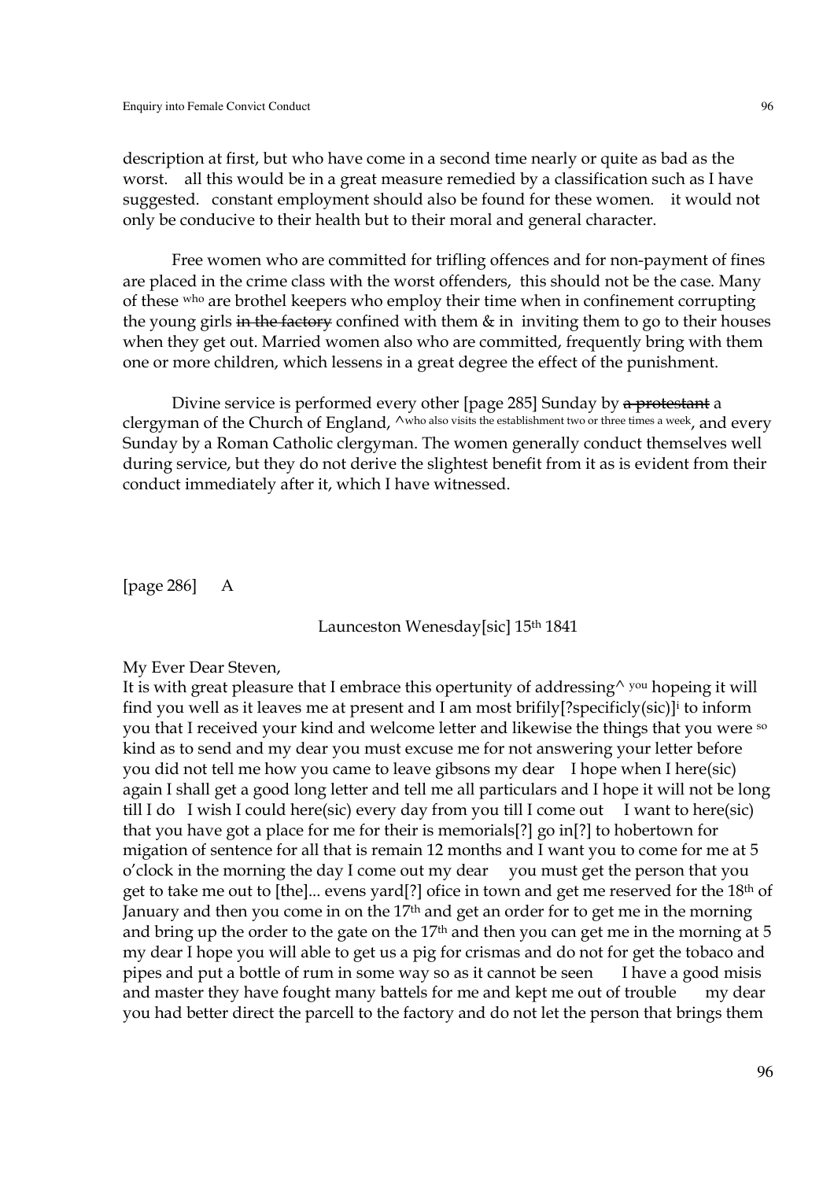description at first, but who have come in a second time nearly or quite as bad as the worst. all this would be in a great measure remedied by a classification such as I have suggested. constant employment should also be found for these women. it would not only be conducive to their health but to their moral and general character.

Free women who are committed for trifling offences and for non-payment of fines are placed in the crime class with the worst offenders, this should not be the case. Many of these who are brothel keepers who employ their time when in confinement corrupting the young girls ~~in the factory~~ confined with them & in inviting them to go to their houses when they get out. Married women also who are committed, frequently bring with them one or more children, which lessens in a great degree the effect of the punishment.

Divine service is performed every other [page 285] Sunday by ~~a protestant~~ a clergyman of the Church of England, ^who also visits the establishment two or three times a week, and every Sunday by a Roman Catholic clergyman. The women generally conduct themselves well during service, but they do not derive the slightest benefit from it as is evident from their conduct immediately after it, which I have witnessed.

[page 286] A

Launceston Wenesday[sic] 15th 1841

My Ever Dear Steven,

It is with great pleasure that I embrace this opertunity of addressing^ you hopeing it will find you well as it leaves me at present and I am most brifily[?specificly(sic)][i] to inform you that I received your kind and welcome letter and likewise the things that you were so kind as to send and my dear you must excuse me for not answering your letter before you did not tell me how you came to leave gibsons my dear I hope when I here(sic) again I shall get a good long letter and tell me all particulars and I hope it will not be long till I do I wish I could here(sic) every day from you till I come out I want to here(sic) that you have got a place for me for their is memorials[?] go in[?] to hobertown for migation of sentence for all that is remain 12 months and I want you to come for me at 5 o'clock in the morning the day I come out my dear you must get the person that you get to take me out to [the]... evens yard[?] ofice in town and get me reserved for the 18th of January and then you come in on the 17th and get an order for to get me in the morning and bring up the order to the gate on the 17th and then you can get me in the morning at 5 my dear I hope you will able to get us a pig for crismas and do not for get the tobaco and pipes and put a bottle of rum in some way so as it cannot be seen I have a good misis and master they have fought many battels for me and kept me out of trouble my dear you had better direct the parcell to the factory and do not let the person that brings them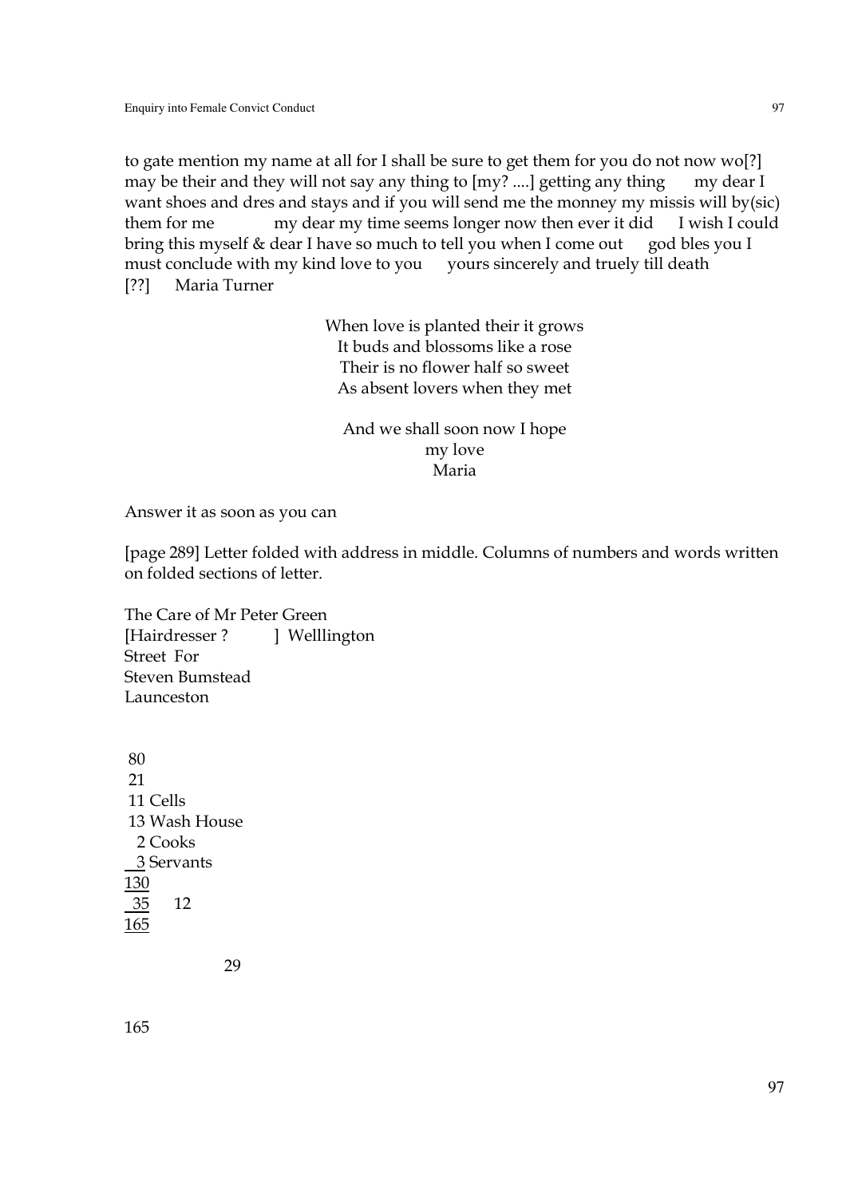to gate mention my name at all for I shall be sure to get them for you do not now wo[?] may be their and they will not say any thing to [my? ....] getting any thing    my dear I want shoes and dres and stays and if you will send me the monney my missis will by(sic) them for me    my dear my time seems longer now then ever it did    I wish I could bring this myself & dear I have so much to tell you when I come out    god bles you I must conclude with my kind love to you    yours sincerely and truely till death
[??]    Maria Turner

When love is planted their it grows
It buds and blossoms like a rose
Their is no flower half so sweet
As absent lovers when they met

And we shall soon now I hope
my love
Maria

Answer it as soon as you can

[page 289] Letter folded with address in middle. Columns of numbers and words written on folded sections of letter.

The Care of Mr Peter Green
[Hairdresser ?    ] Welllington
Street For
Steven Bumstead
Launceston

80
21
11 Cells
13 Wash House
2 Cooks
3 Servants
130
35    12
165

29

165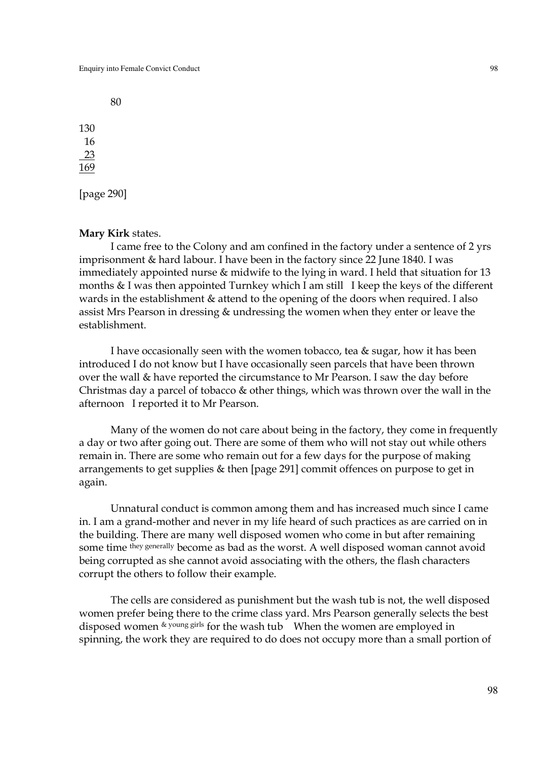80

130
16
23
169

[page 290]

**Mary Kirk** states.

I came free to the Colony and am confined in the factory under a sentence of 2 yrs imprisonment & hard labour. I have been in the factory since 22 June 1840. I was immediately appointed nurse & midwife to the lying in ward. I held that situation for 13 months & I was then appointed Turnkey which I am still I keep the keys of the different wards in the establishment & attend to the opening of the doors when required. I also assist Mrs Pearson in dressing & undressing the women when they enter or leave the establishment.

I have occasionally seen with the women tobacco, tea & sugar, how it has been introduced I do not know but I have occasionally seen parcels that have been thrown over the wall & have reported the circumstance to Mr Pearson. I saw the day before Christmas day a parcel of tobacco & other things, which was thrown over the wall in the afternoon I reported it to Mr Pearson.

Many of the women do not care about being in the factory, they come in frequently a day or two after going out. There are some of them who will not stay out while others remain in. There are some who remain out for a few days for the purpose of making arrangements to get supplies & then [page 291] commit offences on purpose to get in again.

Unnatural conduct is common among them and has increased much since I came in. I am a grand-mother and never in my life heard of such practices as are carried on in the building. There are many well disposed women who come in but after remaining some time they generally become as bad as the worst. A well disposed woman cannot avoid being corrupted as she cannot avoid associating with the others, the flash characters corrupt the others to follow their example.

The cells are considered as punishment but the wash tub is not, the well disposed women prefer being there to the crime class yard. Mrs Pearson generally selects the best disposed women & young girls for the wash tub When the women are employed in spinning, the work they are required to do does not occupy more than a small portion of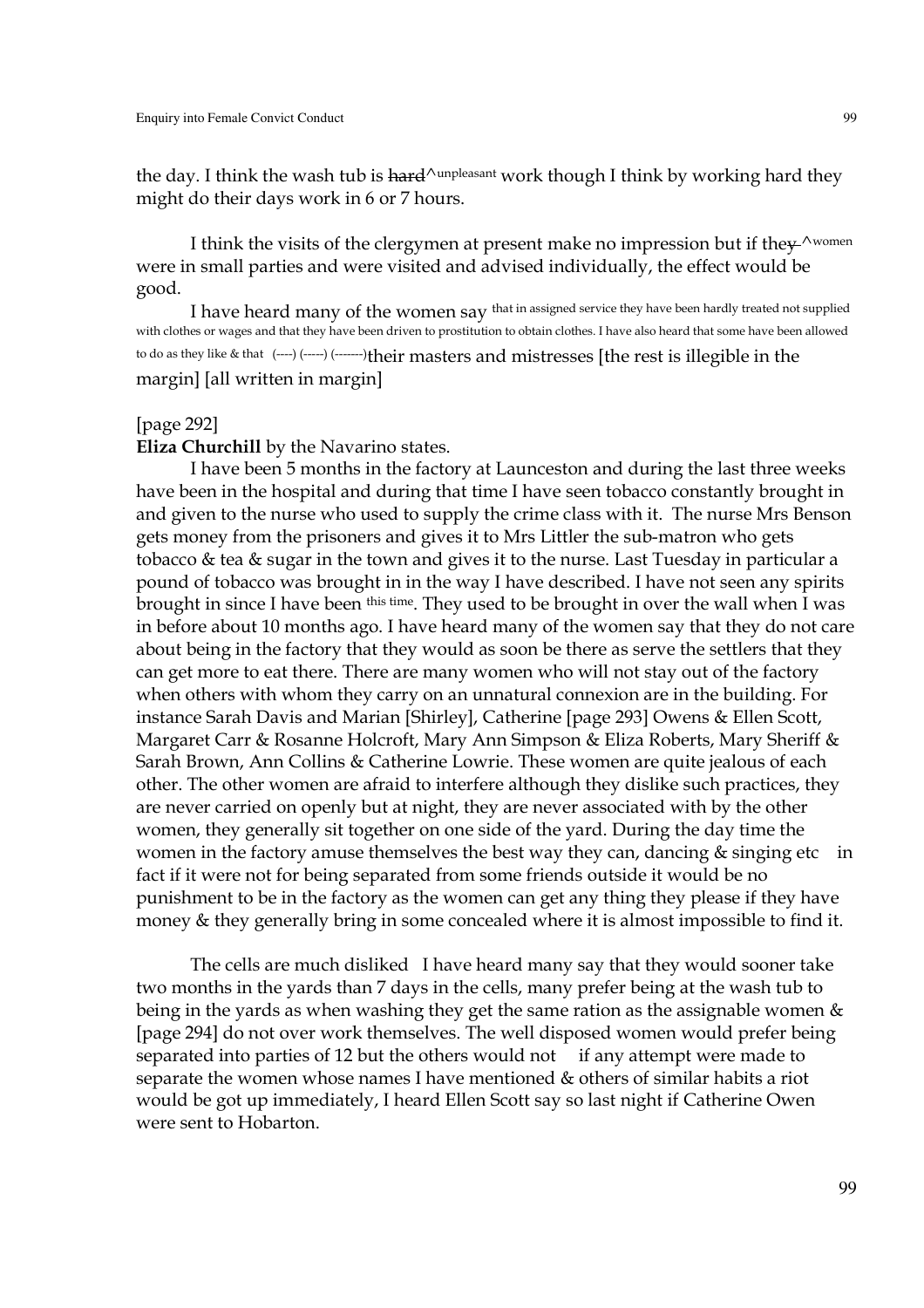the day. I think the wash tub is ~~hard~~^unpleasant work though I think by working hard they might do their days work in 6 or 7 hours.

I think the visits of the clergymen at present make no impression but if ~~they~~ ^women were in small parties and were visited and advised individually, the effect would be good.

I have heard many of the women say that in assigned service they have been hardly treated not supplied with clothes or wages and that they have been driven to prostitution to obtain clothes. I have also heard that some have been allowed to do as they like & that (----) (-----) (-------)their masters and mistresses [the rest is illegible in the margin] [all written in margin]

[page 292]

**Eliza Churchill** by the Navarino states.

I have been 5 months in the factory at Launceston and during the last three weeks have been in the hospital and during that time I have seen tobacco constantly brought in and given to the nurse who used to supply the crime class with it. The nurse Mrs Benson gets money from the prisoners and gives it to Mrs Littler the sub-matron who gets tobacco & tea & sugar in the town and gives it to the nurse. Last Tuesday in particular a pound of tobacco was brought in in the way I have described. I have not seen any spirits brought in since I have been this time. They used to be brought in over the wall when I was in before about 10 months ago. I have heard many of the women say that they do not care about being in the factory that they would as soon be there as serve the settlers that they can get more to eat there. There are many women who will not stay out of the factory when others with whom they carry on an unnatural connexion are in the building. For instance Sarah Davis and Marian [Shirley], Catherine [page 293] Owens & Ellen Scott, Margaret Carr & Rosanne Holcroft, Mary Ann Simpson & Eliza Roberts, Mary Sheriff & Sarah Brown, Ann Collins & Catherine Lowrie. These women are quite jealous of each other. The other women are afraid to interfere although they dislike such practices, they are never carried on openly but at night, they are never associated with by the other women, they generally sit together on one side of the yard. During the day time the women in the factory amuse themselves the best way they can, dancing & singing etc in fact if it were not for being separated from some friends outside it would be no punishment to be in the factory as the women can get any thing they please if they have money & they generally bring in some concealed where it is almost impossible to find it.

The cells are much disliked I have heard many say that they would sooner take two months in the yards than 7 days in the cells, many prefer being at the wash tub to being in the yards as when washing they get the same ration as the assignable women & [page 294] do not over work themselves. The well disposed women would prefer being separated into parties of 12 but the others would not if any attempt were made to separate the women whose names I have mentioned & others of similar habits a riot would be got up immediately, I heard Ellen Scott say so last night if Catherine Owen were sent to Hobarton.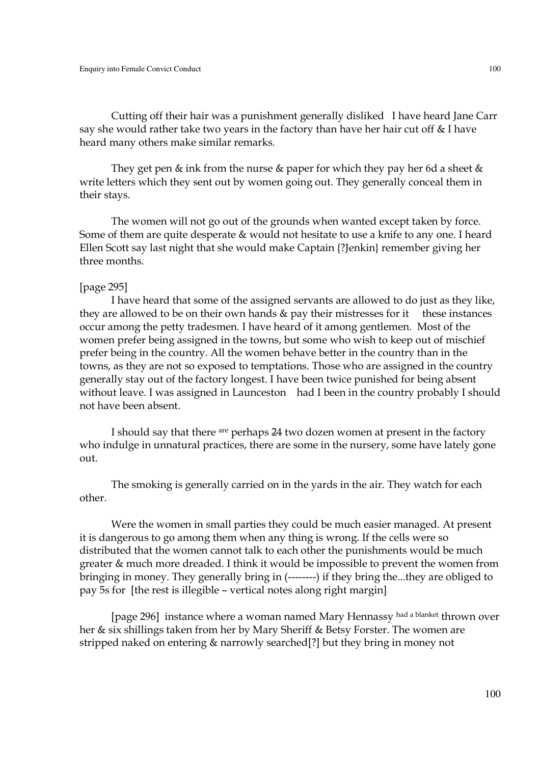Cutting off their hair was a punishment generally disliked   I have heard Jane Carr say she would rather take two years in the factory than have her hair cut off & I have heard many others make similar remarks.

They get pen & ink from the nurse & paper for which they pay her 6d a sheet & write letters which they sent out by women going out. They generally conceal them in their stays.

The women will not go out of the grounds when wanted except taken by force. Some of them are quite desperate & would not hesitate to use a knife to any one. I heard Ellen Scott say last night that she would make Captain {?Jenkin} remember giving her three months.

[page 295]

I have heard that some of the assigned servants are allowed to do just as they like, they are allowed to be on their own hands & pay their mistresses for it    these instances occur among the petty tradesmen. I have heard of it among gentlemen.  Most of the women prefer being assigned in the towns, but some who wish to keep out of mischief prefer being in the country. All the women behave better in the country than in the towns, as they are not so exposed to temptations. Those who are assigned in the country generally stay out of the factory longest. I have been twice punished for being absent without leave. I was assigned in Launceston   had I been in the country probably I should not have been absent.

I should say that there are perhaps ~~24~~ two dozen women at present in the factory who indulge in unnatural practices, there are some in the nursery, some have lately gone out.

The smoking is generally carried on in the yards in the air. They watch for each other.

Were the women in small parties they could be much easier managed. At present it is dangerous to go among them when any thing is wrong. If the cells were so distributed that the women cannot talk to each other the punishments would be much greater & much more dreaded. I think it would be impossible to prevent the women from bringing in money. They generally bring in (--------) if they bring the...they are obliged to pay 5s for  [the rest is illegible – vertical notes along right margin]

[page 296]  instance where a woman named Mary Hennassy had a blanket thrown over her & six shillings taken from her by Mary Sheriff & Betsy Forster. The women are stripped naked on entering & narrowly searched[?] but they bring in money not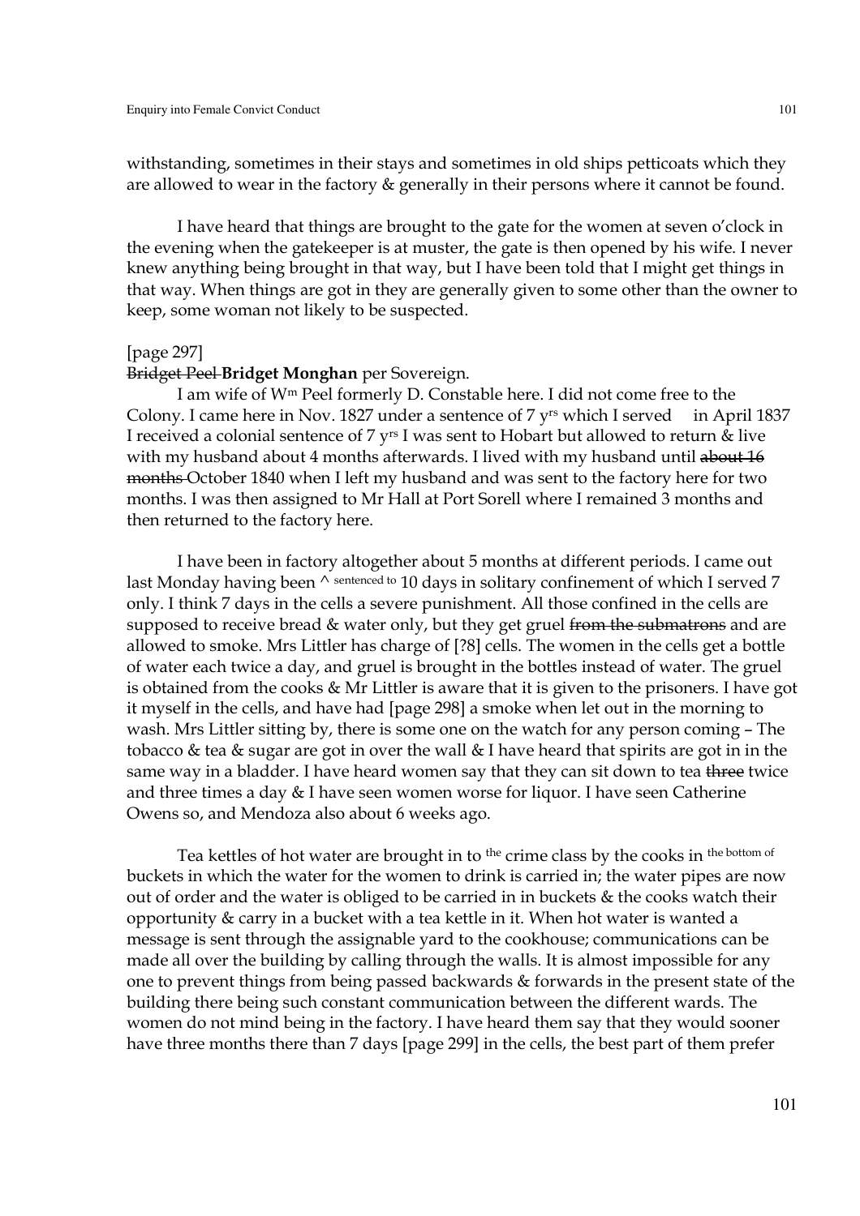withstanding, sometimes in their stays and sometimes in old ships petticoats which they are allowed to wear in the factory & generally in their persons where it cannot be found.

I have heard that things are brought to the gate for the women at seven o'clock in the evening when the gatekeeper is at muster, the gate is then opened by his wife. I never knew anything being brought in that way, but I have been told that I might get things in that way. When things are got in they are generally given to some other than the owner to keep, some woman not likely to be suspected.

[page 297]

~~Bridget Peel~~ **Bridget Monghan** per Sovereign.

I am wife of W^m^ Peel formerly D. Constable here. I did not come free to the Colony. I came here in Nov. 1827 under a sentence of 7 yrs which I served   in April 1837 I received a colonial sentence of 7 yrs I was sent to Hobart but allowed to return & live with my husband about 4 months afterwards. I lived with my husband until ~~about 16 months~~ October 1840 when I left my husband and was sent to the factory here for two months. I was then assigned to Mr Hall at Port Sorell where I remained 3 months and then returned to the factory here.

I have been in factory altogether about 5 months at different periods. I came out last Monday having been ^ sentenced to 10 days in solitary confinement of which I served 7 only. I think 7 days in the cells a severe punishment. All those confined in the cells are supposed to receive bread & water only, but they get gruel ~~from the submatrons~~ and are allowed to smoke. Mrs Littler has charge of [?8] cells. The women in the cells get a bottle of water each twice a day, and gruel is brought in the bottles instead of water. The gruel is obtained from the cooks & Mr Littler is aware that it is given to the prisoners. I have got it myself in the cells, and have had [page 298] a smoke when let out in the morning to wash. Mrs Littler sitting by, there is some one on the watch for any person coming – The tobacco & tea & sugar are got in over the wall & I have heard that spirits are got in in the same way in a bladder. I have heard women say that they can sit down to tea ~~three~~ twice and three times a day & I have seen women worse for liquor. I have seen Catherine Owens so, and Mendoza also about 6 weeks ago.

Tea kettles of hot water are brought in to the crime class by the cooks in the bottom of buckets in which the water for the women to drink is carried in; the water pipes are now out of order and the water is obliged to be carried in in buckets & the cooks watch their opportunity & carry in a bucket with a tea kettle in it. When hot water is wanted a message is sent through the assignable yard to the cookhouse; communications can be made all over the building by calling through the walls. It is almost impossible for any one to prevent things from being passed backwards & forwards in the present state of the building there being such constant communication between the different wards. The women do not mind being in the factory. I have heard them say that they would sooner have three months there than 7 days [page 299] in the cells, the best part of them prefer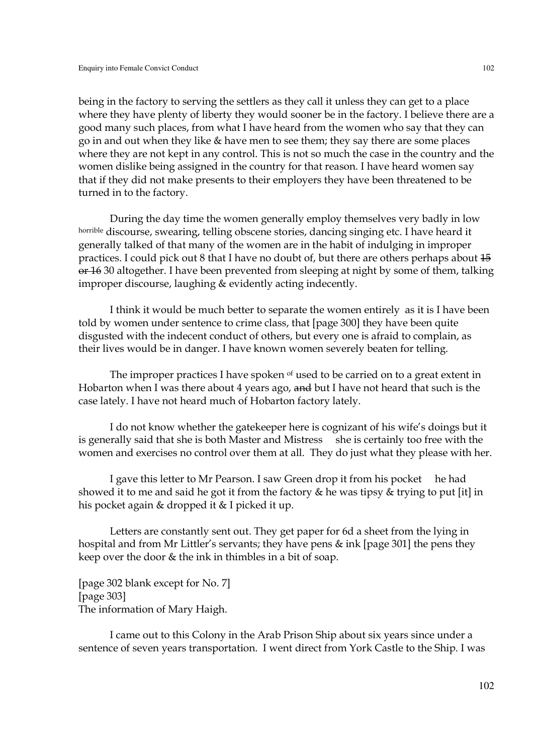being in the factory to serving the settlers as they call it unless they can get to a place where they have plenty of liberty they would sooner be in the factory. I believe there are a good many such places, from what I have heard from the women who say that they can go in and out when they like & have men to see them; they say there are some places where they are not kept in any control. This is not so much the case in the country and the women dislike being assigned in the country for that reason. I have heard women say that if they did not make presents to their employers they have been threatened to be turned in to the factory.

During the day time the women generally employ themselves very badly in low horrible discourse, swearing, telling obscene stories, dancing singing etc. I have heard it generally talked of that many of the women are in the habit of indulging in improper practices. I could pick out 8 that I have no doubt of, but there are others perhaps about ~~15 or 16~~ 30 altogether. I have been prevented from sleeping at night by some of them, talking improper discourse, laughing & evidently acting indecently.

I think it would be much better to separate the women entirely as it is I have been told by women under sentence to crime class, that [page 300] they have been quite disgusted with the indecent conduct of others, but every one is afraid to complain, as their lives would be in danger. I have known women severely beaten for telling.

The improper practices I have spoken of used to be carried on to a great extent in Hobarton when I was there about 4 years ago, ~~and~~ but I have not heard that such is the case lately. I have not heard much of Hobarton factory lately.

I do not know whether the gatekeeper here is cognizant of his wife's doings but it is generally said that she is both Master and Mistress she is certainly too free with the women and exercises no control over them at all. They do just what they please with her.

I gave this letter to Mr Pearson. I saw Green drop it from his pocket he had showed it to me and said he got it from the factory & he was tipsy & trying to put [it] in his pocket again & dropped it & I picked it up.

Letters are constantly sent out. They get paper for 6d a sheet from the lying in hospital and from Mr Littler's servants; they have pens & ink [page 301] the pens they keep over the door & the ink in thimbles in a bit of soap.

[page 302 blank except for No. 7]
[page 303]
The information of Mary Haigh.

I came out to this Colony in the Arab Prison Ship about six years since under a sentence of seven years transportation. I went direct from York Castle to the Ship. I was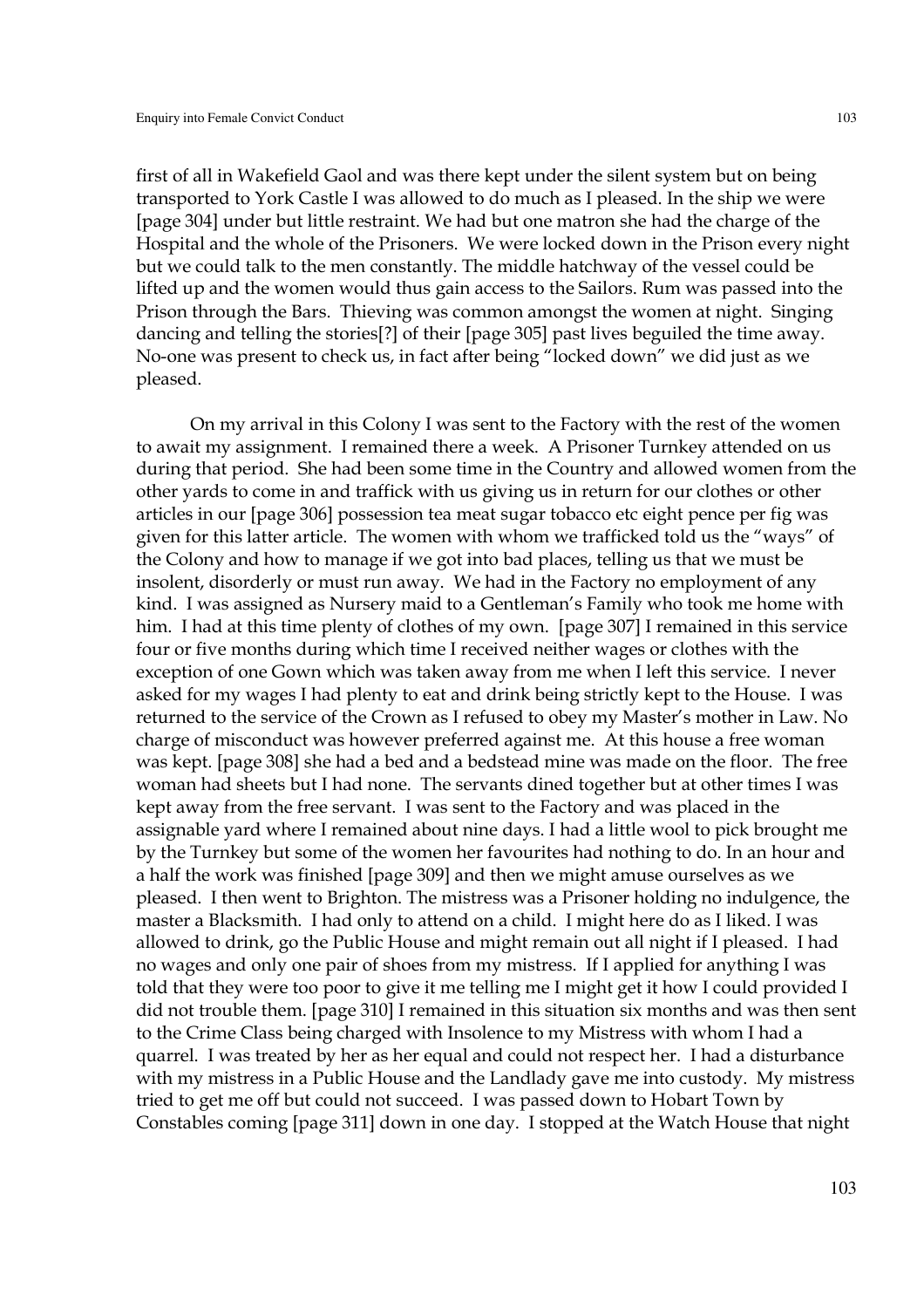first of all in Wakefield Gaol and was there kept under the silent system but on being transported to York Castle I was allowed to do much as I pleased. In the ship we were [page 304] under but little restraint. We had but one matron she had the charge of the Hospital and the whole of the Prisoners. We were locked down in the Prison every night but we could talk to the men constantly. The middle hatchway of the vessel could be lifted up and the women would thus gain access to the Sailors. Rum was passed into the Prison through the Bars. Thieving was common amongst the women at night. Singing dancing and telling the stories[?] of their [page 305] past lives beguiled the time away. No-one was present to check us, in fact after being "locked down" we did just as we pleased.

On my arrival in this Colony I was sent to the Factory with the rest of the women to await my assignment. I remained there a week. A Prisoner Turnkey attended on us during that period. She had been some time in the Country and allowed women from the other yards to come in and traffick with us giving us in return for our clothes or other articles in our [page 306] possession tea meat sugar tobacco etc eight pence per fig was given for this latter article. The women with whom we trafficked told us the "ways" of the Colony and how to manage if we got into bad places, telling us that we must be insolent, disorderly or must run away. We had in the Factory no employment of any kind. I was assigned as Nursery maid to a Gentleman's Family who took me home with him. I had at this time plenty of clothes of my own. [page 307] I remained in this service four or five months during which time I received neither wages or clothes with the exception of one Gown which was taken away from me when I left this service. I never asked for my wages I had plenty to eat and drink being strictly kept to the House. I was returned to the service of the Crown as I refused to obey my Master's mother in Law. No charge of misconduct was however preferred against me. At this house a free woman was kept. [page 308] she had a bed and a bedstead mine was made on the floor. The free woman had sheets but I had none. The servants dined together but at other times I was kept away from the free servant. I was sent to the Factory and was placed in the assignable yard where I remained about nine days. I had a little wool to pick brought me by the Turnkey but some of the women her favourites had nothing to do. In an hour and a half the work was finished [page 309] and then we might amuse ourselves as we pleased. I then went to Brighton. The mistress was a Prisoner holding no indulgence, the master a Blacksmith. I had only to attend on a child. I might here do as I liked. I was allowed to drink, go the Public House and might remain out all night if I pleased. I had no wages and only one pair of shoes from my mistress. If I applied for anything I was told that they were too poor to give it me telling me I might get it how I could provided I did not trouble them. [page 310] I remained in this situation six months and was then sent to the Crime Class being charged with Insolence to my Mistress with whom I had a quarrel. I was treated by her as her equal and could not respect her. I had a disturbance with my mistress in a Public House and the Landlady gave me into custody. My mistress tried to get me off but could not succeed. I was passed down to Hobart Town by Constables coming [page 311] down in one day. I stopped at the Watch House that night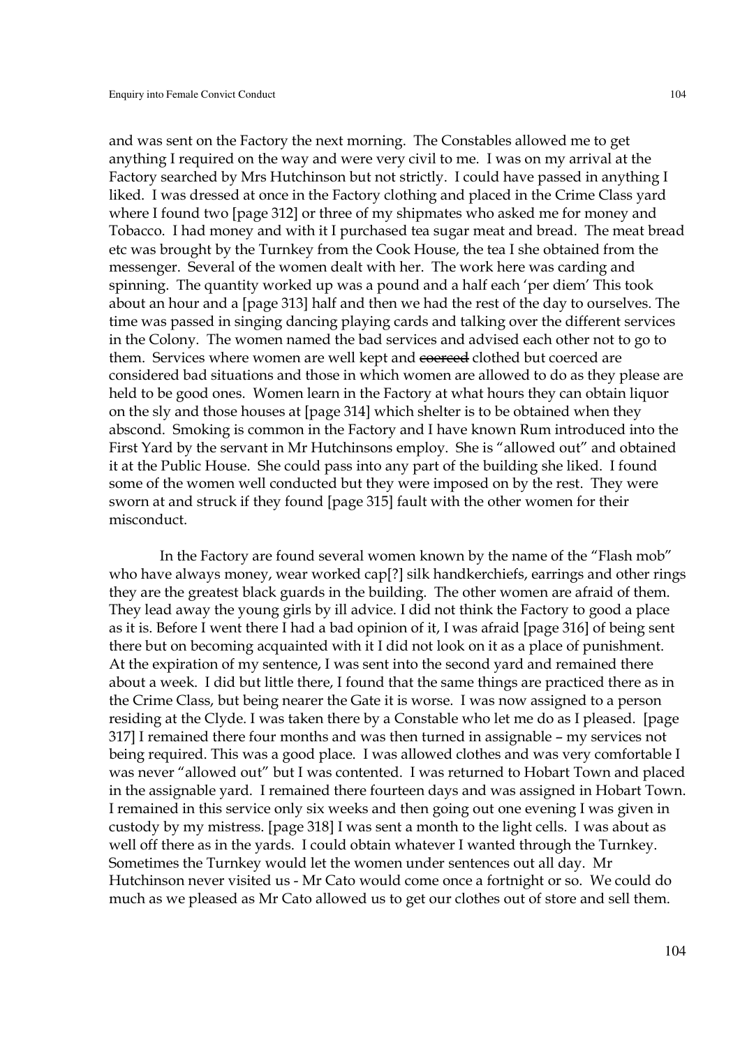and was sent on the Factory the next morning. The Constables allowed me to get anything I required on the way and were very civil to me. I was on my arrival at the Factory searched by Mrs Hutchinson but not strictly. I could have passed in anything I liked. I was dressed at once in the Factory clothing and placed in the Crime Class yard where I found two [page 312] or three of my shipmates who asked me for money and Tobacco. I had money and with it I purchased tea sugar meat and bread. The meat bread etc was brought by the Turnkey from the Cook House, the tea I she obtained from the messenger. Several of the women dealt with her. The work here was carding and spinning. The quantity worked up was a pound and a half each 'per diem' This took about an hour and a [page 313] half and then we had the rest of the day to ourselves. The time was passed in singing dancing playing cards and talking over the different services in the Colony. The women named the bad services and advised each other not to go to them. Services where women are well kept and ~~coerced~~ clothed but coerced are considered bad situations and those in which women are allowed to do as they please are held to be good ones. Women learn in the Factory at what hours they can obtain liquor on the sly and those houses at [page 314] which shelter is to be obtained when they abscond. Smoking is common in the Factory and I have known Rum introduced into the First Yard by the servant in Mr Hutchinsons employ. She is "allowed out" and obtained it at the Public House. She could pass into any part of the building she liked. I found some of the women well conducted but they were imposed on by the rest. They were sworn at and struck if they found [page 315] fault with the other women for their misconduct.

In the Factory are found several women known by the name of the "Flash mob" who have always money, wear worked cap[?] silk handkerchiefs, earrings and other rings they are the greatest black guards in the building. The other women are afraid of them. They lead away the young girls by ill advice. I did not think the Factory to good a place as it is. Before I went there I had a bad opinion of it, I was afraid [page 316] of being sent there but on becoming acquainted with it I did not look on it as a place of punishment. At the expiration of my sentence, I was sent into the second yard and remained there about a week. I did but little there, I found that the same things are practiced there as in the Crime Class, but being nearer the Gate it is worse. I was now assigned to a person residing at the Clyde. I was taken there by a Constable who let me do as I pleased. [page 317] I remained there four months and was then turned in assignable – my services not being required. This was a good place. I was allowed clothes and was very comfortable I was never "allowed out" but I was contented. I was returned to Hobart Town and placed in the assignable yard. I remained there fourteen days and was assigned in Hobart Town. I remained in this service only six weeks and then going out one evening I was given in custody by my mistress. [page 318] I was sent a month to the light cells. I was about as well off there as in the yards. I could obtain whatever I wanted through the Turnkey. Sometimes the Turnkey would let the women under sentences out all day. Mr Hutchinson never visited us - Mr Cato would come once a fortnight or so. We could do much as we pleased as Mr Cato allowed us to get our clothes out of store and sell them.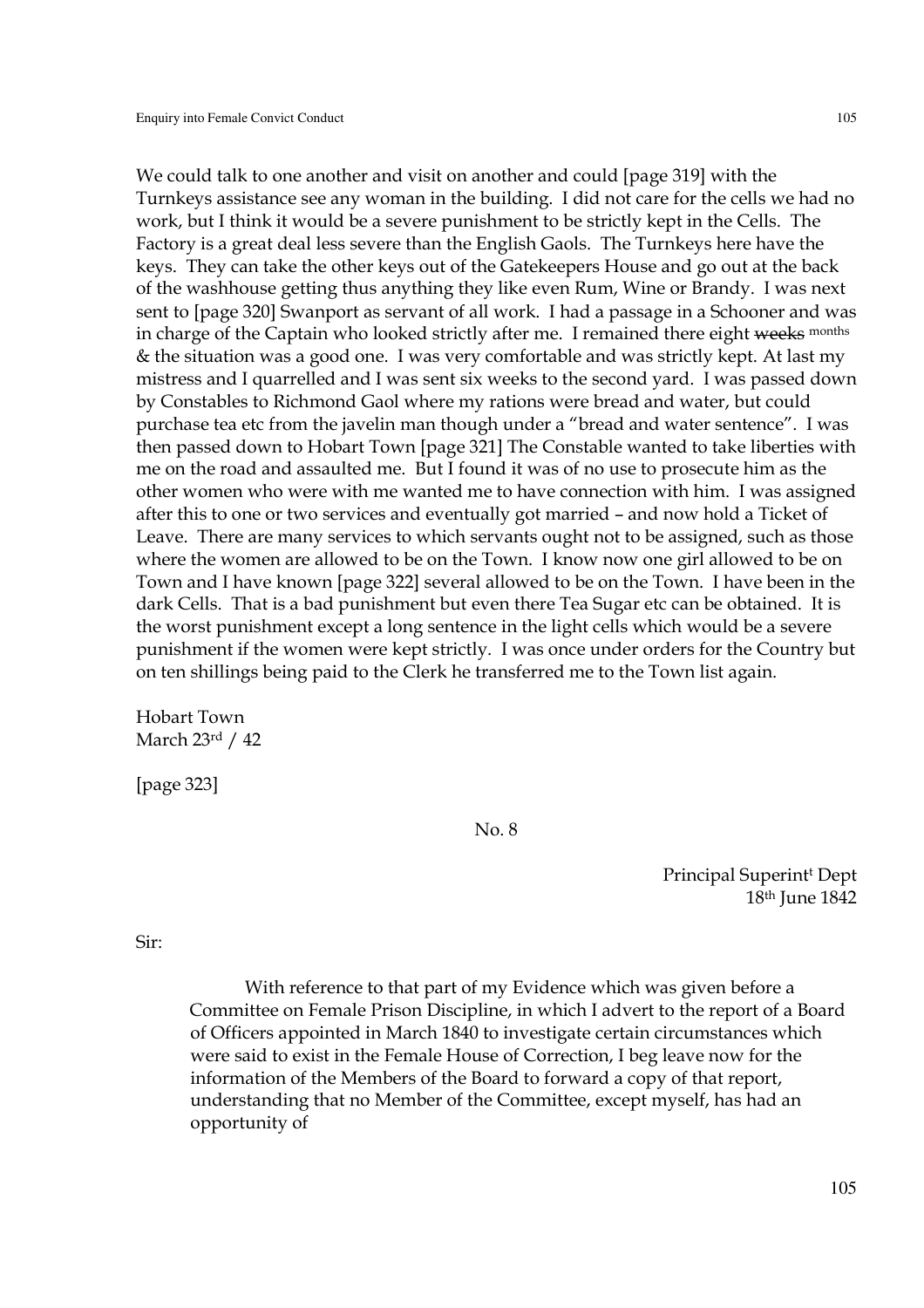We could talk to one another and visit on another and could [page 319] with the Turnkeys assistance see any woman in the building. I did not care for the cells we had no work, but I think it would be a severe punishment to be strictly kept in the Cells. The Factory is a great deal less severe than the English Gaols. The Turnkeys here have the keys. They can take the other keys out of the Gatekeepers House and go out at the back of the washhouse getting thus anything they like even Rum, Wine or Brandy. I was next sent to [page 320] Swanport as servant of all work. I had a passage in a Schooner and was in charge of the Captain who looked strictly after me. I remained there eight ~~weeks~~ months & the situation was a good one. I was very comfortable and was strictly kept. At last my mistress and I quarrelled and I was sent six weeks to the second yard. I was passed down by Constables to Richmond Gaol where my rations were bread and water, but could purchase tea etc from the javelin man though under a "bread and water sentence". I was then passed down to Hobart Town [page 321] The Constable wanted to take liberties with me on the road and assaulted me. But I found it was of no use to prosecute him as the other women who were with me wanted me to have connection with him. I was assigned after this to one or two services and eventually got married – and now hold a Ticket of Leave. There are many services to which servants ought not to be assigned, such as those where the women are allowed to be on the Town. I know now one girl allowed to be on Town and I have known [page 322] several allowed to be on the Town. I have been in the dark Cells. That is a bad punishment but even there Tea Sugar etc can be obtained. It is the worst punishment except a long sentence in the light cells which would be a severe punishment if the women were kept strictly. I was once under orders for the Country but on ten shillings being paid to the Clerk he transferred me to the Town list again.

Hobart Town
March 23rd / 42

[page 323]

No. 8

Principal Superint^t Dept
18th June 1842

Sir:

With reference to that part of my Evidence which was given before a Committee on Female Prison Discipline, in which I advert to the report of a Board of Officers appointed in March 1840 to investigate certain circumstances which were said to exist in the Female House of Correction, I beg leave now for the information of the Members of the Board to forward a copy of that report, understanding that no Member of the Committee, except myself, has had an opportunity of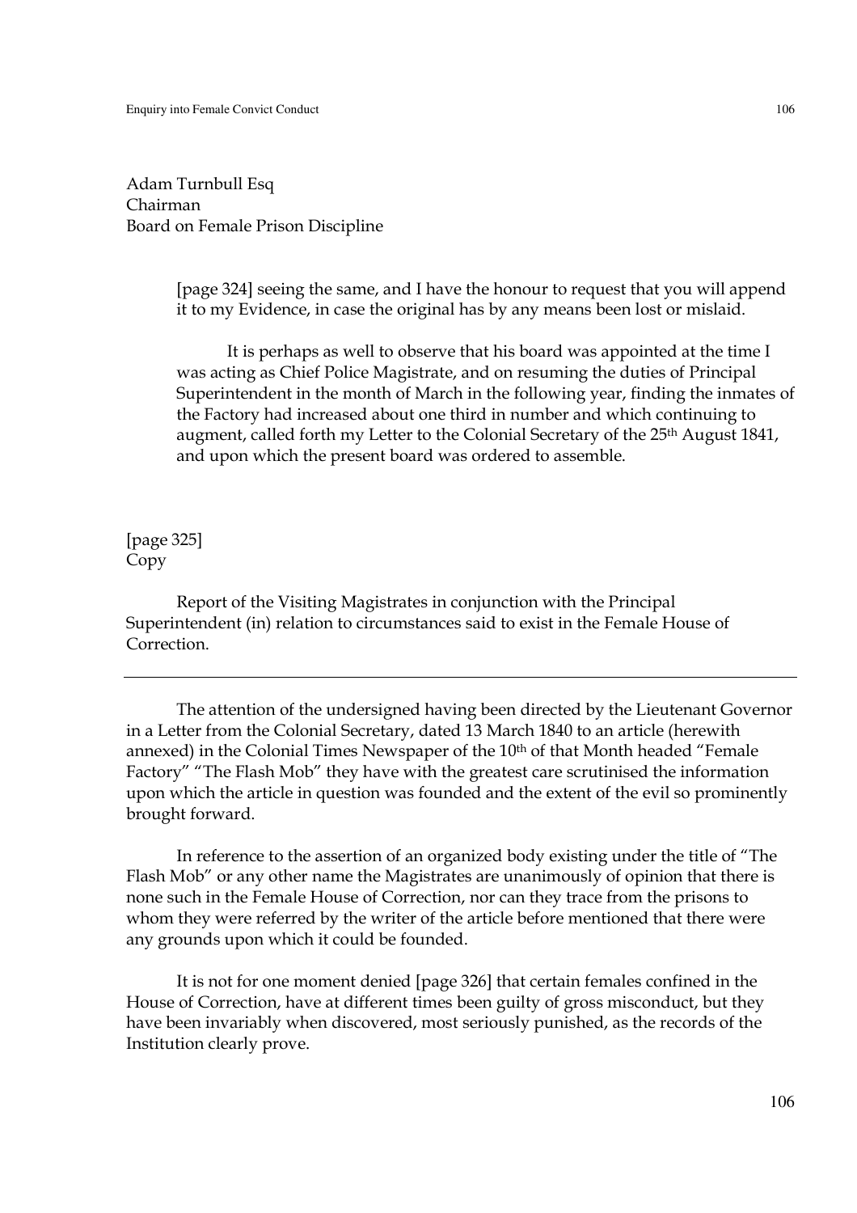Adam Turnbull Esq
Chairman
Board on Female Prison Discipline

> [page 324] seeing the same, and I have the honour to request that you will append it to my Evidence, in case the original has by any means been lost or mislaid.
>
> It is perhaps as well to observe that his board was appointed at the time I was acting as Chief Police Magistrate, and on resuming the duties of Principal Superintendent in the month of March in the following year, finding the inmates of the Factory had increased about one third in number and which continuing to augment, called forth my Letter to the Colonial Secretary of the 25th August 1841, and upon which the present board was ordered to assemble.

[page 325]
Copy

Report of the Visiting Magistrates in conjunction with the Principal Superintendent (in) relation to circumstances said to exist in the Female House of Correction.

---

The attention of the undersigned having been directed by the Lieutenant Governor in a Letter from the Colonial Secretary, dated 13 March 1840 to an article (herewith annexed) in the Colonial Times Newspaper of the 10th of that Month headed "Female Factory" "The Flash Mob" they have with the greatest care scrutinised the information upon which the article in question was founded and the extent of the evil so prominently brought forward.

In reference to the assertion of an organized body existing under the title of "The Flash Mob" or any other name the Magistrates are unanimously of opinion that there is none such in the Female House of Correction, nor can they trace from the prisons to whom they were referred by the writer of the article before mentioned that there were any grounds upon which it could be founded.

It is not for one moment denied [page 326] that certain females confined in the House of Correction, have at different times been guilty of gross misconduct, but they have been invariably when discovered, most seriously punished, as the records of the Institution clearly prove.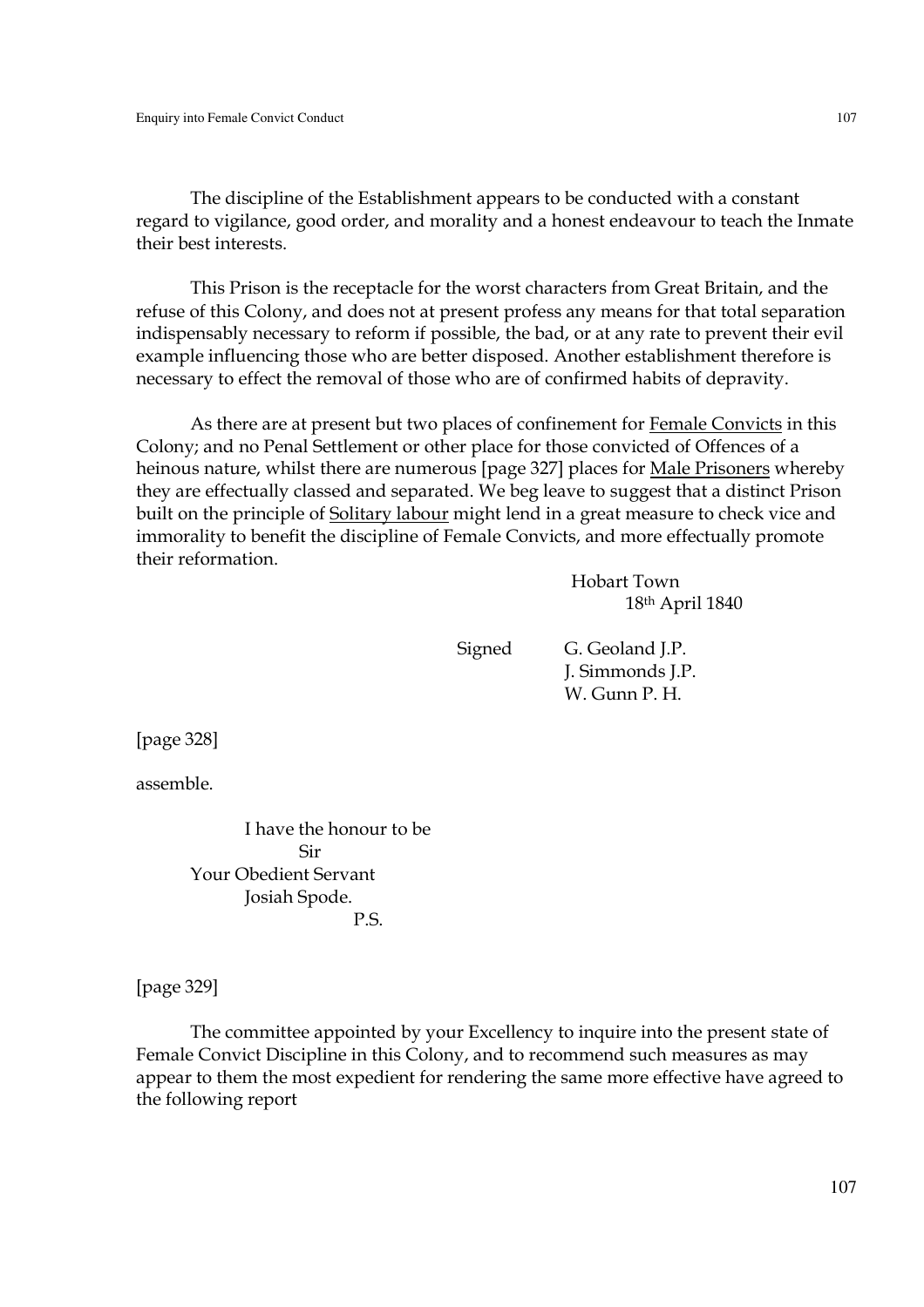The discipline of the Establishment appears to be conducted with a constant regard to vigilance, good order, and morality and a honest endeavour to teach the Inmate their best interests.

This Prison is the receptacle for the worst characters from Great Britain, and the refuse of this Colony, and does not at present profess any means for that total separation indispensably necessary to reform if possible, the bad, or at any rate to prevent their evil example influencing those who are better disposed. Another establishment therefore is necessary to effect the removal of those who are of confirmed habits of depravity.

As there are at present but two places of confinement for <u>Female Convicts</u> in this Colony; and no Penal Settlement or other place for those convicted of Offences of a heinous nature, whilst there are numerous [page 327] places for <u>Male Prisoners</u> whereby they are effectually classed and separated. We beg leave to suggest that a distinct Prison built on the principle of <u>Solitary labour</u> might lend in a great measure to check vice and immorality to benefit the discipline of Female Convicts, and more effectually promote their reformation.

Hobart Town
18th April 1840

Signed G. Geoland J.P.
J. Simmonds J.P.
W. Gunn P. H.

[page 328]

assemble.

I have the honour to be
Sir
Your Obedient Servant
Josiah Spode.
P.S.

[page 329]

The committee appointed by your Excellency to inquire into the present state of Female Convict Discipline in this Colony, and to recommend such measures as may appear to them the most expedient for rendering the same more effective have agreed to the following report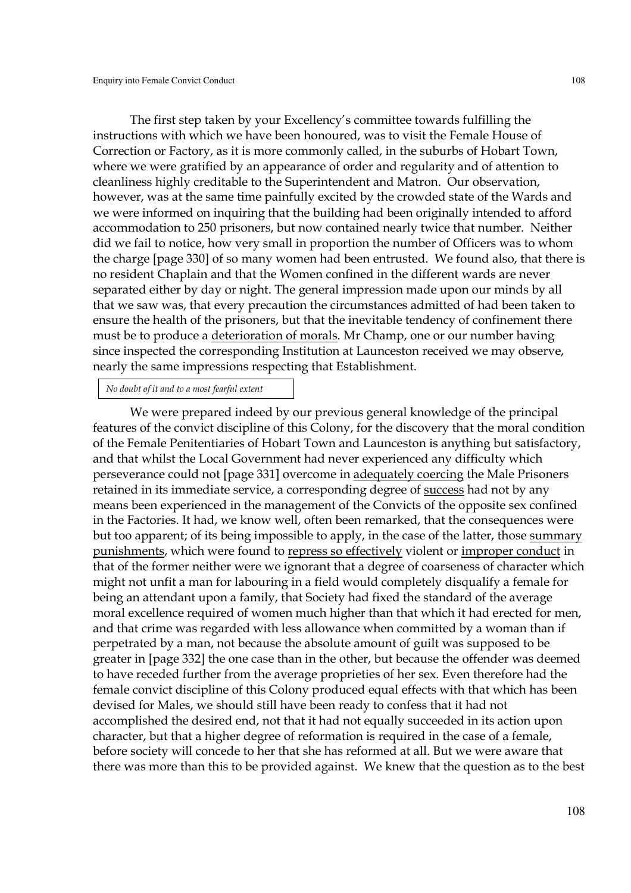The first step taken by your Excellency's committee towards fulfilling the instructions with which we have been honoured, was to visit the Female House of Correction or Factory, as it is more commonly called, in the suburbs of Hobart Town, where we were gratified by an appearance of order and regularity and of attention to cleanliness highly creditable to the Superintendent and Matron. Our observation, however, was at the same time painfully excited by the crowded state of the Wards and we were informed on inquiring that the building had been originally intended to afford accommodation to 250 prisoners, but now contained nearly twice that number. Neither did we fail to notice, how very small in proportion the number of Officers was to whom the charge [page 330] of so many women had been entrusted. We found also, that there is no resident Chaplain and that the Women confined in the different wards are never separated either by day or night. The general impression made upon our minds by all that we saw was, that every precaution the circumstances admitted of had been taken to ensure the health of the prisoners, but that the inevitable tendency of confinement there must be to produce a <u>deterioration of morals</u>. Mr Champ, one or our number having since inspected the corresponding Institution at Launceston received we may observe, nearly the same impressions respecting that Establishment.

*No doubt of it and to a most fearful extent*

We were prepared indeed by our previous general knowledge of the principal features of the convict discipline of this Colony, for the discovery that the moral condition of the Female Penitentiaries of Hobart Town and Launceston is anything but satisfactory, and that whilst the Local Government had never experienced any difficulty which perseverance could not [page 331] overcome in <u>adequately coercing</u> the Male Prisoners retained in its immediate service, a corresponding degree of <u>success</u> had not by any means been experienced in the management of the Convicts of the opposite sex confined in the Factories. It had, we know well, often been remarked, that the consequences were but too apparent; of its being impossible to apply, in the case of the latter, those <u>summary punishments</u>, which were found to <u>repress so effectively</u> violent or <u>improper conduct</u> in that of the former neither were we ignorant that a degree of coarseness of character which might not unfit a man for labouring in a field would completely disqualify a female for being an attendant upon a family, that Society had fixed the standard of the average moral excellence required of women much higher than that which it had erected for men, and that crime was regarded with less allowance when committed by a woman than if perpetrated by a man, not because the absolute amount of guilt was supposed to be greater in [page 332] the one case than in the other, but because the offender was deemed to have receded further from the average proprieties of her sex. Even therefore had the female convict discipline of this Colony produced equal effects with that which has been devised for Males, we should still have been ready to confess that it had not accomplished the desired end, not that it had not equally succeeded in its action upon character, but that a higher degree of reformation is required in the case of a female, before society will concede to her that she has reformed at all. But we were aware that there was more than this to be provided against. We knew that the question as to the best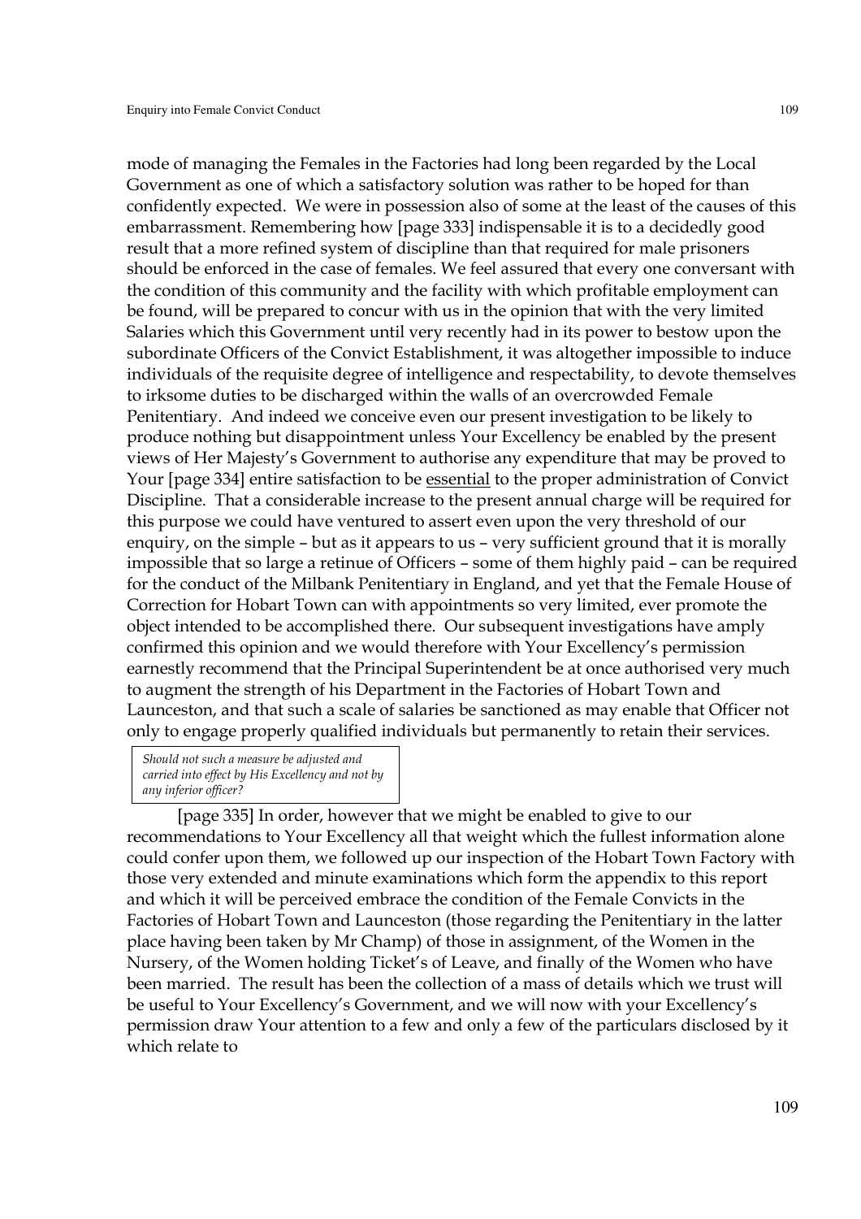mode of managing the Females in the Factories had long been regarded by the Local Government as one of which a satisfactory solution was rather to be hoped for than confidently expected. We were in possession also of some at the least of the causes of this embarrassment. Remembering how [page 333] indispensable it is to a decidedly good result that a more refined system of discipline than that required for male prisoners should be enforced in the case of females. We feel assured that every one conversant with the condition of this community and the facility with which profitable employment can be found, will be prepared to concur with us in the opinion that with the very limited Salaries which this Government until very recently had in its power to bestow upon the subordinate Officers of the Convict Establishment, it was altogether impossible to induce individuals of the requisite degree of intelligence and respectability, to devote themselves to irksome duties to be discharged within the walls of an overcrowded Female Penitentiary. And indeed we conceive even our present investigation to be likely to produce nothing but disappointment unless Your Excellency be enabled by the present views of Her Majesty's Government to authorise any expenditure that may be proved to Your [page 334] entire satisfaction to be <u>essential</u> to the proper administration of Convict Discipline. That a considerable increase to the present annual charge will be required for this purpose we could have ventured to assert even upon the very threshold of our enquiry, on the simple – but as it appears to us – very sufficient ground that it is morally impossible that so large a retinue of Officers – some of them highly paid – can be required for the conduct of the Milbank Penitentiary in England, and yet that the Female House of Correction for Hobart Town can with appointments so very limited, ever promote the object intended to be accomplished there. Our subsequent investigations have amply confirmed this opinion and we would therefore with Your Excellency's permission earnestly recommend that the Principal Superintendent be at once authorised very much to augment the strength of his Department in the Factories of Hobart Town and Launceston, and that such a scale of salaries be sanctioned as may enable that Officer not only to engage properly qualified individuals but permanently to retain their services.

> *Should not such a measure be adjusted and carried into effect by His Excellency and not by any inferior officer?*

[page 335] In order, however that we might be enabled to give to our recommendations to Your Excellency all that weight which the fullest information alone could confer upon them, we followed up our inspection of the Hobart Town Factory with those very extended and minute examinations which form the appendix to this report and which it will be perceived embrace the condition of the Female Convicts in the Factories of Hobart Town and Launceston (those regarding the Penitentiary in the latter place having been taken by Mr Champ) of those in assignment, of the Women in the Nursery, of the Women holding Ticket's of Leave, and finally of the Women who have been married. The result has been the collection of a mass of details which we trust will be useful to Your Excellency's Government, and we will now with your Excellency's permission draw Your attention to a few and only a few of the particulars disclosed by it which relate to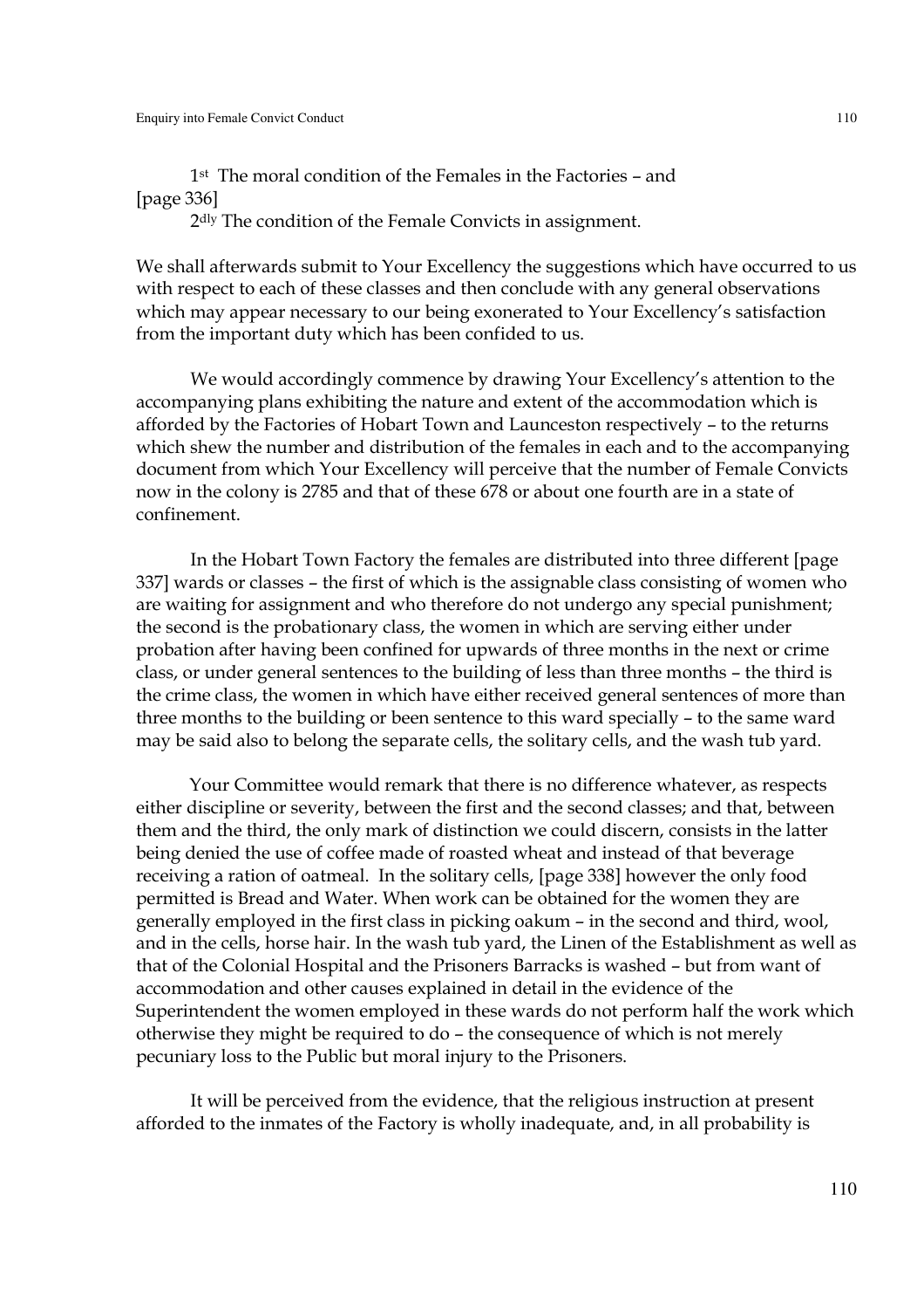1st The moral condition of the Females in the Factories – and
[page 336]
2dly The condition of the Female Convicts in assignment.

We shall afterwards submit to Your Excellency the suggestions which have occurred to us with respect to each of these classes and then conclude with any general observations which may appear necessary to our being exonerated to Your Excellency's satisfaction from the important duty which has been confided to us.

We would accordingly commence by drawing Your Excellency's attention to the accompanying plans exhibiting the nature and extent of the accommodation which is afforded by the Factories of Hobart Town and Launceston respectively – to the returns which shew the number and distribution of the females in each and to the accompanying document from which Your Excellency will perceive that the number of Female Convicts now in the colony is 2785 and that of these 678 or about one fourth are in a state of confinement.

In the Hobart Town Factory the females are distributed into three different [page 337] wards or classes – the first of which is the assignable class consisting of women who are waiting for assignment and who therefore do not undergo any special punishment; the second is the probationary class, the women in which are serving either under probation after having been confined for upwards of three months in the next or crime class, or under general sentences to the building of less than three months – the third is the crime class, the women in which have either received general sentences of more than three months to the building or been sentence to this ward specially – to the same ward may be said also to belong the separate cells, the solitary cells, and the wash tub yard.

Your Committee would remark that there is no difference whatever, as respects either discipline or severity, between the first and the second classes; and that, between them and the third, the only mark of distinction we could discern, consists in the latter being denied the use of coffee made of roasted wheat and instead of that beverage receiving a ration of oatmeal. In the solitary cells, [page 338] however the only food permitted is Bread and Water. When work can be obtained for the women they are generally employed in the first class in picking oakum – in the second and third, wool, and in the cells, horse hair. In the wash tub yard, the Linen of the Establishment as well as that of the Colonial Hospital and the Prisoners Barracks is washed – but from want of accommodation and other causes explained in detail in the evidence of the Superintendent the women employed in these wards do not perform half the work which otherwise they might be required to do – the consequence of which is not merely pecuniary loss to the Public but moral injury to the Prisoners.

It will be perceived from the evidence, that the religious instruction at present afforded to the inmates of the Factory is wholly inadequate, and, in all probability is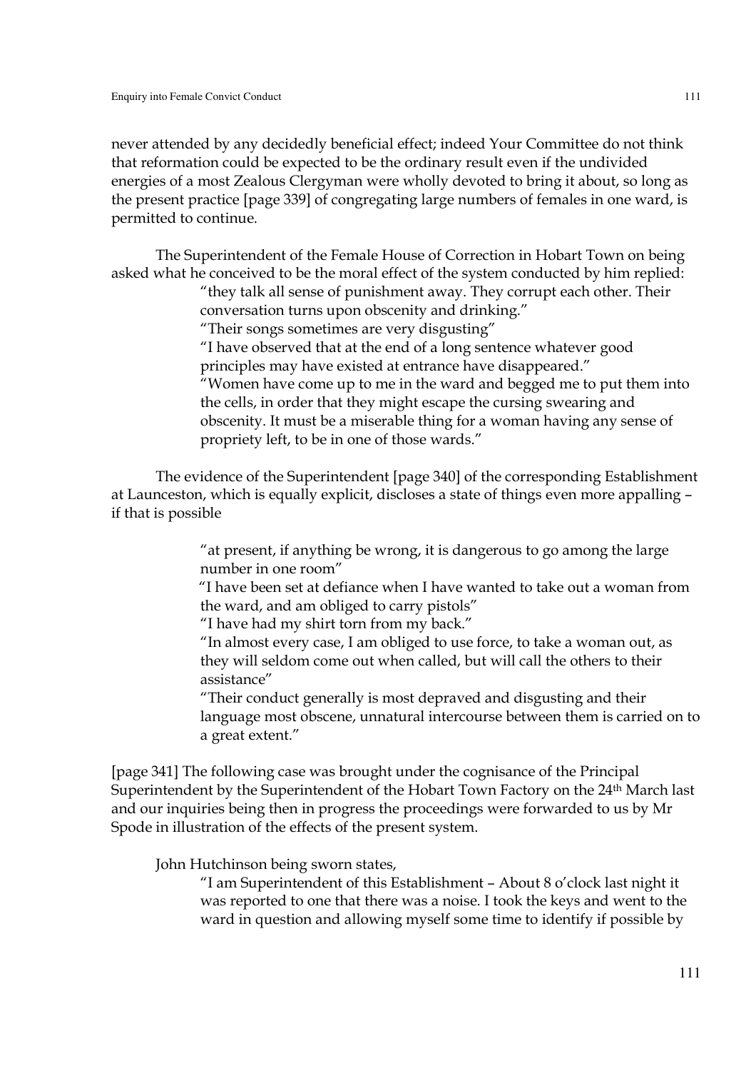never attended by any decidedly beneficial effect; indeed Your Committee do not think that reformation could be expected to be the ordinary result even if the undivided energies of a most Zealous Clergyman were wholly devoted to bring it about, so long as the present practice [page 339] of congregating large numbers of females in one ward, is permitted to continue.

The Superintendent of the Female House of Correction in Hobart Town on being asked what he conceived to be the moral effect of the system conducted by him replied:

> "they talk all sense of punishment away. They corrupt each other. Their conversation turns upon obscenity and drinking."
>
> "Their songs sometimes are very disgusting"
>
> "I have observed that at the end of a long sentence whatever good principles may have existed at entrance have disappeared."
>
> "Women have come up to me in the ward and begged me to put them into the cells, in order that they might escape the cursing swearing and obscenity. It must be a miserable thing for a woman having any sense of propriety left, to be in one of those wards."

The evidence of the Superintendent [page 340] of the corresponding Establishment at Launceston, which is equally explicit, discloses a state of things even more appalling – if that is possible

> "at present, if anything be wrong, it is dangerous to go among the large number in one room"
>
> "I have been set at defiance when I have wanted to take out a woman from the ward, and am obliged to carry pistols"
>
> "I have had my shirt torn from my back."
>
> "In almost every case, I am obliged to use force, to take a woman out, as they will seldom come out when called, but will call the others to their assistance"
>
> "Their conduct generally is most depraved and disgusting and their language most obscene, unnatural intercourse between them is carried on to a great extent."

[page 341] The following case was brought under the cognisance of the Principal Superintendent by the Superintendent of the Hobart Town Factory on the 24th March last and our inquiries being then in progress the proceedings were forwarded to us by Mr Spode in illustration of the effects of the present system.

John Hutchinson being sworn states,

> "I am Superintendent of this Establishment – About 8 o'clock last night it was reported to one that there was a noise. I took the keys and went to the ward in question and allowing myself some time to identify if possible by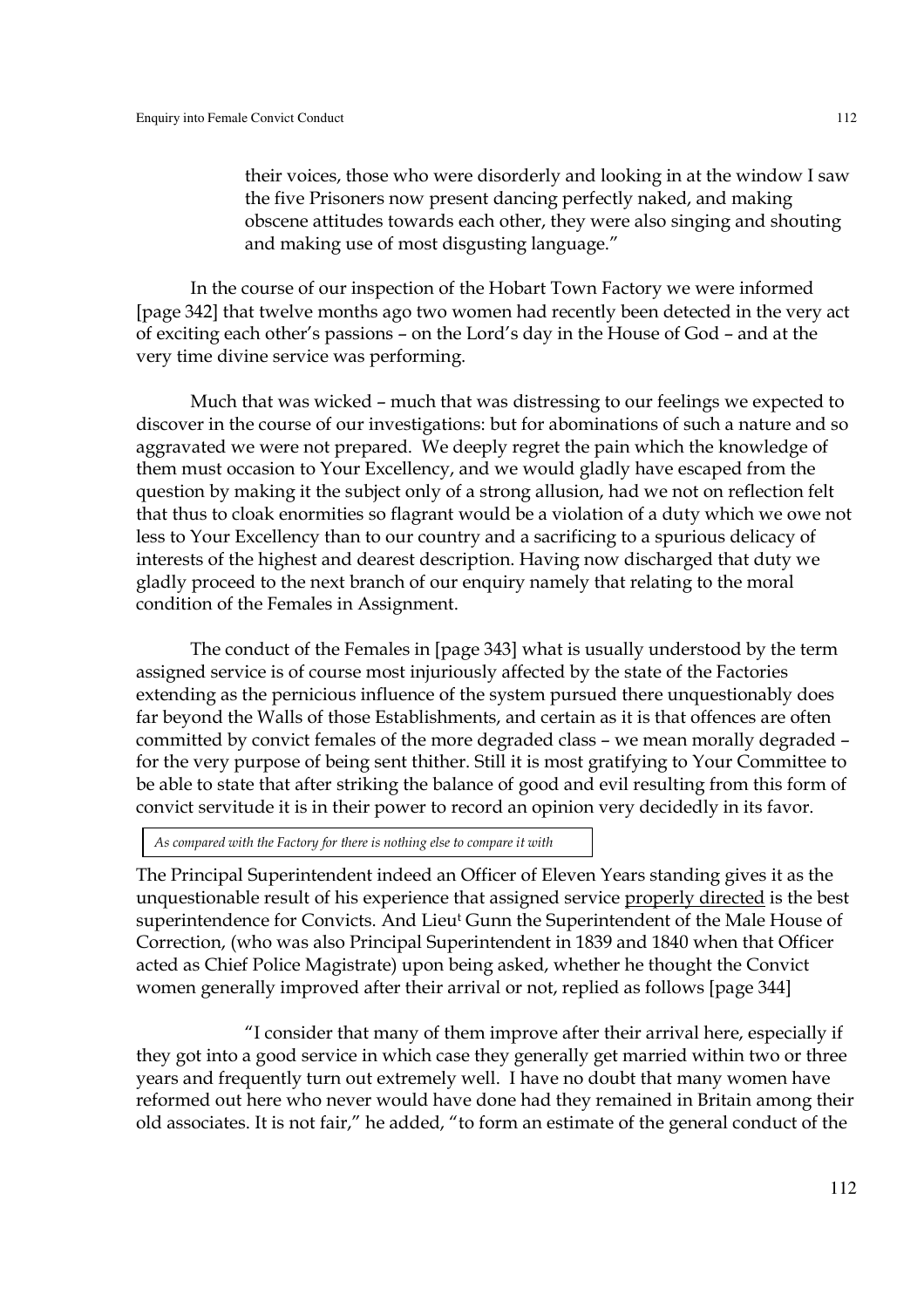their voices, those who were disorderly and looking in at the window I saw the five Prisoners now present dancing perfectly naked, and making obscene attitudes towards each other, they were also singing and shouting and making use of most disgusting language."

In the course of our inspection of the Hobart Town Factory we were informed [page 342] that twelve months ago two women had recently been detected in the very act of exciting each other's passions – on the Lord's day in the House of God – and at the very time divine service was performing.

Much that was wicked – much that was distressing to our feelings we expected to discover in the course of our investigations: but for abominations of such a nature and so aggravated we were not prepared. We deeply regret the pain which the knowledge of them must occasion to Your Excellency, and we would gladly have escaped from the question by making it the subject only of a strong allusion, had we not on reflection felt that thus to cloak enormities so flagrant would be a violation of a duty which we owe not less to Your Excellency than to our country and a sacrificing to a spurious delicacy of interests of the highest and dearest description. Having now discharged that duty we gladly proceed to the next branch of our enquiry namely that relating to the moral condition of the Females in Assignment.

The conduct of the Females in [page 343] what is usually understood by the term assigned service is of course most injuriously affected by the state of the Factories extending as the pernicious influence of the system pursued there unquestionably does far beyond the Walls of those Establishments, and certain as it is that offences are often committed by convict females of the more degraded class – we mean morally degraded – for the very purpose of being sent thither. Still it is most gratifying to Your Committee to be able to state that after striking the balance of good and evil resulting from this form of convict servitude it is in their power to record an opinion very decidedly in its favor.

*As compared with the Factory for there is nothing else to compare it with*

The Principal Superintendent indeed an Officer of Eleven Years standing gives it as the unquestionable result of his experience that assigned service <u>properly directed</u> is the best superintendence for Convicts. And Lieut Gunn the Superintendent of the Male House of Correction, (who was also Principal Superintendent in 1839 and 1840 when that Officer acted as Chief Police Magistrate) upon being asked, whether he thought the Convict women generally improved after their arrival or not, replied as follows [page 344]

"I consider that many of them improve after their arrival here, especially if they got into a good service in which case they generally get married within two or three years and frequently turn out extremely well. I have no doubt that many women have reformed out here who never would have done had they remained in Britain among their old associates. It is not fair," he added, "to form an estimate of the general conduct of the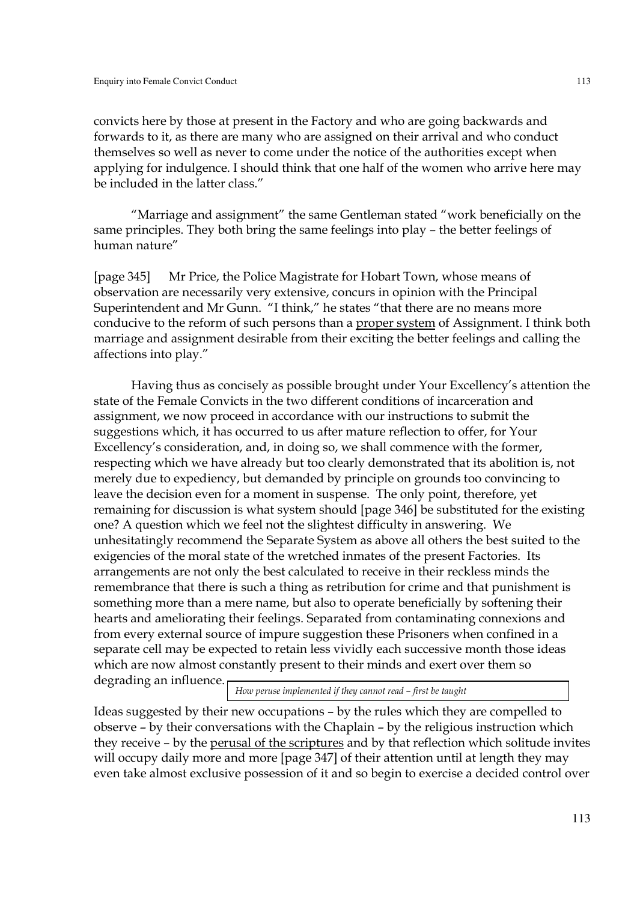convicts here by those at present in the Factory and who are going backwards and forwards to it, as there are many who are assigned on their arrival and who conduct themselves so well as never to come under the notice of the authorities except when applying for indulgence. I should think that one half of the women who arrive here may be included in the latter class."

"Marriage and assignment" the same Gentleman stated "work beneficially on the same principles. They both bring the same feelings into play – the better feelings of human nature"

[page 345] Mr Price, the Police Magistrate for Hobart Town, whose means of observation are necessarily very extensive, concurs in opinion with the Principal Superintendent and Mr Gunn. "I think," he states "that there are no means more conducive to the reform of such persons than a proper system of Assignment. I think both marriage and assignment desirable from their exciting the better feelings and calling the affections into play."

Having thus as concisely as possible brought under Your Excellency's attention the state of the Female Convicts in the two different conditions of incarceration and assignment, we now proceed in accordance with our instructions to submit the suggestions which, it has occurred to us after mature reflection to offer, for Your Excellency's consideration, and, in doing so, we shall commence with the former, respecting which we have already but too clearly demonstrated that its abolition is, not merely due to expediency, but demanded by principle on grounds too convincing to leave the decision even for a moment in suspense. The only point, therefore, yet remaining for discussion is what system should [page 346] be substituted for the existing one? A question which we feel not the slightest difficulty in answering. We unhesitatingly recommend the Separate System as above all others the best suited to the exigencies of the moral state of the wretched inmates of the present Factories. Its arrangements are not only the best calculated to receive in their reckless minds the remembrance that there is such a thing as retribution for crime and that punishment is something more than a mere name, but also to operate beneficially by softening their hearts and ameliorating their feelings. Separated from contaminating connexions and from every external source of impure suggestion these Prisoners when confined in a separate cell may be expected to retain less vividly each successive month those ideas which are now almost constantly present to their minds and exert over them so degrading an influence.

*How peruse implemented if they cannot read – first be taught*

Ideas suggested by their new occupations – by the rules which they are compelled to observe – by their conversations with the Chaplain – by the religious instruction which they receive – by the perusal of the scriptures and by that reflection which solitude invites will occupy daily more and more [page 347] of their attention until at length they may even take almost exclusive possession of it and so begin to exercise a decided control over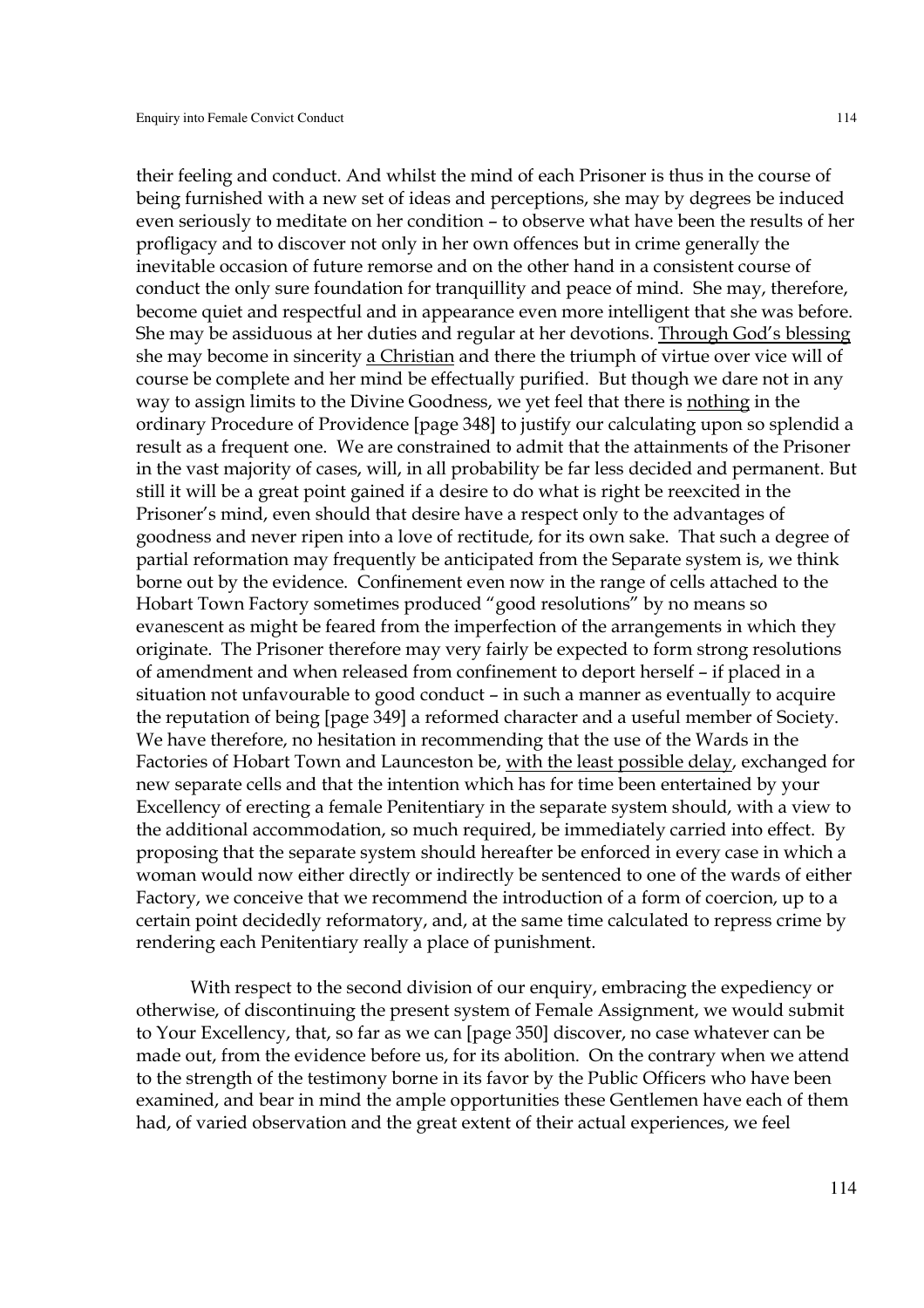their feeling and conduct. And whilst the mind of each Prisoner is thus in the course of being furnished with a new set of ideas and perceptions, she may by degrees be induced even seriously to meditate on her condition – to observe what have been the results of her profligacy and to discover not only in her own offences but in crime generally the inevitable occasion of future remorse and on the other hand in a consistent course of conduct the only sure foundation for tranquillity and peace of mind. She may, therefore, become quiet and respectful and in appearance even more intelligent that she was before. She may be assiduous at her duties and regular at her devotions. <u>Through God's blessing</u> she may become in sincerity <u>a Christian</u> and there the triumph of virtue over vice will of course be complete and her mind be effectually purified. But though we dare not in any way to assign limits to the Divine Goodness, we yet feel that there is <u>nothing</u> in the ordinary Procedure of Providence [page 348] to justify our calculating upon so splendid a result as a frequent one. We are constrained to admit that the attainments of the Prisoner in the vast majority of cases, will, in all probability be far less decided and permanent. But still it will be a great point gained if a desire to do what is right be reexcited in the Prisoner's mind, even should that desire have a respect only to the advantages of goodness and never ripen into a love of rectitude, for its own sake. That such a degree of partial reformation may frequently be anticipated from the Separate system is, we think borne out by the evidence. Confinement even now in the range of cells attached to the Hobart Town Factory sometimes produced "good resolutions" by no means so evanescent as might be feared from the imperfection of the arrangements in which they originate. The Prisoner therefore may very fairly be expected to form strong resolutions of amendment and when released from confinement to deport herself – if placed in a situation not unfavourable to good conduct – in such a manner as eventually to acquire the reputation of being [page 349] a reformed character and a useful member of Society. We have therefore, no hesitation in recommending that the use of the Wards in the Factories of Hobart Town and Launceston be, <u>with the least possible delay</u>, exchanged for new separate cells and that the intention which has for time been entertained by your Excellency of erecting a female Penitentiary in the separate system should, with a view to the additional accommodation, so much required, be immediately carried into effect. By proposing that the separate system should hereafter be enforced in every case in which a woman would now either directly or indirectly be sentenced to one of the wards of either Factory, we conceive that we recommend the introduction of a form of coercion, up to a certain point decidedly reformatory, and, at the same time calculated to repress crime by rendering each Penitentiary really a place of punishment.

With respect to the second division of our enquiry, embracing the expediency or otherwise, of discontinuing the present system of Female Assignment, we would submit to Your Excellency, that, so far as we can [page 350] discover, no case whatever can be made out, from the evidence before us, for its abolition. On the contrary when we attend to the strength of the testimony borne in its favor by the Public Officers who have been examined, and bear in mind the ample opportunities these Gentlemen have each of them had, of varied observation and the great extent of their actual experiences, we feel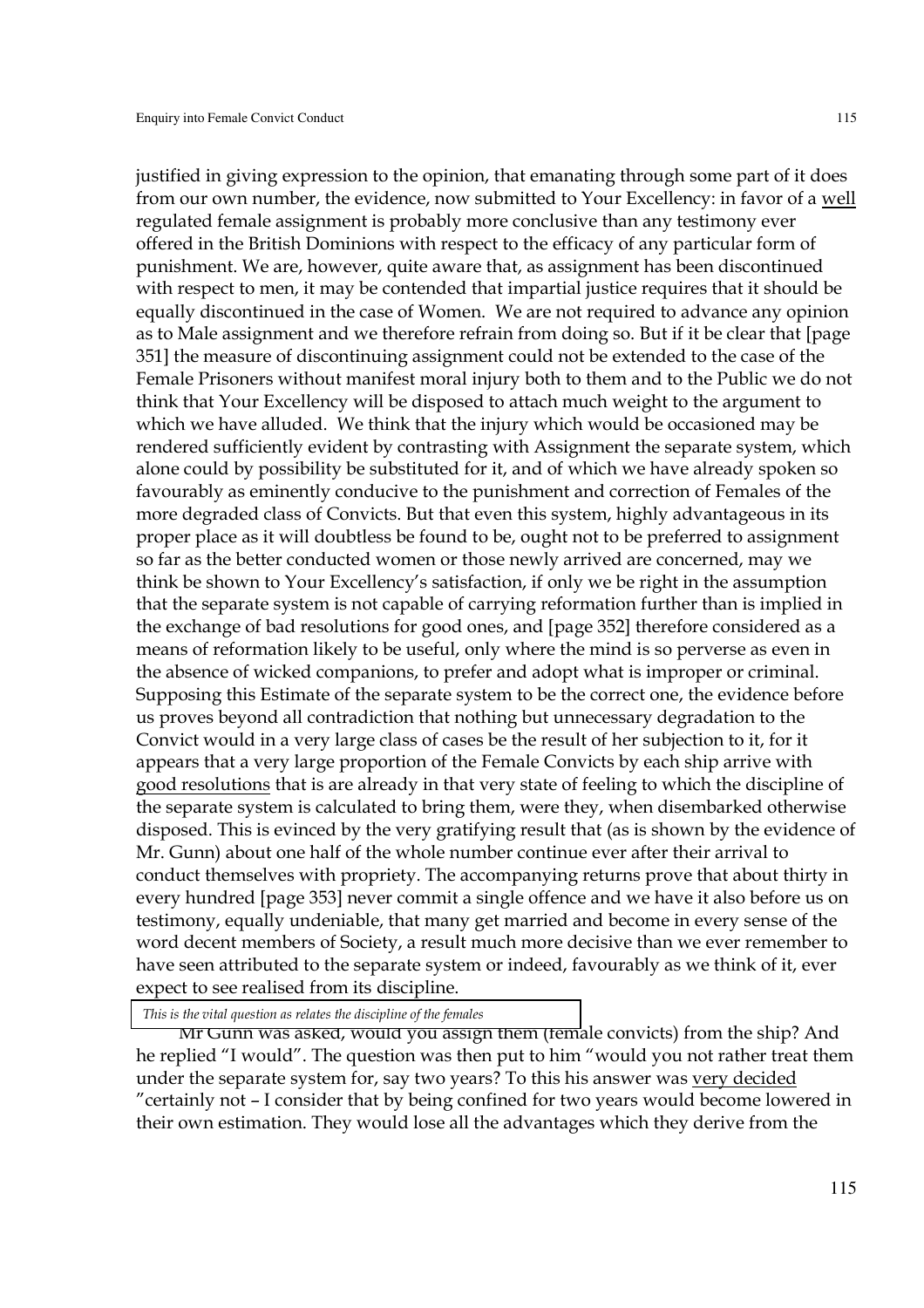justified in giving expression to the opinion, that emanating through some part of it does from our own number, the evidence, now submitted to Your Excellency: in favor of a <u>well</u> regulated female assignment is probably more conclusive than any testimony ever offered in the British Dominions with respect to the efficacy of any particular form of punishment. We are, however, quite aware that, as assignment has been discontinued with respect to men, it may be contended that impartial justice requires that it should be equally discontinued in the case of Women. We are not required to advance any opinion as to Male assignment and we therefore refrain from doing so. But if it be clear that [page 351] the measure of discontinuing assignment could not be extended to the case of the Female Prisoners without manifest moral injury both to them and to the Public we do not think that Your Excellency will be disposed to attach much weight to the argument to which we have alluded. We think that the injury which would be occasioned may be rendered sufficiently evident by contrasting with Assignment the separate system, which alone could by possibility be substituted for it, and of which we have already spoken so favourably as eminently conducive to the punishment and correction of Females of the more degraded class of Convicts. But that even this system, highly advantageous in its proper place as it will doubtless be found to be, ought not to be preferred to assignment so far as the better conducted women or those newly arrived are concerned, may we think be shown to Your Excellency's satisfaction, if only we be right in the assumption that the separate system is not capable of carrying reformation further than is implied in the exchange of bad resolutions for good ones, and [page 352] therefore considered as a means of reformation likely to be useful, only where the mind is so perverse as even in the absence of wicked companions, to prefer and adopt what is improper or criminal. Supposing this Estimate of the separate system to be the correct one, the evidence before us proves beyond all contradiction that nothing but unnecessary degradation to the Convict would in a very large class of cases be the result of her subjection to it, for it appears that a very large proportion of the Female Convicts by each ship arrive with <u>good resolutions</u> that is are already in that very state of feeling to which the discipline of the separate system is calculated to bring them, were they, when disembarked otherwise disposed. This is evinced by the very gratifying result that (as is shown by the evidence of Mr. Gunn) about one half of the whole number continue ever after their arrival to conduct themselves with propriety. The accompanying returns prove that about thirty in every hundred [page 353] never commit a single offence and we have it also before us on testimony, equally undeniable, that many get married and become in every sense of the word decent members of Society, a result much more decisive than we ever remember to have seen attributed to the separate system or indeed, favourably as we think of it, ever expect to see realised from its discipline.

*This is the vital question as relates the discipline of the females*

Mr Gunn was asked, would you assign them (female convicts) from the ship? And he replied "I would". The question was then put to him "would you not rather treat them under the separate system for, say two years? To this his answer was <u>very decided</u> "certainly not – I consider that by being confined for two years would become lowered in their own estimation. They would lose all the advantages which they derive from the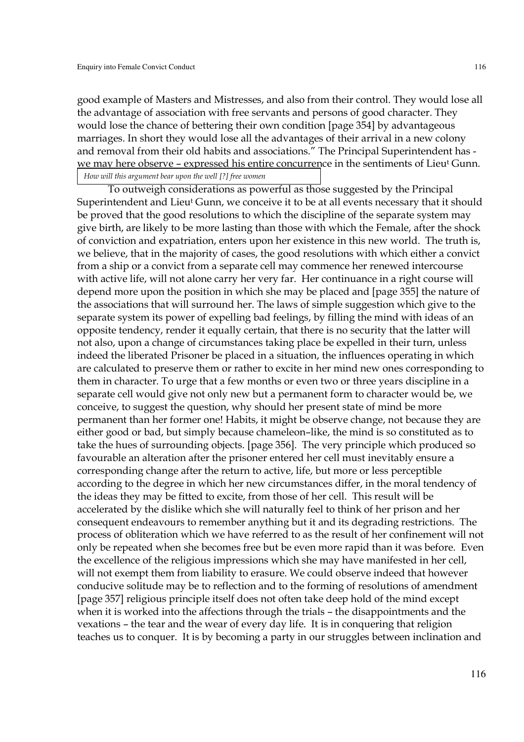good example of Masters and Mistresses, and also from their control. They would lose all the advantage of association with free servants and persons of good character. They would lose the chance of bettering their own condition [page 354] by advantageous marriages. In short they would lose all the advantages of their arrival in a new colony and removal from their old habits and associations." The Principal Superintendent has - we may here observe – expressed his entire concurrence in the sentiments of Lieut Gunn.

*How will this argument bear upon the well [?] free women*

To outweigh considerations as powerful as those suggested by the Principal Superintendent and Lieut Gunn, we conceive it to be at all events necessary that it should be proved that the good resolutions to which the discipline of the separate system may give birth, are likely to be more lasting than those with which the Female, after the shock of conviction and expatriation, enters upon her existence in this new world. The truth is, we believe, that in the majority of cases, the good resolutions with which either a convict from a ship or a convict from a separate cell may commence her renewed intercourse with active life, will not alone carry her very far. Her continuance in a right course will depend more upon the position in which she may be placed and [page 355] the nature of the associations that will surround her. The laws of simple suggestion which give to the separate system its power of expelling bad feelings, by filling the mind with ideas of an opposite tendency, render it equally certain, that there is no security that the latter will not also, upon a change of circumstances taking place be expelled in their turn, unless indeed the liberated Prisoner be placed in a situation, the influences operating in which are calculated to preserve them or rather to excite in her mind new ones corresponding to them in character. To urge that a few months or even two or three years discipline in a separate cell would give not only new but a permanent form to character would be, we conceive, to suggest the question, why should her present state of mind be more permanent than her former one! Habits, it might be observe change, not because they are either good or bad, but simply because chameleon–like, the mind is so constituted as to take the hues of surrounding objects. [page 356]. The very principle which produced so favourable an alteration after the prisoner entered her cell must inevitably ensure a corresponding change after the return to active, life, but more or less perceptible according to the degree in which her new circumstances differ, in the moral tendency of the ideas they may be fitted to excite, from those of her cell. This result will be accelerated by the dislike which she will naturally feel to think of her prison and her consequent endeavours to remember anything but it and its degrading restrictions. The process of obliteration which we have referred to as the result of her confinement will not only be repeated when she becomes free but be even more rapid than it was before. Even the excellence of the religious impressions which she may have manifested in her cell, will not exempt them from liability to erasure. We could observe indeed that however conducive solitude may be to reflection and to the forming of resolutions of amendment [page 357] religious principle itself does not often take deep hold of the mind except when it is worked into the affections through the trials – the disappointments and the vexations – the tear and the wear of every day life. It is in conquering that religion teaches us to conquer. It is by becoming a party in our struggles between inclination and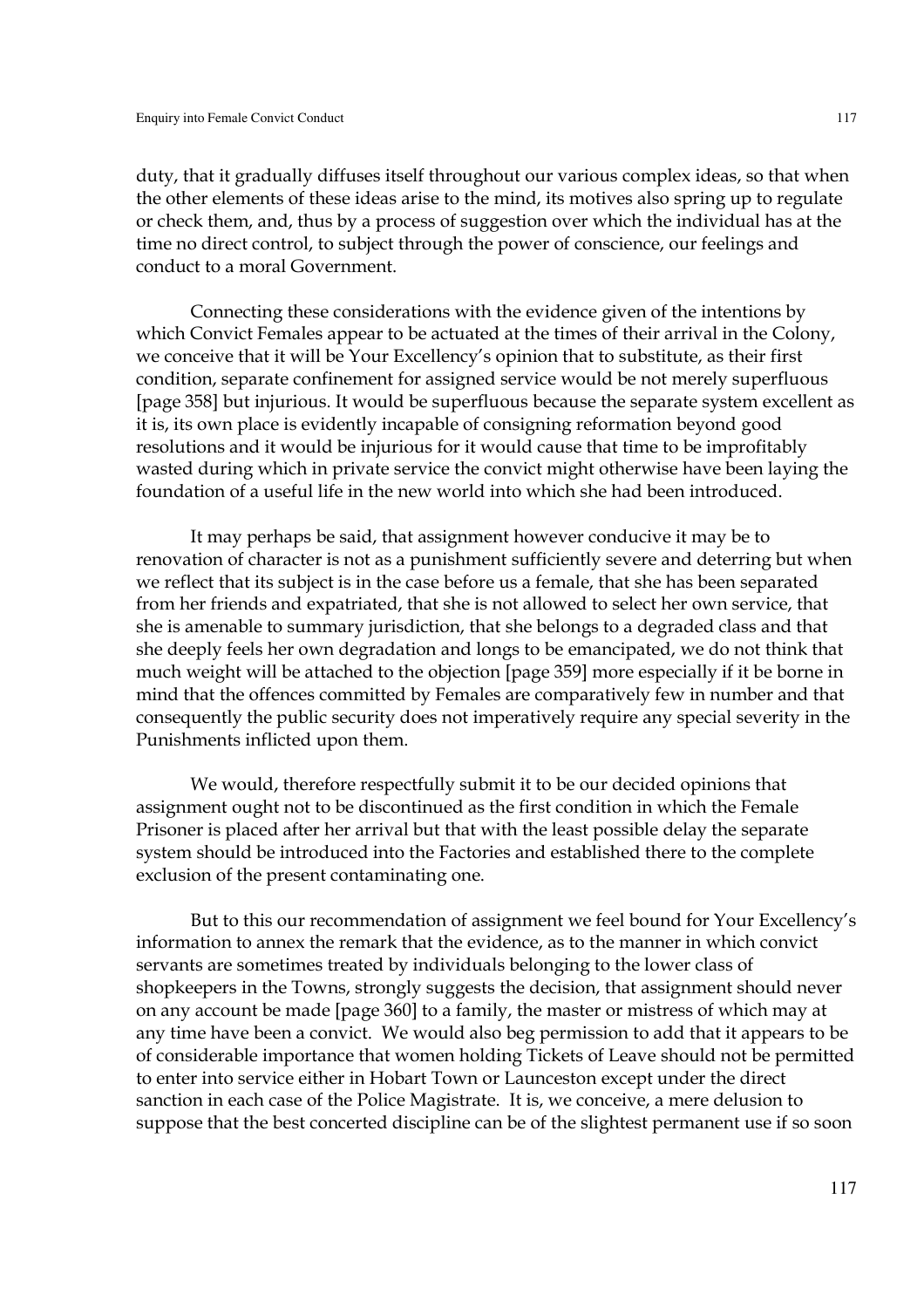duty, that it gradually diffuses itself throughout our various complex ideas, so that when the other elements of these ideas arise to the mind, its motives also spring up to regulate or check them, and, thus by a process of suggestion over which the individual has at the time no direct control, to subject through the power of conscience, our feelings and conduct to a moral Government.

Connecting these considerations with the evidence given of the intentions by which Convict Females appear to be actuated at the times of their arrival in the Colony, we conceive that it will be Your Excellency's opinion that to substitute, as their first condition, separate confinement for assigned service would be not merely superfluous [page 358] but injurious. It would be superfluous because the separate system excellent as it is, its own place is evidently incapable of consigning reformation beyond good resolutions and it would be injurious for it would cause that time to be improfitably wasted during which in private service the convict might otherwise have been laying the foundation of a useful life in the new world into which she had been introduced.

It may perhaps be said, that assignment however conducive it may be to renovation of character is not as a punishment sufficiently severe and deterring but when we reflect that its subject is in the case before us a female, that she has been separated from her friends and expatriated, that she is not allowed to select her own service, that she is amenable to summary jurisdiction, that she belongs to a degraded class and that she deeply feels her own degradation and longs to be emancipated, we do not think that much weight will be attached to the objection [page 359] more especially if it be borne in mind that the offences committed by Females are comparatively few in number and that consequently the public security does not imperatively require any special severity in the Punishments inflicted upon them.

We would, therefore respectfully submit it to be our decided opinions that assignment ought not to be discontinued as the first condition in which the Female Prisoner is placed after her arrival but that with the least possible delay the separate system should be introduced into the Factories and established there to the complete exclusion of the present contaminating one.

But to this our recommendation of assignment we feel bound for Your Excellency's information to annex the remark that the evidence, as to the manner in which convict servants are sometimes treated by individuals belonging to the lower class of shopkeepers in the Towns, strongly suggests the decision, that assignment should never on any account be made [page 360] to a family, the master or mistress of which may at any time have been a convict. We would also beg permission to add that it appears to be of considerable importance that women holding Tickets of Leave should not be permitted to enter into service either in Hobart Town or Launceston except under the direct sanction in each case of the Police Magistrate. It is, we conceive, a mere delusion to suppose that the best concerted discipline can be of the slightest permanent use if so soon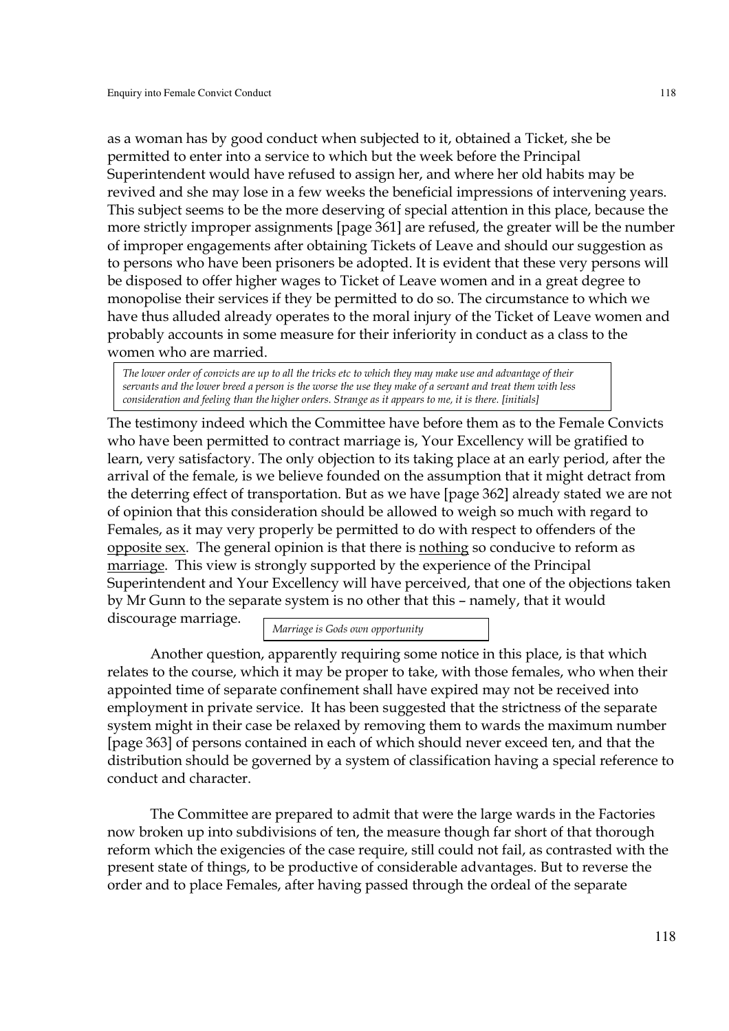as a woman has by good conduct when subjected to it, obtained a Ticket, she be permitted to enter into a service to which but the week before the Principal Superintendent would have refused to assign her, and where her old habits may be revived and she may lose in a few weeks the beneficial impressions of intervening years. This subject seems to be the more deserving of special attention in this place, because the more strictly improper assignments [page 361] are refused, the greater will be the number of improper engagements after obtaining Tickets of Leave and should our suggestion as to persons who have been prisoners be adopted. It is evident that these very persons will be disposed to offer higher wages to Ticket of Leave women and in a great degree to monopolise their services if they be permitted to do so. The circumstance to which we have thus alluded already operates to the moral injury of the Ticket of Leave women and probably accounts in some measure for their inferiority in conduct as a class to the women who are married.

> *The lower order of convicts are up to all the tricks etc to which they may make use and advantage of their servants and the lower breed a person is the worse the use they make of a servant and treat them with less consideration and feeling than the higher orders. Strange as it appears to me, it is there. [initials]*

The testimony indeed which the Committee have before them as to the Female Convicts who have been permitted to contract marriage is, Your Excellency will be gratified to learn, very satisfactory. The only objection to its taking place at an early period, after the arrival of the female, is we believe founded on the assumption that it might detract from the deterring effect of transportation. But as we have [page 362] already stated we are not of opinion that this consideration should be allowed to weigh so much with regard to Females, as it may very properly be permitted to do with respect to offenders of the <u>opposite sex</u>. The general opinion is that there is <u>nothing</u> so conducive to reform as <u>marriage</u>. This view is strongly supported by the experience of the Principal Superintendent and Your Excellency will have perceived, that one of the objections taken by Mr Gunn to the separate system is no other that this – namely, that it would discourage marriage.

> *Marriage is Gods own opportunity*

Another question, apparently requiring some notice in this place, is that which relates to the course, which it may be proper to take, with those females, who when their appointed time of separate confinement shall have expired may not be received into employment in private service. It has been suggested that the strictness of the separate system might in their case be relaxed by removing them to wards the maximum number [page 363] of persons contained in each of which should never exceed ten, and that the distribution should be governed by a system of classification having a special reference to conduct and character.

The Committee are prepared to admit that were the large wards in the Factories now broken up into subdivisions of ten, the measure though far short of that thorough reform which the exigencies of the case require, still could not fail, as contrasted with the present state of things, to be productive of considerable advantages. But to reverse the order and to place Females, after having passed through the ordeal of the separate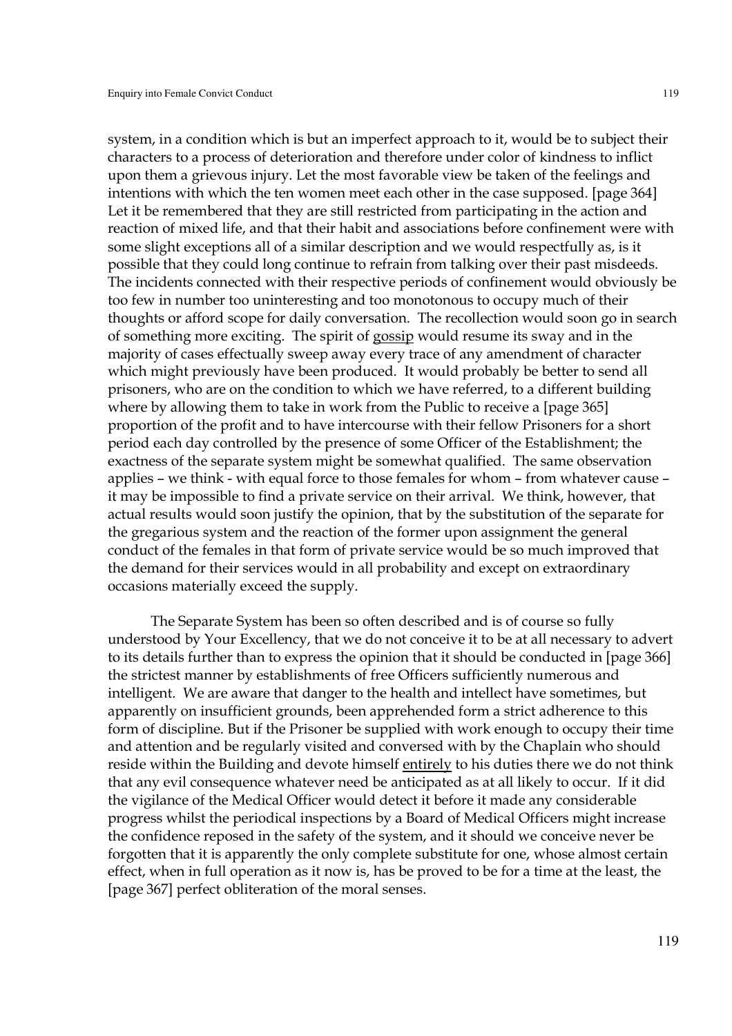system, in a condition which is but an imperfect approach to it, would be to subject their characters to a process of deterioration and therefore under color of kindness to inflict upon them a grievous injury. Let the most favorable view be taken of the feelings and intentions with which the ten women meet each other in the case supposed. [page 364] Let it be remembered that they are still restricted from participating in the action and reaction of mixed life, and that their habit and associations before confinement were with some slight exceptions all of a similar description and we would respectfully as, is it possible that they could long continue to refrain from talking over their past misdeeds. The incidents connected with their respective periods of confinement would obviously be too few in number too uninteresting and too monotonous to occupy much of their thoughts or afford scope for daily conversation. The recollection would soon go in search of something more exciting. The spirit of <u>gossip</u> would resume its sway and in the majority of cases effectually sweep away every trace of any amendment of character which might previously have been produced. It would probably be better to send all prisoners, who are on the condition to which we have referred, to a different building where by allowing them to take in work from the Public to receive a [page 365] proportion of the profit and to have intercourse with their fellow Prisoners for a short period each day controlled by the presence of some Officer of the Establishment; the exactness of the separate system might be somewhat qualified. The same observation applies – we think - with equal force to those females for whom – from whatever cause – it may be impossible to find a private service on their arrival. We think, however, that actual results would soon justify the opinion, that by the substitution of the separate for the gregarious system and the reaction of the former upon assignment the general conduct of the females in that form of private service would be so much improved that the demand for their services would in all probability and except on extraordinary occasions materially exceed the supply.

The Separate System has been so often described and is of course so fully understood by Your Excellency, that we do not conceive it to be at all necessary to advert to its details further than to express the opinion that it should be conducted in [page 366] the strictest manner by establishments of free Officers sufficiently numerous and intelligent. We are aware that danger to the health and intellect have sometimes, but apparently on insufficient grounds, been apprehended form a strict adherence to this form of discipline. But if the Prisoner be supplied with work enough to occupy their time and attention and be regularly visited and conversed with by the Chaplain who should reside within the Building and devote himself <u>entirely</u> to his duties there we do not think that any evil consequence whatever need be anticipated as at all likely to occur. If it did the vigilance of the Medical Officer would detect it before it made any considerable progress whilst the periodical inspections by a Board of Medical Officers might increase the confidence reposed in the safety of the system, and it should we conceive never be forgotten that it is apparently the only complete substitute for one, whose almost certain effect, when in full operation as it now is, has be proved to be for a time at the least, the [page 367] perfect obliteration of the moral senses.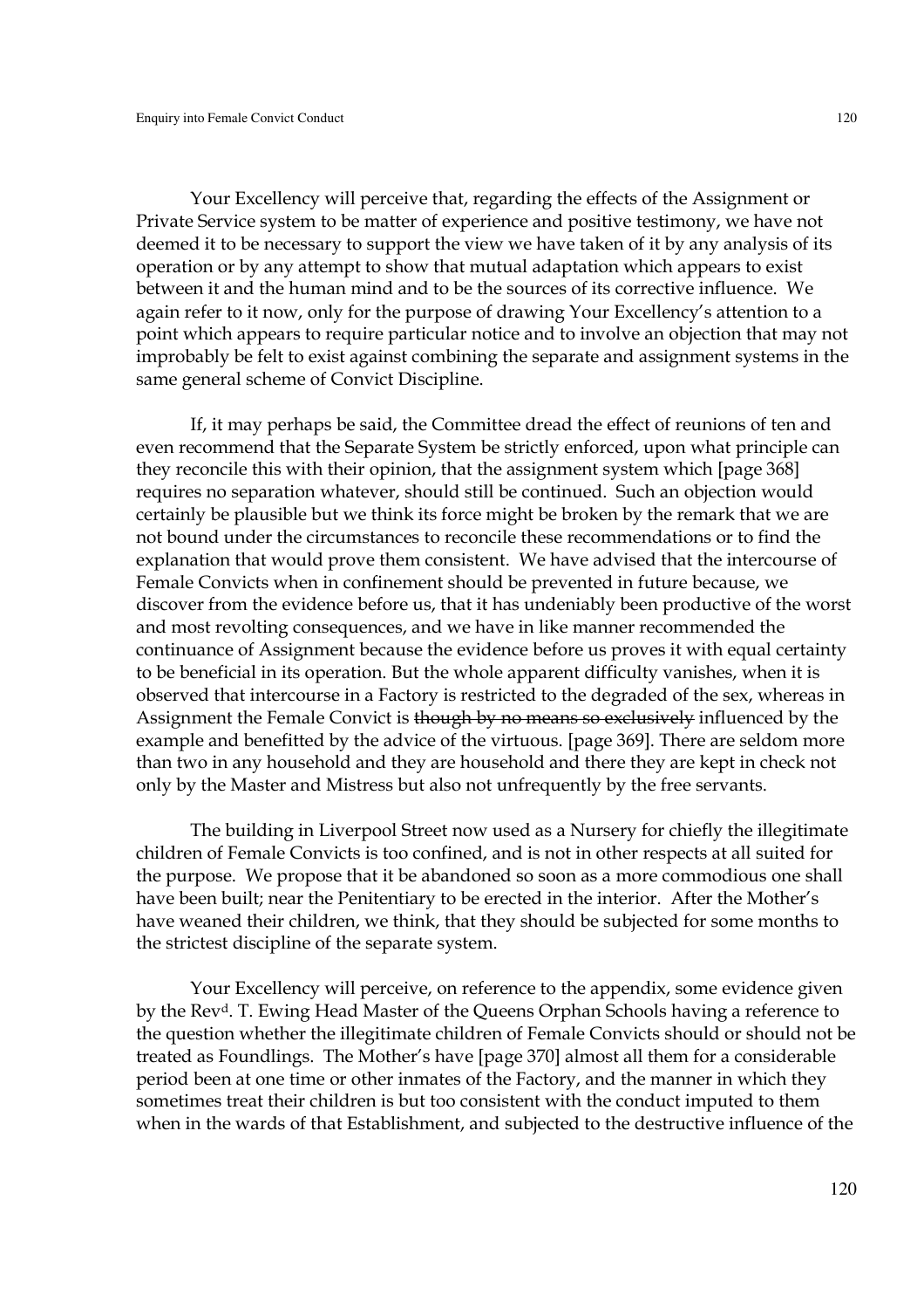Your Excellency will perceive that, regarding the effects of the Assignment or Private Service system to be matter of experience and positive testimony, we have not deemed it to be necessary to support the view we have taken of it by any analysis of its operation or by any attempt to show that mutual adaptation which appears to exist between it and the human mind and to be the sources of its corrective influence. We again refer to it now, only for the purpose of drawing Your Excellency's attention to a point which appears to require particular notice and to involve an objection that may not improbably be felt to exist against combining the separate and assignment systems in the same general scheme of Convict Discipline.

If, it may perhaps be said, the Committee dread the effect of reunions of ten and even recommend that the Separate System be strictly enforced, upon what principle can they reconcile this with their opinion, that the assignment system which [page 368] requires no separation whatever, should still be continued. Such an objection would certainly be plausible but we think its force might be broken by the remark that we are not bound under the circumstances to reconcile these recommendations or to find the explanation that would prove them consistent. We have advised that the intercourse of Female Convicts when in confinement should be prevented in future because, we discover from the evidence before us, that it has undeniably been productive of the worst and most revolting consequences, and we have in like manner recommended the continuance of Assignment because the evidence before us proves it with equal certainty to be beneficial in its operation. But the whole apparent difficulty vanishes, when it is observed that intercourse in a Factory is restricted to the degraded of the sex, whereas in Assignment the Female Convict is ~~though by no means so exclusively~~ influenced by the example and benefitted by the advice of the virtuous. [page 369]. There are seldom more than two in any household and they are household and there they are kept in check not only by the Master and Mistress but also not unfrequently by the free servants.

The building in Liverpool Street now used as a Nursery for chiefly the illegitimate children of Female Convicts is too confined, and is not in other respects at all suited for the purpose. We propose that it be abandoned so soon as a more commodious one shall have been built; near the Penitentiary to be erected in the interior. After the Mother's have weaned their children, we think, that they should be subjected for some months to the strictest discipline of the separate system.

Your Excellency will perceive, on reference to the appendix, some evidence given by the Rev[d]. T. Ewing Head Master of the Queens Orphan Schools having a reference to the question whether the illegitimate children of Female Convicts should or should not be treated as Foundlings. The Mother's have [page 370] almost all them for a considerable period been at one time or other inmates of the Factory, and the manner in which they sometimes treat their children is but too consistent with the conduct imputed to them when in the wards of that Establishment, and subjected to the destructive influence of the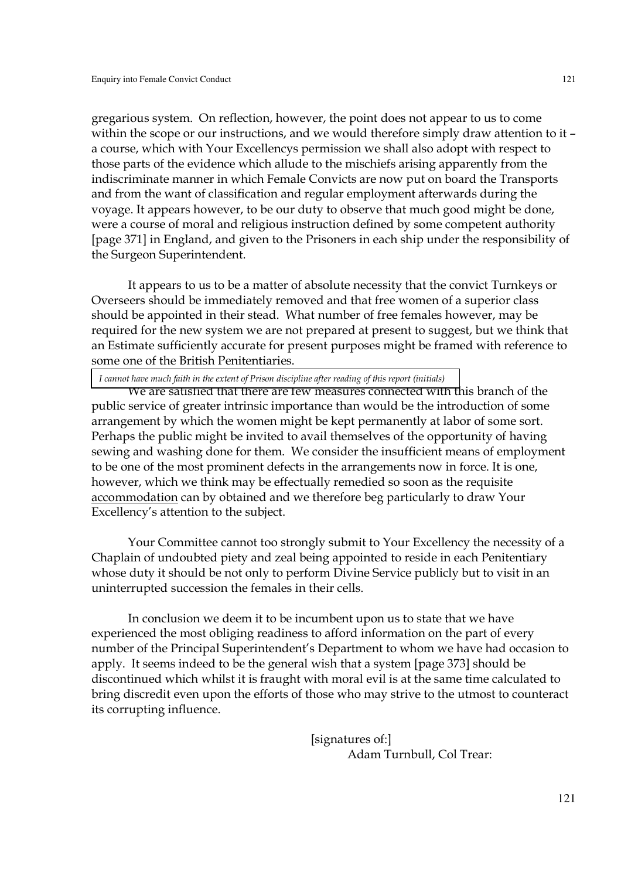gregarious system. On reflection, however, the point does not appear to us to come within the scope or our instructions, and we would therefore simply draw attention to it – a course, which with Your Excellencys permission we shall also adopt with respect to those parts of the evidence which allude to the mischiefs arising apparently from the indiscriminate manner in which Female Convicts are now put on board the Transports and from the want of classification and regular employment afterwards during the voyage. It appears however, to be our duty to observe that much good might be done, were a course of moral and religious instruction defined by some competent authority [page 371] in England, and given to the Prisoners in each ship under the responsibility of the Surgeon Superintendent.

It appears to us to be a matter of absolute necessity that the convict Turnkeys or Overseers should be immediately removed and that free women of a superior class should be appointed in their stead. What number of free females however, may be required for the new system we are not prepared at present to suggest, but we think that an Estimate sufficiently accurate for present purposes might be framed with reference to some one of the British Penitentiaries.

*I cannot have much faith in the extent of Prison discipline after reading of this report (initials)*

We are satisfied that there are few measures connected with this branch of the public service of greater intrinsic importance than would be the introduction of some arrangement by which the women might be kept permanently at labor of some sort. Perhaps the public might be invited to avail themselves of the opportunity of having sewing and washing done for them. We consider the insufficient means of employment to be one of the most prominent defects in the arrangements now in force. It is one, however, which we think may be effectually remedied so soon as the requisite <u>accommodation</u> can by obtained and we therefore beg particularly to draw Your Excellency's attention to the subject.

Your Committee cannot too strongly submit to Your Excellency the necessity of a Chaplain of undoubted piety and zeal being appointed to reside in each Penitentiary whose duty it should be not only to perform Divine Service publicly but to visit in an uninterrupted succession the females in their cells.

In conclusion we deem it to be incumbent upon us to state that we have experienced the most obliging readiness to afford information on the part of every number of the Principal Superintendent's Department to whom we have had occasion to apply. It seems indeed to be the general wish that a system [page 373] should be discontinued which whilst it is fraught with moral evil is at the same time calculated to bring discredit even upon the efforts of those who may strive to the utmost to counteract its corrupting influence.

[signatures of:]
Adam Turnbull, Col Trear: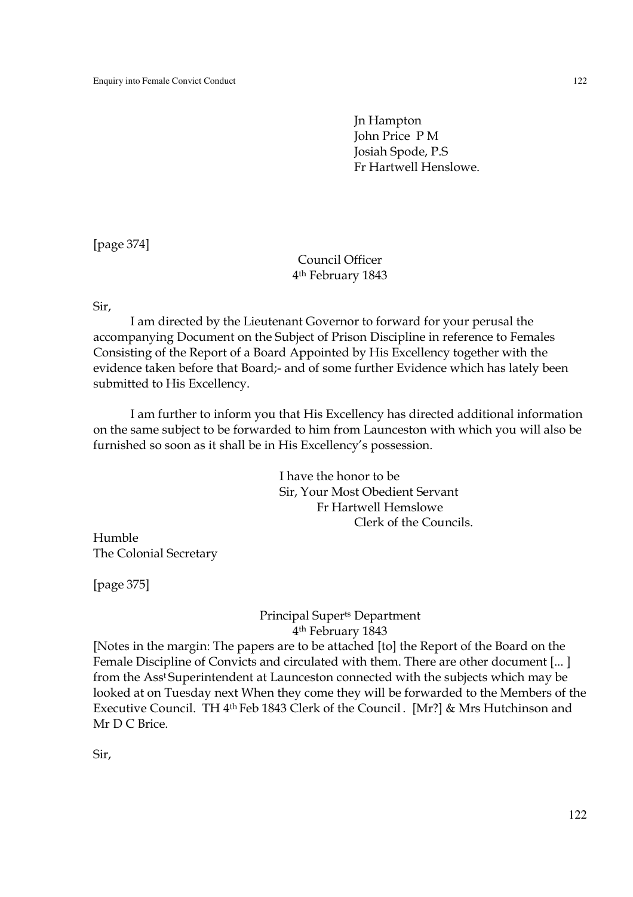Jn Hampton
John Price P M
Josiah Spode, P.S
Fr Hartwell Henslowe.

[page 374]

Council Officer
4th February 1843

Sir,

I am directed by the Lieutenant Governor to forward for your perusal the accompanying Document on the Subject of Prison Discipline in reference to Females Consisting of the Report of a Board Appointed by His Excellency together with the evidence taken before that Board;- and of some further Evidence which has lately been submitted to His Excellency.

I am further to inform you that His Excellency has directed additional information on the same subject to be forwarded to him from Launceston with which you will also be furnished so soon as it shall be in His Excellency's possession.

I have the honor to be
Sir, Your Most Obedient Servant
Fr Hartwell Hemslowe
Clerk of the Councils.

Humble
The Colonial Secretary

[page 375]

Principal Superts Department
4th February 1843

[Notes in the margin: The papers are to be attached [to] the Report of the Board on the Female Discipline of Convicts and circulated with them. There are other document [... ] from the Asst Superintendent at Launceston connected with the subjects which may be looked at on Tuesday next When they come they will be forwarded to the Members of the Executive Council. TH 4th Feb 1843 Clerk of the Council . [Mr?] & Mrs Hutchinson and Mr D C Brice.

Sir,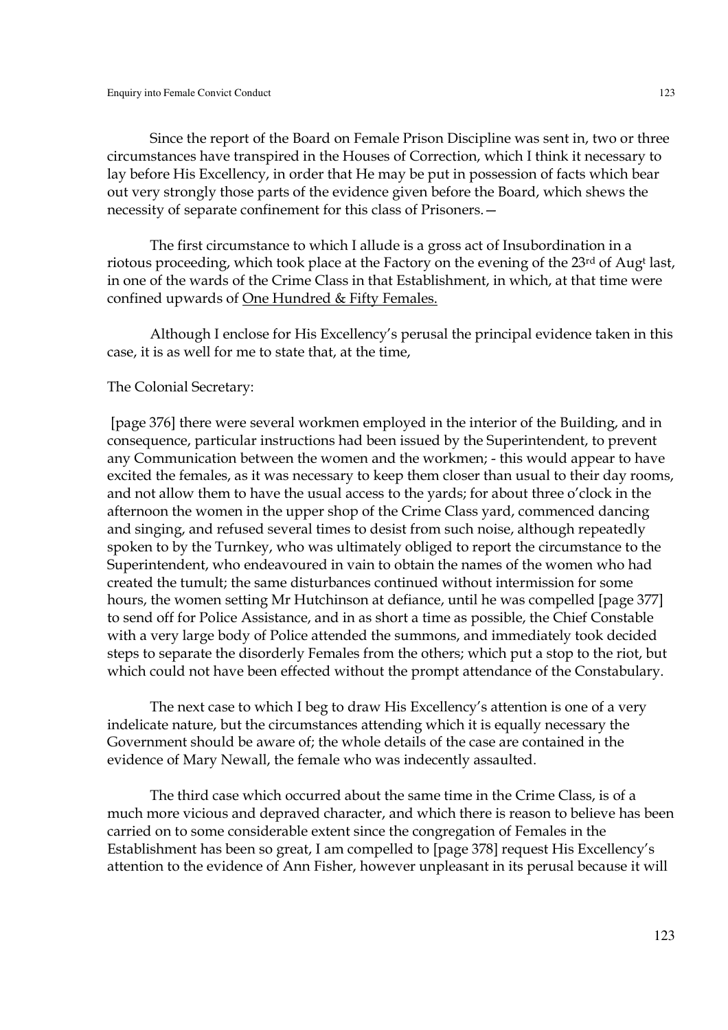Since the report of the Board on Female Prison Discipline was sent in, two or three circumstances have transpired in the Houses of Correction, which I think it necessary to lay before His Excellency, in order that He may be put in possession of facts which bear out very strongly those parts of the evidence given before the Board, which shews the necessity of separate confinement for this class of Prisoners.—

The first circumstance to which I allude is a gross act of Insubordination in a riotous proceeding, which took place at the Factory on the evening of the 23rd of Augt last, in one of the wards of the Crime Class in that Establishment, in which, at that time were confined upwards of <u>One Hundred & Fifty Females.</u>

Although I enclose for His Excellency's perusal the principal evidence taken in this case, it is as well for me to state that, at the time,

The Colonial Secretary:

[page 376] there were several workmen employed in the interior of the Building, and in consequence, particular instructions had been issued by the Superintendent, to prevent any Communication between the women and the workmen; - this would appear to have excited the females, as it was necessary to keep them closer than usual to their day rooms, and not allow them to have the usual access to the yards; for about three o'clock in the afternoon the women in the upper shop of the Crime Class yard, commenced dancing and singing, and refused several times to desist from such noise, although repeatedly spoken to by the Turnkey, who was ultimately obliged to report the circumstance to the Superintendent, who endeavoured in vain to obtain the names of the women who had created the tumult; the same disturbances continued without intermission for some hours, the women setting Mr Hutchinson at defiance, until he was compelled [page 377] to send off for Police Assistance, and in as short a time as possible, the Chief Constable with a very large body of Police attended the summons, and immediately took decided steps to separate the disorderly Females from the others; which put a stop to the riot, but which could not have been effected without the prompt attendance of the Constabulary.

The next case to which I beg to draw His Excellency's attention is one of a very indelicate nature, but the circumstances attending which it is equally necessary the Government should be aware of; the whole details of the case are contained in the evidence of Mary Newall, the female who was indecently assaulted.

The third case which occurred about the same time in the Crime Class, is of a much more vicious and depraved character, and which there is reason to believe has been carried on to some considerable extent since the congregation of Females in the Establishment has been so great, I am compelled to [page 378] request His Excellency's attention to the evidence of Ann Fisher, however unpleasant in its perusal because it will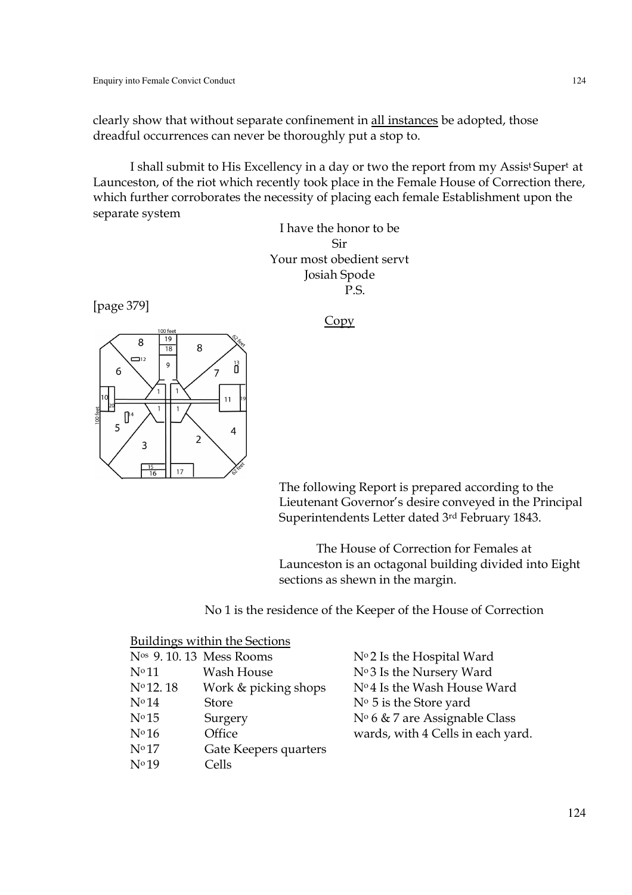clearly show that without separate confinement in <u>all instances</u> be adopted, those dreadful occurrences can never be thoroughly put a stop to.

I shall submit to His Excellency in a day or two the report from my Assis[t] Super[t] at Launceston, of the riot which recently took place in the Female House of Correction there, which further corroborates the necessity of placing each female Establishment upon the separate system

I have the honor to be
Sir
Your most obedient servt
Josiah Spode
P.S.

[page 379]

<u>Copy</u>

The following Report is prepared according to the Lieutenant Governor's desire conveyed in the Principal Superintendents Letter dated 3[rd] February 1843.

The House of Correction for Females at Launceston is an octagonal building divided into Eight sections as shewn in the margin.

No 1 is the residence of the Keeper of the House of Correction

<u>Buildings within the Sections</u>

| | | |
|---|---|---|
| N[os] 9. 10. 13 | Mess Rooms | N[o] 2 Is the Hospital Ward |
| N[o] 11 | Wash House | N[o] 3 Is the Nursery Ward |
| N[o] 12. 18 | Work & picking shops | N[o] 4 Is the Wash House Ward |
| N[o] 14 | Store | N[o] 5 is the Store yard |
| N[o] 15 | Surgery | N[o] 6 & 7 are Assignable Class |
| N[o] 16 | Office | wards, with 4 Cells in each yard. |
| N[o] 17 | Gate Keepers quarters | |
| N[o] 19 | Cells | |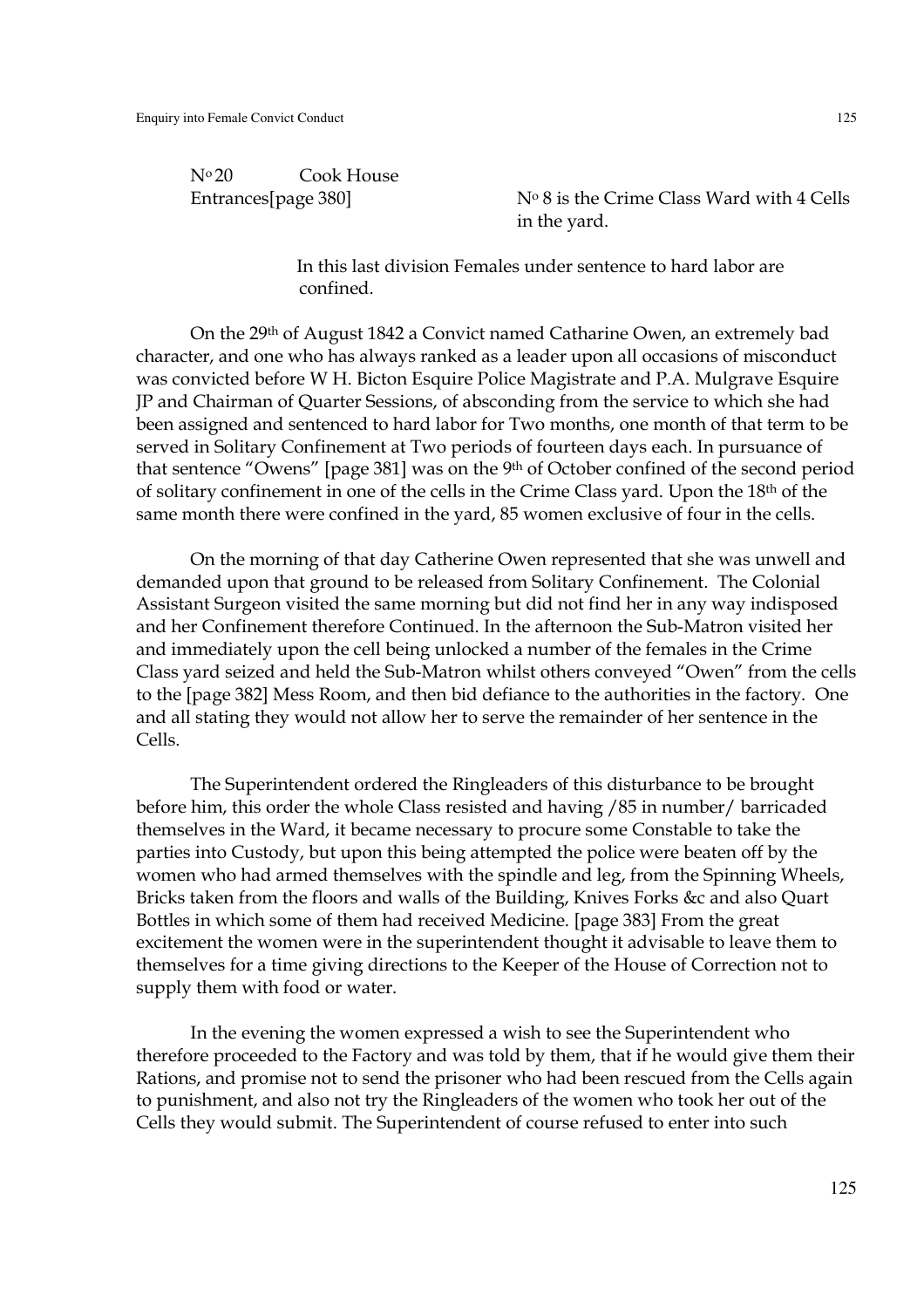No 20 Cook House

Entrances[page 380] No 8 is the Crime Class Ward with 4 Cells in the yard.

In this last division Females under sentence to hard labor are confined.

On the 29th of August 1842 a Convict named Catharine Owen, an extremely bad character, and one who has always ranked as a leader upon all occasions of misconduct was convicted before W H. Bicton Esquire Police Magistrate and P.A. Mulgrave Esquire JP and Chairman of Quarter Sessions, of absconding from the service to which she had been assigned and sentenced to hard labor for Two months, one month of that term to be served in Solitary Confinement at Two periods of fourteen days each. In pursuance of that sentence "Owens" [page 381] was on the 9th of October confined of the second period of solitary confinement in one of the cells in the Crime Class yard. Upon the 18th of the same month there were confined in the yard, 85 women exclusive of four in the cells.

On the morning of that day Catherine Owen represented that she was unwell and demanded upon that ground to be released from Solitary Confinement. The Colonial Assistant Surgeon visited the same morning but did not find her in any way indisposed and her Confinement therefore Continued. In the afternoon the Sub-Matron visited her and immediately upon the cell being unlocked a number of the females in the Crime Class yard seized and held the Sub-Matron whilst others conveyed "Owen" from the cells to the [page 382] Mess Room, and then bid defiance to the authorities in the factory. One and all stating they would not allow her to serve the remainder of her sentence in the Cells.

The Superintendent ordered the Ringleaders of this disturbance to be brought before him, this order the whole Class resisted and having /85 in number/ barricaded themselves in the Ward, it became necessary to procure some Constable to take the parties into Custody, but upon this being attempted the police were beaten off by the women who had armed themselves with the spindle and leg, from the Spinning Wheels, Bricks taken from the floors and walls of the Building, Knives Forks &c and also Quart Bottles in which some of them had received Medicine. [page 383] From the great excitement the women were in the superintendent thought it advisable to leave them to themselves for a time giving directions to the Keeper of the House of Correction not to supply them with food or water.

In the evening the women expressed a wish to see the Superintendent who therefore proceeded to the Factory and was told by them, that if he would give them their Rations, and promise not to send the prisoner who had been rescued from the Cells again to punishment, and also not try the Ringleaders of the women who took her out of the Cells they would submit. The Superintendent of course refused to enter into such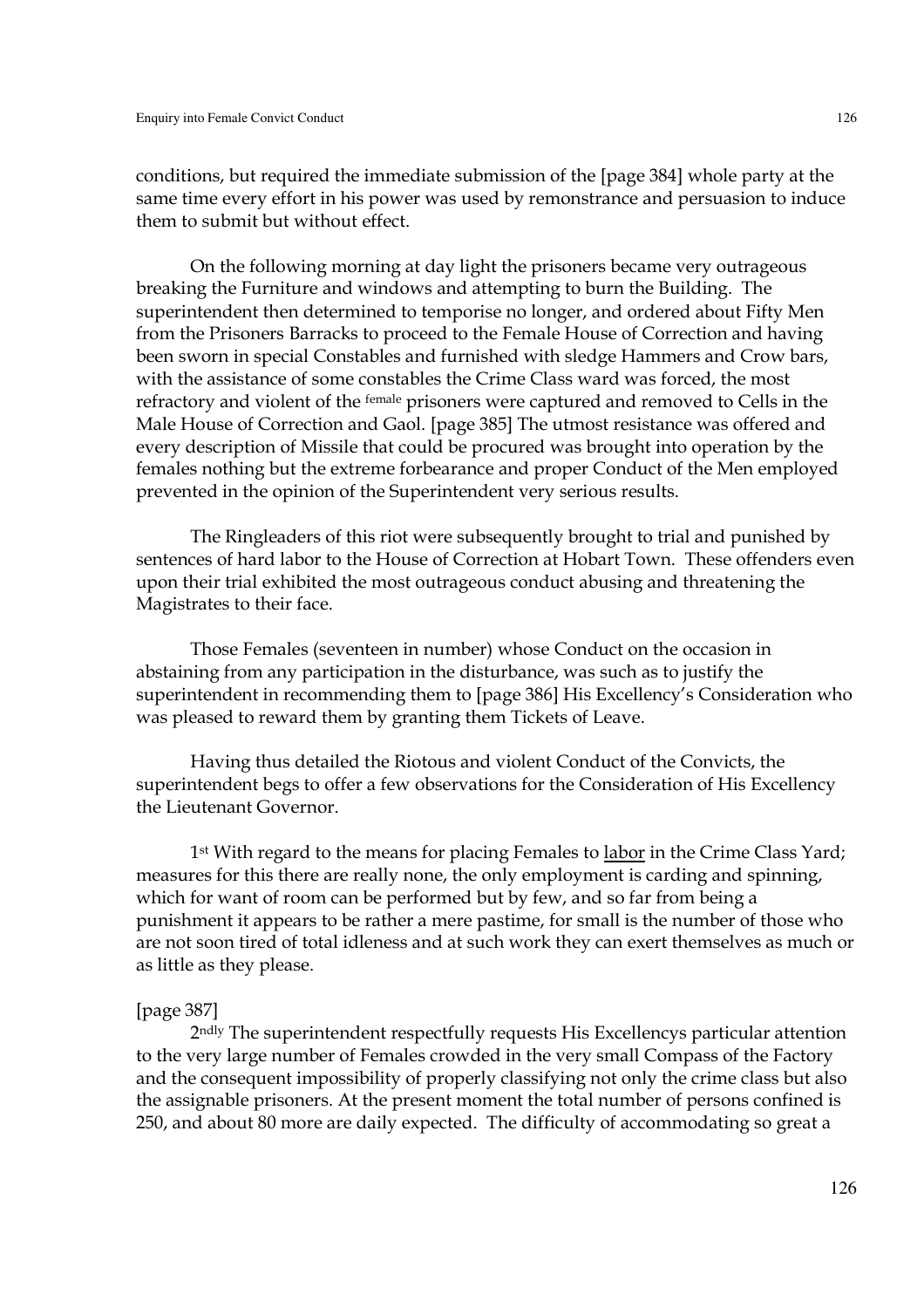conditions, but required the immediate submission of the [page 384] whole party at the same time every effort in his power was used by remonstrance and persuasion to induce them to submit but without effect.

On the following morning at day light the prisoners became very outrageous breaking the Furniture and windows and attempting to burn the Building. The superintendent then determined to temporise no longer, and ordered about Fifty Men from the Prisoners Barracks to proceed to the Female House of Correction and having been sworn in special Constables and furnished with sledge Hammers and Crow bars, with the assistance of some constables the Crime Class ward was forced, the most refractory and violent of the female prisoners were captured and removed to Cells in the Male House of Correction and Gaol. [page 385] The utmost resistance was offered and every description of Missile that could be procured was brought into operation by the females nothing but the extreme forbearance and proper Conduct of the Men employed prevented in the opinion of the Superintendent very serious results.

The Ringleaders of this riot were subsequently brought to trial and punished by sentences of hard labor to the House of Correction at Hobart Town. These offenders even upon their trial exhibited the most outrageous conduct abusing and threatening the Magistrates to their face.

Those Females (seventeen in number) whose Conduct on the occasion in abstaining from any participation in the disturbance, was such as to justify the superintendent in recommending them to [page 386] His Excellency's Consideration who was pleased to reward them by granting them Tickets of Leave.

Having thus detailed the Riotous and violent Conduct of the Convicts, the superintendent begs to offer a few observations for the Consideration of His Excellency the Lieutenant Governor.

1st With regard to the means for placing Females to <u>labor</u> in the Crime Class Yard; measures for this there are really none, the only employment is carding and spinning, which for want of room can be performed but by few, and so far from being a punishment it appears to be rather a mere pastime, for small is the number of those who are not soon tired of total idleness and at such work they can exert themselves as much or as little as they please.

[page 387]

2ndly The superintendent respectfully requests His Excellencys particular attention to the very large number of Females crowded in the very small Compass of the Factory and the consequent impossibility of properly classifying not only the crime class but also the assignable prisoners. At the present moment the total number of persons confined is 250, and about 80 more are daily expected. The difficulty of accommodating so great a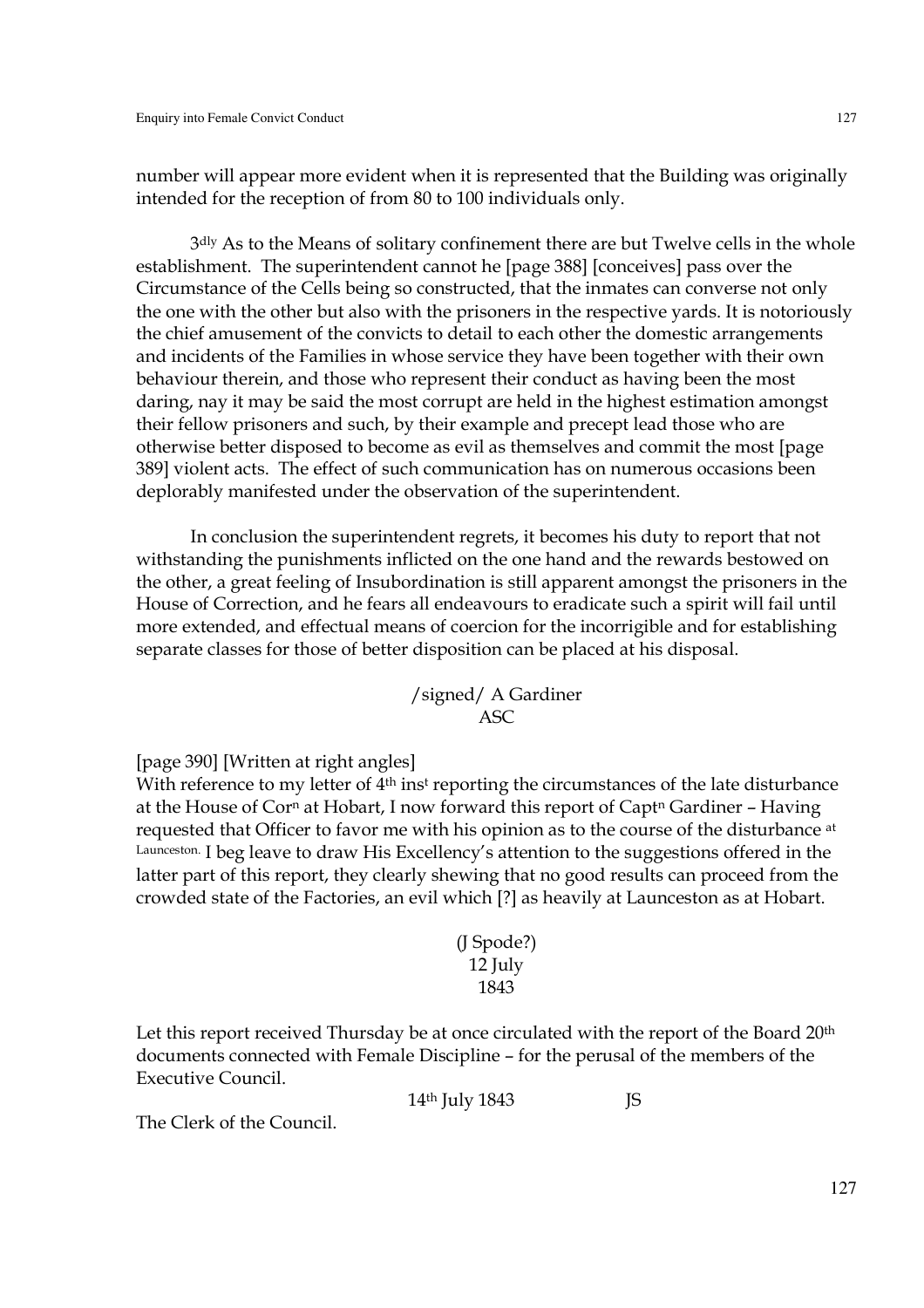number will appear more evident when it is represented that the Building was originally intended for the reception of from 80 to 100 individuals only.

3dly As to the Means of solitary confinement there are but Twelve cells in the whole establishment. The superintendent cannot he [page 388] [conceives] pass over the Circumstance of the Cells being so constructed, that the inmates can converse not only the one with the other but also with the prisoners in the respective yards. It is notoriously the chief amusement of the convicts to detail to each other the domestic arrangements and incidents of the Families in whose service they have been together with their own behaviour therein, and those who represent their conduct as having been the most daring, nay it may be said the most corrupt are held in the highest estimation amongst their fellow prisoners and such, by their example and precept lead those who are otherwise better disposed to become as evil as themselves and commit the most [page 389] violent acts. The effect of such communication has on numerous occasions been deplorably manifested under the observation of the superintendent.

In conclusion the superintendent regrets, it becomes his duty to report that not withstanding the punishments inflicted on the one hand and the rewards bestowed on the other, a great feeling of Insubordination is still apparent amongst the prisoners in the House of Correction, and he fears all endeavours to eradicate such a spirit will fail until more extended, and effectual means of coercion for the incorrigible and for establishing separate classes for those of better disposition can be placed at his disposal.

/signed/ A Gardiner
ASC

[page 390] [Written at right angles]
With reference to my letter of 4th inst reporting the circumstances of the late disturbance at the House of Corn at Hobart, I now forward this report of Captn Gardiner – Having requested that Officer to favor me with his opinion as to the course of the disturbance at Launceston. I beg leave to draw His Excellency's attention to the suggestions offered in the latter part of this report, they clearly shewing that no good results can proceed from the crowded state of the Factories, an evil which [?] as heavily at Launceston as at Hobart.

(J Spode?)
12 July
1843

Let this report received Thursday be at once circulated with the report of the Board 20th documents connected with Female Discipline – for the perusal of the members of the Executive Council.

14th July 1843 JS

The Clerk of the Council.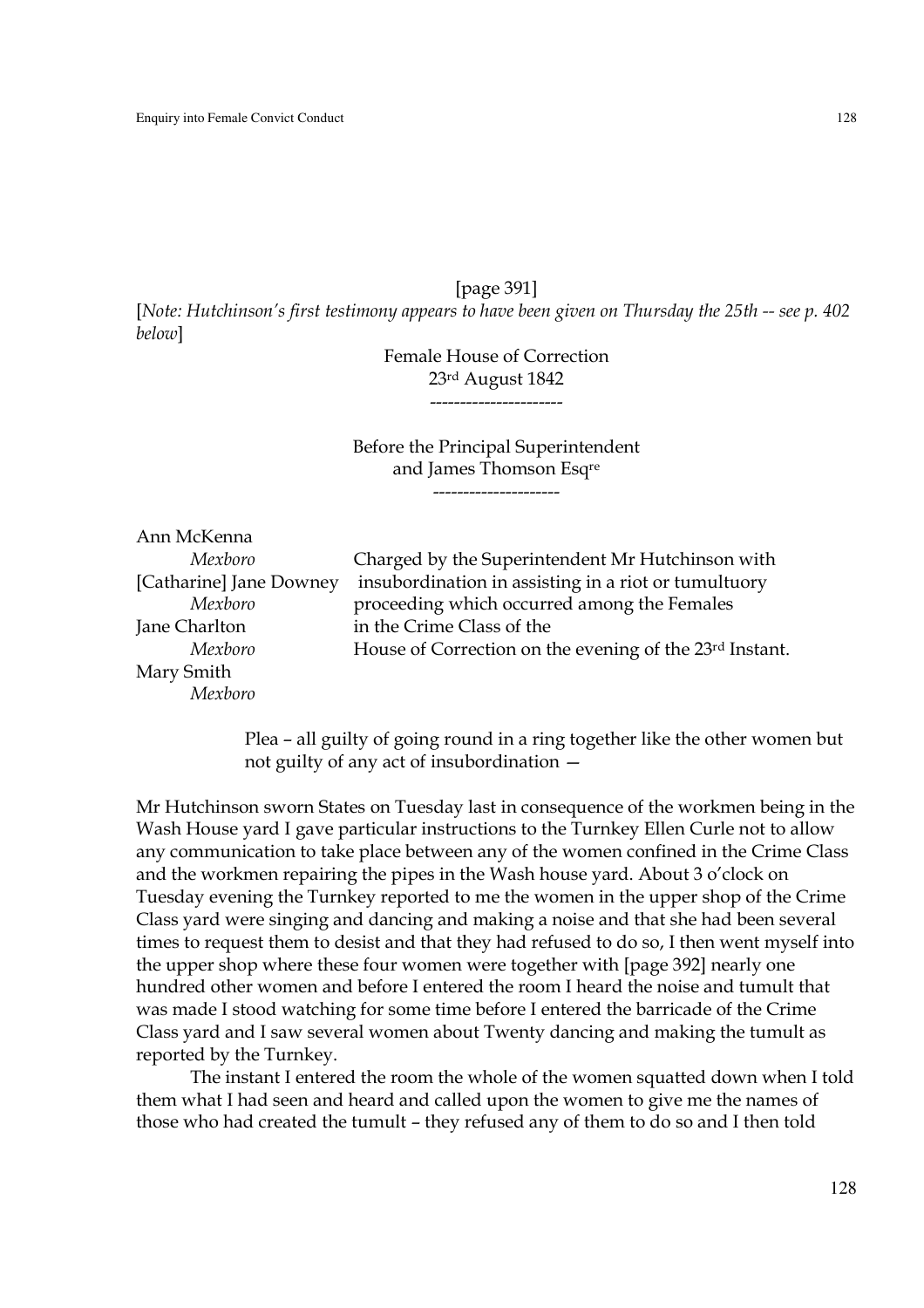[page 391]

[*Note: Hutchinson's first testimony appears to have been given on Thursday the 25th -- see p. 402 below*]

Female House of Correction
23rd August 1842

----------------------

Before the Principal Superintendent
and James Thomson Esqre

---------------------

| | |
|---|---|
| Ann McKenna<br>*Mexboro*<br>[Catharine] Jane Downey<br>*Mexboro*<br>Jane Charlton<br>*Mexboro*<br>Mary Smith<br>*Mexboro* | Charged by the Superintendent Mr Hutchinson with insubordination in assisting in a riot or tumultuory proceeding which occurred among the Females in the Crime Class of the House of Correction on the evening of the 23rd Instant. |

Plea – all guilty of going round in a ring together like the other women but not guilty of any act of insubordination —

Mr Hutchinson sworn States on Tuesday last in consequence of the workmen being in the Wash House yard I gave particular instructions to the Turnkey Ellen Curle not to allow any communication to take place between any of the women confined in the Crime Class and the workmen repairing the pipes in the Wash house yard. About 3 o'clock on Tuesday evening the Turnkey reported to me the women in the upper shop of the Crime Class yard were singing and dancing and making a noise and that she had been several times to request them to desist and that they had refused to do so, I then went myself into the upper shop where these four women were together with [page 392] nearly one hundred other women and before I entered the room I heard the noise and tumult that was made I stood watching for some time before I entered the barricade of the Crime Class yard and I saw several women about Twenty dancing and making the tumult as reported by the Turnkey.

The instant I entered the room the whole of the women squatted down when I told them what I had seen and heard and called upon the women to give me the names of those who had created the tumult – they refused any of them to do so and I then told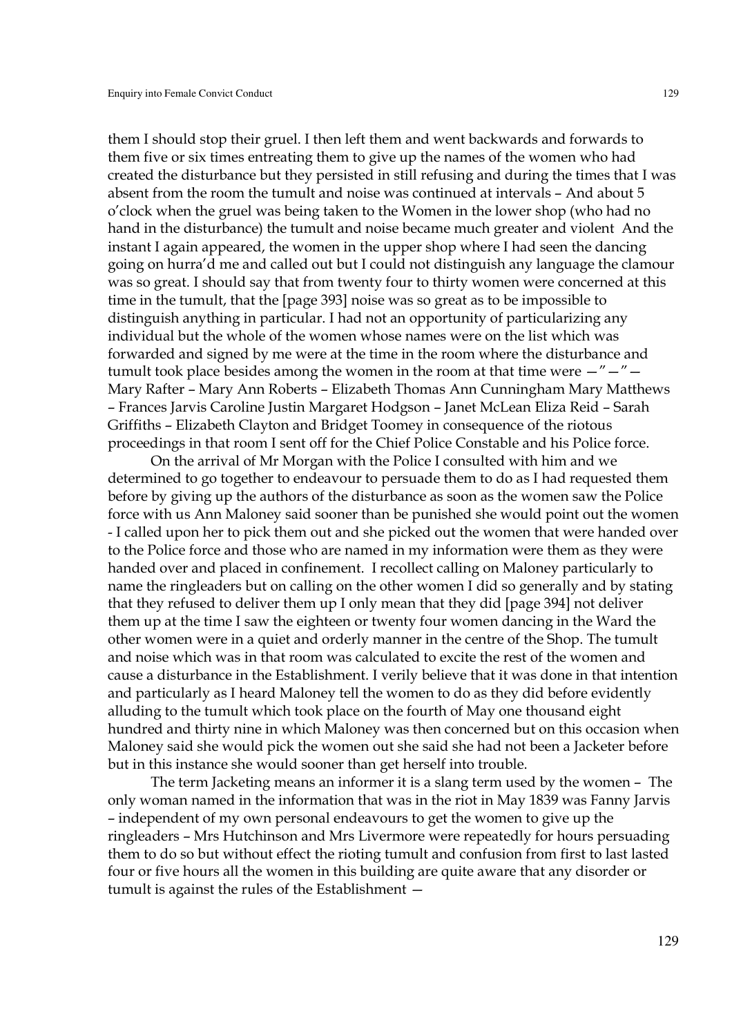them I should stop their gruel. I then left them and went backwards and forwards to them five or six times entreating them to give up the names of the women who had created the disturbance but they persisted in still refusing and during the times that I was absent from the room the tumult and noise was continued at intervals – And about 5 o'clock when the gruel was being taken to the Women in the lower shop (who had no hand in the disturbance) the tumult and noise became much greater and violent And the instant I again appeared, the women in the upper shop where I had seen the dancing going on hurra'd me and called out but I could not distinguish any language the clamour was so great. I should say that from twenty four to thirty women were concerned at this time in the tumult, that the [page 393] noise was so great as to be impossible to distinguish anything in particular. I had not an opportunity of particularizing any individual but the whole of the women whose names were on the list which was forwarded and signed by me were at the time in the room where the disturbance and tumult took place besides among the women in the room at that time were —"—"— Mary Rafter – Mary Ann Roberts – Elizabeth Thomas Ann Cunningham Mary Matthews – Frances Jarvis Caroline Justin Margaret Hodgson – Janet McLean Eliza Reid – Sarah Griffiths – Elizabeth Clayton and Bridget Toomey in consequence of the riotous proceedings in that room I sent off for the Chief Police Constable and his Police force.

On the arrival of Mr Morgan with the Police I consulted with him and we determined to go together to endeavour to persuade them to do as I had requested them before by giving up the authors of the disturbance as soon as the women saw the Police force with us Ann Maloney said sooner than be punished she would point out the women - I called upon her to pick them out and she picked out the women that were handed over to the Police force and those who are named in my information were them as they were handed over and placed in confinement. I recollect calling on Maloney particularly to name the ringleaders but on calling on the other women I did so generally and by stating that they refused to deliver them up I only mean that they did [page 394] not deliver them up at the time I saw the eighteen or twenty four women dancing in the Ward the other women were in a quiet and orderly manner in the centre of the Shop. The tumult and noise which was in that room was calculated to excite the rest of the women and cause a disturbance in the Establishment. I verily believe that it was done in that intention and particularly as I heard Maloney tell the women to do as they did before evidently alluding to the tumult which took place on the fourth of May one thousand eight hundred and thirty nine in which Maloney was then concerned but on this occasion when Maloney said she would pick the women out she said she had not been a Jacketer before but in this instance she would sooner than get herself into trouble.

The term Jacketing means an informer it is a slang term used by the women – The only woman named in the information that was in the riot in May 1839 was Fanny Jarvis – independent of my own personal endeavours to get the women to give up the ringleaders – Mrs Hutchinson and Mrs Livermore were repeatedly for hours persuading them to do so but without effect the rioting tumult and confusion from first to last lasted four or five hours all the women in this building are quite aware that any disorder or tumult is against the rules of the Establishment —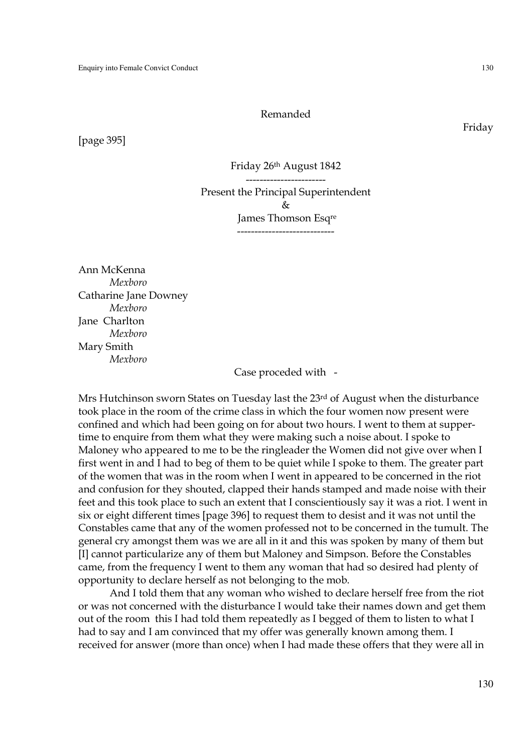Remanded

Friday

[page 395]

Friday 26th August 1842

-----------------------

Present the Principal Superintendent

&

James Thomson Esqre

----------------------------

Ann McKenna
*Mexboro*
Catharine Jane Downey
*Mexboro*
Jane Charlton
*Mexboro*
Mary Smith
*Mexboro*

Case proceded with -

Mrs Hutchinson sworn States on Tuesday last the 23rd of August when the disturbance took place in the room of the crime class in which the four women now present were confined and which had been going on for about two hours. I went to them at supper-time to enquire from them what they were making such a noise about. I spoke to Maloney who appeared to me to be the ringleader the Women did not give over when I first went in and I had to beg of them to be quiet while I spoke to them. The greater part of the women that was in the room when I went in appeared to be concerned in the riot and confusion for they shouted, clapped their hands stamped and made noise with their feet and this took place to such an extent that I conscientiously say it was a riot. I went in six or eight different times [page 396] to request them to desist and it was not until the Constables came that any of the women professed not to be concerned in the tumult. The general cry amongst them was we are all in it and this was spoken by many of them but [I] cannot particularize any of them but Maloney and Simpson. Before the Constables came, from the frequency I went to them any woman that had so desired had plenty of opportunity to declare herself as not belonging to the mob.

And I told them that any woman who wished to declare herself free from the riot or was not concerned with the disturbance I would take their names down and get them out of the room this I had told them repeatedly as I begged of them to listen to what I had to say and I am convinced that my offer was generally known among them. I received for answer (more than once) when I had made these offers that they were all in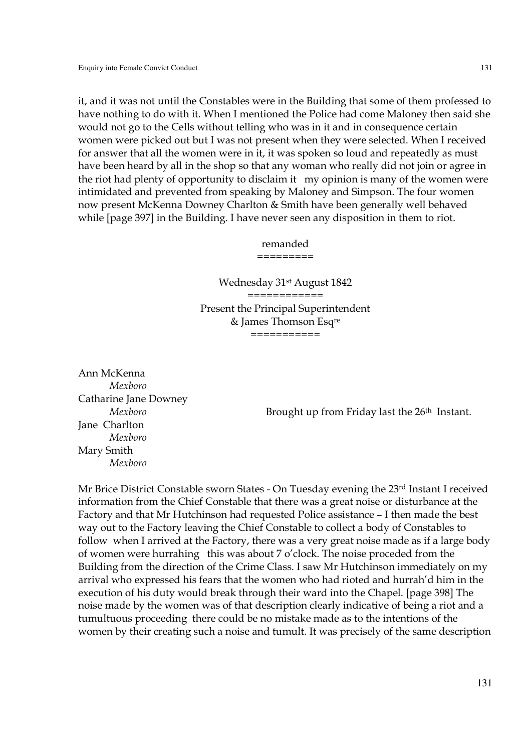it, and it was not until the Constables were in the Building that some of them professed to have nothing to do with it. When I mentioned the Police had come Maloney then said she would not go to the Cells without telling who was in it and in consequence certain women were picked out but I was not present when they were selected. When I received for answer that all the women were in it, it was spoken so loud and repeatedly as must have been heard by all in the shop so that any woman who really did not join or agree in the riot had plenty of opportunity to disclaim it   my opinion is many of the women were intimidated and prevented from speaking by Maloney and Simpson. The four women now present McKenna Downey Charlton & Smith have been generally well behaved while [page 397] in the Building. I have never seen any disposition in them to riot.

remanded

=========

Wednesday 31st August 1842

============

Present the Principal Superintendent
& James Thomson Esqre

===========

Ann McKenna
*Mexboro*
Catharine Jane Downey
*Mexboro*
Jane Charlton
*Mexboro*
Mary Smith
*Mexboro*

Brought up from Friday last the 26th Instant.

Mr Brice District Constable sworn States - On Tuesday evening the 23rd Instant I received information from the Chief Constable that there was a great noise or disturbance at the Factory and that Mr Hutchinson had requested Police assistance – I then made the best way out to the Factory leaving the Chief Constable to collect a body of Constables to follow  when I arrived at the Factory, there was a very great noise made as if a large body of women were hurrahing   this was about 7 o'clock. The noise proceded from the Building from the direction of the Crime Class. I saw Mr Hutchinson immediately on my arrival who expressed his fears that the women who had rioted and hurrah'd him in the execution of his duty would break through their ward into the Chapel. [page 398] The noise made by the women was of that description clearly indicative of being a riot and a tumultuous proceeding  there could be no mistake made as to the intentions of the women by their creating such a noise and tumult. It was precisely of the same description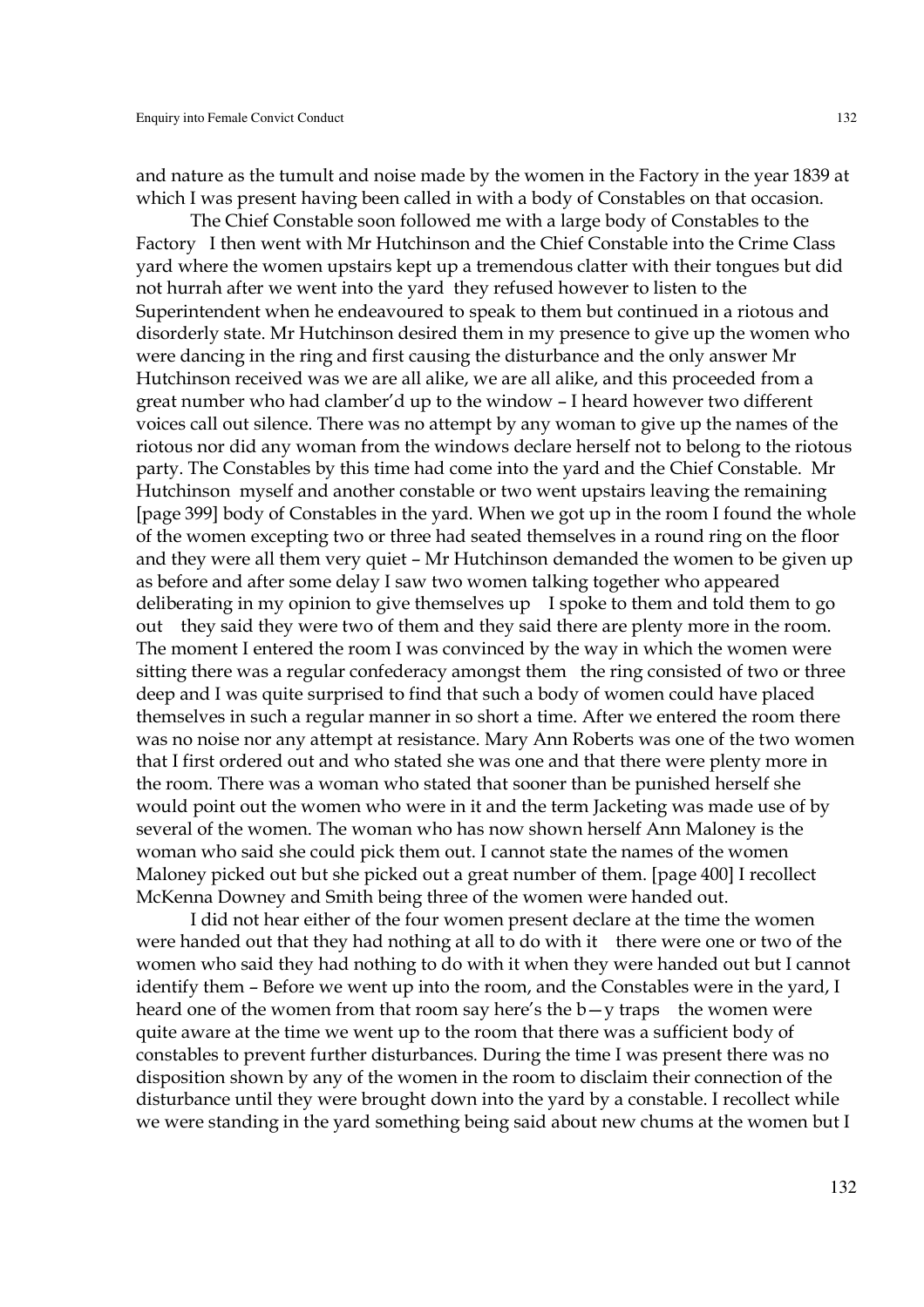and nature as the tumult and noise made by the women in the Factory in the year 1839 at which I was present having been called in with a body of Constables on that occasion.

The Chief Constable soon followed me with a large body of Constables to the Factory I then went with Mr Hutchinson and the Chief Constable into the Crime Class yard where the women upstairs kept up a tremendous clatter with their tongues but did not hurrah after we went into the yard they refused however to listen to the Superintendent when he endeavoured to speak to them but continued in a riotous and disorderly state. Mr Hutchinson desired them in my presence to give up the women who were dancing in the ring and first causing the disturbance and the only answer Mr Hutchinson received was we are all alike, we are all alike, and this proceeded from a great number who had clamber'd up to the window – I heard however two different voices call out silence. There was no attempt by any woman to give up the names of the riotous nor did any woman from the windows declare herself not to belong to the riotous party. The Constables by this time had come into the yard and the Chief Constable. Mr Hutchinson myself and another constable or two went upstairs leaving the remaining [page 399] body of Constables in the yard. When we got up in the room I found the whole of the women excepting two or three had seated themselves in a round ring on the floor and they were all them very quiet – Mr Hutchinson demanded the women to be given up as before and after some delay I saw two women talking together who appeared deliberating in my opinion to give themselves up I spoke to them and told them to go out they said they were two of them and they said there are plenty more in the room. The moment I entered the room I was convinced by the way in which the women were sitting there was a regular confederacy amongst them the ring consisted of two or three deep and I was quite surprised to find that such a body of women could have placed themselves in such a regular manner in so short a time. After we entered the room there was no noise nor any attempt at resistance. Mary Ann Roberts was one of the two women that I first ordered out and who stated she was one and that there were plenty more in the room. There was a woman who stated that sooner than be punished herself she would point out the women who were in it and the term Jacketing was made use of by several of the women. The woman who has now shown herself Ann Maloney is the woman who said she could pick them out. I cannot state the names of the women Maloney picked out but she picked out a great number of them. [page 400] I recollect McKenna Downey and Smith being three of the women were handed out.

I did not hear either of the four women present declare at the time the women were handed out that they had nothing at all to do with it there were one or two of the women who said they had nothing to do with it when they were handed out but I cannot identify them – Before we went up into the room, and the Constables were in the yard, I heard one of the women from that room say here's the b—y traps the women were quite aware at the time we went up to the room that there was a sufficient body of constables to prevent further disturbances. During the time I was present there was no disposition shown by any of the women in the room to disclaim their connection of the disturbance until they were brought down into the yard by a constable. I recollect while we were standing in the yard something being said about new chums at the women but I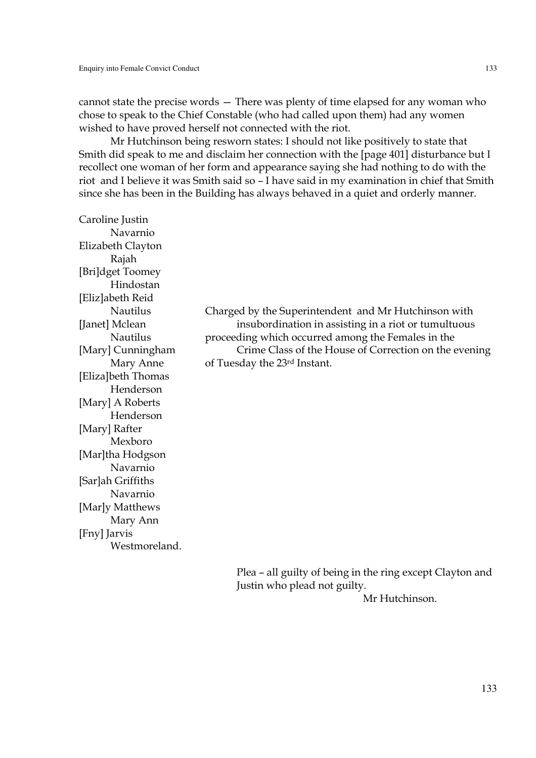cannot state the precise words — There was plenty of time elapsed for any woman who chose to speak to the Chief Constable (who had called upon them) had any women wished to have proved herself not connected with the riot.

Mr Hutchinson being resworn states: I should not like positively to state that Smith did speak to me and disclaim her connection with the [page 401] disturbance but I recollect one woman of her form and appearance saying she had nothing to do with the riot and I believe it was Smith said so – I have said in my examination in chief that Smith since she has been in the Building has always behaved in a quiet and orderly manner.

Caroline Justin
Navarnio
Elizabeth Clayton
Rajah
[Bri]dget Toomey
Hindostan
[Eliz]abeth Reid
Nautilus
[Janet] Mclean
Nautilus
[Mary] Cunningham
Mary Anne
[Eliza]beth Thomas
Henderson
[Mary] A Roberts
Henderson
[Mary] Rafter
Mexboro
[Mar]tha Hodgson
Navarnio
[Sar]ah Griffiths
Navarnio
[Mar]y Matthews
Mary Ann
[Fny] Jarvis
Westmoreland.

Charged by the Superintendent and Mr Hutchinson with insubordination in assisting in a riot or tumultuous proceeding which occurred among the Females in the Crime Class of the House of Correction on the evening of Tuesday the 23rd Instant.

Plea – all guilty of being in the ring except Clayton and Justin who plead not guilty.

Mr Hutchinson.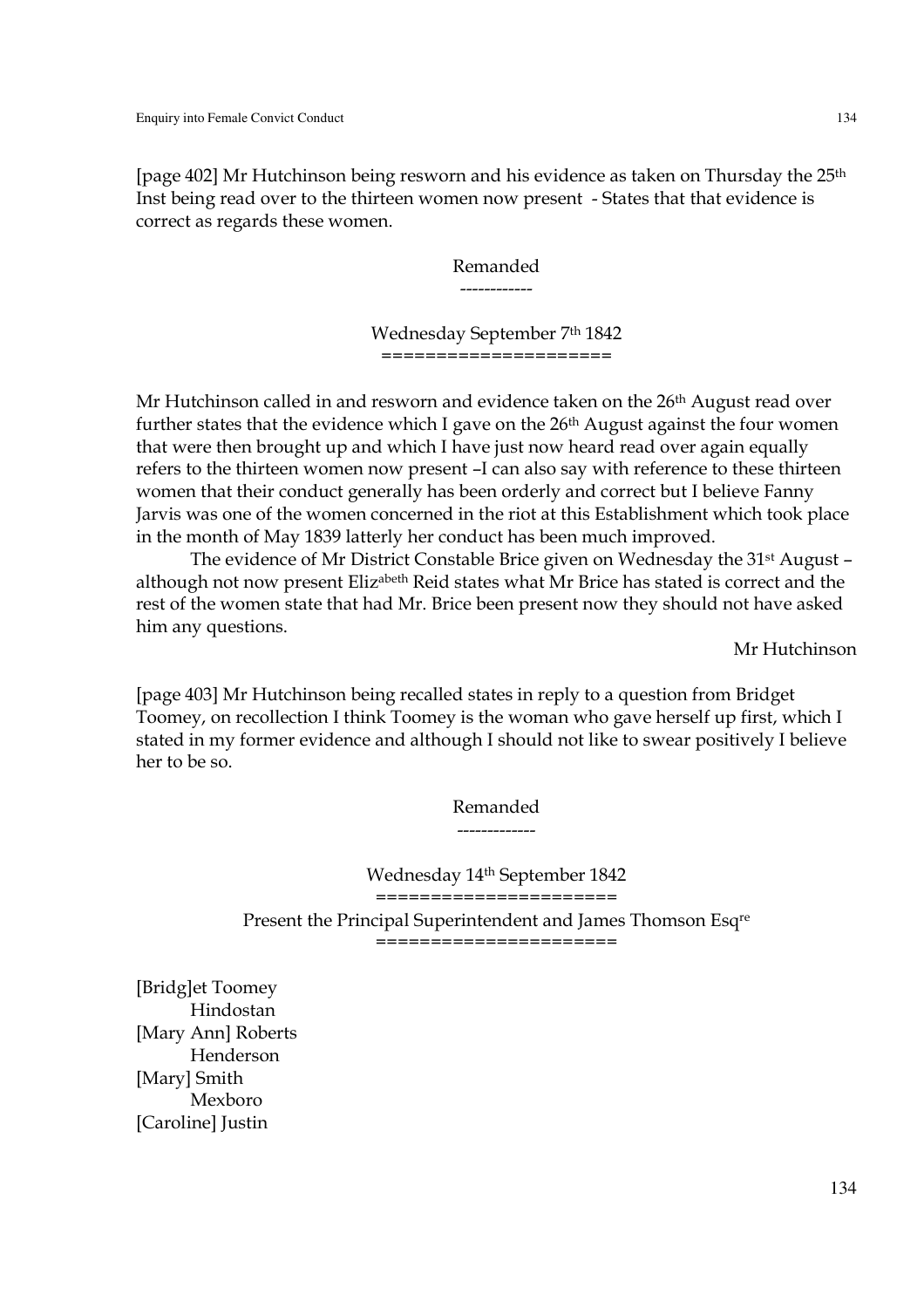[page 402] Mr Hutchinson being resworn and his evidence as taken on Thursday the 25th Inst being read over to the thirteen women now present - States that that evidence is correct as regards these women.

Remanded

------------

Wednesday September 7th 1842

=====================

Mr Hutchinson called in and resworn and evidence taken on the 26th August read over further states that the evidence which I gave on the 26th August against the four women that were then brought up and which I have just now heard read over again equally refers to the thirteen women now present –I can also say with reference to these thirteen women that their conduct generally has been orderly and correct but I believe Fanny Jarvis was one of the women concerned in the riot at this Establishment which took place in the month of May 1839 latterly her conduct has been much improved.

The evidence of Mr District Constable Brice given on Wednesday the 31st August – although not now present Elizabeth Reid states what Mr Brice has stated is correct and the rest of the women state that had Mr. Brice been present now they should not have asked him any questions.

Mr Hutchinson

[page 403] Mr Hutchinson being recalled states in reply to a question from Bridget Toomey, on recollection I think Toomey is the woman who gave herself up first, which I stated in my former evidence and although I should not like to swear positively I believe her to be so.

Remanded

-------------

Wednesday 14th September 1842

=====================

Present the Principal Superintendent and James Thomson Esqre

======================

[Bridg]et Toomey
 Hindostan
[Mary Ann] Roberts
 Henderson
[Mary] Smith
 Mexboro
[Caroline] Justin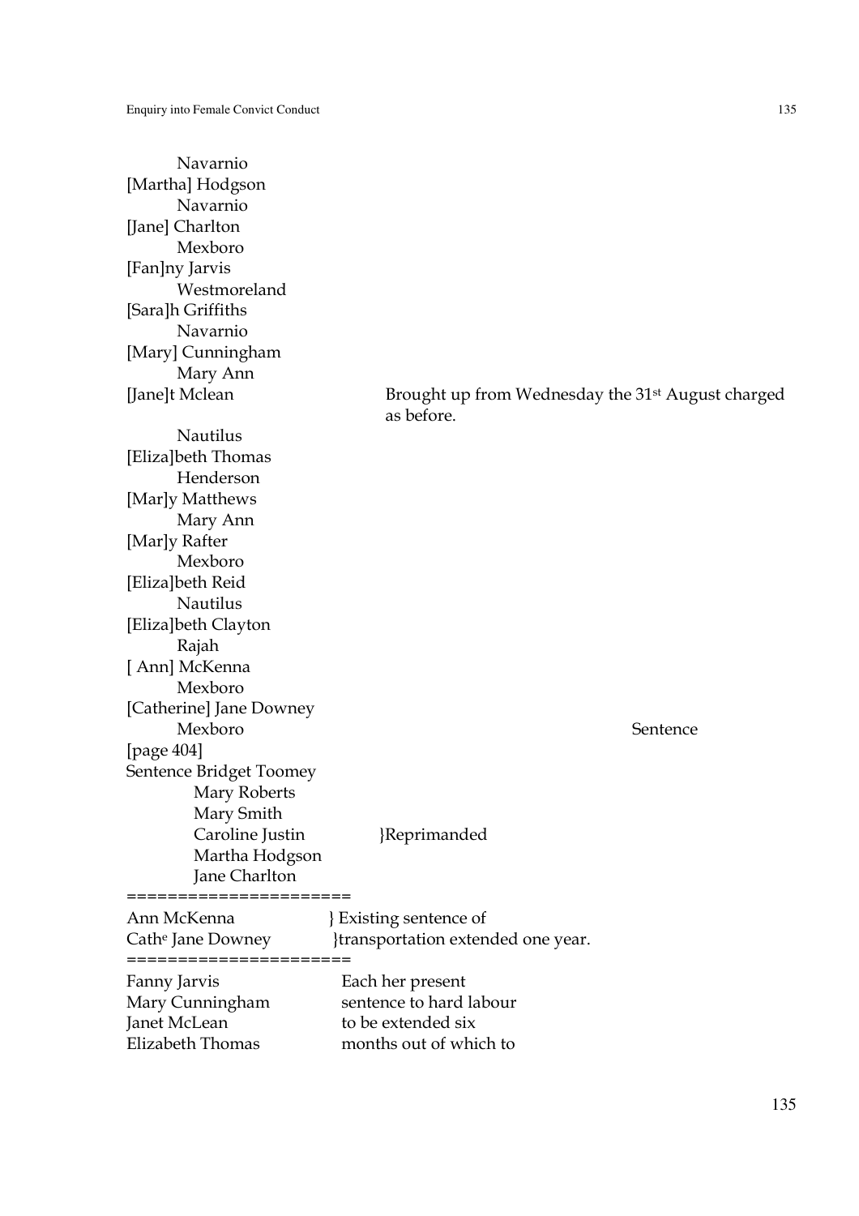Navarnio
[Martha] Hodgson
Navarnio
[Jane] Charlton
Mexboro
[Fan]ny Jarvis
Westmoreland
[Sara]h Griffiths
Navarnio
[Mary] Cunningham
Mary Ann
[Jane]t Mclean — Brought up from Wednesday the 31st August charged as before.
Nautilus
[Eliza]beth Thomas
Henderson
[Mar]y Matthews
Mary Ann
[Mar]y Rafter
Mexboro
[Eliza]beth Reid
Nautilus
[Eliza]beth Clayton
Rajah
[ Ann] McKenna
Mexboro
[Catherine] Jane Downey
Mexboro — Sentence

[page 404]

Sentence Bridget Toomey
Mary Roberts
Mary Smith
Caroline Justin }Reprimanded
Martha Hodgson
Jane Charlton

======================

Ann McKenna } Existing sentence of
Cathe Jane Downey }transportation extended one year.

======================

Fanny Jarvis — Each her present
Mary Cunningham — sentence to hard labour
Janet McLean — to be extended six
Elizabeth Thomas — months out of which to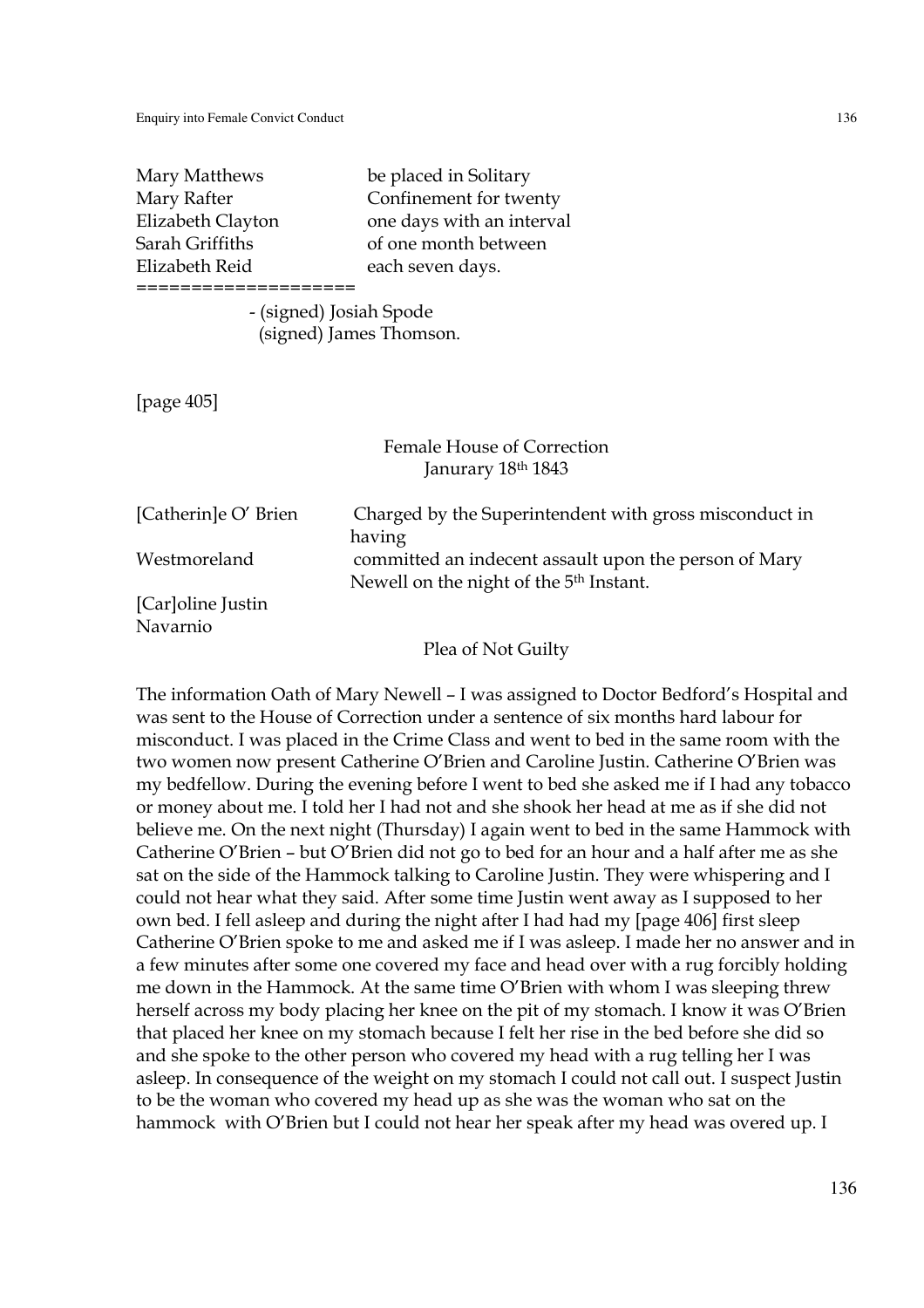| | |
|---|---|
| Mary Matthews | be placed in Solitary |
| Mary Rafter | Confinement for twenty |
| Elizabeth Clayton | one days with an interval |
| Sarah Griffiths | of one month between |
| Elizabeth Reid | each seven days. |

===================

- (signed) Josiah Spode
(signed) James Thomson.

[page 405]

Female House of Correction
Janurary 18th 1843

| | |
|---|---|
| [Catherin]e O' Brien | Charged by the Superintendent with gross misconduct in having |
| Westmoreland | committed an indecent assault upon the person of Mary Newell on the night of the 5th Instant. |
| [Car]oline Justin | |
| Navarnio | |

Plea of Not Guilty

The information Oath of Mary Newell – I was assigned to Doctor Bedford's Hospital and was sent to the House of Correction under a sentence of six months hard labour for misconduct. I was placed in the Crime Class and went to bed in the same room with the two women now present Catherine O'Brien and Caroline Justin. Catherine O'Brien was my bedfellow. During the evening before I went to bed she asked me if I had any tobacco or money about me. I told her I had not and she shook her head at me as if she did not believe me. On the next night (Thursday) I again went to bed in the same Hammock with Catherine O'Brien – but O'Brien did not go to bed for an hour and a half after me as she sat on the side of the Hammock talking to Caroline Justin. They were whispering and I could not hear what they said. After some time Justin went away as I supposed to her own bed. I fell asleep and during the night after I had had my [page 406] first sleep Catherine O'Brien spoke to me and asked me if I was asleep. I made her no answer and in a few minutes after some one covered my face and head over with a rug forcibly holding me down in the Hammock. At the same time O'Brien with whom I was sleeping threw herself across my body placing her knee on the pit of my stomach. I know it was O'Brien that placed her knee on my stomach because I felt her rise in the bed before she did so and she spoke to the other person who covered my head with a rug telling her I was asleep. In consequence of the weight on my stomach I could not call out. I suspect Justin to be the woman who covered my head up as she was the woman who sat on the hammock with O'Brien but I could not hear her speak after my head was overed up. I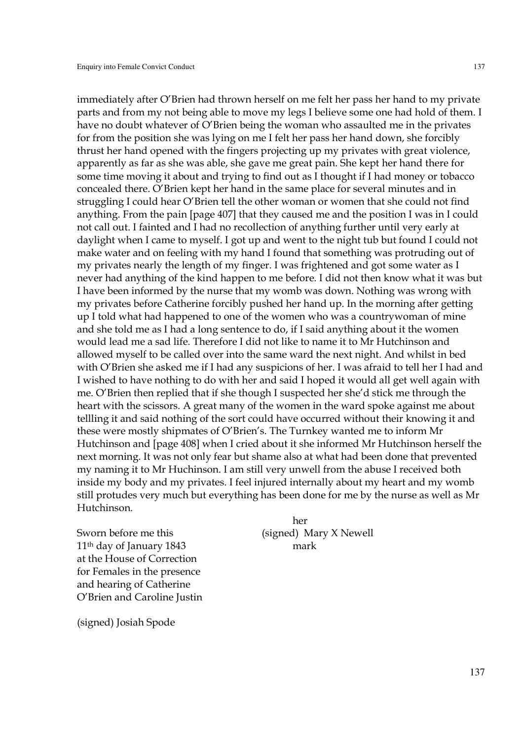immediately after O'Brien had thrown herself on me felt her pass her hand to my private parts and from my not being able to move my legs I believe some one had hold of them. I have no doubt whatever of O'Brien being the woman who assaulted me in the privates for from the position she was lying on me I felt her pass her hand down, she forcibly thrust her hand opened with the fingers projecting up my privates with great violence, apparently as far as she was able, she gave me great pain. She kept her hand there for some time moving it about and trying to find out as I thought if I had money or tobacco concealed there. O'Brien kept her hand in the same place for several minutes and in struggling I could hear O'Brien tell the other woman or women that she could not find anything. From the pain [page 407] that they caused me and the position I was in I could not call out. I fainted and I had no recollection of anything further until very early at daylight when I came to myself. I got up and went to the night tub but found I could not make water and on feeling with my hand I found that something was protruding out of my privates nearly the length of my finger. I was frightened and got some water as I never had anything of the kind happen to me before. I did not then know what it was but I have been informed by the nurse that my womb was down. Nothing was wrong with my privates before Catherine forcibly pushed her hand up. In the morning after getting up I told what had happened to one of the women who was a countrywoman of mine and she told me as I had a long sentence to do, if I said anything about it the women would lead me a sad life. Therefore I did not like to name it to Mr Hutchinson and allowed myself to be called over into the same ward the next night. And whilst in bed with O'Brien she asked me if I had any suspicions of her. I was afraid to tell her I had and I wished to have nothing to do with her and said I hoped it would all get well again with me. O'Brien then replied that if she though I suspected her she'd stick me through the heart with the scissors. A great many of the women in the ward spoke against me about tellling it and said nothing of the sort could have occurred without their knowing it and these were mostly shipmates of O'Brien's. The Turnkey wanted me to inform Mr Hutchinson and [page 408] when I cried about it she informed Mr Hutchinson herself the next morning. It was not only fear but shame also at what had been done that prevented my naming it to Mr Huchinson. I am still very unwell from the abuse I received both inside my body and my privates. I feel injured internally about my heart and my womb still protudes very much but everything has been done for me by the nurse as well as Mr Hutchinson.

Sworn before me this
11th day of January 1843
at the House of Correction
for Females in the presence
and hearing of Catherine
O'Brien and Caroline Justin

(signed) Mary X Newell
her mark

(signed) Josiah Spode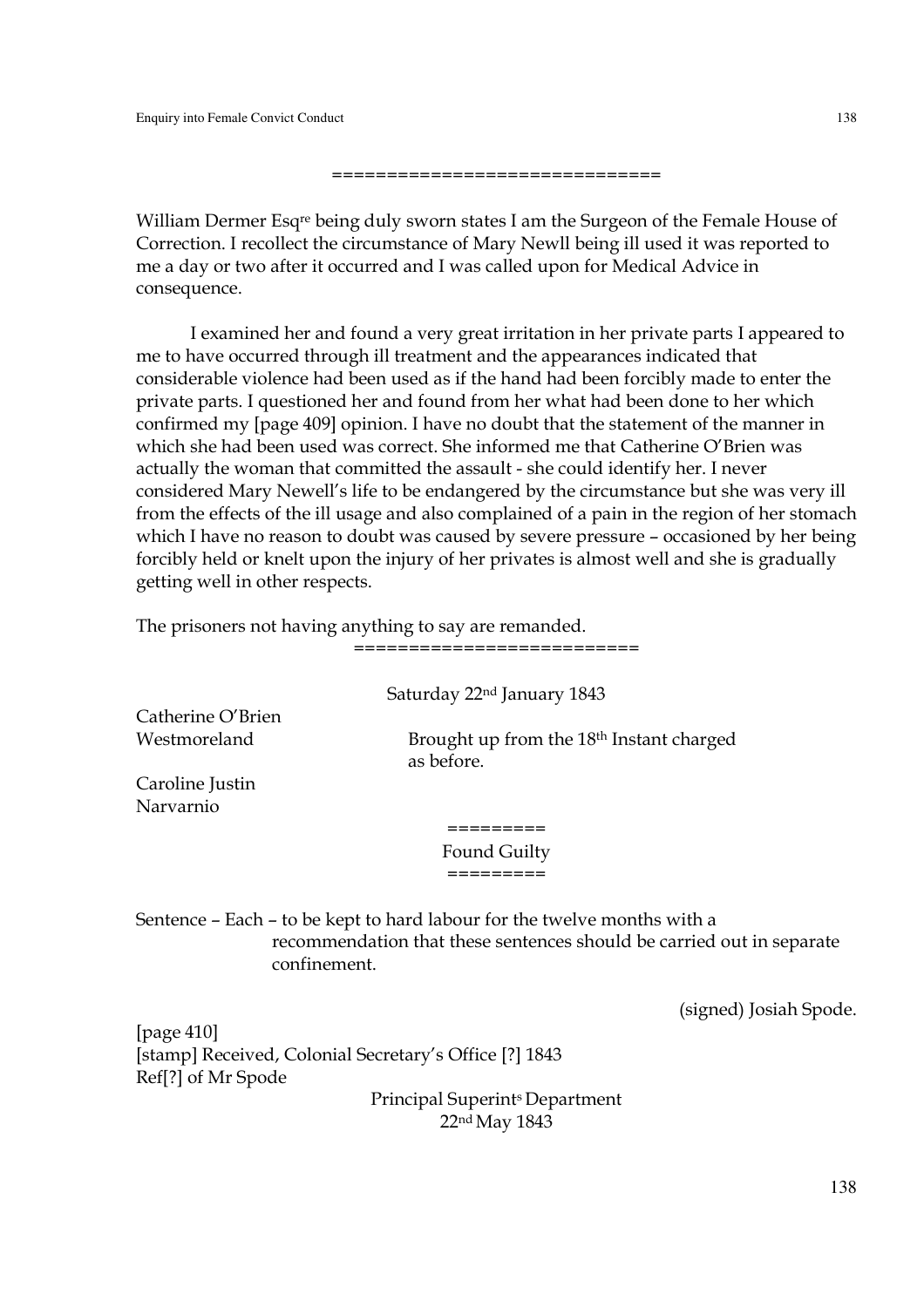==============================

William Dermer Esq[re] being duly sworn states I am the Surgeon of the Female House of Correction. I recollect the circumstance of Mary Newll being ill used it was reported to me a day or two after it occurred and I was called upon for Medical Advice in consequence.

I examined her and found a very great irritation in her private parts I appeared to me to have occurred through ill treatment and the appearances indicated that considerable violence had been used as if the hand had been forcibly made to enter the private parts. I questioned her and found from her what had been done to her which confirmed my [page 409] opinion. I have no doubt that the statement of the manner in which she had been used was correct. She informed me that Catherine O'Brien was actually the woman that committed the assault - she could identify her. I never considered Mary Newell's life to be endangered by the circumstance but she was very ill from the effects of the ill usage and also complained of a pain in the region of her stomach which I have no reason to doubt was caused by severe pressure – occasioned by her being forcibly held or knelt upon the injury of her privates is almost well and she is gradually getting well in other respects.

The prisoners not having anything to say are remanded.

==========================

Saturday 22[nd] January 1843

Catherine O'Brien
Westmoreland

Caroline Justin
Narvarnio

Brought up from the 18[th] Instant charged as before.

=========

Found Guilty

=========

Sentence – Each – to be kept to hard labour for the twelve months with a recommendation that these sentences should be carried out in separate confinement.

(signed) Josiah Spode.

[page 410]
[stamp] Received, Colonial Secretary's Office [?] 1843
Ref[?] of Mr Spode

Principal Superint[s] Department
22[nd] May 1843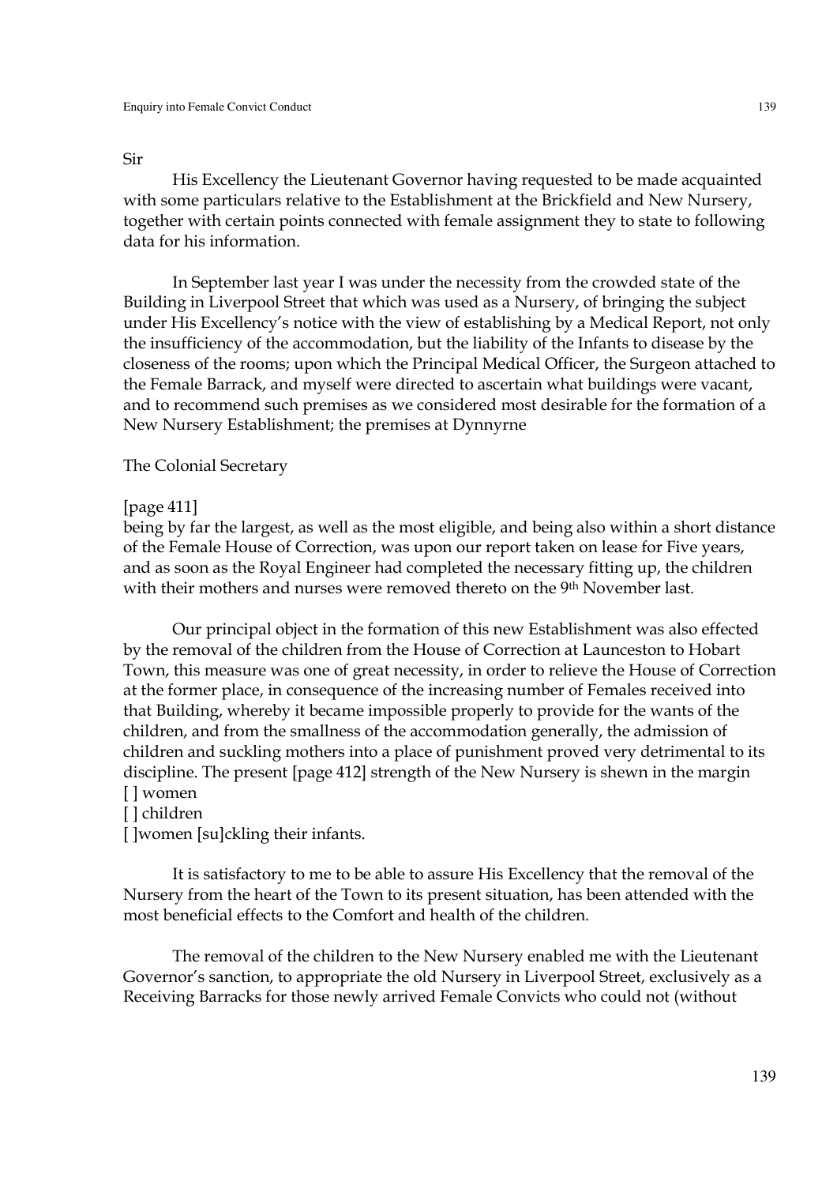Sir

His Excellency the Lieutenant Governor having requested to be made acquainted with some particulars relative to the Establishment at the Brickfield and New Nursery, together with certain points connected with female assignment they to state to following data for his information.

In September last year I was under the necessity from the crowded state of the Building in Liverpool Street that which was used as a Nursery, of bringing the subject under His Excellency's notice with the view of establishing by a Medical Report, not only the insufficiency of the accommodation, but the liability of the Infants to disease by the closeness of the rooms; upon which the Principal Medical Officer, the Surgeon attached to the Female Barrack, and myself were directed to ascertain what buildings were vacant, and to recommend such premises as we considered most desirable for the formation of a New Nursery Establishment; the premises at Dynnyrne

The Colonial Secretary

[page 411]
being by far the largest, as well as the most eligible, and being also within a short distance of the Female House of Correction, was upon our report taken on lease for Five years, and as soon as the Royal Engineer had completed the necessary fitting up, the children with their mothers and nurses were removed thereto on the 9th November last.

Our principal object in the formation of this new Establishment was also effected by the removal of the children from the House of Correction at Launceston to Hobart Town, this measure was one of great necessity, in order to relieve the House of Correction at the former place, in consequence of the increasing number of Females received into that Building, whereby it became impossible properly to provide for the wants of the children, and from the smallness of the accommodation generally, the admission of children and suckling mothers into a place of punishment proved very detrimental to its discipline. The present [page 412] strength of the New Nursery is shewn in the margin
[ ] women
[ ] children
[ ]women [su]ckling their infants.

It is satisfactory to me to be able to assure His Excellency that the removal of the Nursery from the heart of the Town to its present situation, has been attended with the most beneficial effects to the Comfort and health of the children.

The removal of the children to the New Nursery enabled me with the Lieutenant Governor's sanction, to appropriate the old Nursery in Liverpool Street, exclusively as a Receiving Barracks for those newly arrived Female Convicts who could not (without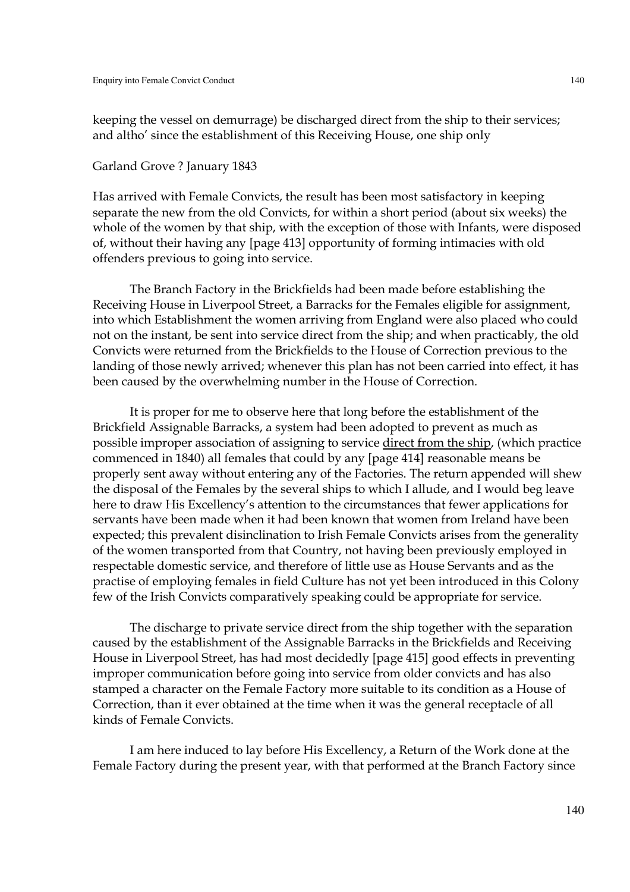keeping the vessel on demurrage) be discharged direct from the ship to their services; and altho' since the establishment of this Receiving House, one ship only

Garland Grove ? January 1843

Has arrived with Female Convicts, the result has been most satisfactory in keeping separate the new from the old Convicts, for within a short period (about six weeks) the whole of the women by that ship, with the exception of those with Infants, were disposed of, without their having any [page 413] opportunity of forming intimacies with old offenders previous to going into service.

The Branch Factory in the Brickfields had been made before establishing the Receiving House in Liverpool Street, a Barracks for the Females eligible for assignment, into which Establishment the women arriving from England were also placed who could not on the instant, be sent into service direct from the ship; and when practicably, the old Convicts were returned from the Brickfields to the House of Correction previous to the landing of those newly arrived; whenever this plan has not been carried into effect, it has been caused by the overwhelming number in the House of Correction.

It is proper for me to observe here that long before the establishment of the Brickfield Assignable Barracks, a system had been adopted to prevent as much as possible improper association of assigning to service <u>direct from the ship</u>, (which practice commenced in 1840) all females that could by any [page 414] reasonable means be properly sent away without entering any of the Factories. The return appended will shew the disposal of the Females by the several ships to which I allude, and I would beg leave here to draw His Excellency's attention to the circumstances that fewer applications for servants have been made when it had been known that women from Ireland have been expected; this prevalent disinclination to Irish Female Convicts arises from the generality of the women transported from that Country, not having been previously employed in respectable domestic service, and therefore of little use as House Servants and as the practise of employing females in field Culture has not yet been introduced in this Colony few of the Irish Convicts comparatively speaking could be appropriate for service.

The discharge to private service direct from the ship together with the separation caused by the establishment of the Assignable Barracks in the Brickfields and Receiving House in Liverpool Street, has had most decidedly [page 415] good effects in preventing improper communication before going into service from older convicts and has also stamped a character on the Female Factory more suitable to its condition as a House of Correction, than it ever obtained at the time when it was the general receptacle of all kinds of Female Convicts.

I am here induced to lay before His Excellency, a Return of the Work done at the Female Factory during the present year, with that performed at the Branch Factory since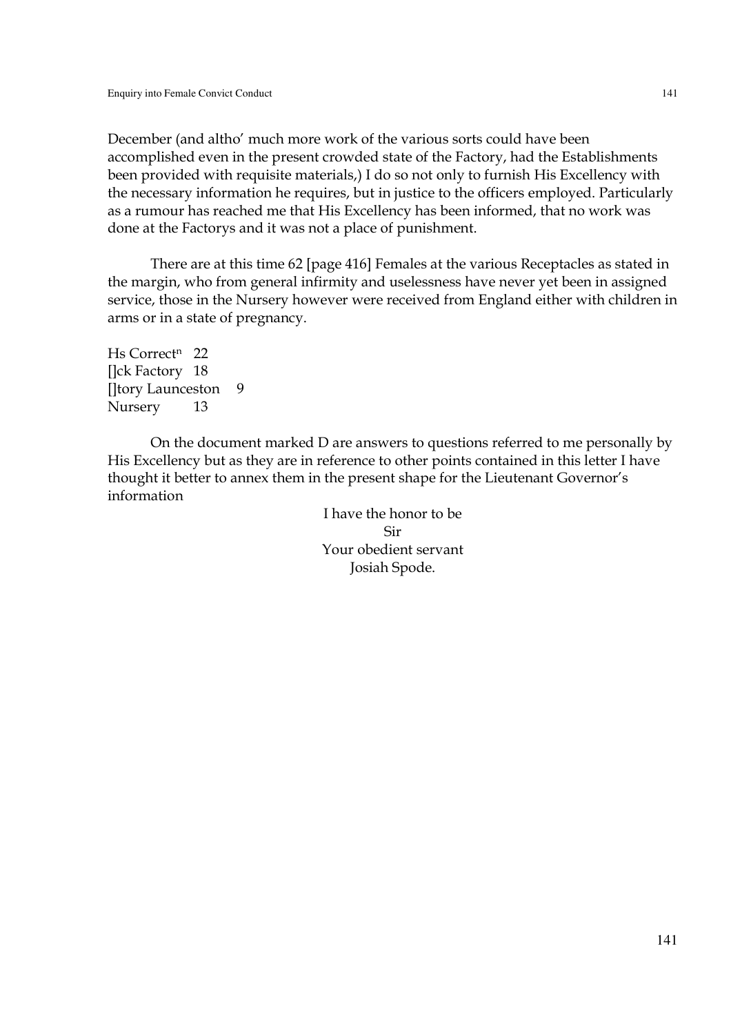December (and altho' much more work of the various sorts could have been accomplished even in the present crowded state of the Factory, had the Establishments been provided with requisite materials,) I do so not only to furnish His Excellency with the necessary information he requires, but in justice to the officers employed. Particularly as a rumour has reached me that His Excellency has been informed, that no work was done at the Factorys and it was not a place of punishment.

There are at this time 62 [page 416] Females at the various Receptacles as stated in the margin, who from general infirmity and uselessness have never yet been in assigned service, those in the Nursery however were received from England either with children in arms or in a state of pregnancy.

Hs Correct[n] 22
[]ck Factory 18
[]tory Launceston 9
Nursery 13

On the document marked D are answers to questions referred to me personally by His Excellency but as they are in reference to other points contained in this letter I have thought it better to annex them in the present shape for the Lieutenant Governor's information

I have the honor to be
Sir
Your obedient servant
Josiah Spode.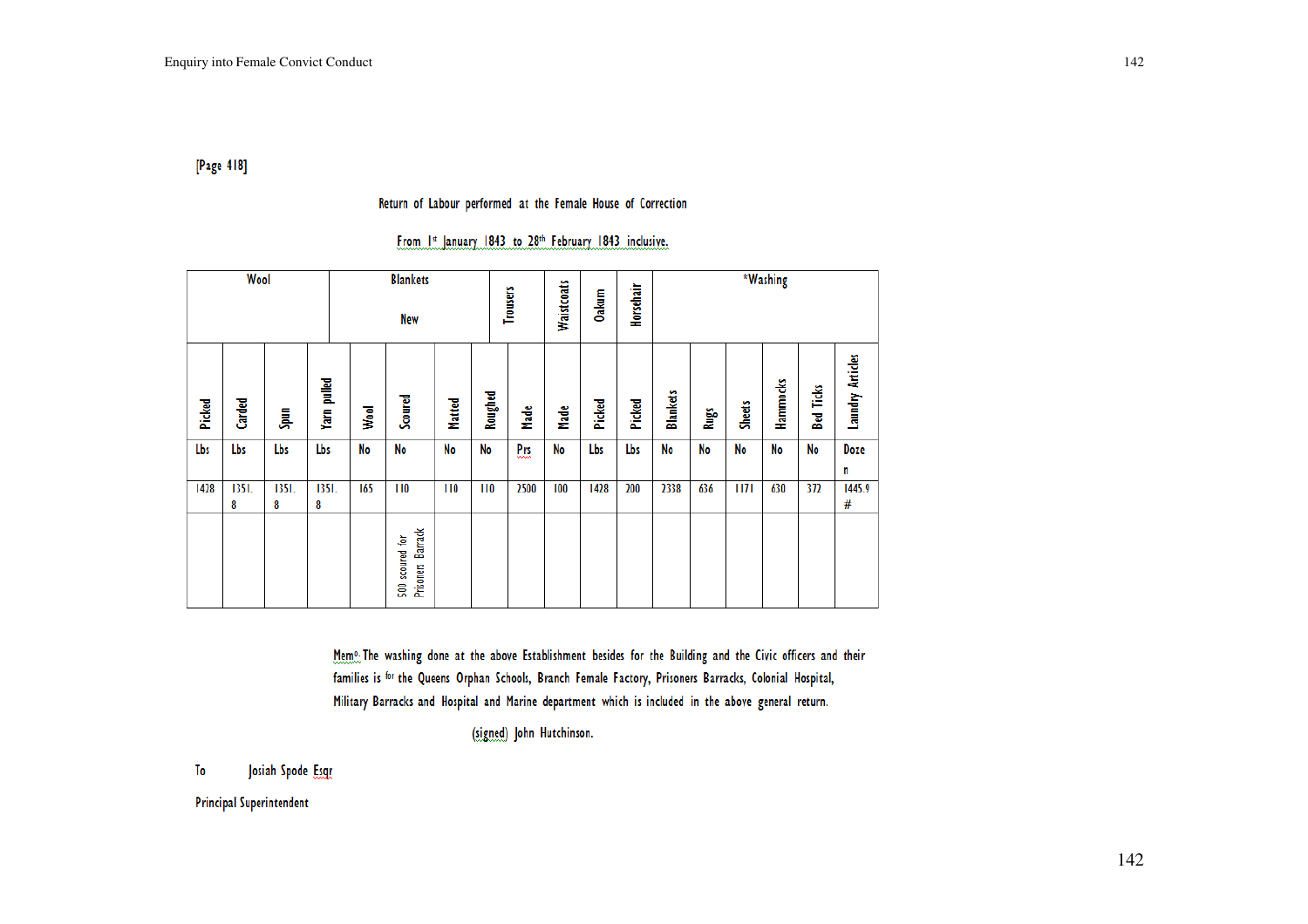[Page 418]

Return of Labour performed at the Female House of Correction

From 1st January 1843 to 28th February 1843 inclusive.

| Wool | | | | Blankets New | | | | Trousers | Waistcoats | Oakum | Horsehair | *Washing | | | | | |
|---|---|---|---|---|---|---|---|---|---|---|---|---|---|---|---|---|---|
| Picked | Carded | Spun | Yarn pulled | Wool | Scoured | Matted | Roughed | Made | Made | Picked | Picked | Blankets | Rugs | Sheets | Hammocks | Bed Ticks | Laundry Articles |
| Lbs | Lbs | Lbs | Lbs | No | No | No | No | Prs | No | Lbs | Lbs | No | No | No | No | No | Dozen |
| 1428 | 1351.8 | 1351.8 | 1351.8 | 165 | 110 | 110 | 110 | 2500 | 100 | 1428 | 200 | 2338 | 636 | 1171 | 630 | 372 | 1445.9 # |
| | | | | | 500 scoured for Prisoners Barrack | | | | | | | | | | | | |

Memo. The washing done at the above Establishment besides for the Building and the Civic officers and their families is for the Queens Orphan Schools, Branch Female Factory, Prisoners Barracks, Colonial Hospital, Military Barracks and Hospital and Marine department which is included in the above general return.

(signed) John Hutchinson.

To Josiah Spode Esqr

Principal Superintendent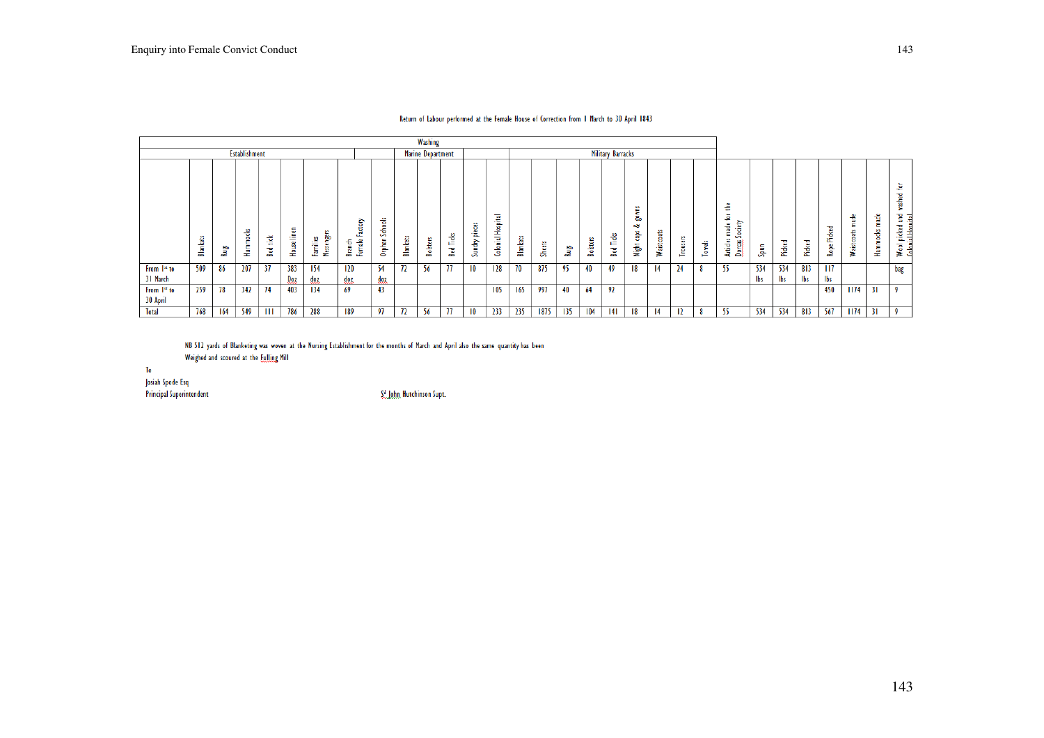Return of Labour performed at the Female House of Correction from 1 March to 30 April 1843

| | Washing | | | | | | | | | | | | | | | | | | | | | | | | | | | | | |
|---|---|---|---|---|---|---|---|---|---|---|---|---|---|---|---|---|---|---|---|---|---|---|---|---|---|---|---|---|---|---|
| | Establishment | | | | | | | | Marine Department | | | | | Military Barracks | | | | | | | | | | | | | | | | |
| | Blankets | Rug | Hammocks | Bed tick | House linen | Families Messengers | Branch Female Factory | Orphan Schools | Blankets | Bolsters | Bed Ticks | Sundry pieces | Colonial Hospital | Blankets | Sheets | Rug | Bolsters | Bed Ticks | Nigh caps & gowns | Waistcoats | Trousers | Towels | Articles made for the Dorcas Society | Spun | Picked | Picked | Rope Picked | Waistcoats made | Hammocks made | Wool picked and washed for Colonial Hospital |
| From 1st to 31 March | 509 | 86 | 207 | 37 | 383 Doz | 154 doz | 120 doz | 54 doz | 72 | 56 | 77 | 10 | 128 | 70 | 875 | 95 | 40 | 49 | 18 | 14 | 24 | 8 | 55 | 534 lbs | 534 lbs | 813 lbs | 117 lbs | | | bag |
| From 1st to 30 April | 259 | 78 | 342 | 74 | 403 | 134 | 69 | 43 | | | | | 105 | 165 | 997 | 40 | 64 | 92 | | | | | | | | | 450 | 1174 | 31 | 9 |
| Total | 768 | 164 | 549 | 111 | 786 | 288 | 189 | 97 | 72 | 56 | 77 | 10 | 233 | 235 | 1875 | 135 | 104 | 141 | 18 | 14 | 12 | 8 | 55 | 534 | 534 | 813 | 567 | 1174 | 31 | 9 |

NB 512 yards of Blanketing was woven at the Nursing Establishment for the months of March and April also the same quantity has been Weighed and scoured at the Fulling Mill

To
Josiah Spode Esq
Principal Superintendent

St John Hutchinson Supt.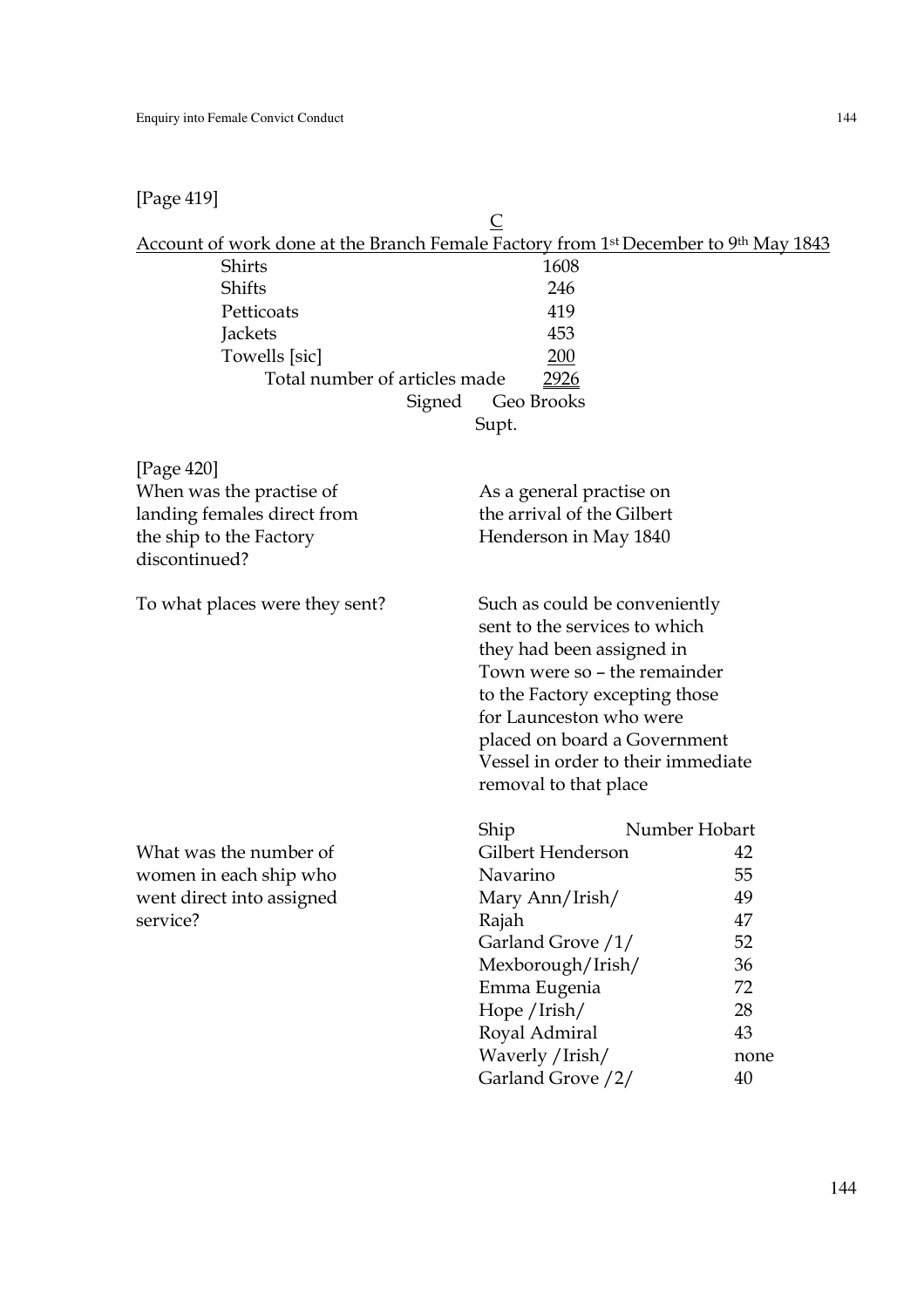[Page 419]

C

Account of work done at the Branch Female Factory from 1st December to 9th May 1843

| | |
|---|---|
| Shirts | 1608 |
| Shifts | 246 |
| Petticoats | 419 |
| Jackets | 453 |
| Towells [sic] | 200 |
| Total number of articles made | 2926 |

Signed Geo Brooks
Supt.

[Page 420]

| | |
|---|---|
| When was the practise of landing females direct from the ship to the Factory discontinued? | As a general practise on the arrival of the Gilbert Henderson in May 1840 |
| To what places were they sent? | Such as could be conveniently sent to the services to which they had been assigned in Town were so – the remainder to the Factory excepting those for Launceston who were placed on board a Government Vessel in order to their immediate removal to that place |

What was the number of women in each ship who went direct into assigned service?

| Ship | Number Hobart |
|---|---|
| Gilbert Henderson | 42 |
| Navarino | 55 |
| Mary Ann/Irish/ | 49 |
| Rajah | 47 |
| Garland Grove /1/ | 52 |
| Mexborough/Irish/ | 36 |
| Emma Eugenia | 72 |
| Hope /Irish/ | 28 |
| Royal Admiral | 43 |
| Waverly /Irish/ | none |
| Garland Grove /2/ | 40 |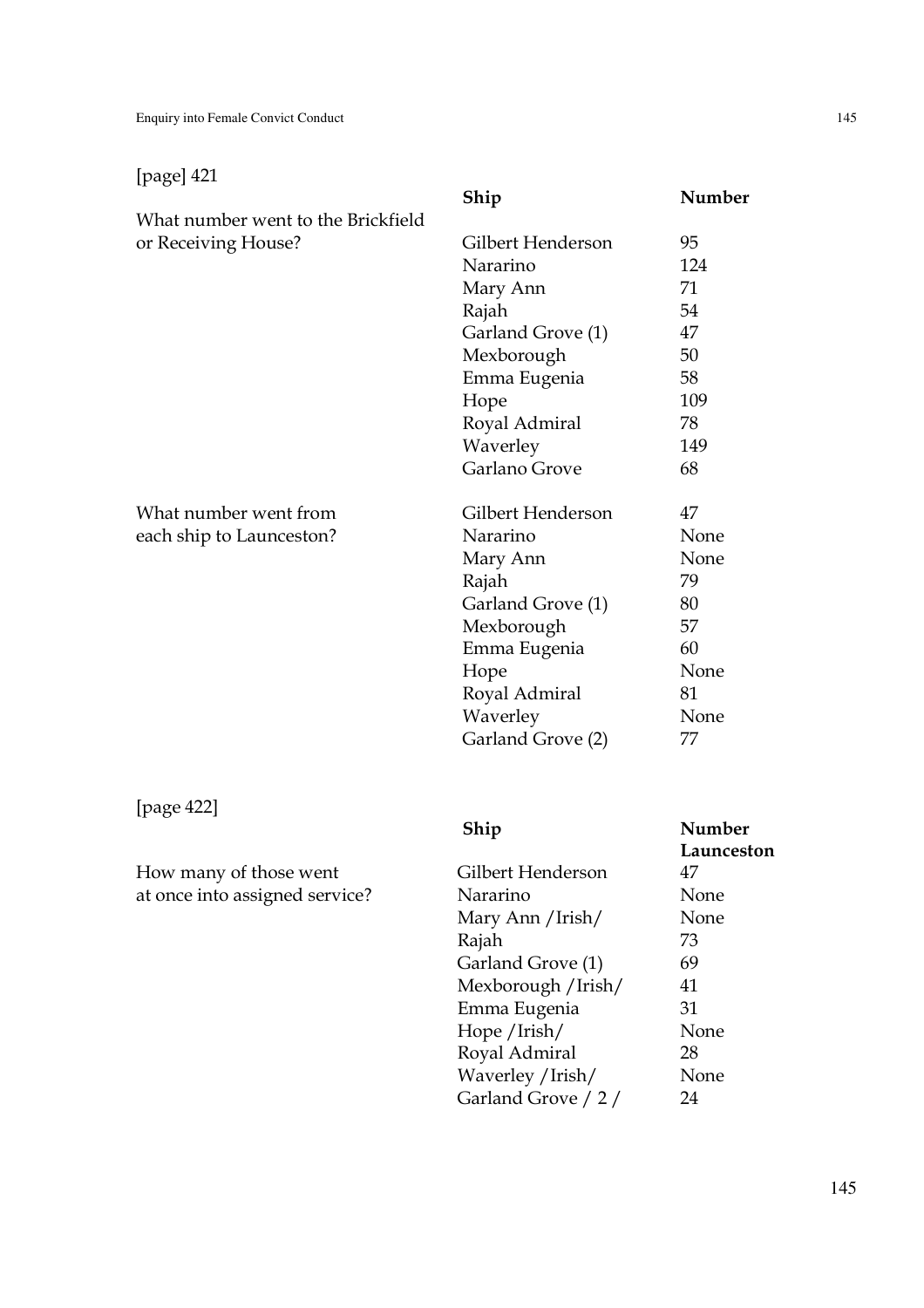[page] 421

| | Ship | Number |
|---|---|---|
| What number went to the Brickfield or Receiving House? | Gilbert Henderson | 95 |
| | Nararino | 124 |
| | Mary Ann | 71 |
| | Rajah | 54 |
| | Garland Grove (1) | 47 |
| | Mexborough | 50 |
| | Emma Eugenia | 58 |
| | Hope | 109 |
| | Royal Admiral | 78 |
| | Waverley | 149 |
| | Garlano Grove | 68 |
| What number went from each ship to Launceston? | Gilbert Henderson | 47 |
| | Nararino | None |
| | Mary Ann | None |
| | Rajah | 79 |
| | Garland Grove (1) | 80 |
| | Mexborough | 57 |
| | Emma Eugenia | 60 |
| | Hope | None |
| | Royal Admiral | 81 |
| | Waverley | None |
| | Garland Grove (2) | 77 |

[page 422]

| | Ship | Number Launceston |
|---|---|---|
| How many of those went at once into assigned service? | Gilbert Henderson | 47 |
| | Nararino | None |
| | Mary Ann /Irish/ | None |
| | Rajah | 73 |
| | Garland Grove (1) | 69 |
| | Mexborough /Irish/ | 41 |
| | Emma Eugenia | 31 |
| | Hope /Irish/ | None |
| | Royal Admiral | 28 |
| | Waverley /Irish/ | None |
| | Garland Grove / 2 / | 24 |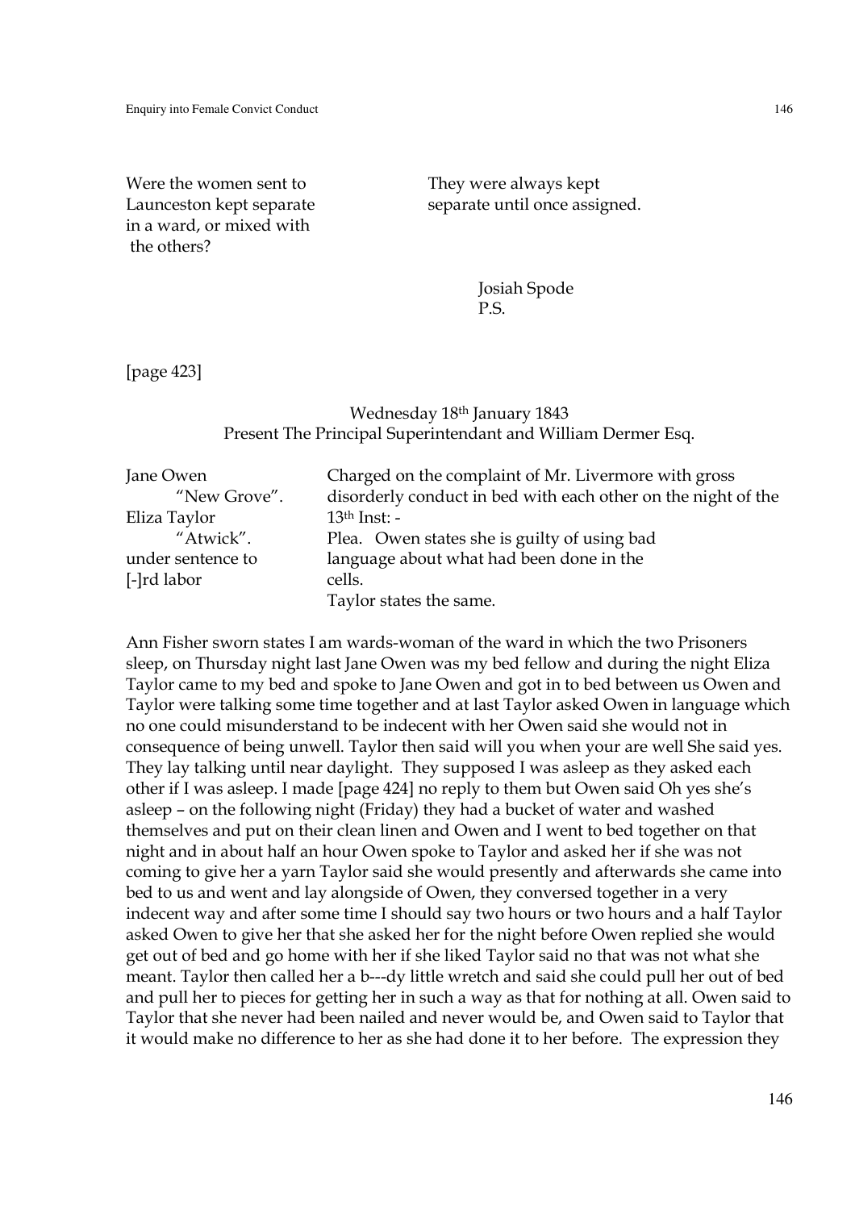| | |
|---|---|
| Were the women sent to Launceston kept separate in a ward, or mixed with the others? | They were always kept separate until once assigned. |

Josiah Spode
P.S.

[page 423]

Wednesday 18th January 1843
Present The Principal Superintendant and William Dermer Esq.

| | |
|---|---|
| Jane Owen "New Grove". Eliza Taylor "Atwick". under sentence to [-]rd labor | Charged on the complaint of Mr. Livermore with gross disorderly conduct in bed with each other on the night of the 13th Inst: - Plea. Owen states she is guilty of using bad language about what had been done in the cells. Taylor states the same. |

Ann Fisher sworn states I am wards-woman of the ward in which the two Prisoners sleep, on Thursday night last Jane Owen was my bed fellow and during the night Eliza Taylor came to my bed and spoke to Jane Owen and got in to bed between us Owen and Taylor were talking some time together and at last Taylor asked Owen in language which no one could misunderstand to be indecent with her Owen said she would not in consequence of being unwell. Taylor then said will you when your are well She said yes. They lay talking until near daylight. They supposed I was asleep as they asked each other if I was asleep. I made [page 424] no reply to them but Owen said Oh yes she's asleep – on the following night (Friday) they had a bucket of water and washed themselves and put on their clean linen and Owen and I went to bed together on that night and in about half an hour Owen spoke to Taylor and asked her if she was not coming to give her a yarn Taylor said she would presently and afterwards she came into bed to us and went and lay alongside of Owen, they conversed together in a very indecent way and after some time I should say two hours or two hours and a half Taylor asked Owen to give her that she asked her for the night before Owen replied she would get out of bed and go home with her if she liked Taylor said no that was not what she meant. Taylor then called her a b---dy little wretch and said she could pull her out of bed and pull her to pieces for getting her in such a way as that for nothing at all. Owen said to Taylor that she never had been nailed and never would be, and Owen said to Taylor that it would make no difference to her as she had done it to her before. The expression they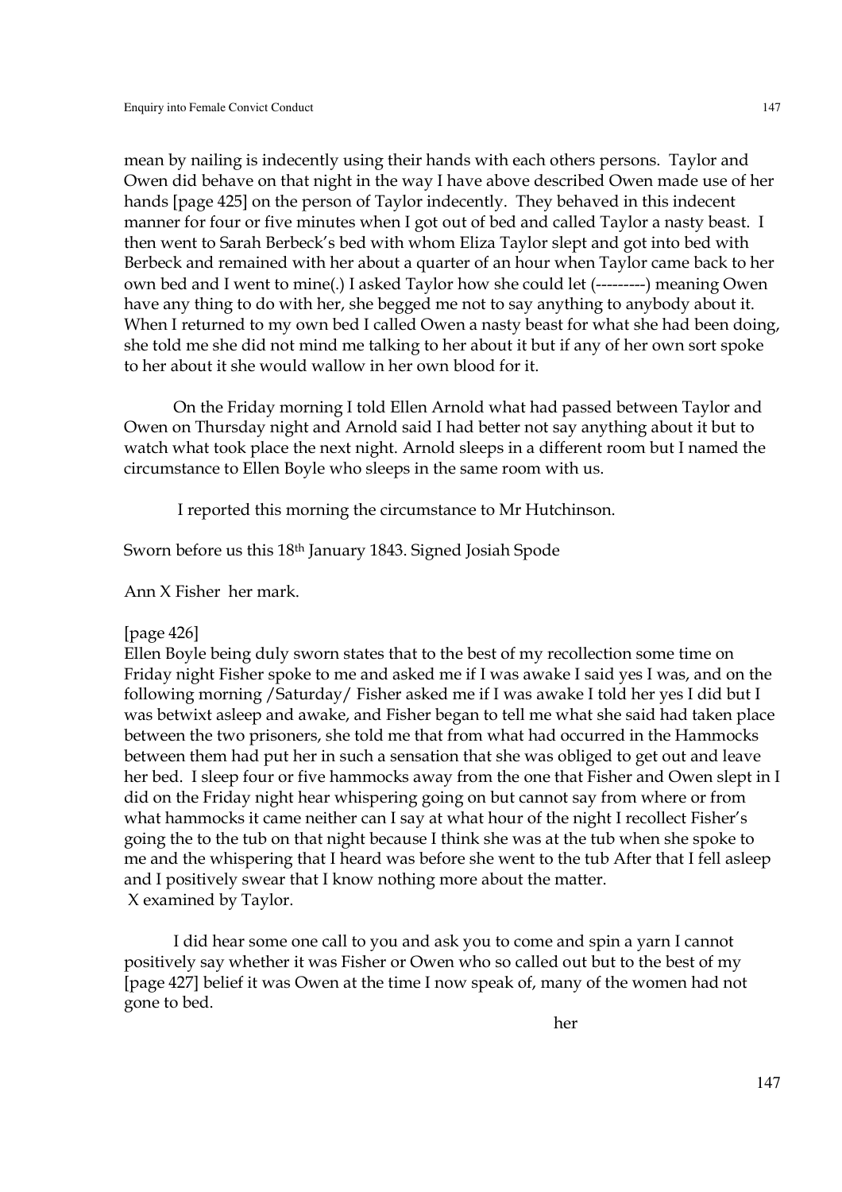mean by nailing is indecently using their hands with each others persons. Taylor and Owen did behave on that night in the way I have above described Owen made use of her hands [page 425] on the person of Taylor indecently. They behaved in this indecent manner for four or five minutes when I got out of bed and called Taylor a nasty beast. I then went to Sarah Berbeck's bed with whom Eliza Taylor slept and got into bed with Berbeck and remained with her about a quarter of an hour when Taylor came back to her own bed and I went to mine(.) I asked Taylor how she could let (---------) meaning Owen have any thing to do with her, she begged me not to say anything to anybody about it. When I returned to my own bed I called Owen a nasty beast for what she had been doing, she told me she did not mind me talking to her about it but if any of her own sort spoke to her about it she would wallow in her own blood for it.

On the Friday morning I told Ellen Arnold what had passed between Taylor and Owen on Thursday night and Arnold said I had better not say anything about it but to watch what took place the next night. Arnold sleeps in a different room but I named the circumstance to Ellen Boyle who sleeps in the same room with us.

I reported this morning the circumstance to Mr Hutchinson.

Sworn before us this 18th January 1843. Signed Josiah Spode

Ann X Fisher her mark.

[page 426]
Ellen Boyle being duly sworn states that to the best of my recollection some time on Friday night Fisher spoke to me and asked me if I was awake I said yes I was, and on the following morning /Saturday/ Fisher asked me if I was awake I told her yes I did but I was betwixt asleep and awake, and Fisher began to tell me what she said had taken place between the two prisoners, she told me that from what had occurred in the Hammocks between them had put her in such a sensation that she was obliged to get out and leave her bed. I sleep four or five hammocks away from the one that Fisher and Owen slept in I did on the Friday night hear whispering going on but cannot say from where or from what hammocks it came neither can I say at what hour of the night I recollect Fisher's going the to the tub on that night because I think she was at the tub when she spoke to me and the whispering that I heard was before she went to the tub After that I fell asleep and I positively swear that I know nothing more about the matter.
X examined by Taylor.

I did hear some one call to you and ask you to come and spin a yarn I cannot positively say whether it was Fisher or Owen who so called out but to the best of my [page 427] belief it was Owen at the time I now speak of, many of the women had not gone to bed.

her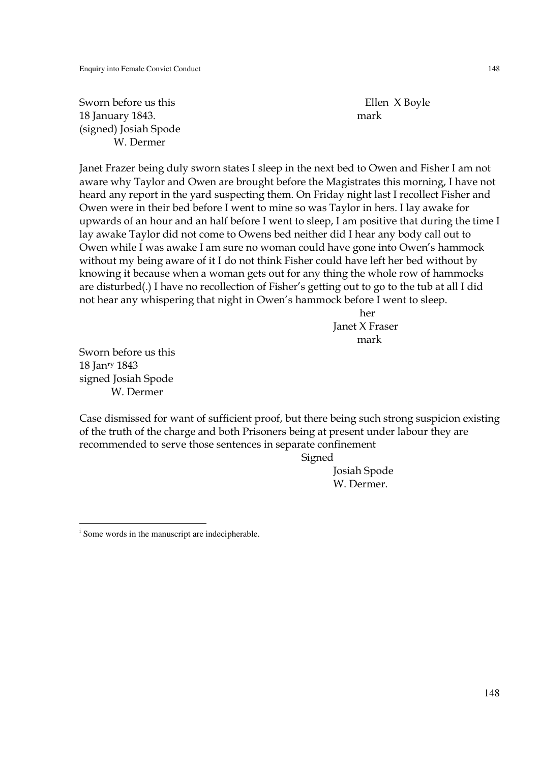Sworn before us this
18 January 1843.
(signed) Josiah Spode
W. Dermer

Ellen X Boyle
mark

Janet Frazer being duly sworn states I sleep in the next bed to Owen and Fisher I am not aware why Taylor and Owen are brought before the Magistrates this morning, I have not heard any report in the yard suspecting them. On Friday night last I recollect Fisher and Owen were in their bed before I went to mine so was Taylor in hers. I lay awake for upwards of an hour and an half before I went to sleep, I am positive that during the time I lay awake Taylor did not come to Owens bed neither did I hear any body call out to Owen while I was awake I am sure no woman could have gone into Owen's hammock without my being aware of it I do not think Fisher could have left her bed without by knowing it because when a woman gets out for any thing the whole row of hammocks are disturbed(.) I have no recollection of Fisher's getting out to go to the tub at all I did not hear any whispering that night in Owen's hammock before I went to sleep.

her
Janet X Fraser
mark

Sworn before us this
18 Jan^ry 1843
signed Josiah Spode
W. Dermer

Case dismissed for want of sufficient proof, but there being such strong suspicion existing of the truth of the charge and both Prisoners being at present under labour they are recommended to serve those sentences in separate confinement

Signed
Josiah Spode
W. Dermer.

---

[i] Some words in the manuscript are indecipherable.